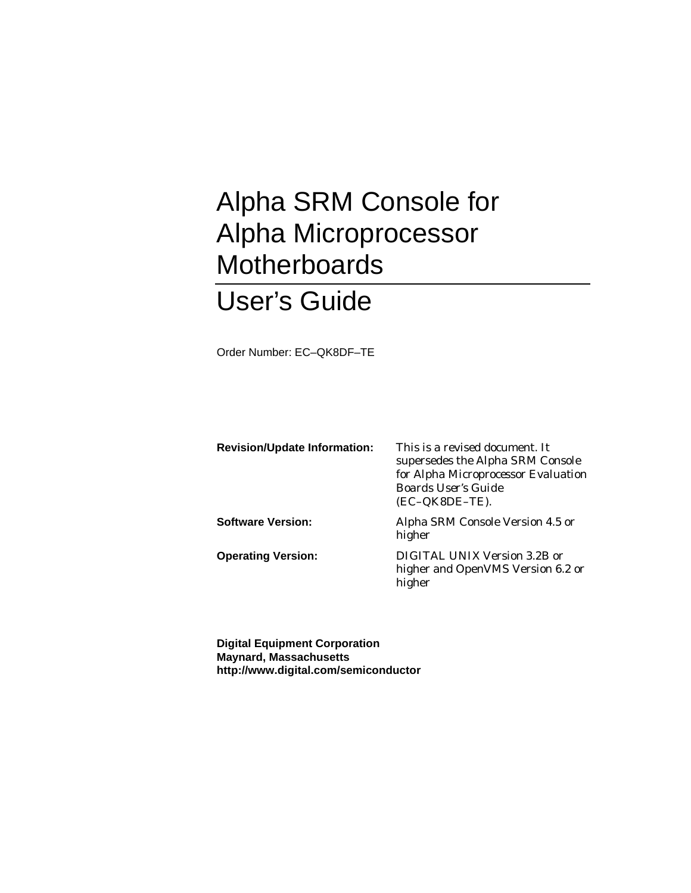# Alpha SRM Console for Alpha Microprocessor Motherboards

# User's Guide

Order Number: EC–QK8DF–TE

**Revision/Update Information:** This is a revised document. It supersedes the Alpha SRM Console for Alpha Microprocessor Evaluation Boards User's Guide (EC–QK8DE–TE).

**Software Version:** Alpha SRM Console Version 4.5 or higher

**Operating Version:** DIGITAL UNIX Version 3.2B or higher and OpenVMS Version 6.2 or higher

**Digital Equipment Corporation**
**Maynard, Massachusetts**
**http://www.digital.com/semiconductor**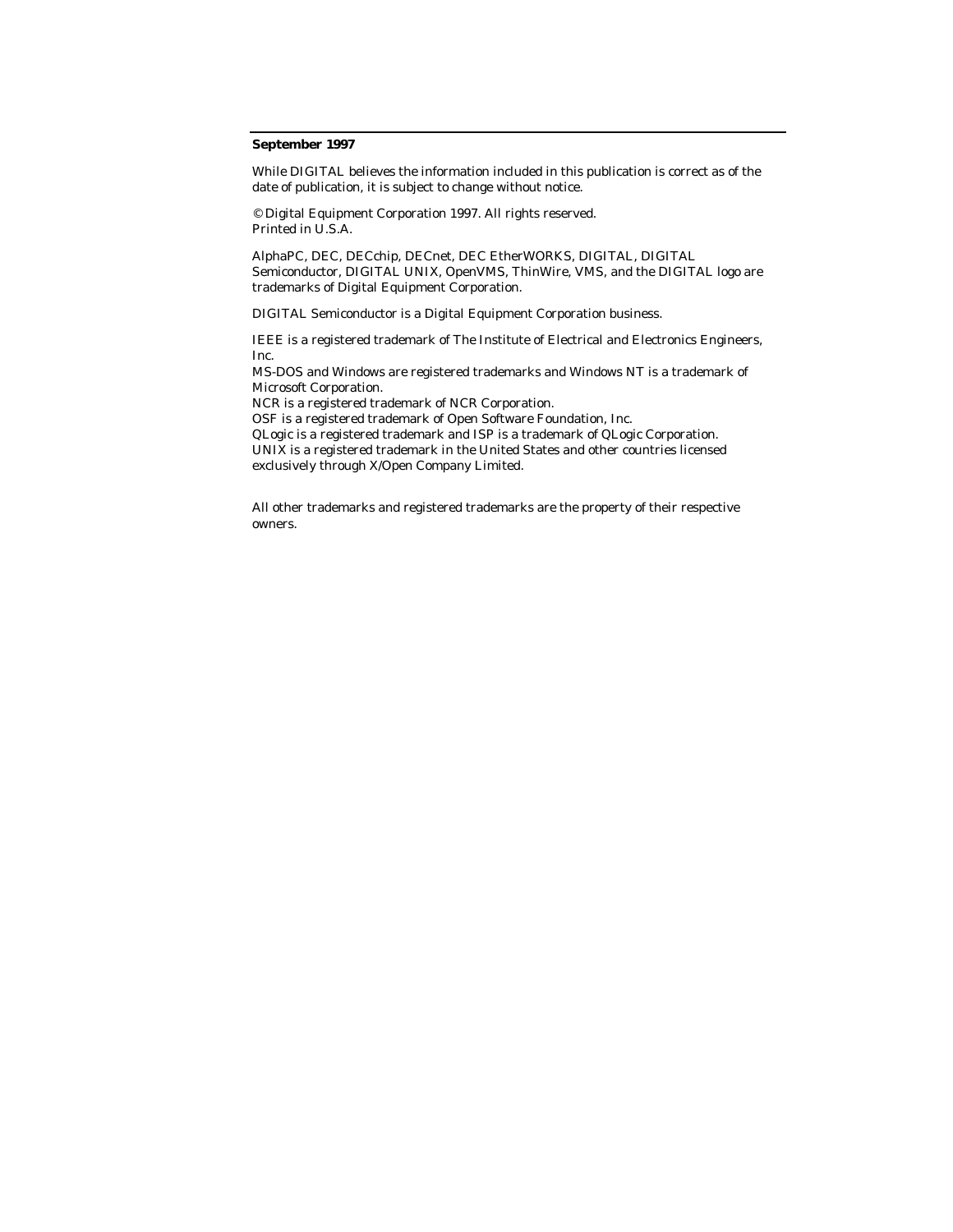**September 1997**

While DIGITAL believes the information included in this publication is correct as of the date of publication, it is subject to change without notice.

© Digital Equipment Corporation 1997. All rights reserved.
Printed in U.S.A.

AlphaPC, DEC, DECchip, DECnet, DEC EtherWORKS, DIGITAL, DIGITAL Semiconductor, DIGITAL UNIX, OpenVMS, ThinWire, VMS, and the DIGITAL logo are trademarks of Digital Equipment Corporation.

DIGITAL Semiconductor is a Digital Equipment Corporation business.

IEEE is a registered trademark of The Institute of Electrical and Electronics Engineers, Inc.
MS-DOS and Windows are registered trademarks and Windows NT is a trademark of Microsoft Corporation.
NCR is a registered trademark of NCR Corporation.
OSF is a registered trademark of Open Software Foundation, Inc.
QLogic is a registered trademark and ISP is a trademark of QLogic Corporation.
UNIX is a registered trademark in the United States and other countries licensed exclusively through X/Open Company Limited.

All other trademarks and registered trademarks are the property of their respective owners.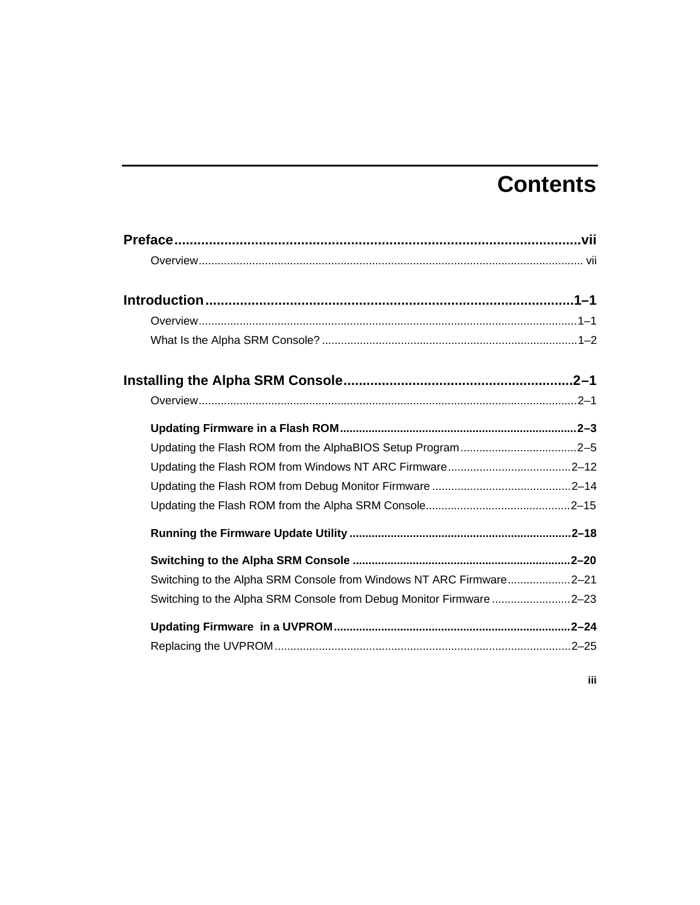# Contents

**Preface** ........................................................................................................ vii

Overview ........................................................................................................ vii

**Introduction** ........................................................................................................ 1–1

Overview ........................................................................................................ 1–1

What Is the Alpha SRM Console? ........................................................................................................ 1–2

**Installing the Alpha SRM Console** ........................................................................................................ 2–1

Overview ........................................................................................................ 2–1

**Updating Firmware in a Flash ROM** ........................................................................................................ **2–3**

Updating the Flash ROM from the AlphaBIOS Setup Program ........................................................................................................ 2–5

Updating the Flash ROM from Windows NT ARC Firmware ........................................................................................................ 2–12

Updating the Flash ROM from Debug Monitor Firmware ........................................................................................................ 2–14

Updating the Flash ROM from the Alpha SRM Console ........................................................................................................ 2–15

**Running the Firmware Update Utility** ........................................................................................................ **2–18**

**Switching to the Alpha SRM Console** ........................................................................................................ **2–20**

Switching to the Alpha SRM Console from Windows NT ARC Firmware ........................................................................................................ 2–21

Switching to the Alpha SRM Console from Debug Monitor Firmware ........................................................................................................ 2–23

**Updating Firmware in a UVPROM** ........................................................................................................ **2–24**

Replacing the UVPROM ........................................................................................................ 2–25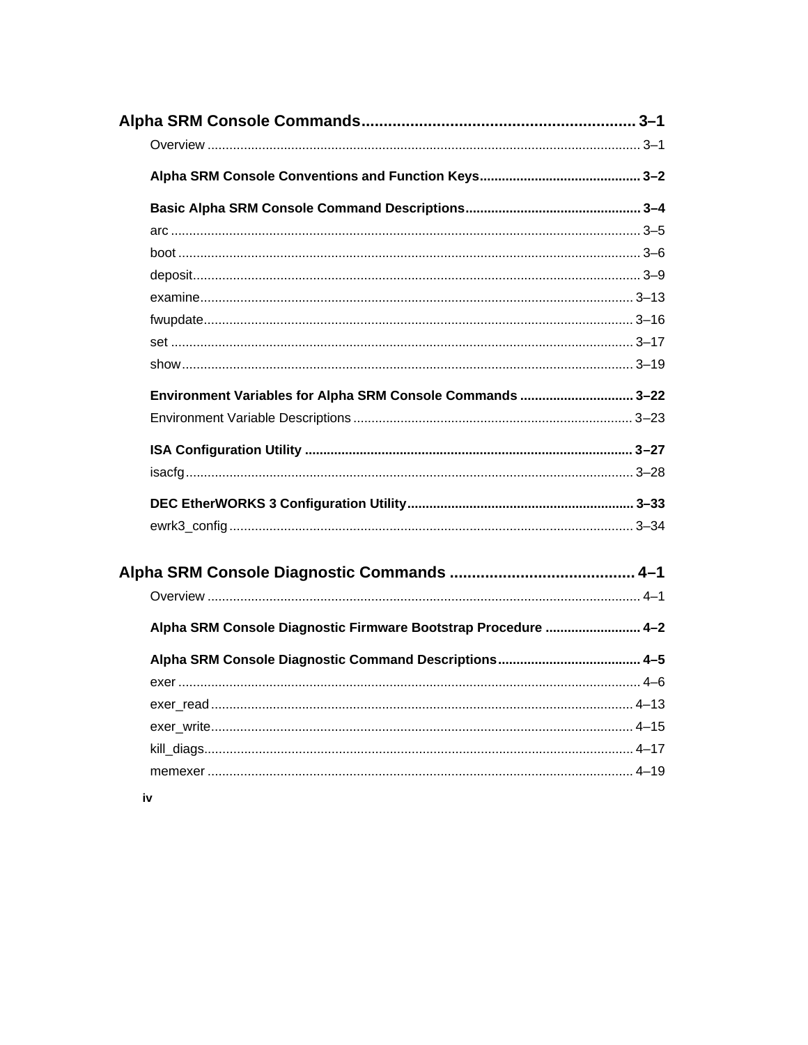**Alpha SRM Console Commands** .............................................................. 3–1

Overview ..................................................................................................... 3–1

**Alpha SRM Console Conventions and Function Keys** ........................................... 3–2

**Basic Alpha SRM Console Command Descriptions** ............................................... 3–4

arc ............................................................................................................... 3–5

boot ............................................................................................................. 3–6

deposit ......................................................................................................... 3–9

examine ...................................................................................................... 3–13

fwupdate ..................................................................................................... 3–16

set ............................................................................................................... 3–17

show ........................................................................................................... 3–19

**Environment Variables for Alpha SRM Console Commands** .............................. 3–22

Environment Variable Descriptions ............................................................ 3–23

**ISA Configuration Utility** ......................................................................... 3–27

isacfg .......................................................................................................... 3–28

**DEC EtherWORKS 3 Configuration Utility** ............................................................. 3–33

ewrk3_config .............................................................................................. 3–34

**Alpha SRM Console Diagnostic Commands** .......................................... 4–1

Overview ..................................................................................................... 4–1

**Alpha SRM Console Diagnostic Firmware Bootstrap Procedure** .......................... 4–2

**Alpha SRM Console Diagnostic Command Descriptions** ....................................... 4–5

exer ............................................................................................................. 4–6

exer_read ................................................................................................... 4–13

exer_write ................................................................................................... 4–15

kill_diags ..................................................................................................... 4–17

memexer .................................................................................................... 4–19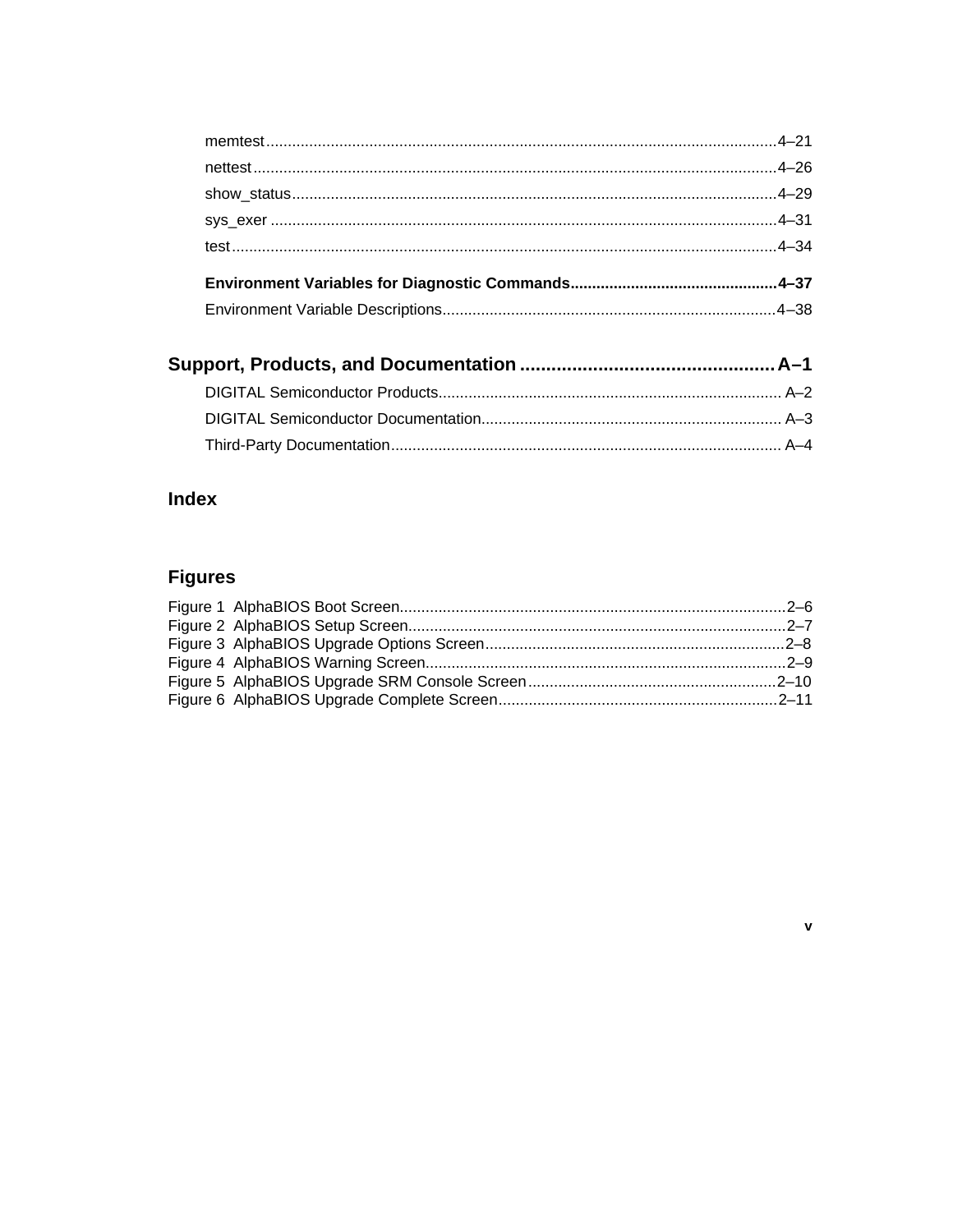memtest ........ 4–21
nettest ........ 4–26
show_status ........ 4–29
sys_exer ........ 4–31
test ........ 4–34

**Environment Variables for Diagnostic Commands ........ 4–37**
Environment Variable Descriptions ........ 4–38

## Support, Products, and Documentation ........ A–1

DIGITAL Semiconductor Products ........ A–2
DIGITAL Semiconductor Documentation ........ A–3
Third-Party Documentation ........ A–4

## Index

## Figures

Figure 1 AlphaBIOS Boot Screen ........ 2–6
Figure 2 AlphaBIOS Setup Screen ........ 2–7
Figure 3 AlphaBIOS Upgrade Options Screen ........ 2–8
Figure 4 AlphaBIOS Warning Screen ........ 2–9
Figure 5 AlphaBIOS Upgrade SRM Console Screen ........ 2–10
Figure 6 AlphaBIOS Upgrade Complete Screen ........ 2–11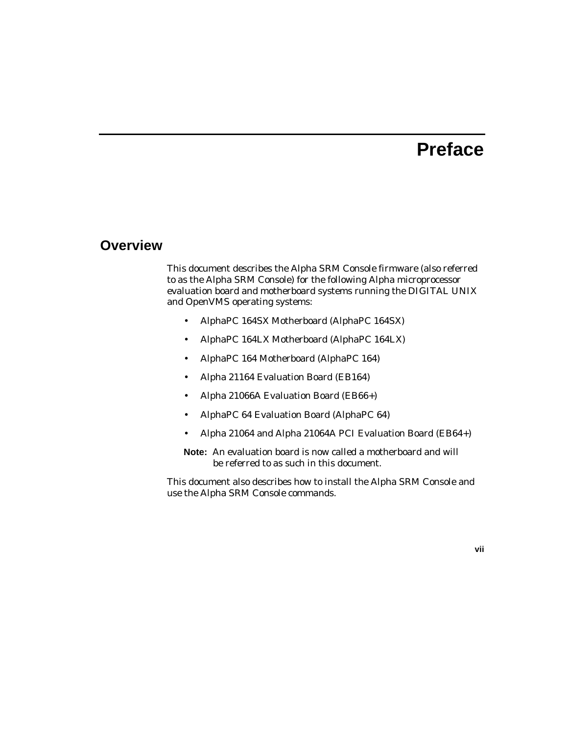# Preface

## Overview

This document describes the Alpha SRM Console firmware (also referred to as the Alpha SRM Console) for the following Alpha microprocessor evaluation board and motherboard systems running the DIGITAL UNIX and OpenVMS operating systems:

- AlphaPC 164SX Motherboard (AlphaPC 164SX)
- AlphaPC 164LX Motherboard (AlphaPC 164LX)
- AlphaPC 164 Motherboard (AlphaPC 164)
- Alpha 21164 Evaluation Board (EB164)
- Alpha 21066A Evaluation Board (EB66+)
- AlphaPC 64 Evaluation Board (AlphaPC 64)
- Alpha 21064 and Alpha 21064A PCI Evaluation Board (EB64+)

**Note:** An evaluation board is now called a motherboard and will be referred to as such in this document.

This document also describes how to install the Alpha SRM Console and use the Alpha SRM Console commands.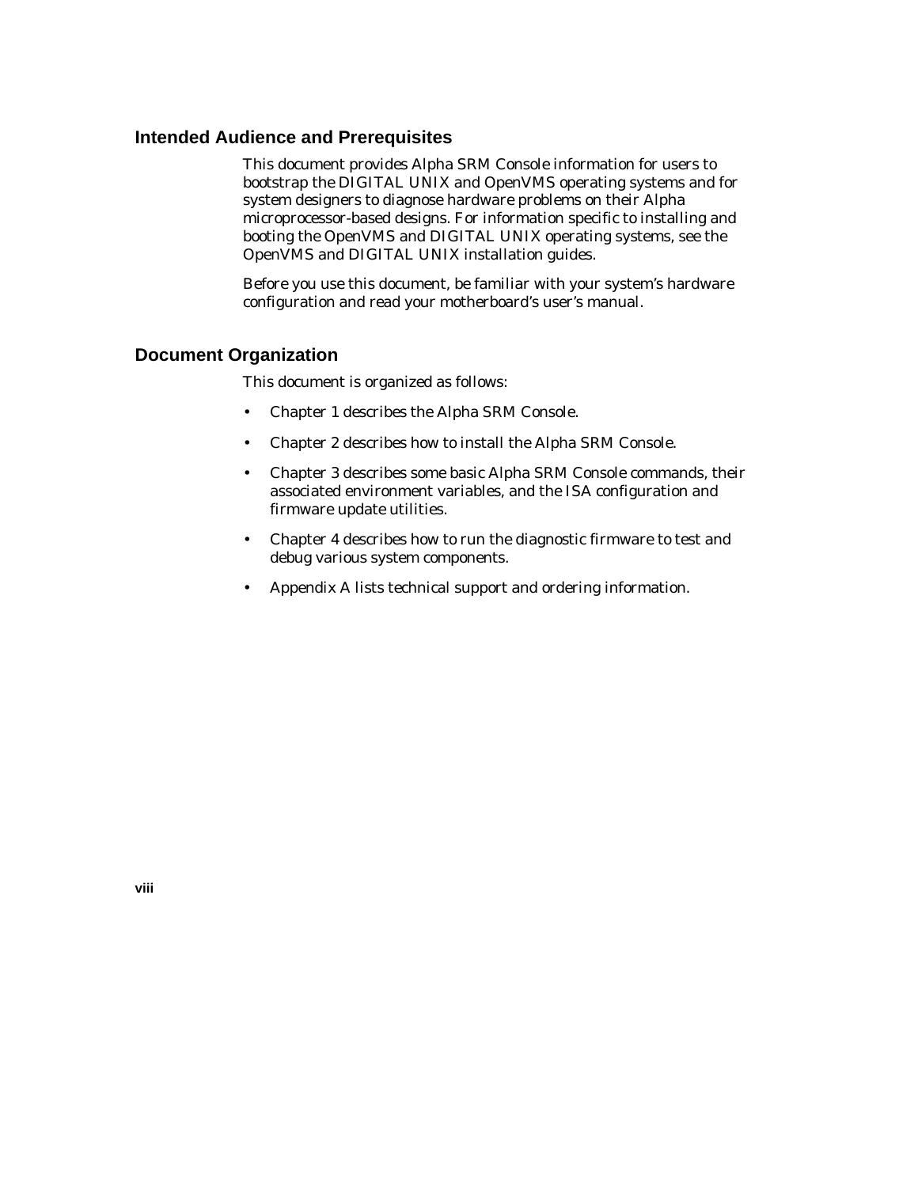## Intended Audience and Prerequisites

This document provides Alpha SRM Console information for users to bootstrap the DIGITAL UNIX and OpenVMS operating systems and for system designers to diagnose hardware problems on their Alpha microprocessor-based designs. For information specific to installing and booting the OpenVMS and DIGITAL UNIX operating systems, see the OpenVMS and DIGITAL UNIX installation guides.

Before you use this document, be familiar with your system's hardware configuration and read your motherboard's user's manual.

## Document Organization

This document is organized as follows:

- Chapter 1 describes the Alpha SRM Console.
- Chapter 2 describes how to install the Alpha SRM Console.
- Chapter 3 describes some basic Alpha SRM Console commands, their associated environment variables, and the ISA configuration and firmware update utilities.
- Chapter 4 describes how to run the diagnostic firmware to test and debug various system components.
- Appendix A lists technical support and ordering information.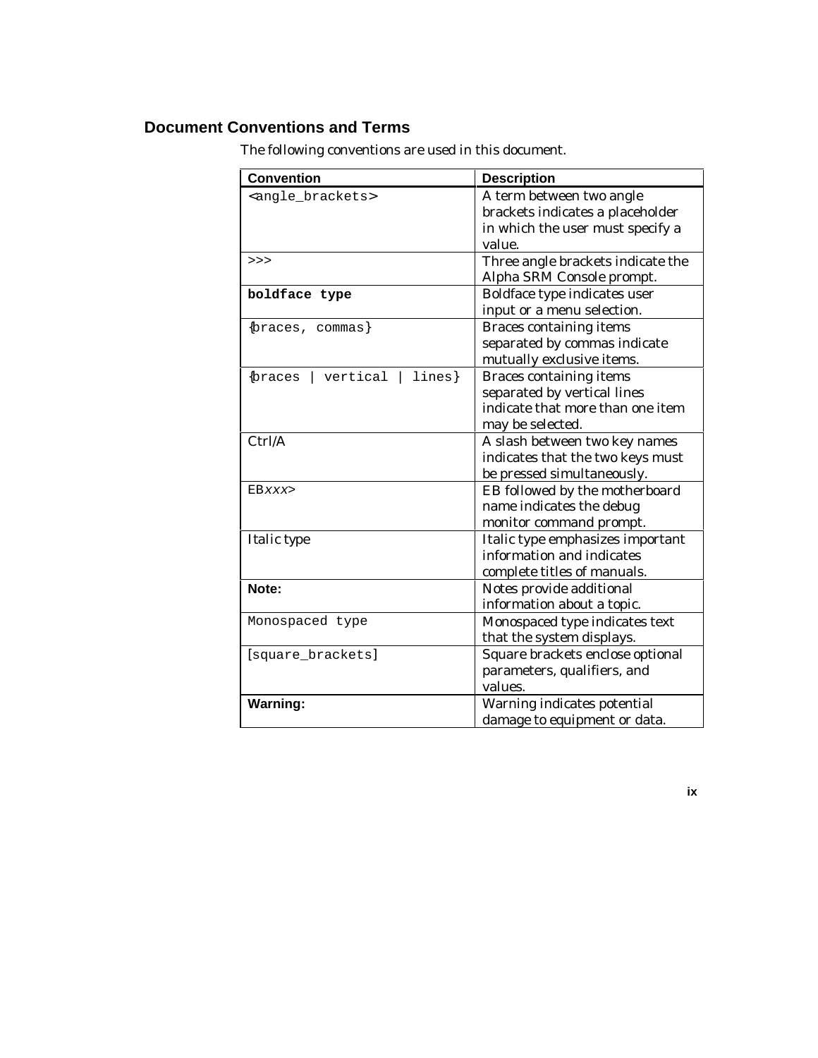## Document Conventions and Terms

The following conventions are used in this document.

| Convention | Description |
|---|---|
| `<angle_brackets>` | A term between two angle brackets indicates a placeholder in which the user must specify a value. |
| `>>>` | Three angle brackets indicate the Alpha SRM Console prompt. |
| **`boldface type`** | Boldface type indicates user input or a menu selection. |
| `{braces, commas}` | Braces containing items separated by commas indicate mutually exclusive items. |
| `{braces | vertical | lines}` | Braces containing items separated by vertical lines indicate that more than one item may be selected. |
| Ctrl/A | A slash between two key names indicates that the two keys must be pressed simultaneously. |
| EB*xxx*> | EB followed by the motherboard name indicates the debug monitor command prompt. |
| *Italic type* | Italic type emphasizes important information and indicates complete titles of manuals. |
| **Note:** | Notes provide additional information about a topic. |
| `Monospaced type` | Monospaced type indicates text that the system displays. |
| `[square_brackets]` | Square brackets enclose optional parameters, qualifiers, and values. |
| **Warning:** | Warning indicates potential damage to equipment or data. |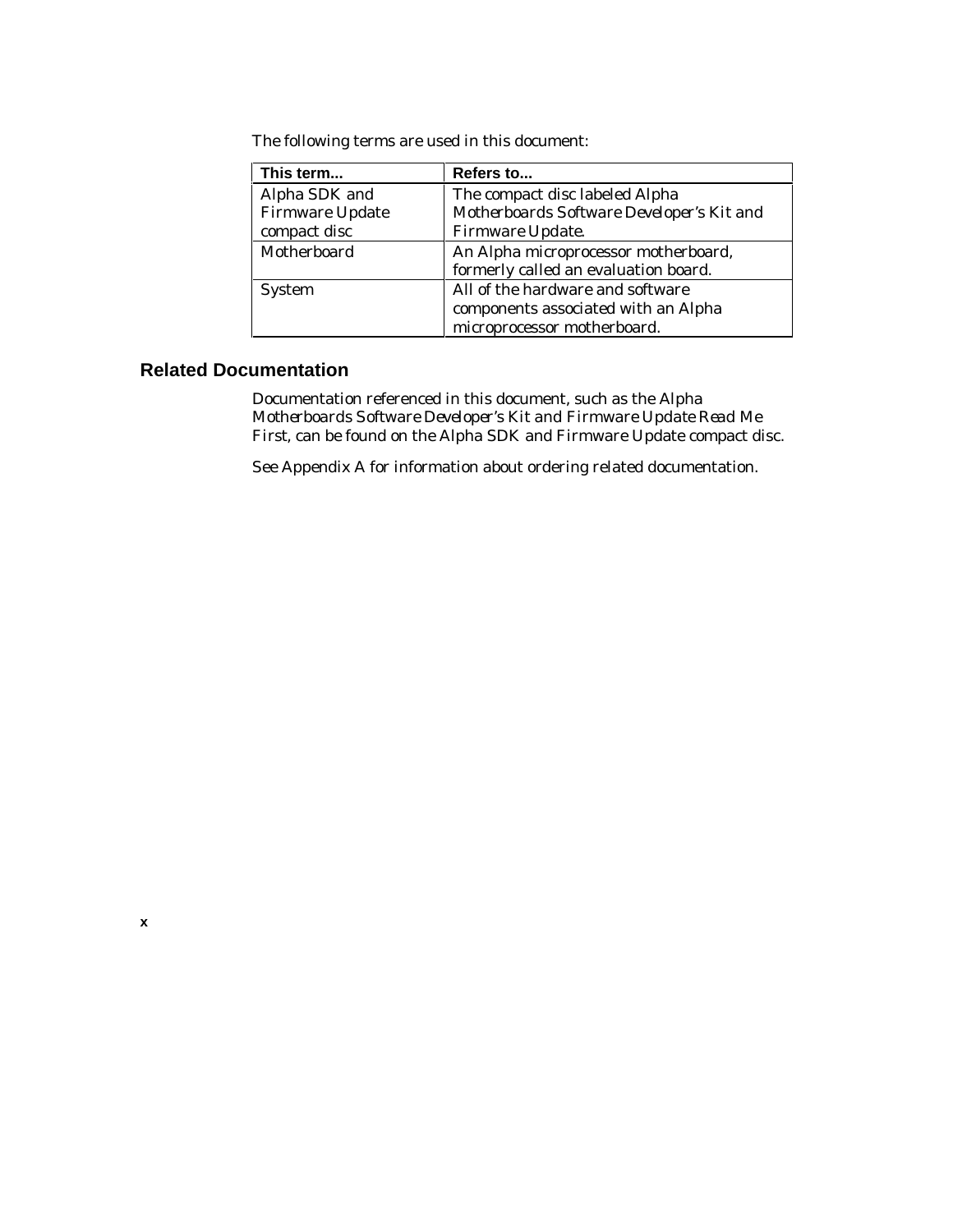The following terms are used in this document:

| This term... | Refers to... |
|---|---|
| Alpha SDK and Firmware Update compact disc | The compact disc labeled *Alpha Motherboards Software Developer's Kit and Firmware Update*. |
| Motherboard | An Alpha microprocessor motherboard, formerly called an evaluation board. |
| System | All of the hardware and software components associated with an Alpha microprocessor motherboard. |

## Related Documentation

Documentation referenced in this document, such as the *Alpha Motherboards Software Developer's Kit and Firmware Update Read Me First*, can be found on the Alpha SDK and Firmware Update compact disc.

See Appendix A for information about ordering related documentation.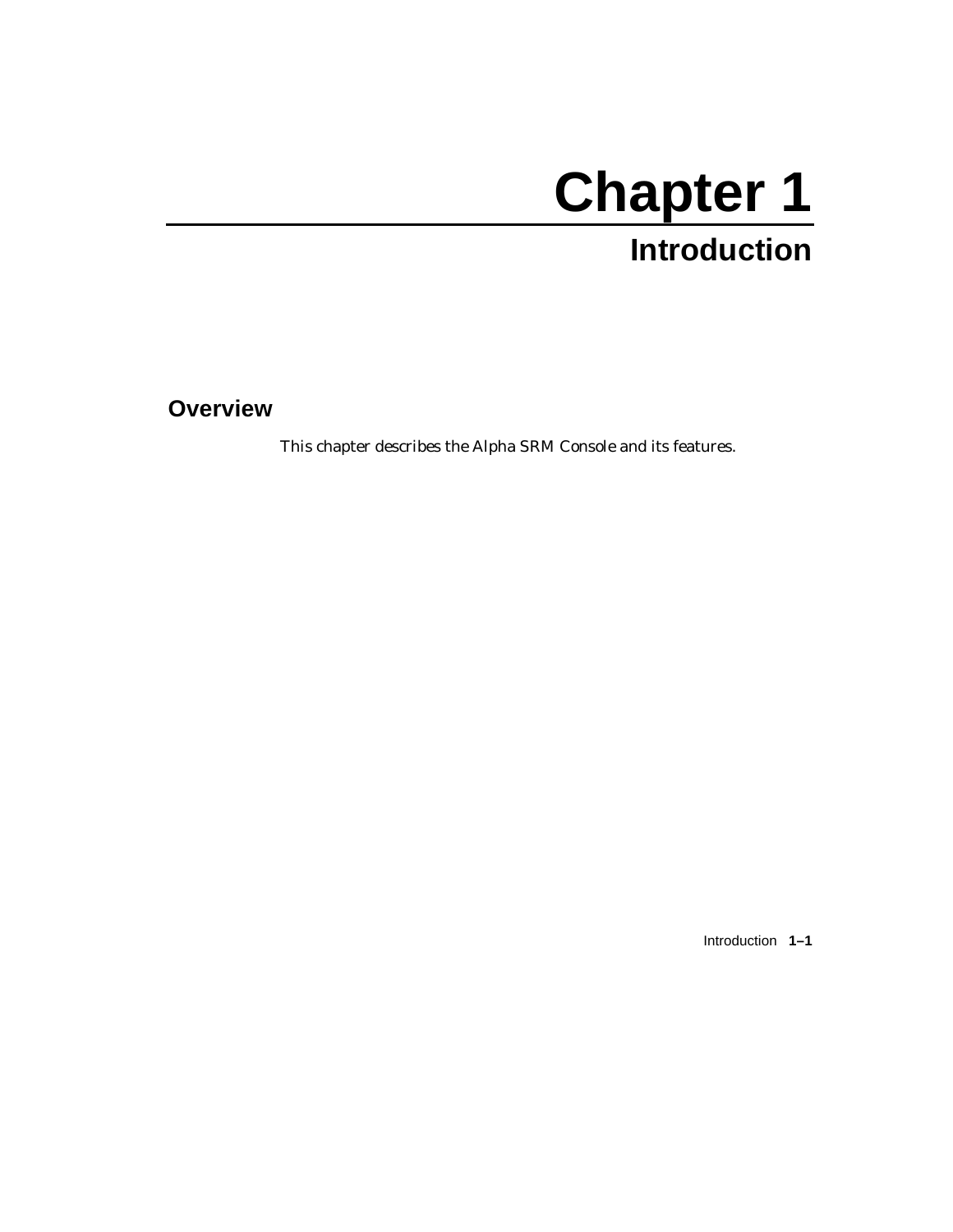# Chapter 1

# Introduction

## Overview

This chapter describes the Alpha SRM Console and its features.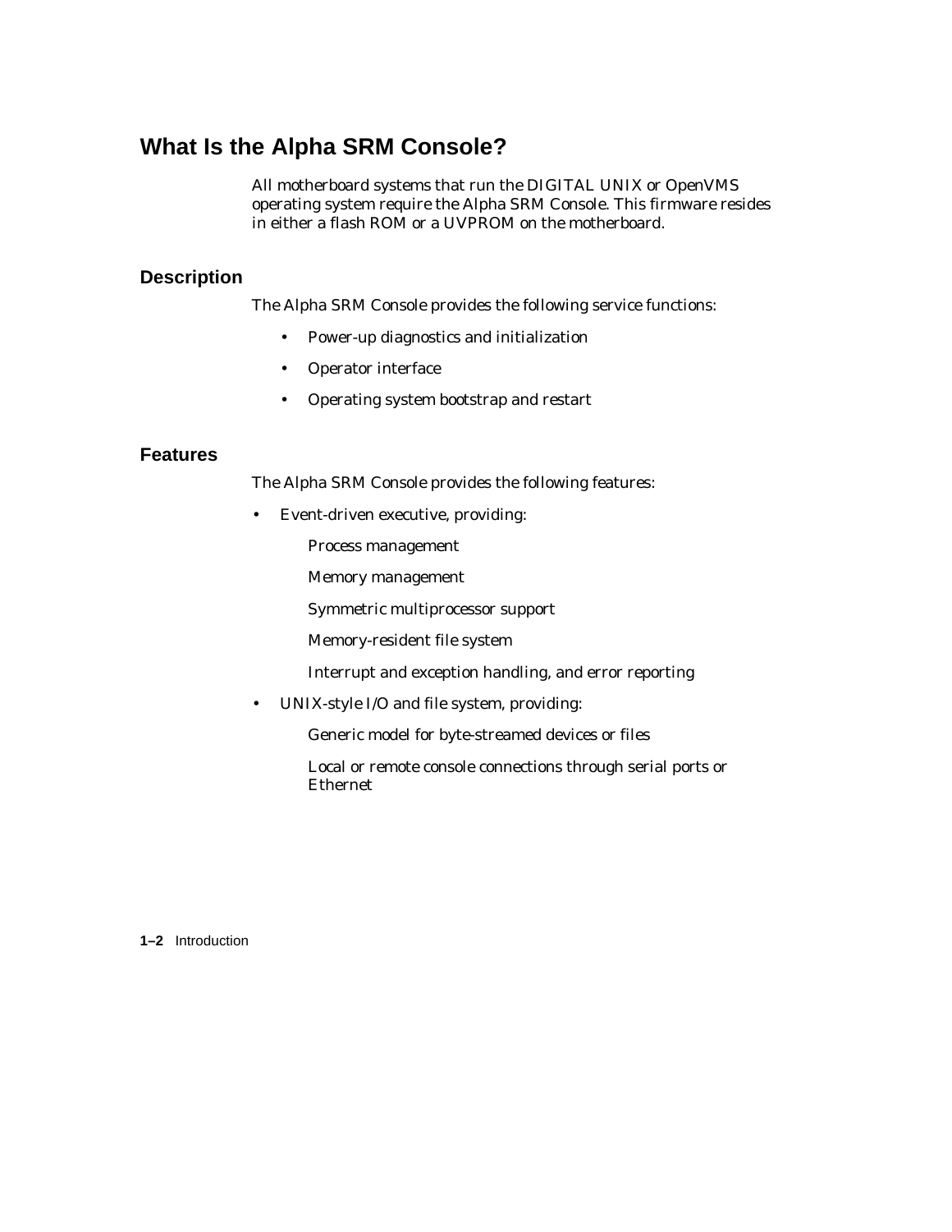# What Is the Alpha SRM Console?

All motherboard systems that run the DIGITAL UNIX or OpenVMS operating system require the Alpha SRM Console. This firmware resides in either a flash ROM or a UVPROM on the motherboard.

## Description

The Alpha SRM Console provides the following service functions:

- Power-up diagnostics and initialization
- Operator interface
- Operating system bootstrap and restart

## Features

The Alpha SRM Console provides the following features:

- Event-driven executive, providing:

  Process management

  Memory management

  Symmetric multiprocessor support

  Memory-resident file system

  Interrupt and exception handling, and error reporting

- UNIX-style I/O and file system, providing:

  Generic model for byte-streamed devices or files

  Local or remote console connections through serial ports or Ethernet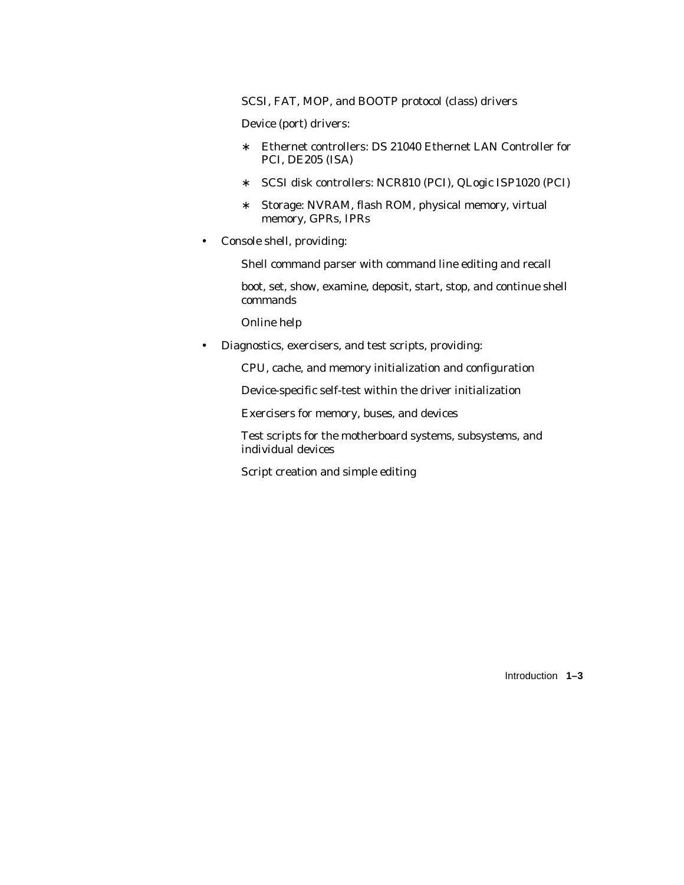SCSI, FAT, MOP, and BOOTP protocol (class) drivers

Device (port) drivers:

- Ethernet controllers: DS 21040 Ethernet LAN Controller for PCI, DE205 (ISA)
- SCSI disk controllers: NCR810 (PCI), QLogic ISP1020 (PCI)
- Storage: NVRAM, flash ROM, physical memory, virtual memory, GPRs, IPRs

- Console shell, providing:

  Shell command parser with command line editing and recall

  boot, set, show, examine, deposit, start, stop, and continue shell commands

  Online help

- Diagnostics, exercisers, and test scripts, providing:

  CPU, cache, and memory initialization and configuration

  Device-specific self-test within the driver initialization

  Exercisers for memory, buses, and devices

  Test scripts for the motherboard systems, subsystems, and individual devices

  Script creation and simple editing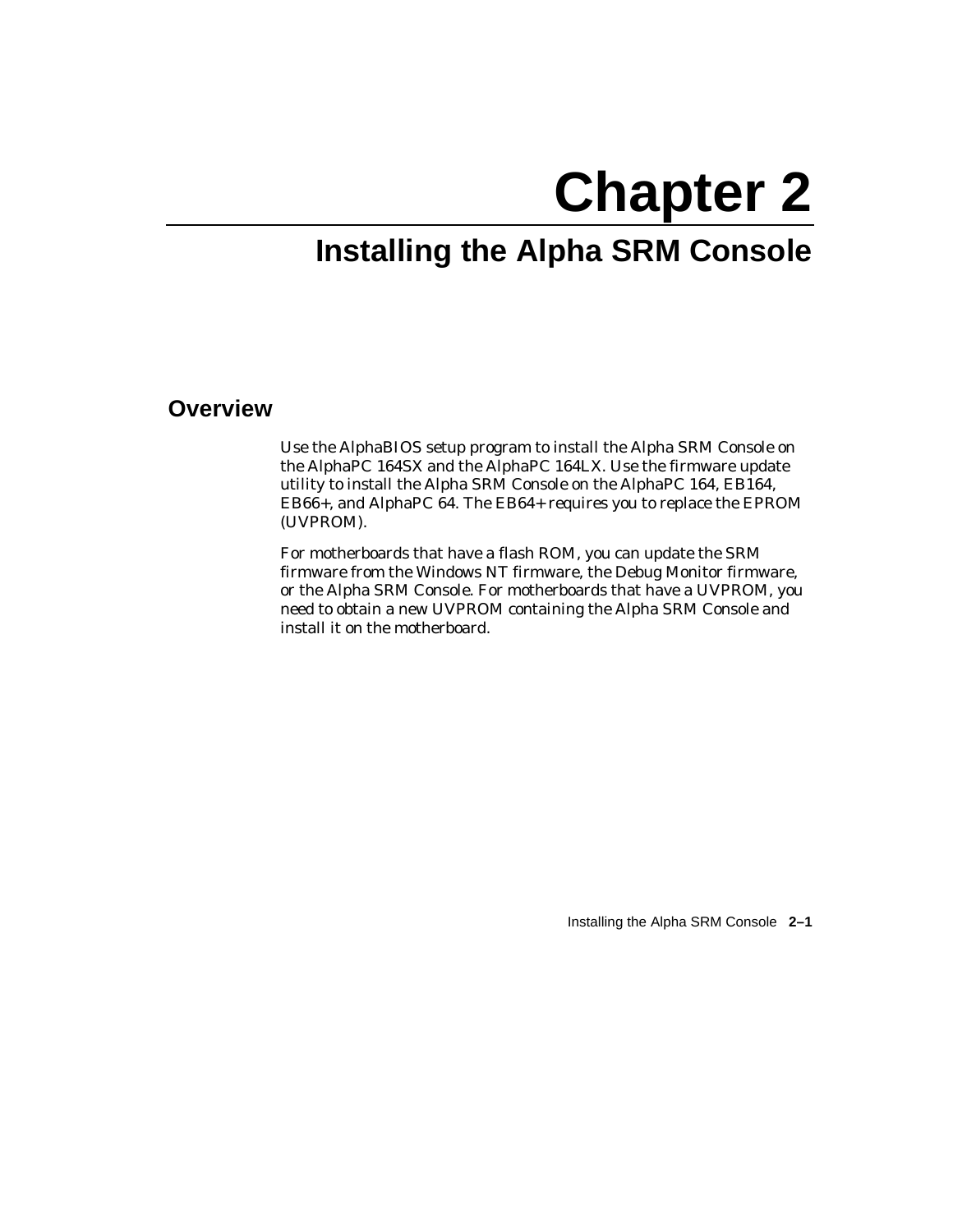# Chapter 2

## Installing the Alpha SRM Console

### Overview

Use the AlphaBIOS setup program to install the Alpha SRM Console on the AlphaPC 164SX and the AlphaPC 164LX. Use the firmware update utility to install the Alpha SRM Console on the AlphaPC 164, EB164, EB66+, and AlphaPC 64. The EB64+ requires you to replace the EPROM (UVPROM).

For motherboards that have a flash ROM, you can update the SRM firmware from the Windows NT firmware, the Debug Monitor firmware, or the Alpha SRM Console. For motherboards that have a UVPROM, you need to obtain a new UVPROM containing the Alpha SRM Console and install it on the motherboard.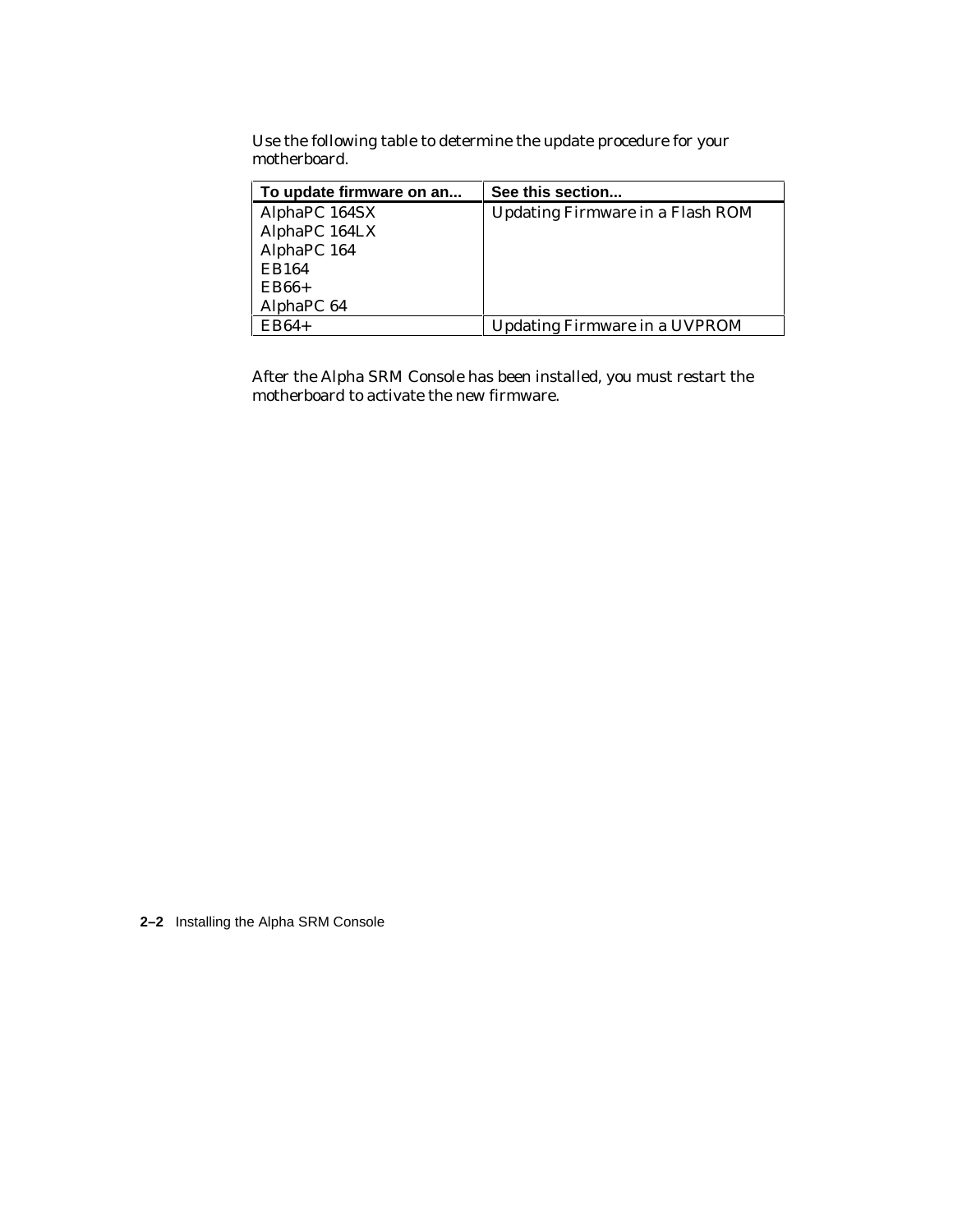Use the following table to determine the update procedure for your motherboard.

| To update firmware on an... | See this section... |
|---|---|
| AlphaPC 164SX<br>AlphaPC 164LX<br>AlphaPC 164<br>EB164<br>EB66+<br>AlphaPC 64 | Updating Firmware in a Flash ROM |
| EB64+ | Updating Firmware in a UVPROM |

After the Alpha SRM Console has been installed, you must restart the motherboard to activate the new firmware.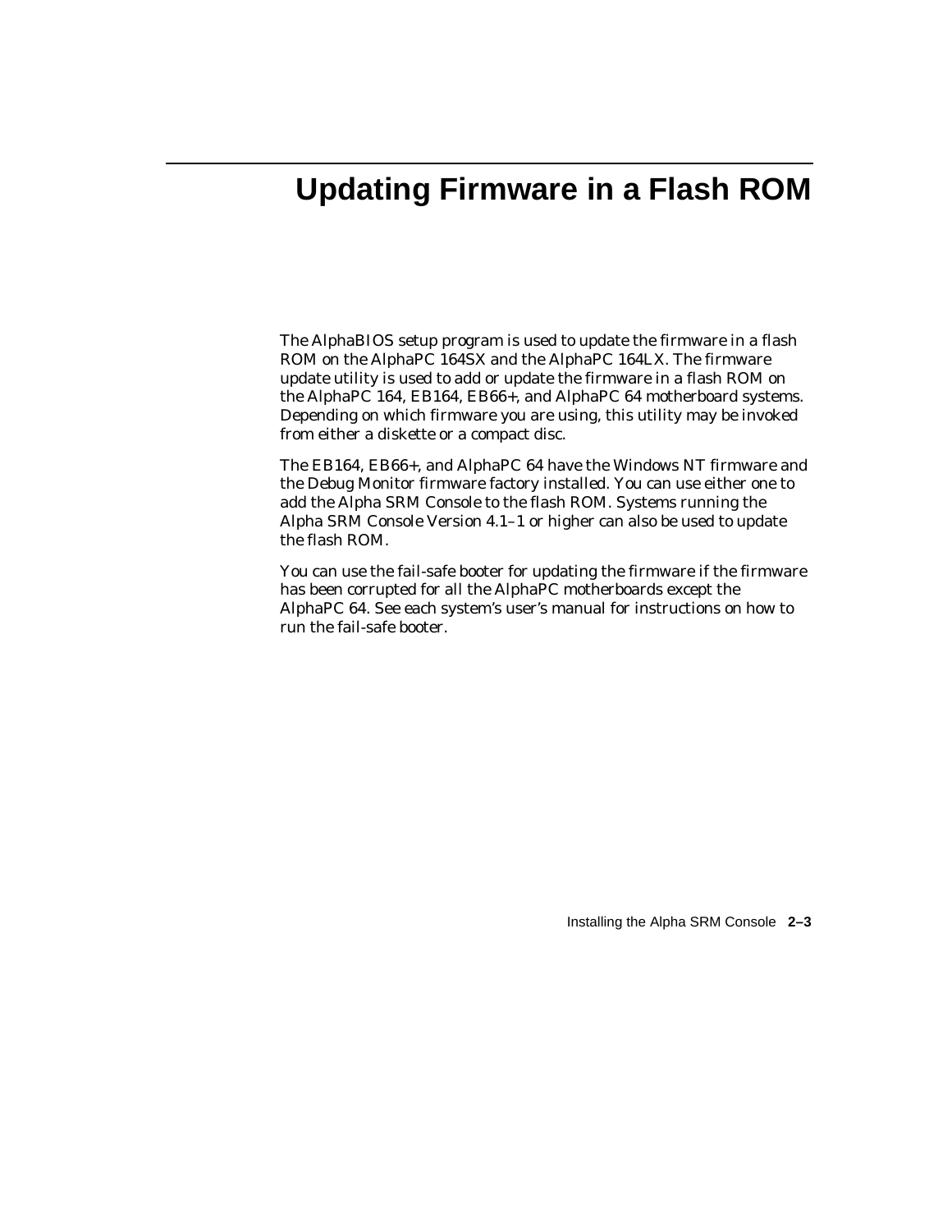# Updating Firmware in a Flash ROM

The AlphaBIOS setup program is used to update the firmware in a flash ROM on the AlphaPC 164SX and the AlphaPC 164LX. The firmware update utility is used to add or update the firmware in a flash ROM on the AlphaPC 164, EB164, EB66+, and AlphaPC 64 motherboard systems. Depending on which firmware you are using, this utility may be invoked from either a diskette or a compact disc.

The EB164, EB66+, and AlphaPC 64 have the Windows NT firmware and the Debug Monitor firmware factory installed. You can use either one to add the Alpha SRM Console to the flash ROM. Systems running the Alpha SRM Console Version 4.1–1 or higher can also be used to update the flash ROM.

You can use the fail-safe booter for updating the firmware if the firmware has been corrupted for all the AlphaPC motherboards except the AlphaPC 64. See each system's user's manual for instructions on how to run the fail-safe booter.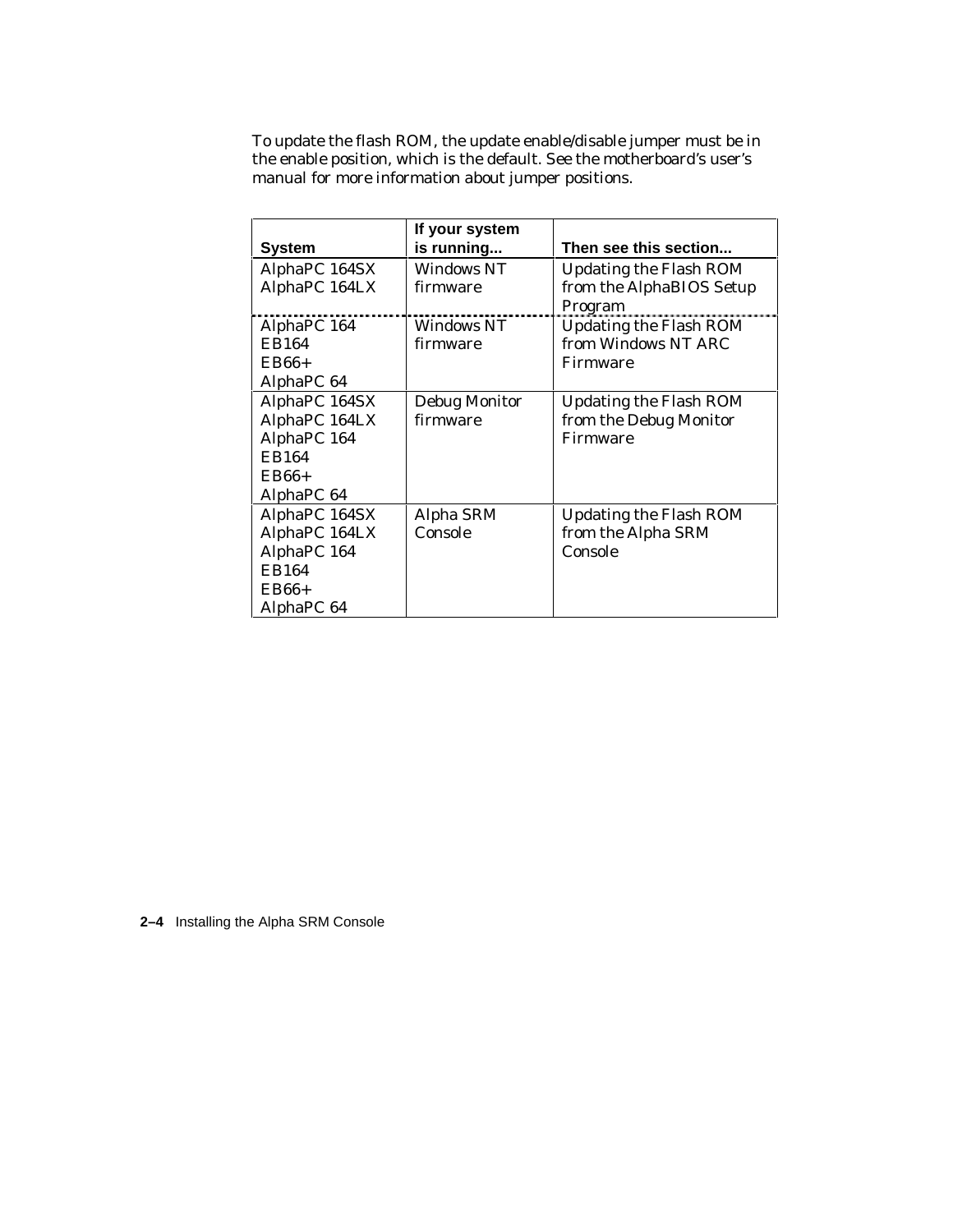To update the flash ROM, the update enable/disable jumper must be in the enable position, which is the default. See the motherboard's user's manual for more information about jumper positions.

| System | If your system is running... | Then see this section... |
|---|---|---|
| AlphaPC 164SX<br>AlphaPC 164LX | Windows NT firmware | Updating the Flash ROM from the AlphaBIOS Setup Program |
| AlphaPC 164<br>EB164<br>EB66+<br>AlphaPC 64 | Windows NT firmware | Updating the Flash ROM from Windows NT ARC Firmware |
| AlphaPC 164SX<br>AlphaPC 164LX<br>AlphaPC 164<br>EB164<br>EB66+<br>AlphaPC 64 | Debug Monitor firmware | Updating the Flash ROM from the Debug Monitor Firmware |
| AlphaPC 164SX<br>AlphaPC 164LX<br>AlphaPC 164<br>EB164<br>EB66+<br>AlphaPC 64 | Alpha SRM Console | Updating the Flash ROM from the Alpha SRM Console |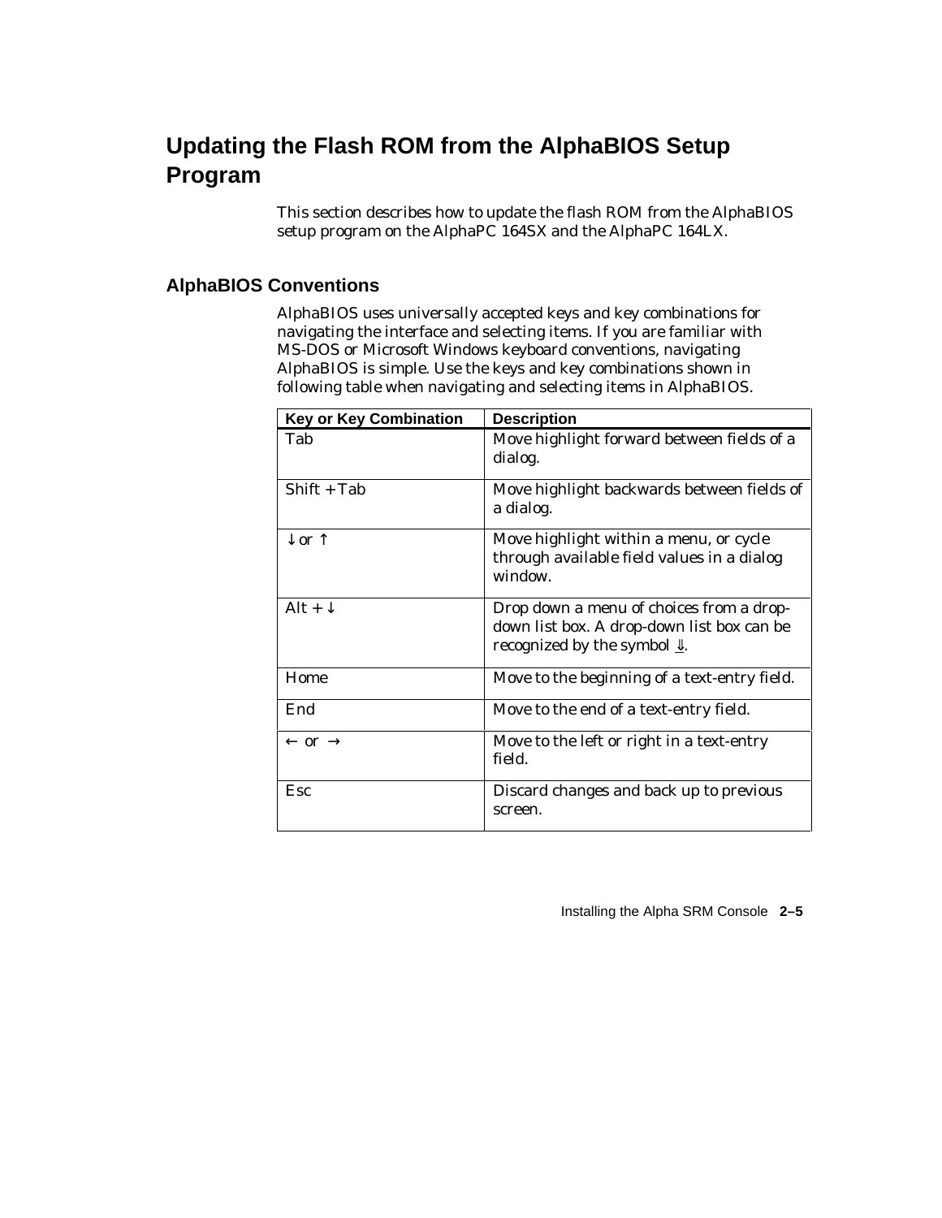# Updating the Flash ROM from the AlphaBIOS Setup Program

This section describes how to update the flash ROM from the AlphaBIOS setup program on the AlphaPC 164SX and the AlphaPC 164LX.

## AlphaBIOS Conventions

AlphaBIOS uses universally accepted keys and key combinations for navigating the interface and selecting items. If you are familiar with MS-DOS or Microsoft Windows keyboard conventions, navigating AlphaBIOS is simple. Use the keys and key combinations shown in following table when navigating and selecting items in AlphaBIOS.

| Key or Key Combination | Description |
|---|---|
| Tab | Move highlight forward between fields of a dialog. |
| Shift + Tab | Move highlight backwards between fields of a dialog. |
| ↓ or ↑ | Move highlight within a menu, or cycle through available field values in a dialog window. |
| Alt + ↓ | Drop down a menu of choices from a drop-down list box. A drop-down list box can be recognized by the symbol ⇓. |
| Home | Move to the beginning of a text-entry field. |
| End | Move to the end of a text-entry field. |
| ← or → | Move to the left or right in a text-entry field. |
| Esc | Discard changes and back up to previous screen. |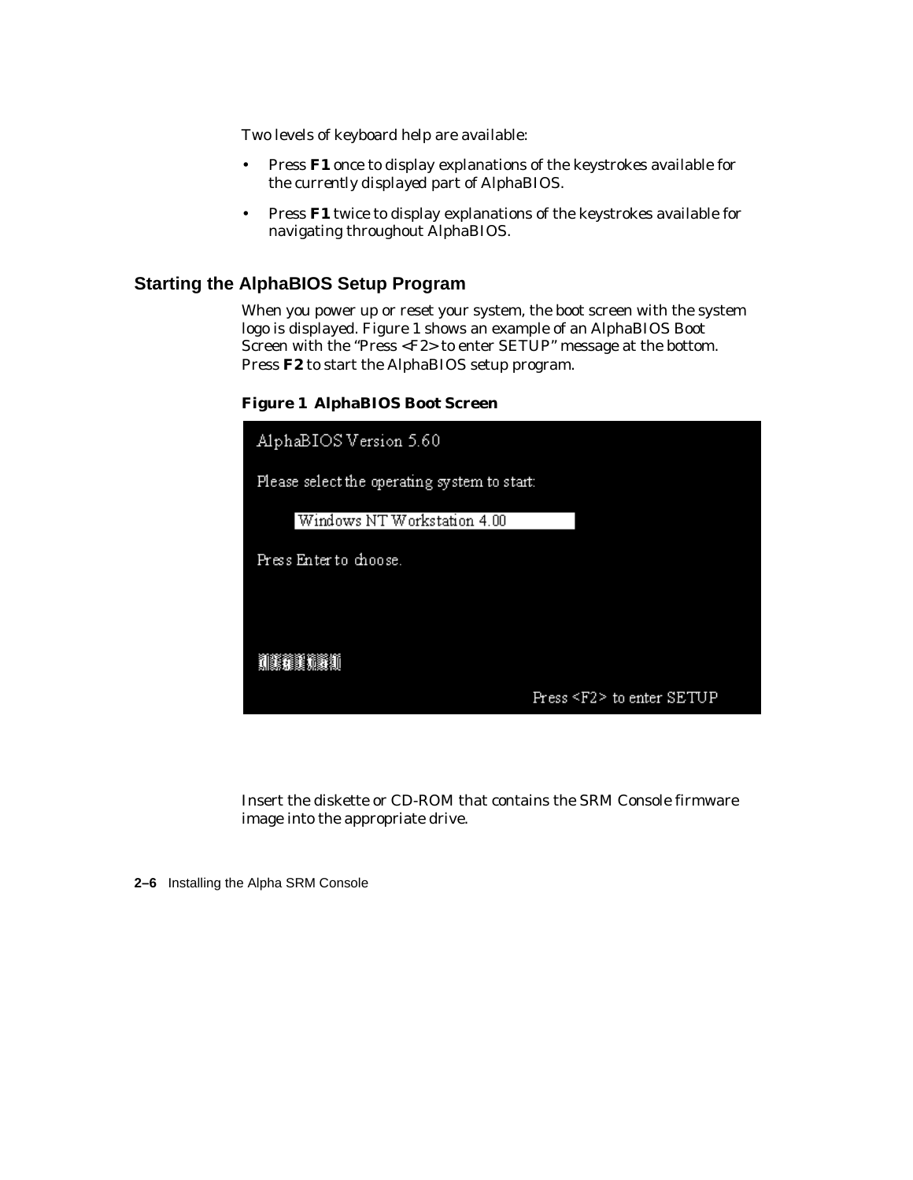Two levels of keyboard help are available:

- Press **F1** once to display explanations of the keystrokes available for the currently displayed part of AlphaBIOS.
- Press **F1** twice to display explanations of the keystrokes available for navigating throughout AlphaBIOS.

## Starting the AlphaBIOS Setup Program

When you power up or reset your system, the boot screen with the system logo is displayed. Figure 1 shows an example of an AlphaBIOS Boot Screen with the "Press <F2> to enter SETUP" message at the bottom. Press **F2** to start the AlphaBIOS setup program.

**Figure 1 AlphaBIOS Boot Screen**

```
AlphaBIOS Version 5.60

Please select the operating system to start:

      Windows NT Workstation 4.00

Press Enter to choose.




                                         Press <F2> to enter SETUP
```

Insert the diskette or CD-ROM that contains the SRM Console firmware image into the appropriate drive.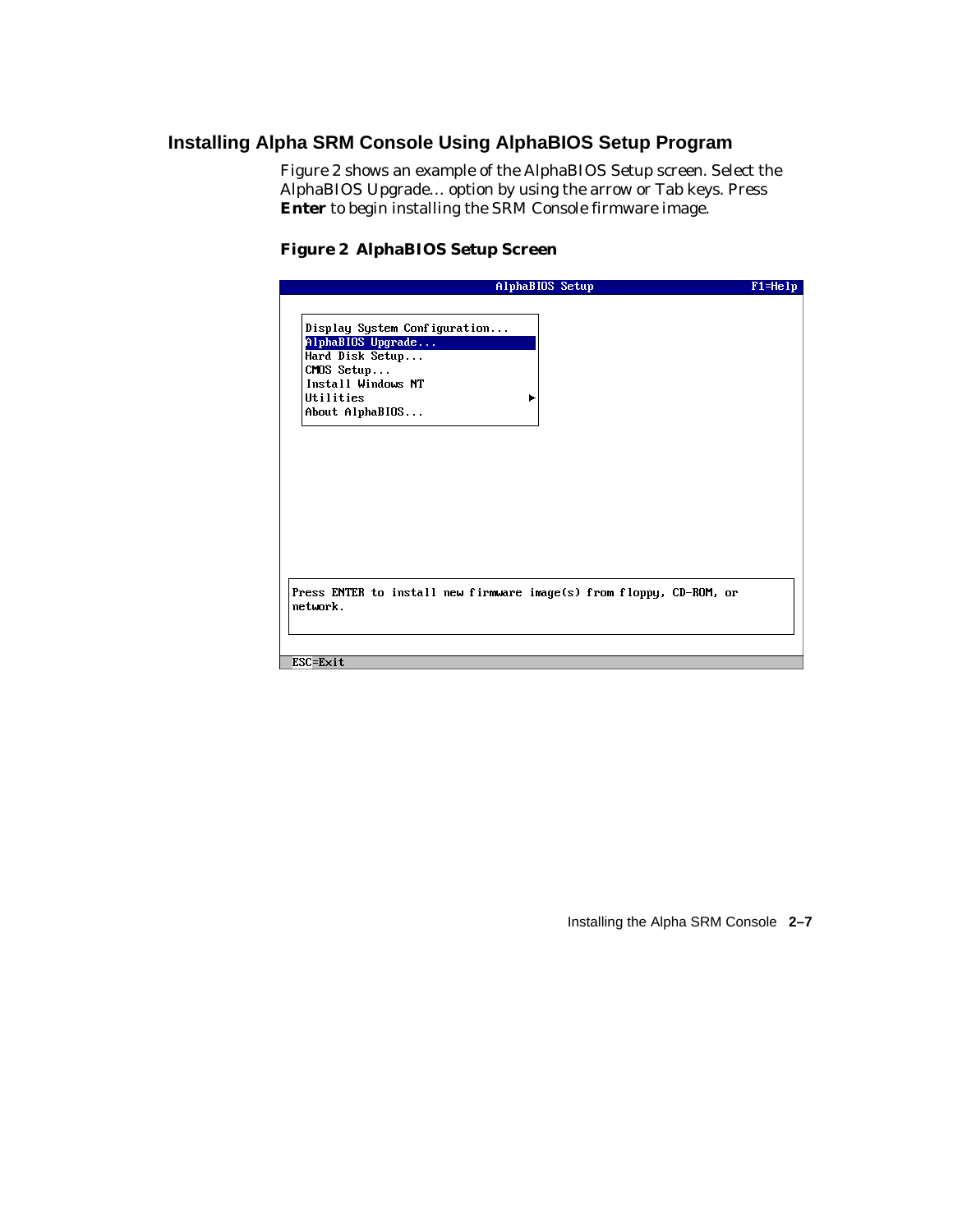## Installing Alpha SRM Console Using AlphaBIOS Setup Program

Figure 2 shows an example of the AlphaBIOS Setup screen. Select the AlphaBIOS Upgrade... option by using the arrow or Tab keys. Press **Enter** to begin installing the SRM Console firmware image.

**Figure 2 AlphaBIOS Setup Screen**

```
                         AlphaBIOS Setup                          F1=Help

  Display System Configuration...
  AlphaBIOS Upgrade...
  Hard Disk Setup...
  CMOS Setup...
  Install Windows NT
  Utilities                         ►
  About AlphaBIOS...

 Press ENTER to install new firmware image(s) from floppy, CD-ROM, or
 network.

 ESC=Exit
```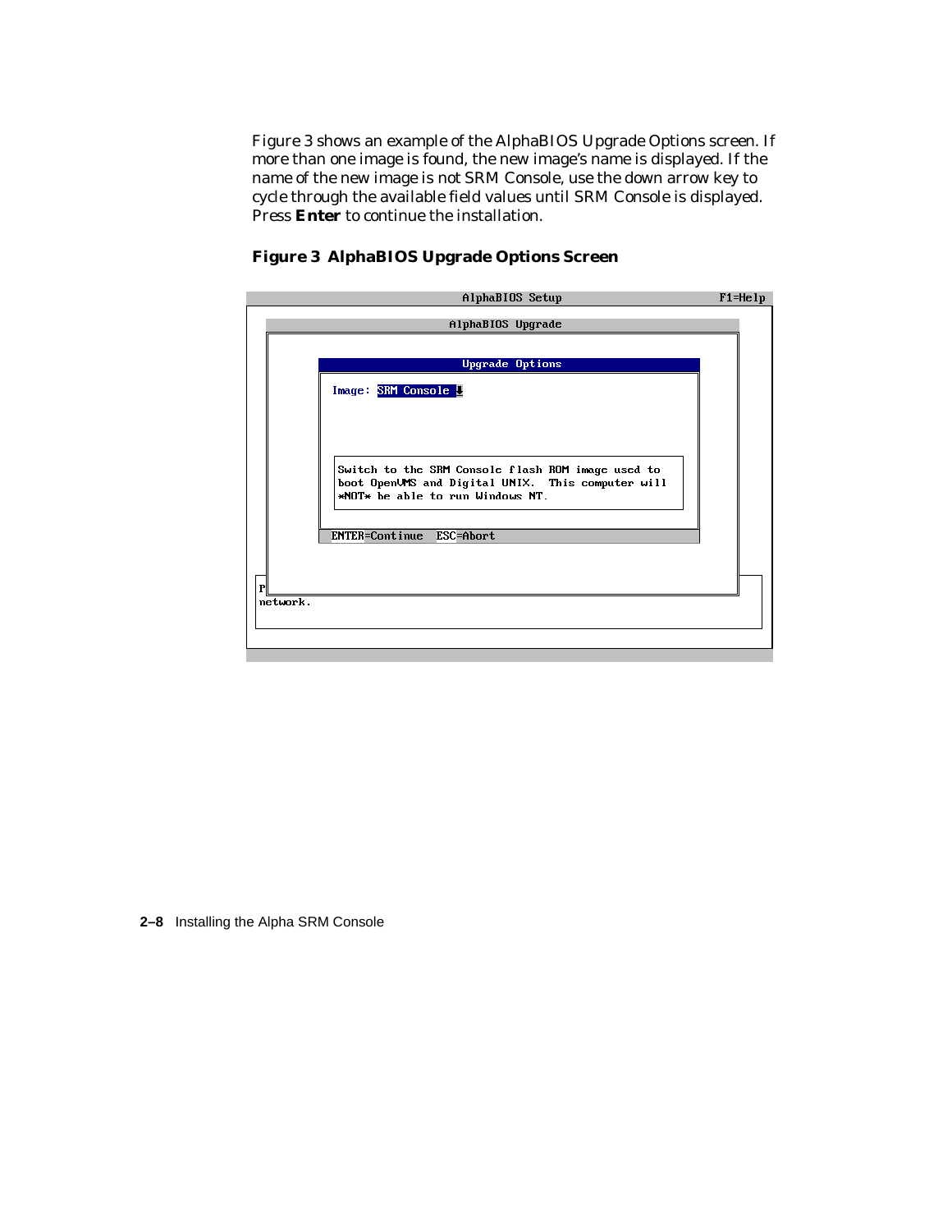Figure 3 shows an example of the AlphaBIOS Upgrade Options screen. If more than one image is found, the new image's name is displayed. If the name of the new image is not SRM Console, use the down arrow key to cycle through the available field values until SRM Console is displayed. Press **Enter** to continue the installation.

**Figure 3 AlphaBIOS Upgrade Options Screen**

```
AlphaBIOS Setup                                          F1=Help

                    AlphaBIOS Upgrade

                    Upgrade Options

    Image: SRM Console

    Switch to the SRM Console flash ROM image used to
    boot OpenVMS and Digital UNIX.  This computer will
    *NOT* be able to run Windows NT.

    ENTER=Continue  ESC=Abort

P
network.
```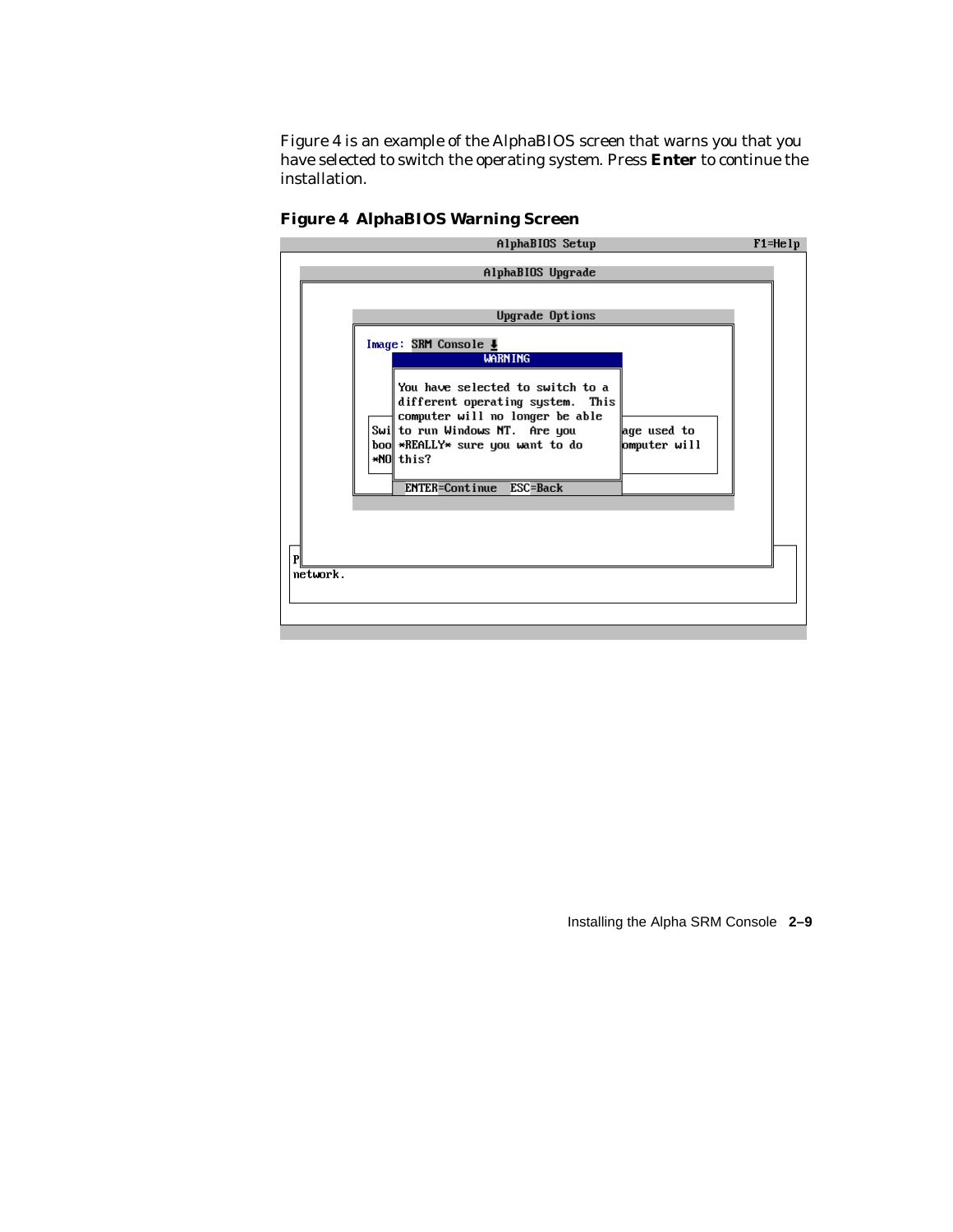Figure 4 is an example of the AlphaBIOS screen that warns you that you have selected to switch the operating system. Press **Enter** to continue the installation.

**Figure 4 AlphaBIOS Warning Screen**

```
                         AlphaBIOS Setup                          F1=Help

                        AlphaBIOS Upgrade

                         Upgrade Options

        Image: SRM Console
                     WARNING

              You have selected to switch to a
              different operating system.  This
              computer will no longer be able
        Swi   to run Windows NT.  Are you        age used to
        boo   *REALLY* sure you want to do       omputer will
        *NO   this?

               ENTER=Continue   ESC=Back

 P
 network.
```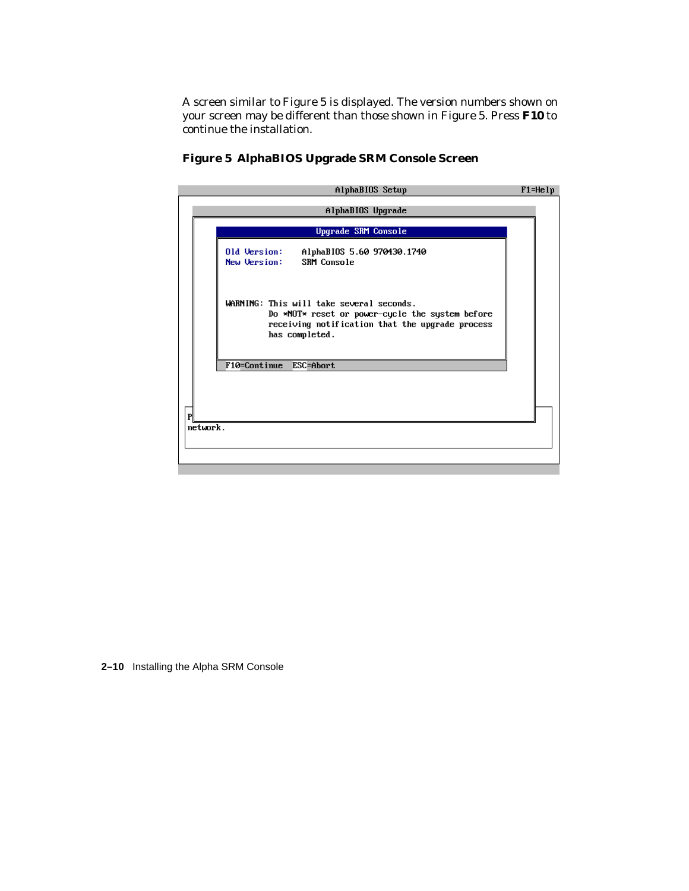A screen similar to Figure 5 is displayed. The version numbers shown on your screen may be different than those shown in Figure 5. Press **F10** to continue the installation.

**Figure 5 AlphaBIOS Upgrade SRM Console Screen**

```
                          AlphaBIOS Setup                        F1=Help

                        AlphaBIOS Upgrade

                     Upgrade SRM Console
      Old Version:     AlphaBIOS 5.60 970430.1740
      New Version:     SRM Console


      WARNING: This will take several seconds.
               Do *NOT* reset or power-cycle the system before
               receiving notification that the upgrade process
               has completed.

      F10=Continue  ESC=Abort

P
network.
```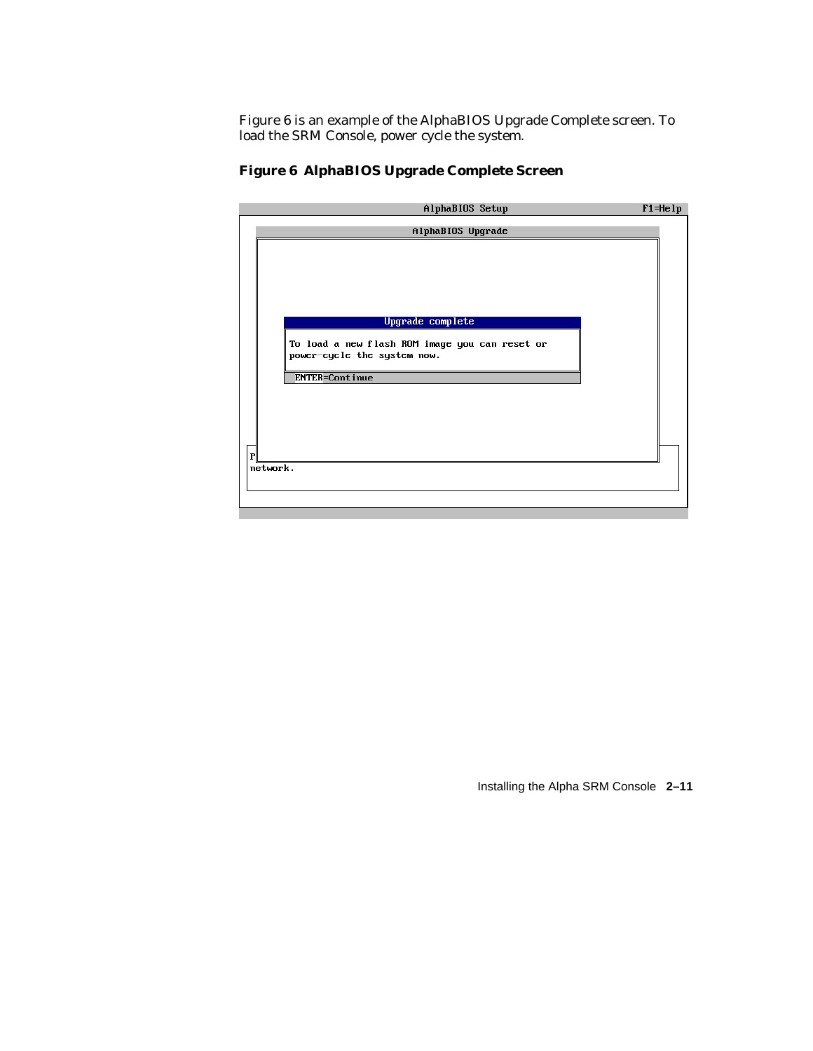Figure 6 is an example of the AlphaBIOS Upgrade Complete screen. To load the SRM Console, power cycle the system.

**Figure 6 AlphaBIOS Upgrade Complete Screen**

```
AlphaBIOS Setup                                          F1=Help

                      AlphaBIOS Upgrade

              Upgrade complete
  To load a new flash ROM image you can reset or
  power-cycle the system now.
  ENTER=Continue

P
network.
```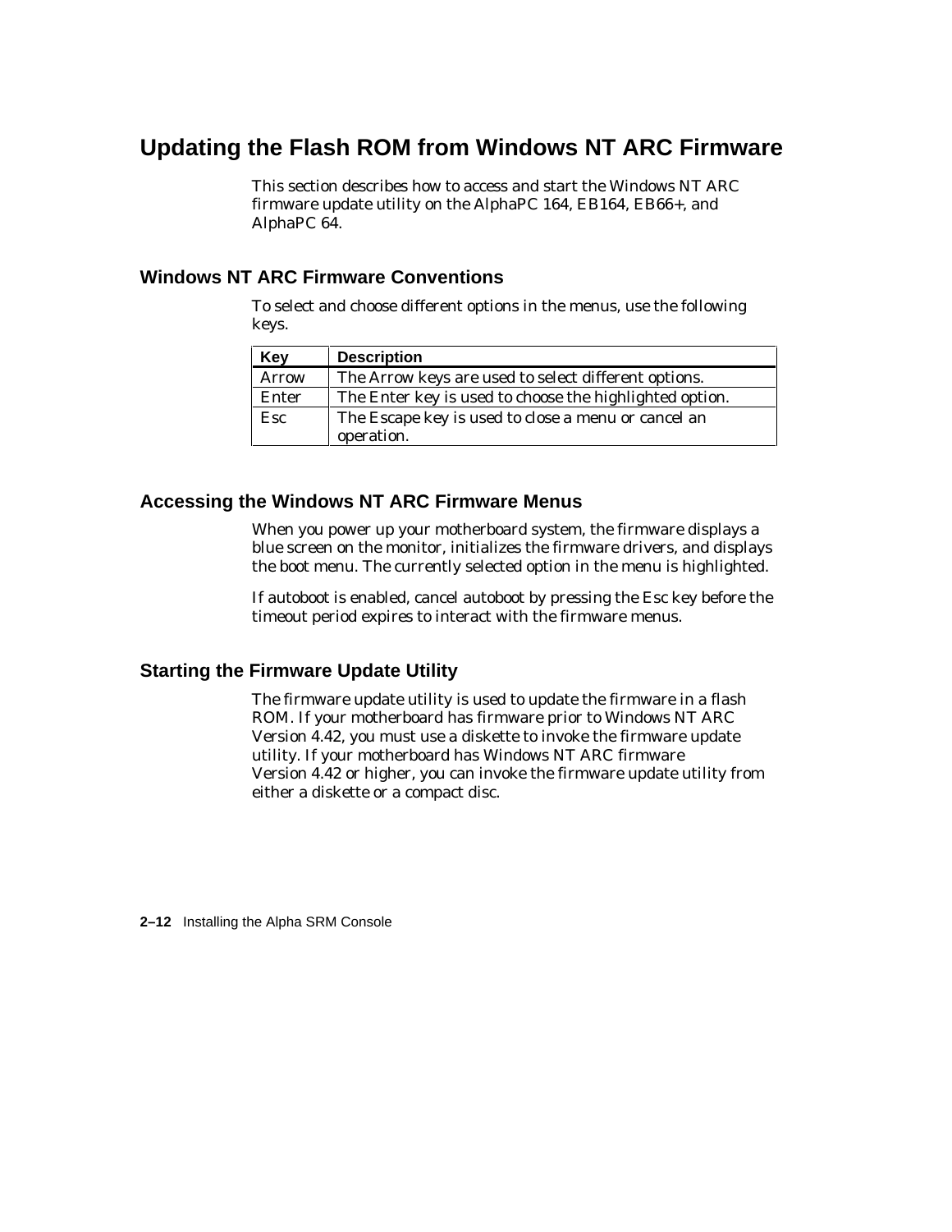## Updating the Flash ROM from Windows NT ARC Firmware

This section describes how to access and start the Windows NT ARC firmware update utility on the AlphaPC 164, EB164, EB66+, and AlphaPC 64.

### Windows NT ARC Firmware Conventions

To select and choose different options in the menus, use the following keys.

| Key | Description |
|---|---|
| Arrow | The Arrow keys are used to select different options. |
| Enter | The Enter key is used to choose the highlighted option. |
| Esc | The Escape key is used to close a menu or cancel an operation. |

### Accessing the Windows NT ARC Firmware Menus

When you power up your motherboard system, the firmware displays a blue screen on the monitor, initializes the firmware drivers, and displays the boot menu. The currently selected option in the menu is highlighted.

If autoboot is enabled, cancel autoboot by pressing the Esc key before the timeout period expires to interact with the firmware menus.

### Starting the Firmware Update Utility

The firmware update utility is used to update the firmware in a flash ROM. If your motherboard has firmware prior to Windows NT ARC Version 4.42, you must use a diskette to invoke the firmware update utility. If your motherboard has Windows NT ARC firmware Version 4.42 or higher, you can invoke the firmware update utility from either a diskette or a compact disc.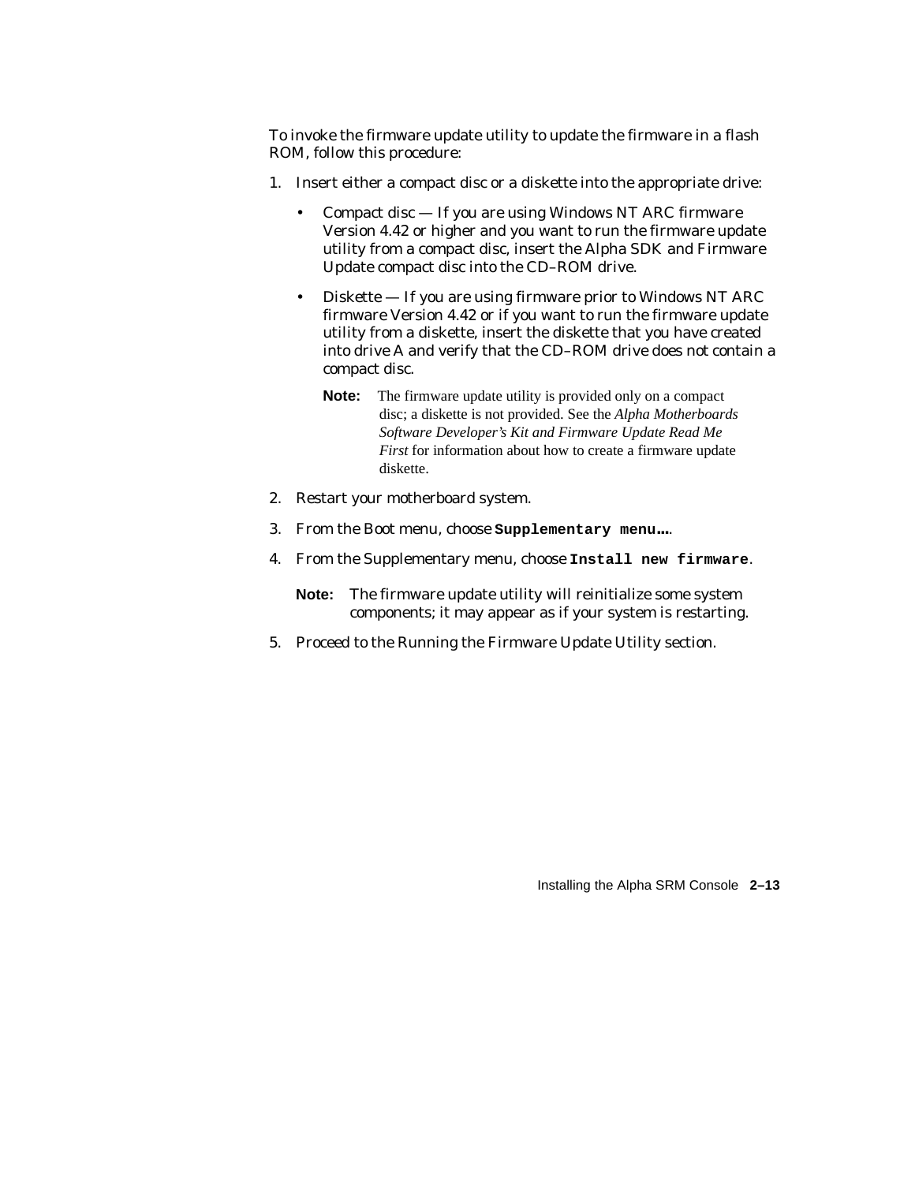To invoke the firmware update utility to update the firmware in a flash ROM, follow this procedure:

1. Insert either a compact disc or a diskette into the appropriate drive:

   - Compact disc — If you are using Windows NT ARC firmware Version 4.42 or higher and you want to run the firmware update utility from a compact disc, insert the Alpha SDK and Firmware Update compact disc into the CD–ROM drive.

   - Diskette — If you are using firmware prior to Windows NT ARC firmware Version 4.42 or if you want to run the firmware update utility from a diskette, insert the diskette that you have created into drive A and verify that the CD–ROM drive does not contain a compact disc.

     **Note:** The firmware update utility is provided only on a compact disc; a diskette is not provided. See the *Alpha Motherboards Software Developer's Kit and Firmware Update Read Me First* for information about how to create a firmware update diskette.

2. Restart your motherboard system.

3. From the Boot menu, choose **`Supplementary menu...`**.

4. From the Supplementary menu, choose **`Install new firmware`**.

   **Note:** The firmware update utility will reinitialize some system components; it may appear as if your system is restarting.

5. Proceed to the Running the Firmware Update Utility section.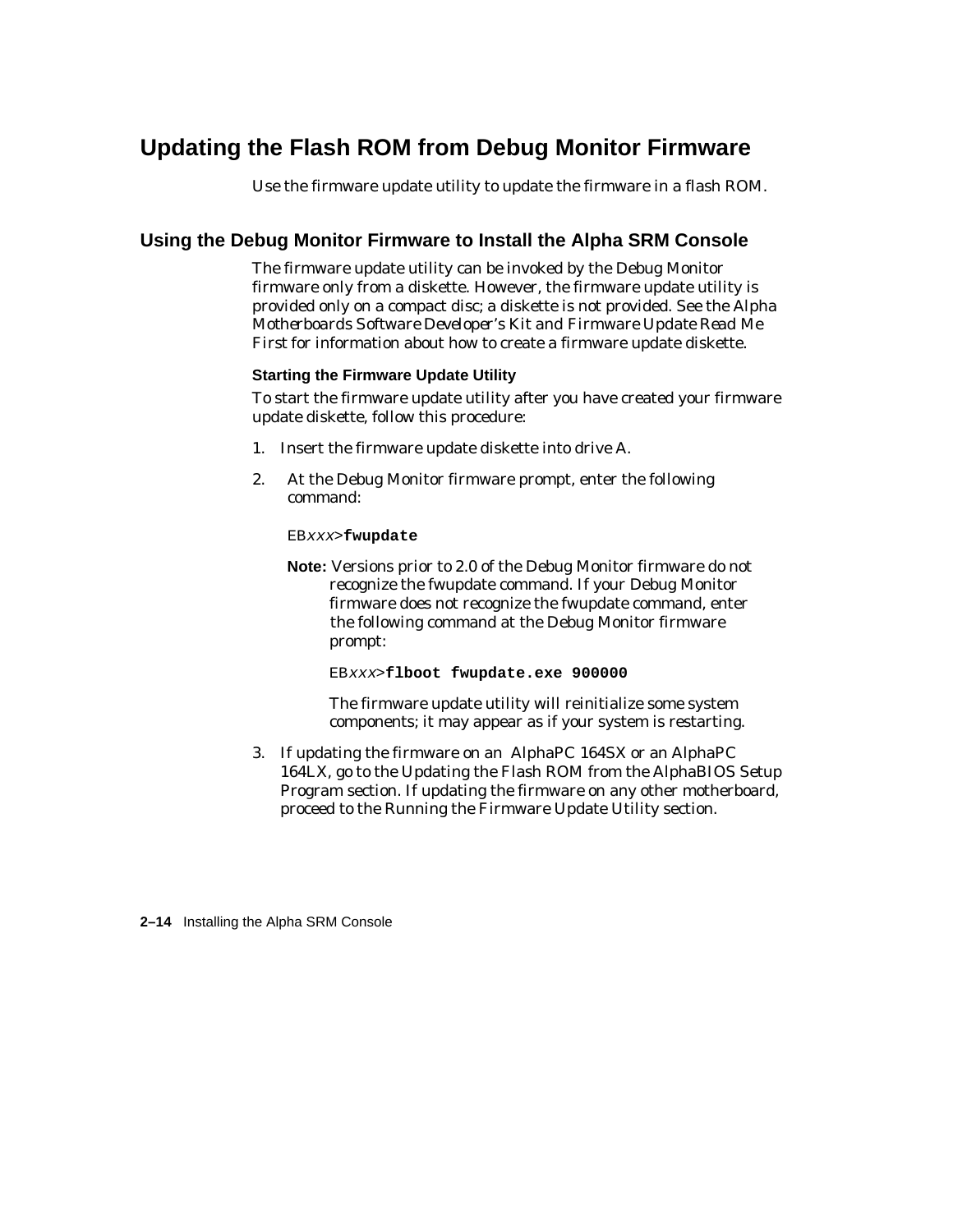# Updating the Flash ROM from Debug Monitor Firmware

Use the firmware update utility to update the firmware in a flash ROM.

## Using the Debug Monitor Firmware to Install the Alpha SRM Console

The firmware update utility can be invoked by the Debug Monitor firmware only from a diskette. However, the firmware update utility is provided only on a compact disc; a diskette is not provided. See the *Alpha Motherboards Software Developer's Kit and Firmware Update Read Me First* for information about how to create a firmware update diskette.

### Starting the Firmware Update Utility

To start the firmware update utility after you have created your firmware update diskette, follow this procedure:

1. Insert the firmware update diskette into drive A.
2. At the Debug Monitor firmware prompt, enter the following command:

   ```
   EBxxx>fwupdate
   ```

   **Note:** Versions prior to 2.0 of the Debug Monitor firmware do not recognize the fwupdate command. If your Debug Monitor firmware does not recognize the fwupdate command, enter the following command at the Debug Monitor firmware prompt:

   ```
   EBxxx>flboot fwupdate.exe 900000
   ```

   The firmware update utility will reinitialize some system components; it may appear as if your system is restarting.

3. If updating the firmware on an AlphaPC 164SX or an AlphaPC 164LX, go to the Updating the Flash ROM from the AlphaBIOS Setup Program section. If updating the firmware on any other motherboard, proceed to the Running the Firmware Update Utility section.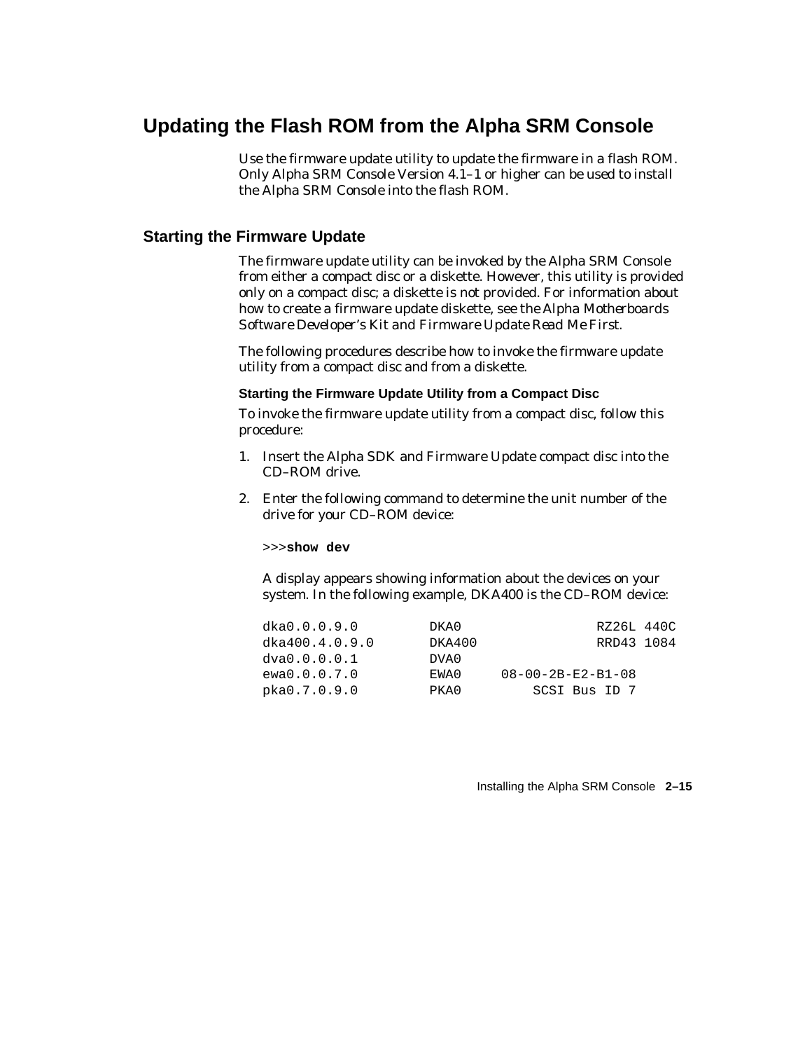# Updating the Flash ROM from the Alpha SRM Console

Use the firmware update utility to update the firmware in a flash ROM. Only Alpha SRM Console Version 4.1–1 or higher can be used to install the Alpha SRM Console into the flash ROM.

## Starting the Firmware Update

The firmware update utility can be invoked by the Alpha SRM Console from either a compact disc or a diskette. However, this utility is provided only on a compact disc; a diskette is not provided. For information about how to create a firmware update diskette, see the *Alpha Motherboards Software Developer's Kit and Firmware Update Read Me First*.

The following procedures describe how to invoke the firmware update utility from a compact disc and from a diskette.

### Starting the Firmware Update Utility from a Compact Disc

To invoke the firmware update utility from a compact disc, follow this procedure:

1. Insert the Alpha SDK and Firmware Update compact disc into the CD–ROM drive.
2. Enter the following command to determine the unit number of the drive for your CD–ROM device:

   ```
   >>>show dev
   ```

   A display appears showing information about the devices on your system. In the following example, DKA400 is the CD–ROM device:

   ```
   dka0.0.0.9.0        DKA0                  RZ26L 440C
   dka400.4.0.9.0      DKA400                RRD43 1084
   dva0.0.0.0.1        DVA0
   ewa0.0.0.7.0        EWA0     08-00-2B-E2-B1-08
   pka0.7.0.9.0        PKA0        SCSI Bus ID 7
   ```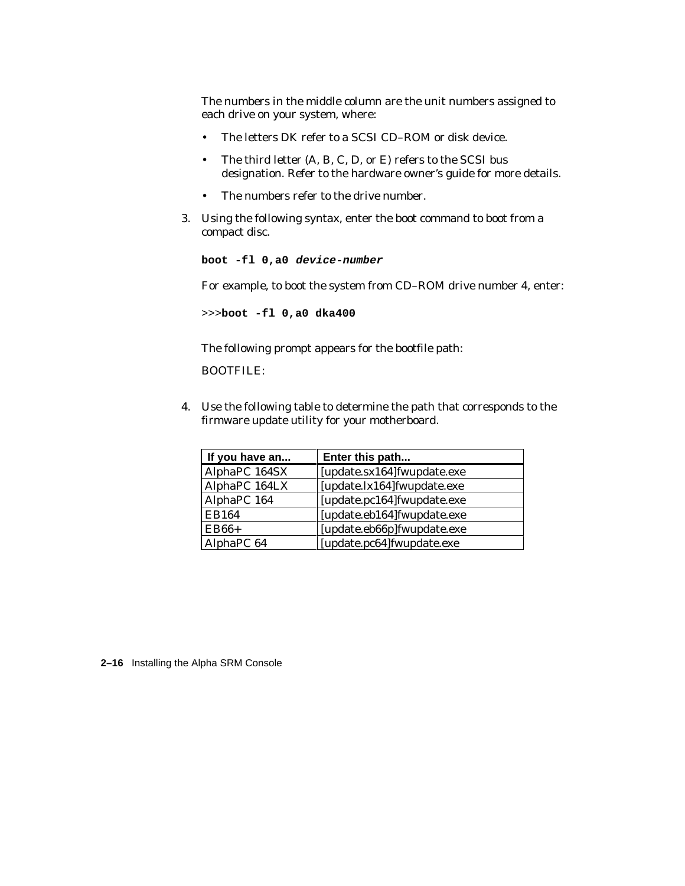The numbers in the middle column are the unit numbers assigned to each drive on your system, where:

- The letters DK refer to a SCSI CD–ROM or disk device.
- The third letter (A, B, C, D, or E) refers to the SCSI bus designation. Refer to the hardware owner's guide for more details.
- The numbers refer to the drive number.

3. Using the following syntax, enter the boot command to boot from a compact disc.

   **boot -fl 0,a0** ***device-number***

   For example, to boot the system from CD–ROM drive number 4, enter:

   ```
   >>>boot -fl 0,a0 dka400
   ```

   The following prompt appears for the bootfile path:

   BOOTFILE:

4. Use the following table to determine the path that corresponds to the firmware update utility for your motherboard.

| If you have an... | Enter this path... |
|---|---|
| AlphaPC 164SX | [update.sx164]fwupdate.exe |
| AlphaPC 164LX | [update.lx164]fwupdate.exe |
| AlphaPC 164 | [update.pc164]fwupdate.exe |
| EB164 | [update.eb164]fwupdate.exe |
| EB66+ | [update.eb66p]fwupdate.exe |
| AlphaPC 64 | [update.pc64]fwupdate.exe |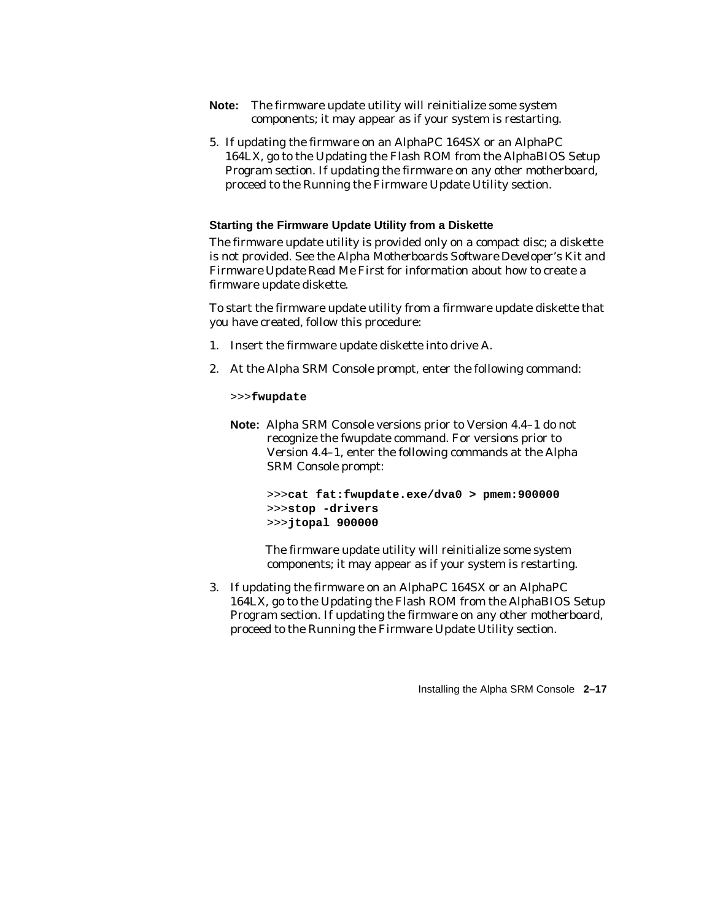**Note:** The firmware update utility will reinitialize some system components; it may appear as if your system is restarting.

5. If updating the firmware on an AlphaPC 164SX or an AlphaPC 164LX, go to the Updating the Flash ROM from the AlphaBIOS Setup Program section. If updating the firmware on any other motherboard, proceed to the Running the Firmware Update Utility section.

#### Starting the Firmware Update Utility from a Diskette

The firmware update utility is provided only on a compact disc; a diskette is not provided. See the *Alpha Motherboards Software Developer's Kit and Firmware Update Read Me First* for information about how to create a firmware update diskette.

To start the firmware update utility from a firmware update diskette that you have created, follow this procedure:

1. Insert the firmware update diskette into drive A.
2. At the Alpha SRM Console prompt, enter the following command:

   ```
   >>>fwupdate
   ```

   **Note:** Alpha SRM Console versions prior to Version 4.4–1 do not recognize the fwupdate command. For versions prior to Version 4.4–1, enter the following commands at the Alpha SRM Console prompt:

   ```
   >>>cat fat:fwupdate.exe/dva0 > pmem:900000
   >>>stop -drivers
   >>>jtopal 900000
   ```

   The firmware update utility will reinitialize some system components; it may appear as if your system is restarting.

3. If updating the firmware on an AlphaPC 164SX or an AlphaPC 164LX, go to the Updating the Flash ROM from the AlphaBIOS Setup Program section. If updating the firmware on any other motherboard, proceed to the Running the Firmware Update Utility section.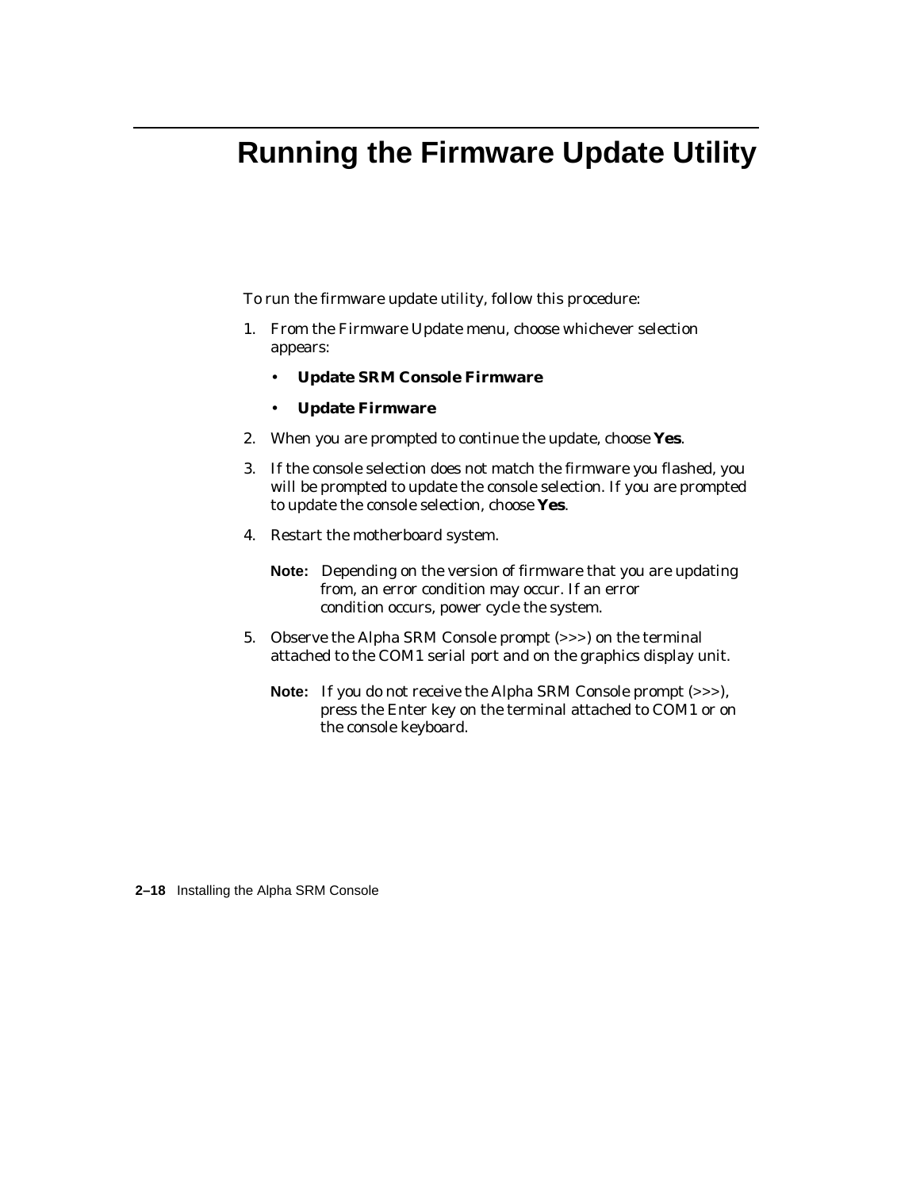# Running the Firmware Update Utility

To run the firmware update utility, follow this procedure:

1. From the Firmware Update menu, choose whichever selection appears:
   - **Update SRM Console Firmware**
   - **Update Firmware**
2. When you are prompted to continue the update, choose **Yes**.
3. If the console selection does not match the firmware you flashed, you will be prompted to update the console selection. If you are prompted to update the console selection, choose **Yes**.
4. Restart the motherboard system.

   **Note:** Depending on the version of firmware that you are updating from, an error condition may occur. If an error condition occurs, power cycle the system.

5. Observe the Alpha SRM Console prompt (>>>) on the terminal attached to the COM1 serial port and on the graphics display unit.

   **Note:** If you do not receive the Alpha SRM Console prompt (>>>), press the Enter key on the terminal attached to COM1 or on the console keyboard.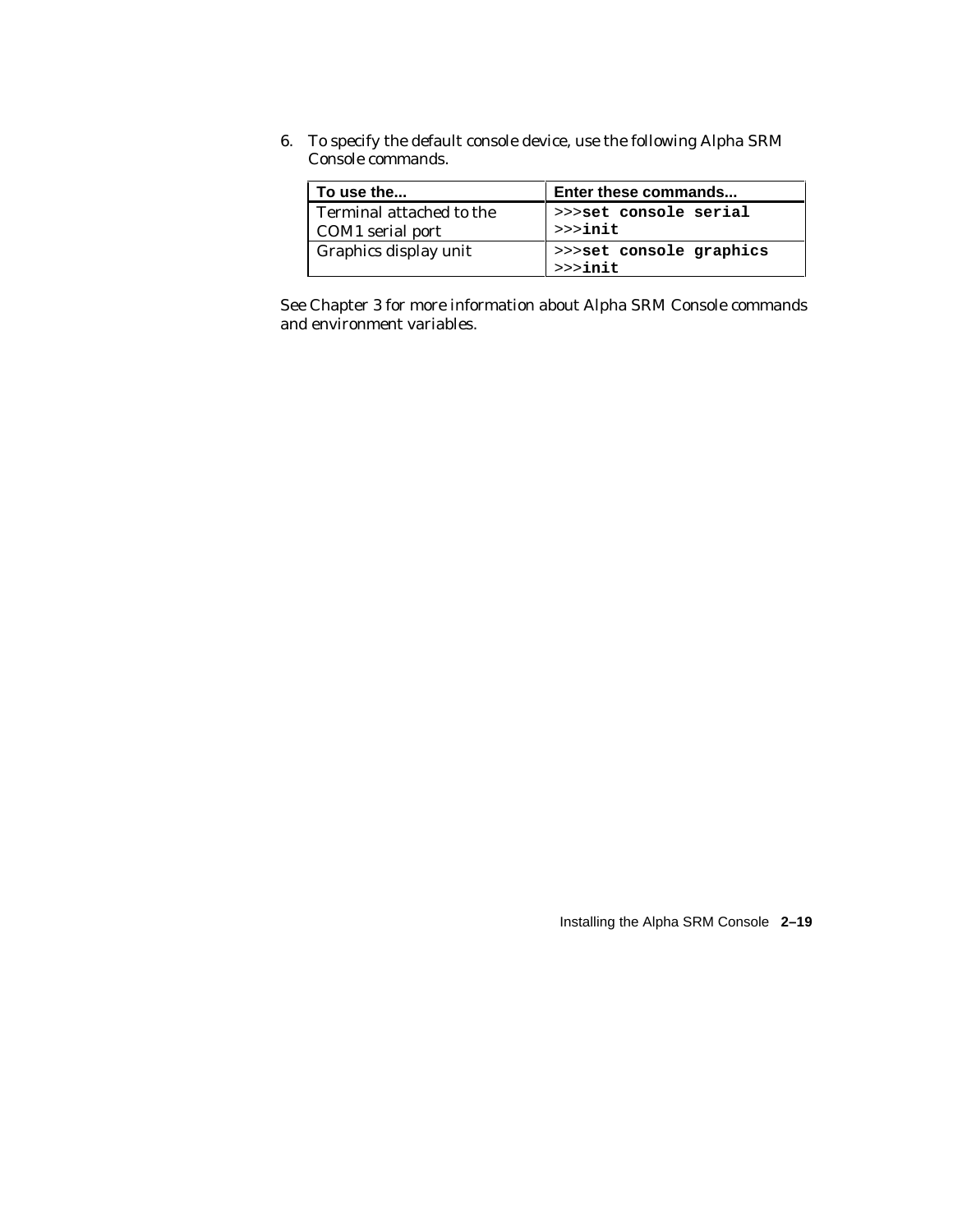6. To specify the default console device, use the following Alpha SRM Console commands.

| To use the... | Enter these commands... |
| --- | --- |
| Terminal attached to the COM1 serial port | >>>**set console serial**<br>>>>**init** |
| Graphics display unit | >>>**set console graphics**<br>>>>**init** |

See Chapter 3 for more information about Alpha SRM Console commands and environment variables.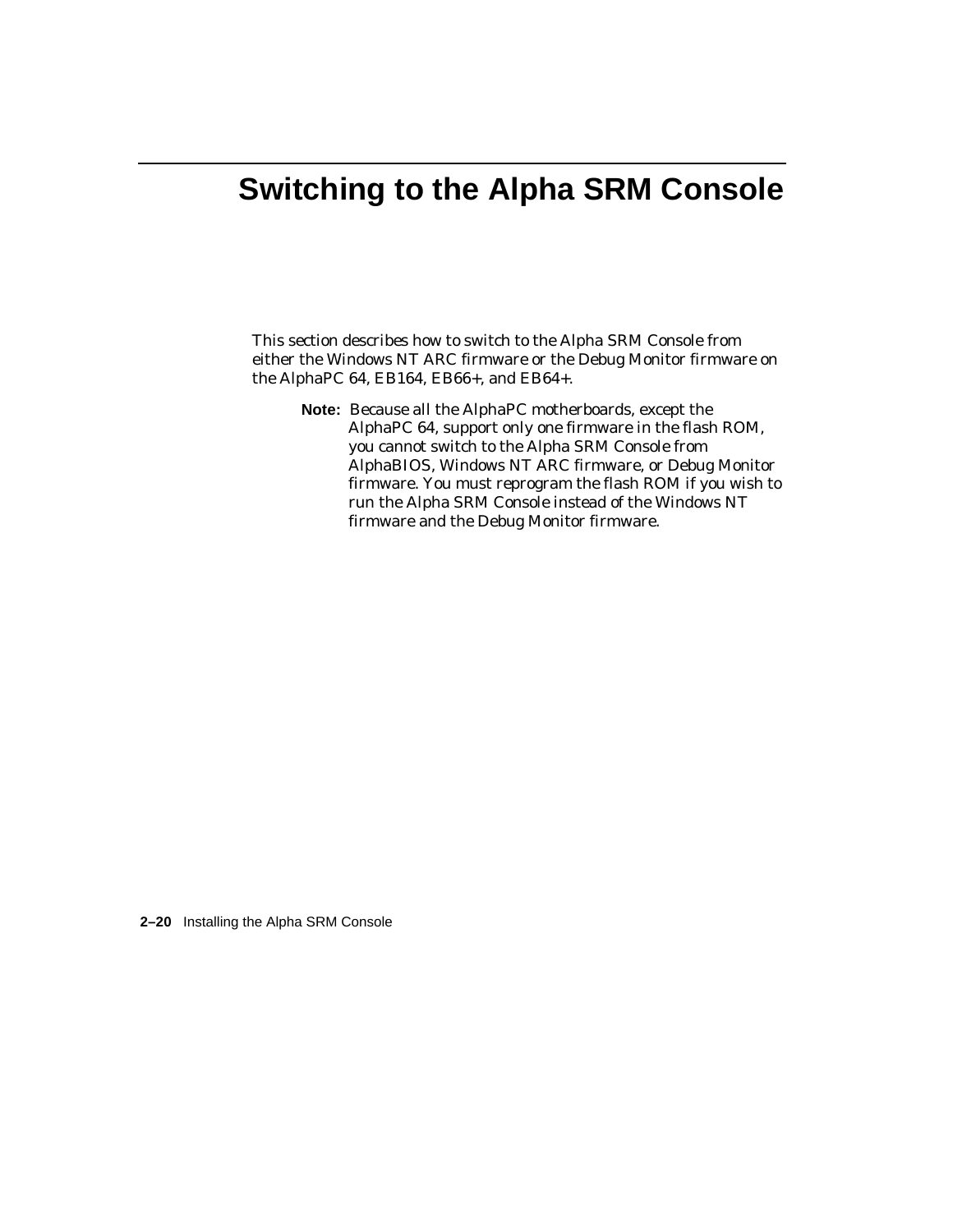# Switching to the Alpha SRM Console

This section describes how to switch to the Alpha SRM Console from either the Windows NT ARC firmware or the Debug Monitor firmware on the AlphaPC 64, EB164, EB66+, and EB64+.

> **Note:** Because all the AlphaPC motherboards, except the AlphaPC 64, support only one firmware in the flash ROM, you cannot switch to the Alpha SRM Console from AlphaBIOS, Windows NT ARC firmware, or Debug Monitor firmware. You must reprogram the flash ROM if you wish to run the Alpha SRM Console instead of the Windows NT firmware and the Debug Monitor firmware.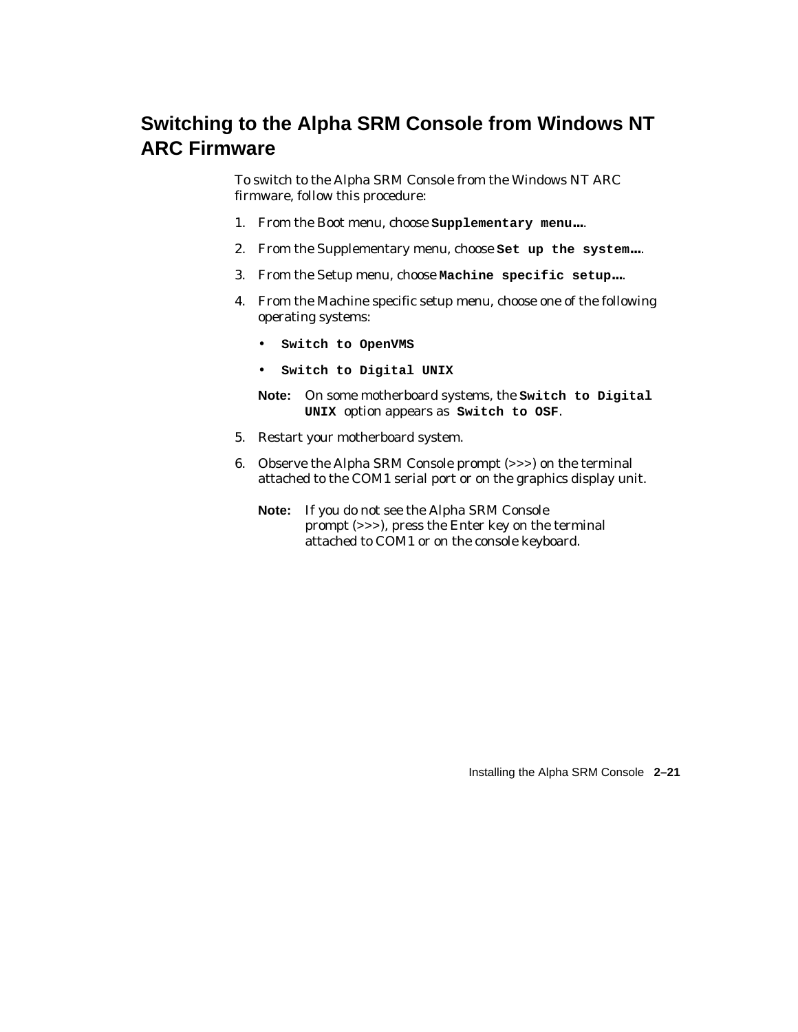## Switching to the Alpha SRM Console from Windows NT ARC Firmware

To switch to the Alpha SRM Console from the Windows NT ARC firmware, follow this procedure:

1. From the Boot menu, choose **`Supplementary menu...`**.
2. From the Supplementary menu, choose **`Set up the system...`**.
3. From the Setup menu, choose **`Machine specific setup...`**.
4. From the Machine specific setup menu, choose one of the following operating systems:
   - **`Switch to OpenVMS`**
   - **`Switch to Digital UNIX`**

   **Note:** On some motherboard systems, the **`Switch to Digital UNIX`** option appears as **`Switch to OSF`**.
5. Restart your motherboard system.
6. Observe the Alpha SRM Console prompt (>>>) on the terminal attached to the COM1 serial port or on the graphics display unit.

   **Note:** If you do not see the Alpha SRM Console prompt (>>>), press the Enter key on the terminal attached to COM1 or on the console keyboard.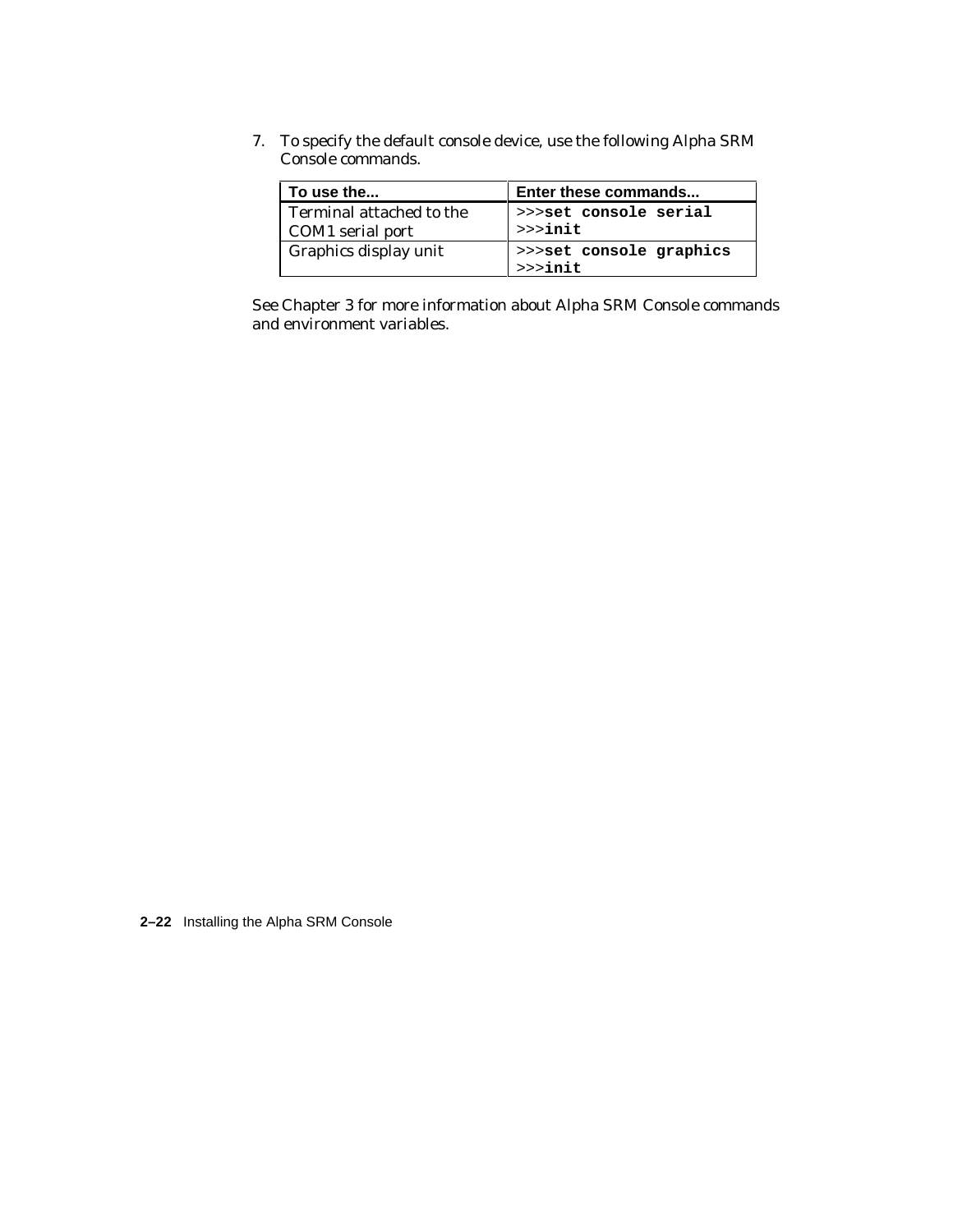7. To specify the default console device, use the following Alpha SRM Console commands.

| To use the... | Enter these commands... |
| --- | --- |
| Terminal attached to the COM1 serial port | >>>**set console serial**<br>>>>**init** |
| Graphics display unit | >>>**set console graphics**<br>>>>**init** |

See Chapter 3 for more information about Alpha SRM Console commands and environment variables.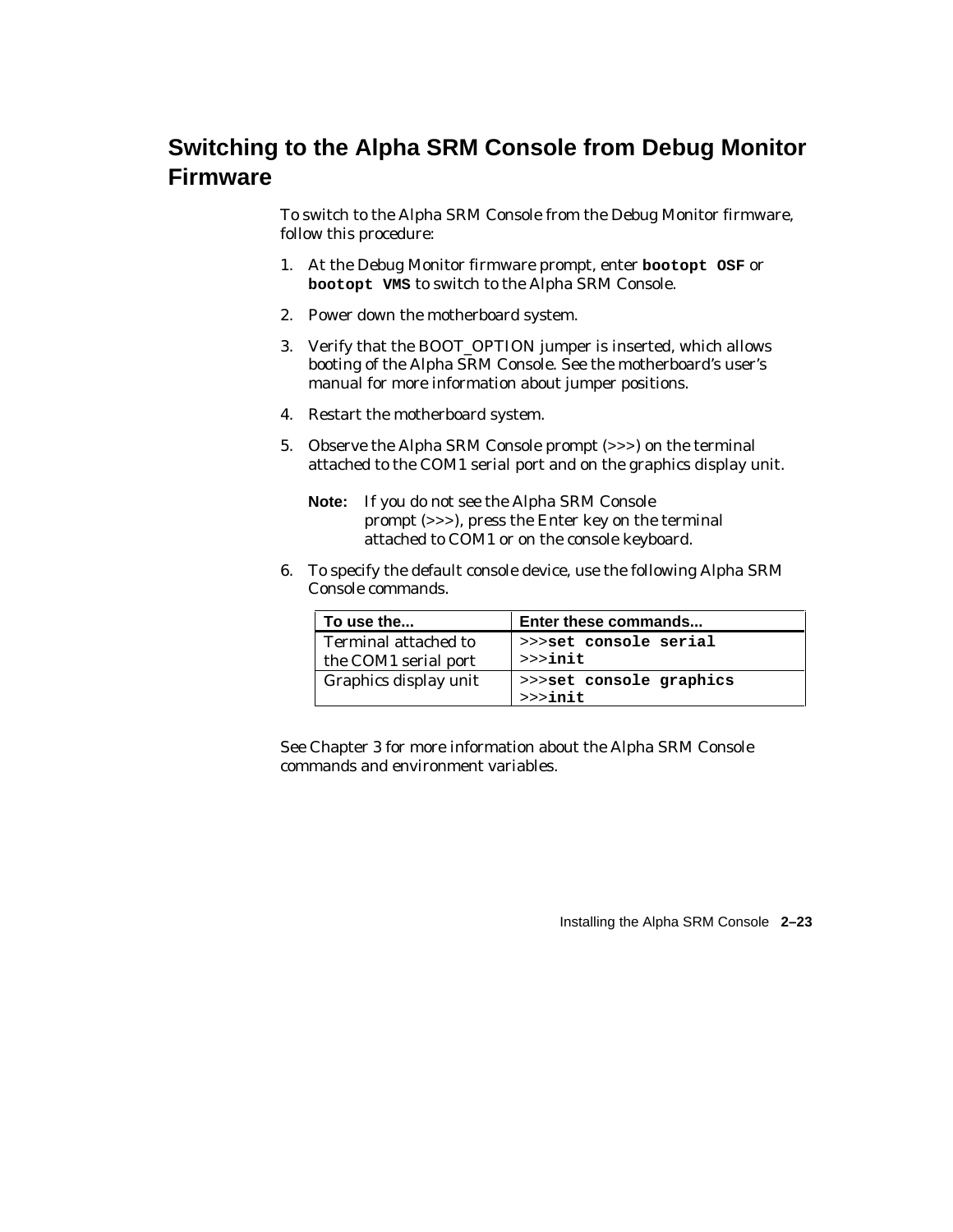## Switching to the Alpha SRM Console from Debug Monitor Firmware

To switch to the Alpha SRM Console from the Debug Monitor firmware, follow this procedure:

1. At the Debug Monitor firmware prompt, enter **`bootopt OSF`** or **`bootopt VMS`** to switch to the Alpha SRM Console.
2. Power down the motherboard system.
3. Verify that the BOOT_OPTION jumper is inserted, which allows booting of the Alpha SRM Console. See the motherboard's user's manual for more information about jumper positions.
4. Restart the motherboard system.
5. Observe the Alpha SRM Console prompt (>>>) on the terminal attached to the COM1 serial port and on the graphics display unit.

   **Note:** If you do not see the Alpha SRM Console prompt (>>>), press the Enter key on the terminal attached to COM1 or on the console keyboard.

6. To specify the default console device, use the following Alpha SRM Console commands.

| To use the... | Enter these commands... |
|---|---|
| Terminal attached to the COM1 serial port | >>>**`set console serial`**<br>>>>**`init`** |
| Graphics display unit | >>>**`set console graphics`**<br>>>>**`init`** |

See Chapter 3 for more information about the Alpha SRM Console commands and environment variables.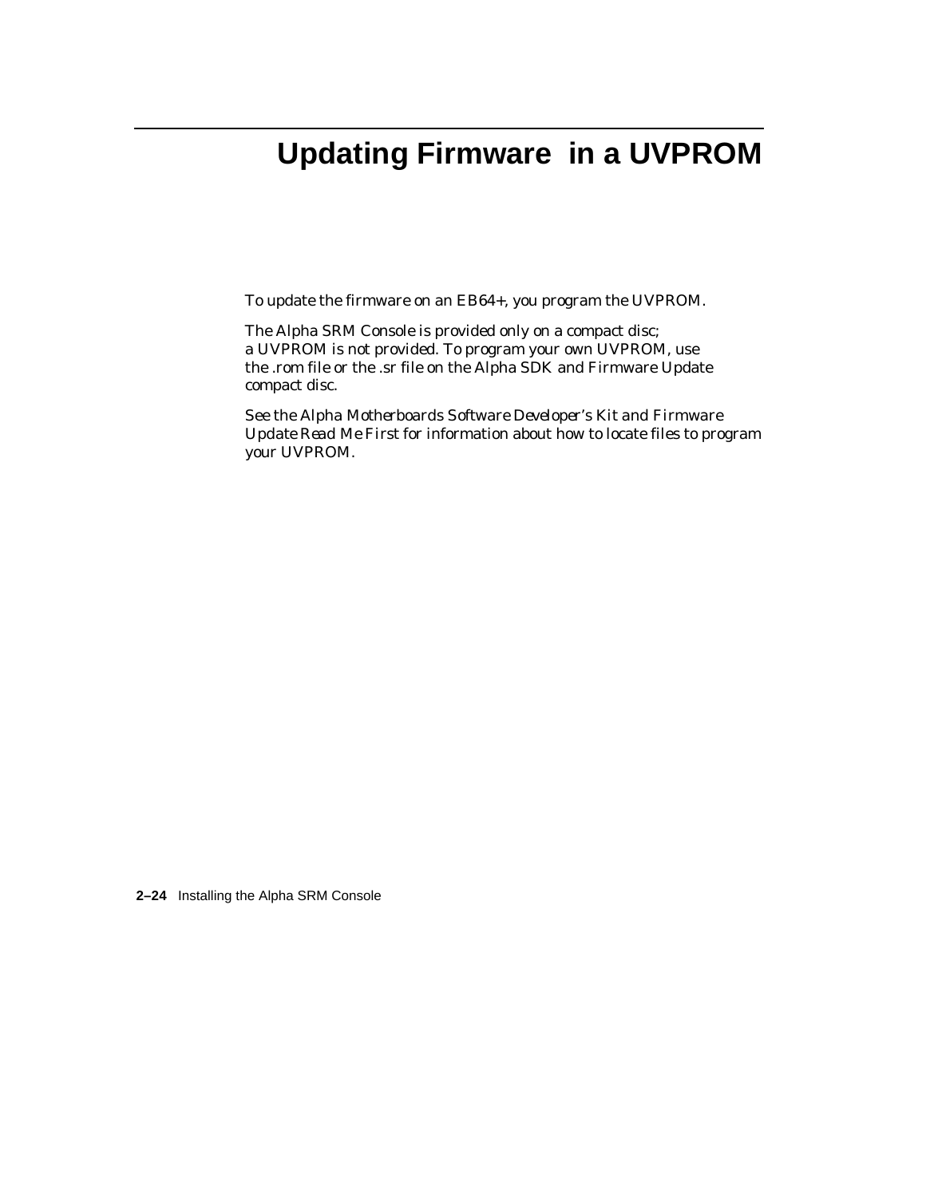# Updating Firmware in a UVPROM

To update the firmware on an EB64+, you program the UVPROM.

The Alpha SRM Console is provided only on a compact disc; a UVPROM is not provided. To program your own UVPROM, use the .rom file or the .sr file on the Alpha SDK and Firmware Update compact disc.

See the *Alpha Motherboards Software Developer's Kit and Firmware Update Read Me First* for information about how to locate files to program your UVPROM.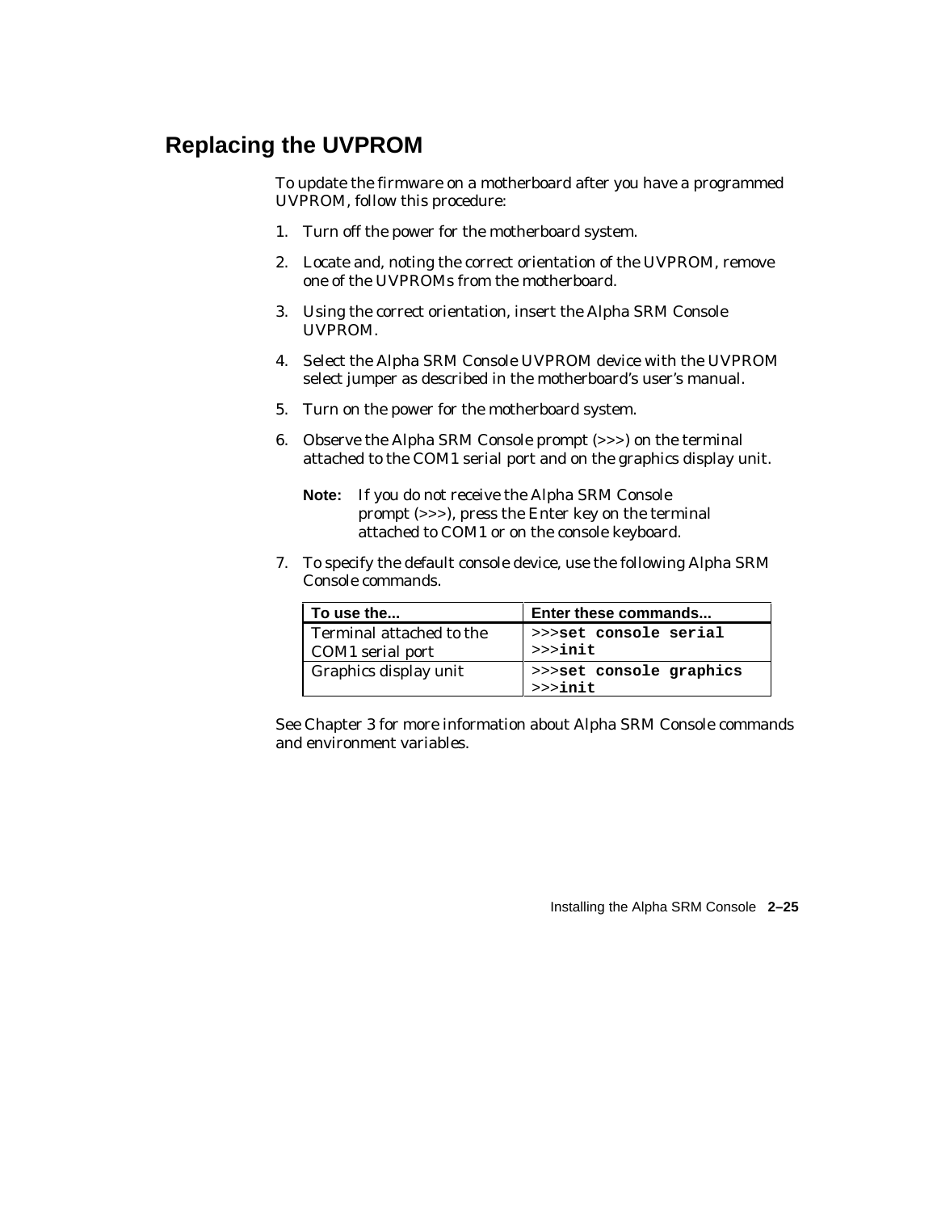## Replacing the UVPROM

To update the firmware on a motherboard after you have a programmed UVPROM, follow this procedure:

1. Turn off the power for the motherboard system.
2. Locate and, noting the correct orientation of the UVPROM, remove one of the UVPROMs from the motherboard.
3. Using the correct orientation, insert the Alpha SRM Console UVPROM.
4. Select the Alpha SRM Console UVPROM device with the UVPROM select jumper as described in the motherboard's user's manual.
5. Turn on the power for the motherboard system.
6. Observe the Alpha SRM Console prompt (>>>) on the terminal attached to the COM1 serial port and on the graphics display unit.

   **Note:** If you do not receive the Alpha SRM Console prompt (>>>), press the Enter key on the terminal attached to COM1 or on the console keyboard.

7. To specify the default console device, use the following Alpha SRM Console commands.

| To use the... | Enter these commands... |
|---|---|
| Terminal attached to the COM1 serial port | >>>**set console serial**<br>>>>**init** |
| Graphics display unit | >>>**set console graphics**<br>>>>**init** |

See Chapter 3 for more information about Alpha SRM Console commands and environment variables.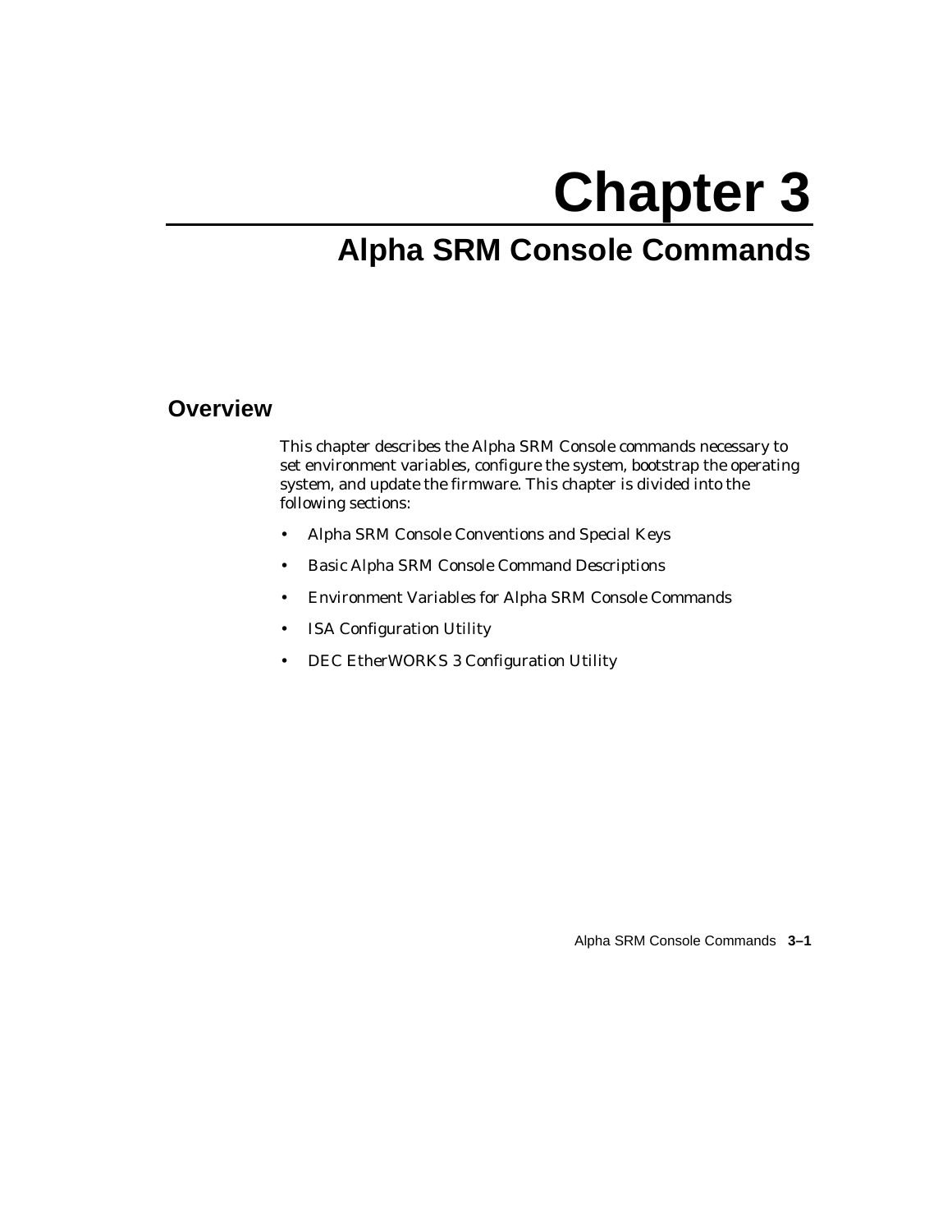# Chapter 3

# Alpha SRM Console Commands

## Overview

This chapter describes the Alpha SRM Console commands necessary to set environment variables, configure the system, bootstrap the operating system, and update the firmware. This chapter is divided into the following sections:

- Alpha SRM Console Conventions and Special Keys
- Basic Alpha SRM Console Command Descriptions
- Environment Variables for Alpha SRM Console Commands
- ISA Configuration Utility
- DEC EtherWORKS 3 Configuration Utility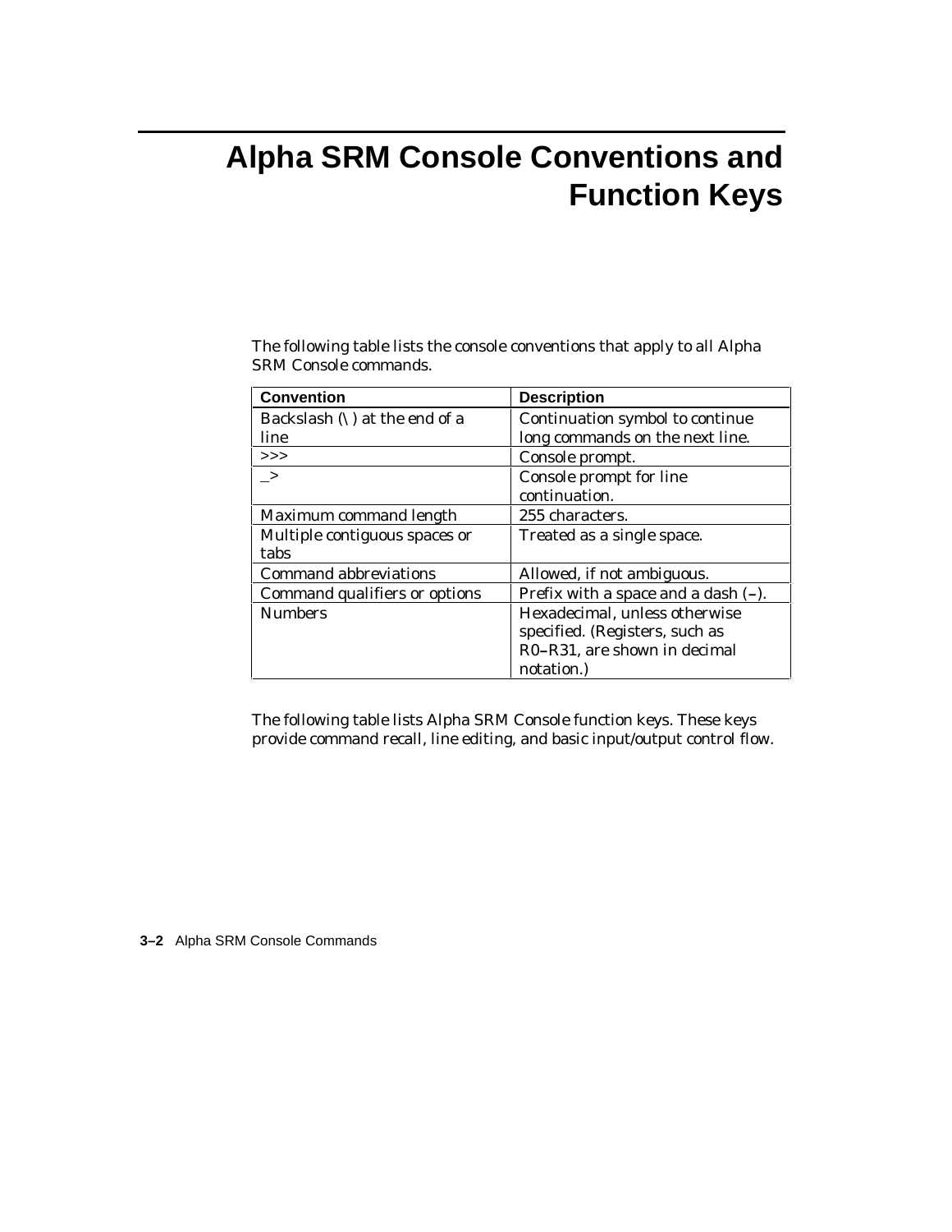# Alpha SRM Console Conventions and Function Keys

The following table lists the console conventions that apply to all Alpha SRM Console commands.

| Convention | Description |
|---|---|
| Backslash (\) at the end of a line | Continuation symbol to continue long commands on the next line. |
| >>> | Console prompt. |
| _> | Console prompt for line continuation. |
| Maximum command length | 255 characters. |
| Multiple contiguous spaces or tabs | Treated as a single space. |
| Command abbreviations | Allowed, if not ambiguous. |
| Command qualifiers or options | Prefix with a space and a dash (–). |
| Numbers | Hexadecimal, unless otherwise specified. (Registers, such as R0–R31, are shown in decimal notation.) |

The following table lists Alpha SRM Console function keys. These keys provide command recall, line editing, and basic input/output control flow.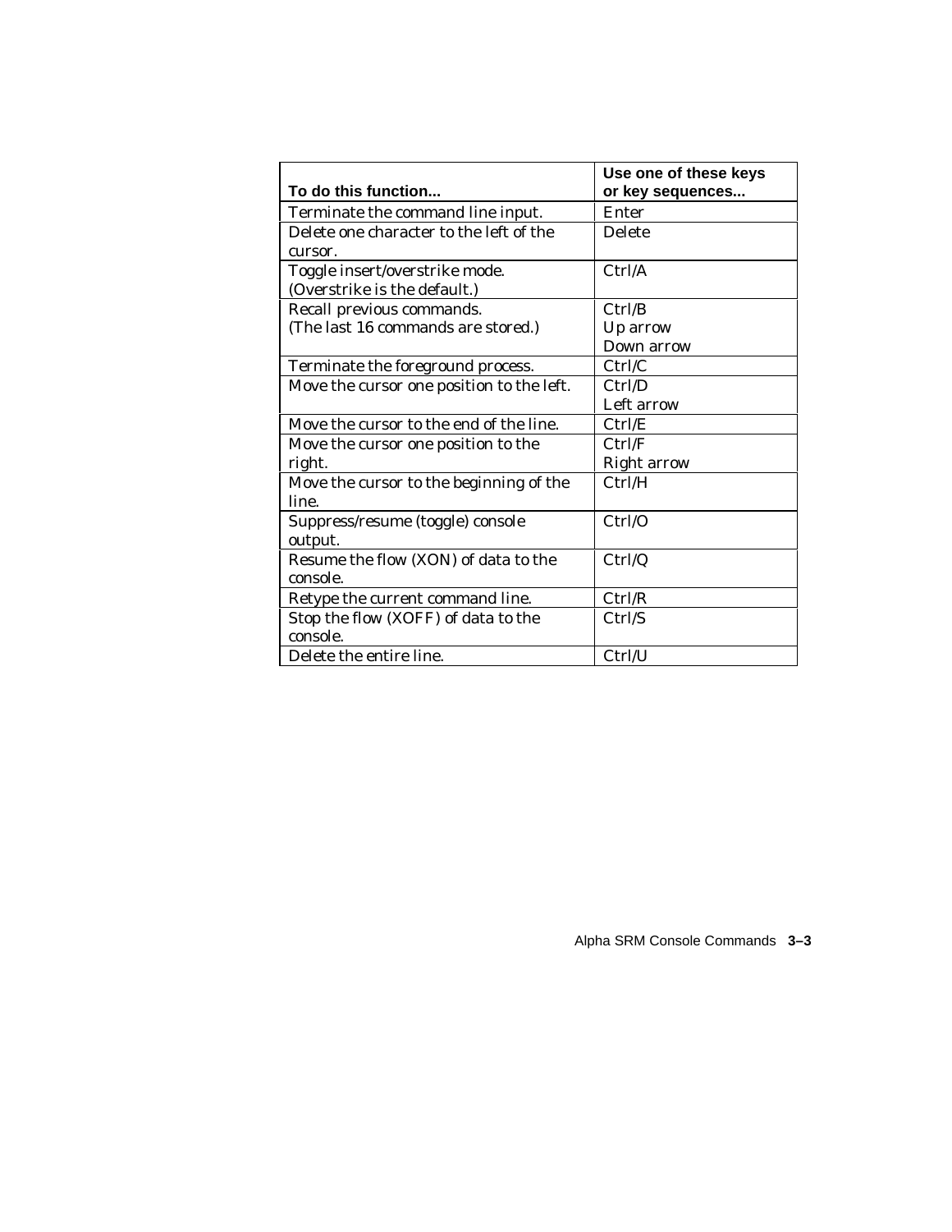| To do this function... | Use one of these keys or key sequences... |
|---|---|
| Terminate the command line input. | Enter |
| Delete one character to the left of the cursor. | Delete |
| Toggle insert/overstrike mode. (Overstrike is the default.) | Ctrl/A |
| Recall previous commands. (The last 16 commands are stored.) | Ctrl/B<br>Up arrow<br>Down arrow |
| Terminate the foreground process. | Ctrl/C |
| Move the cursor one position to the left. | Ctrl/D<br>Left arrow |
| Move the cursor to the end of the line. | Ctrl/E |
| Move the cursor one position to the right. | Ctrl/F<br>Right arrow |
| Move the cursor to the beginning of the line. | Ctrl/H |
| Suppress/resume (toggle) console output. | Ctrl/O |
| Resume the flow (XON) of data to the console. | Ctrl/Q |
| Retype the current command line. | Ctrl/R |
| Stop the flow (XOFF) of data to the console. | Ctrl/S |
| Delete the entire line. | Ctrl/U |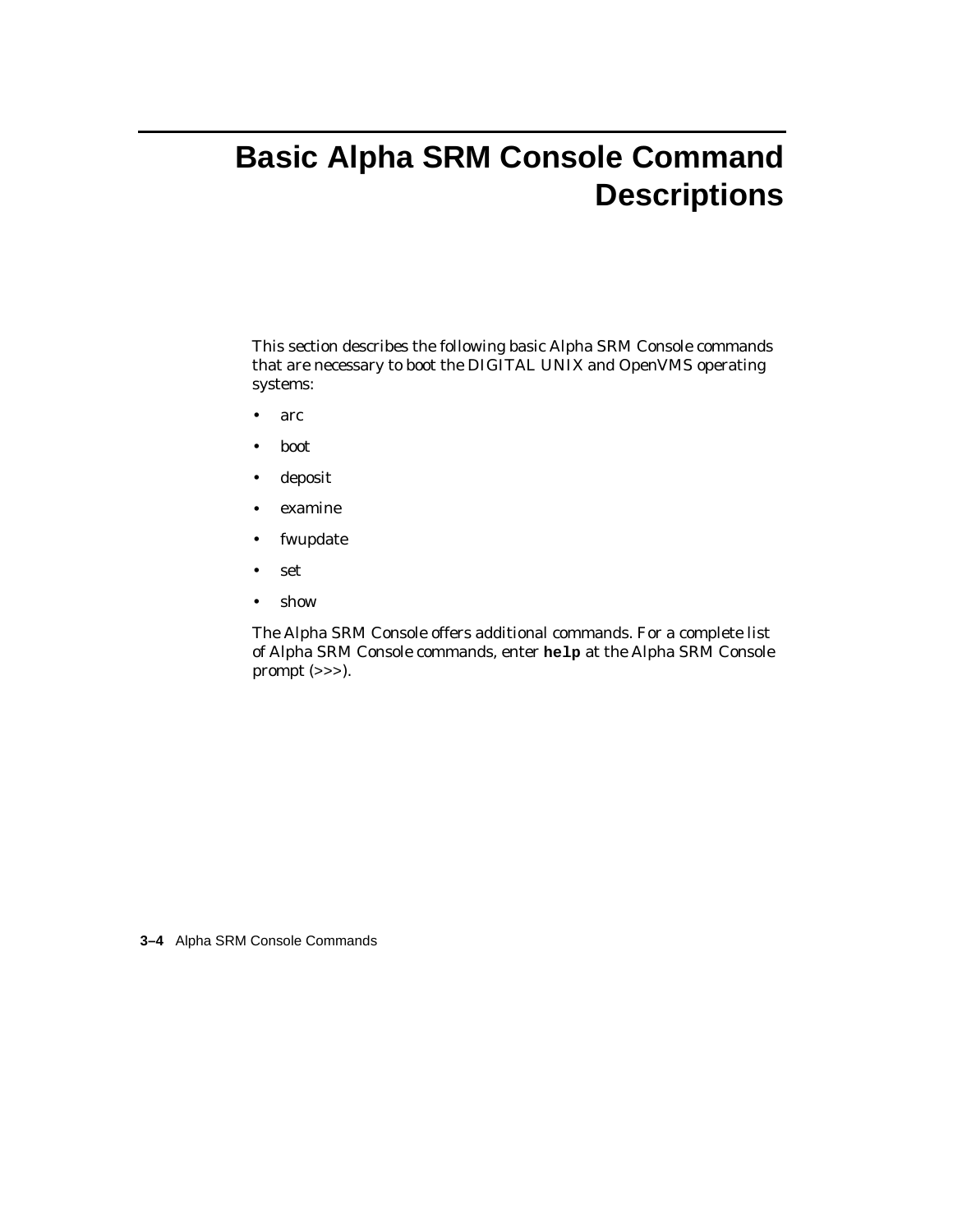# Basic Alpha SRM Console Command Descriptions

This section describes the following basic Alpha SRM Console commands that are necessary to boot the DIGITAL UNIX and OpenVMS operating systems:

- arc
- boot
- deposit
- examine
- fwupdate
- set
- show

The Alpha SRM Console offers additional commands. For a complete list of Alpha SRM Console commands, enter **help** at the Alpha SRM Console prompt (>>>).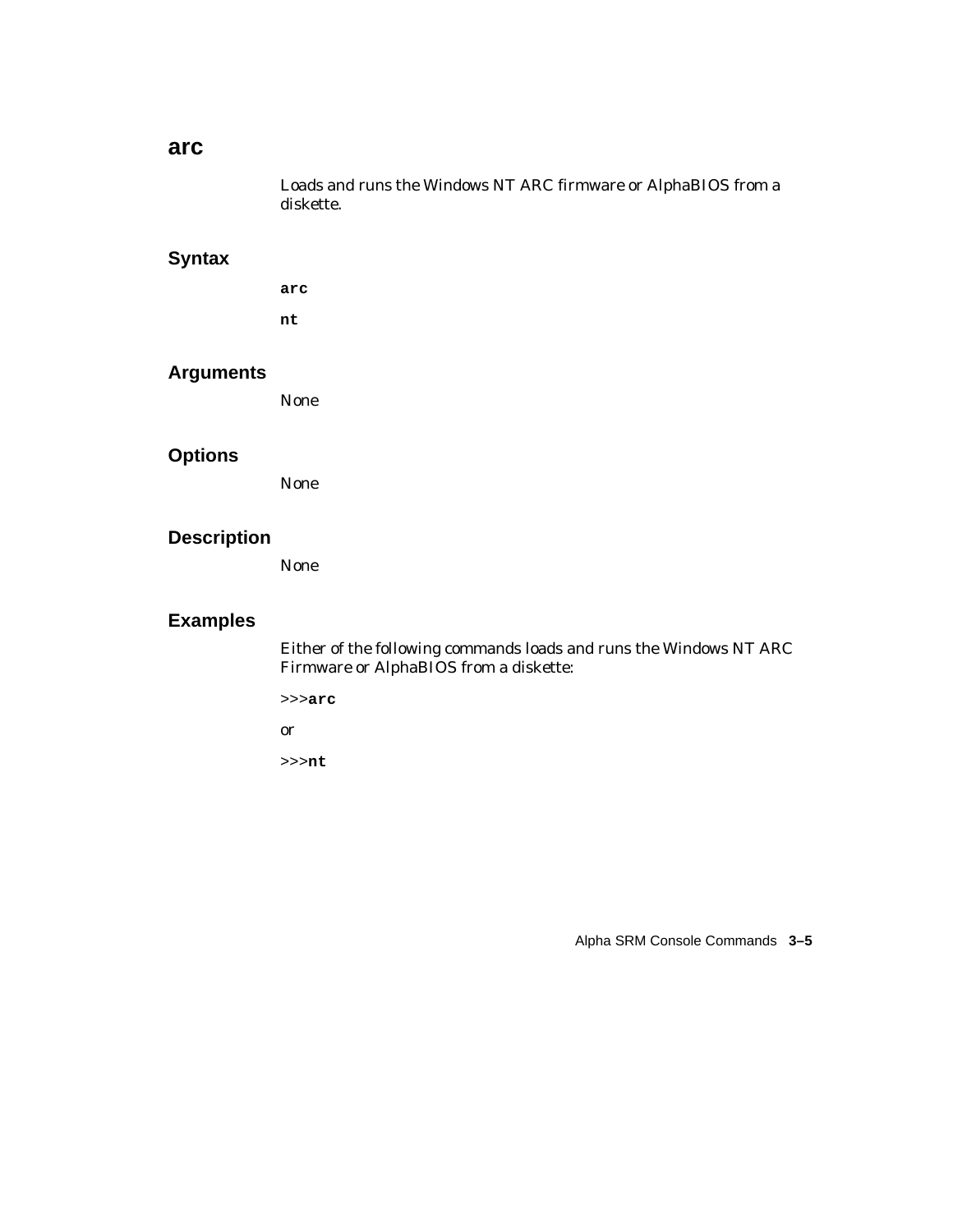## arc

Loads and runs the Windows NT ARC firmware or AlphaBIOS from a diskette.

### Syntax

**arc**

**nt**

### Arguments

None

### Options

None

### Description

None

### Examples

Either of the following commands loads and runs the Windows NT ARC Firmware or AlphaBIOS from a diskette:

```
>>>arc
```

or

```
>>>nt
```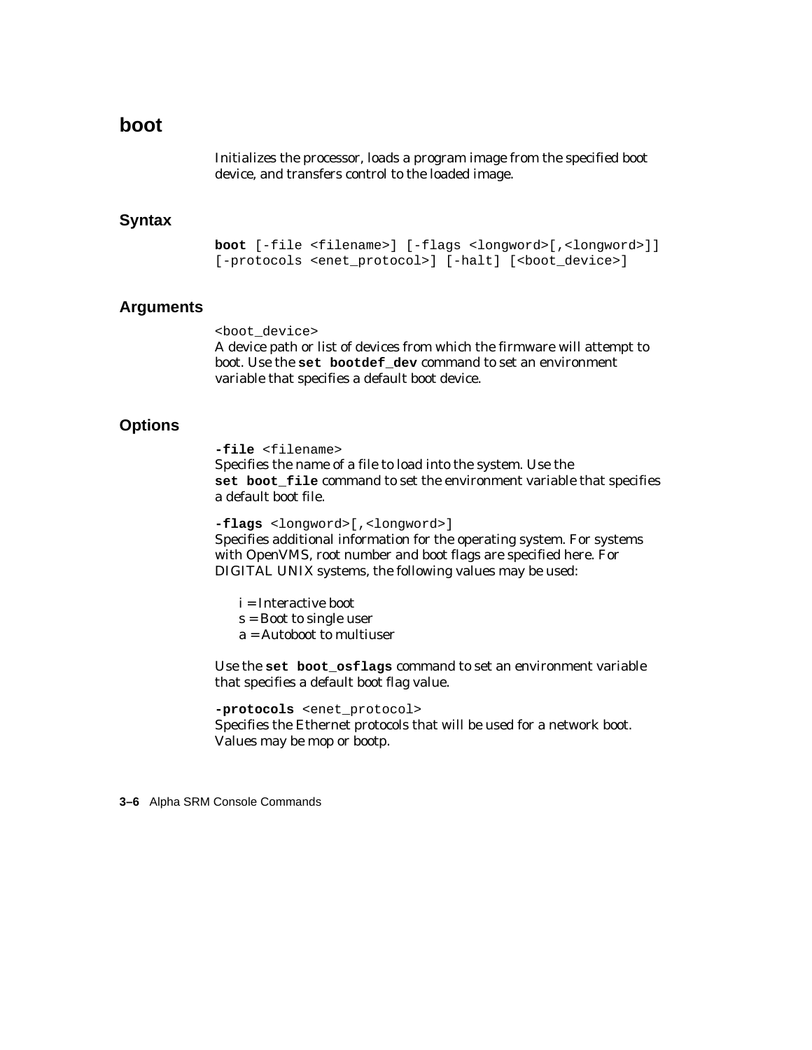## boot

Initializes the processor, loads a program image from the specified boot device, and transfers control to the loaded image.

### Syntax

```
boot [-file <filename>] [-flags <longword>[,<longword>]]
[-protocols <enet_protocol>] [-halt] [<boot_device>]
```

### Arguments

`<boot_device>`
A device path or list of devices from which the firmware will attempt to boot. Use the **`set bootdef_dev`** command to set an environment variable that specifies a default boot device.

### Options

**`-file`** `<filename>`
Specifies the name of a file to load into the system. Use the **`set boot_file`** command to set the environment variable that specifies a default boot file.

**`-flags`** `<longword>[,<longword>]`
Specifies additional information for the operating system. For systems with OpenVMS, root number and boot flags are specified here. For DIGITAL UNIX systems, the following values may be used:

i = Interactive boot
s = Boot to single user
a = Autoboot to multiuser

Use the **`set boot_osflags`** command to set an environment variable that specifies a default boot flag value.

**`-protocols`** `<enet_protocol>`
Specifies the Ethernet protocols that will be used for a network boot. Values may be mop or bootp.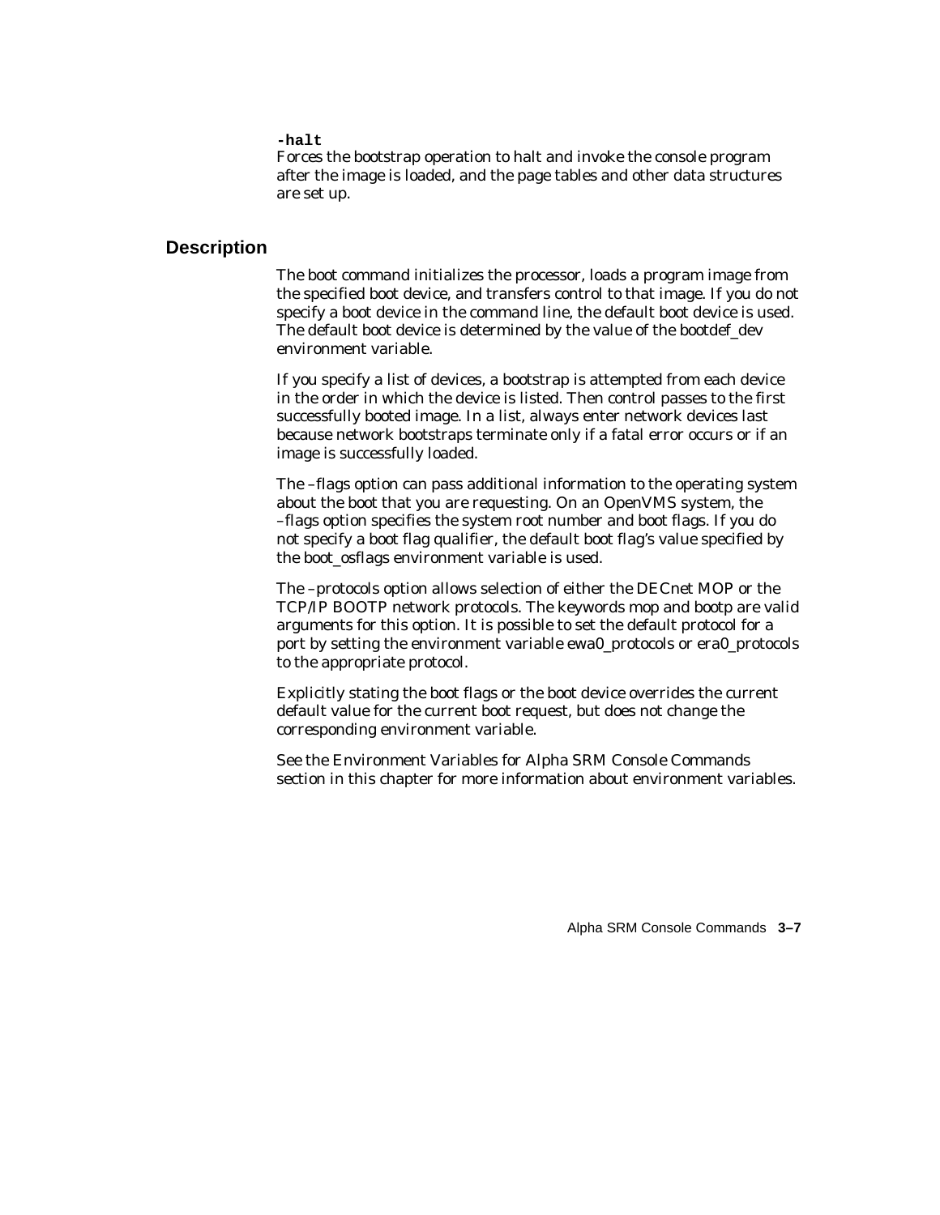**-halt**
Forces the bootstrap operation to halt and invoke the console program after the image is loaded, and the page tables and other data structures are set up.

## Description

The boot command initializes the processor, loads a program image from the specified boot device, and transfers control to that image. If you do not specify a boot device in the command line, the default boot device is used. The default boot device is determined by the value of the bootdef_dev environment variable.

If you specify a list of devices, a bootstrap is attempted from each device in the order in which the device is listed. Then control passes to the first successfully booted image. In a list, always enter network devices last because network bootstraps terminate only if a fatal error occurs or if an image is successfully loaded.

The –flags option can pass additional information to the operating system about the boot that you are requesting. On an OpenVMS system, the –flags option specifies the system root number and boot flags. If you do not specify a boot flag qualifier, the default boot flag's value specified by the boot_osflags environment variable is used.

The –protocols option allows selection of either the DECnet MOP or the TCP/IP BOOTP network protocols. The keywords mop and bootp are valid arguments for this option. It is possible to set the default protocol for a port by setting the environment variable ewa0_protocols or era0_protocols to the appropriate protocol.

Explicitly stating the boot flags or the boot device overrides the current default value for the current boot request, but does not change the corresponding environment variable.

See the Environment Variables for Alpha SRM Console Commands section in this chapter for more information about environment variables.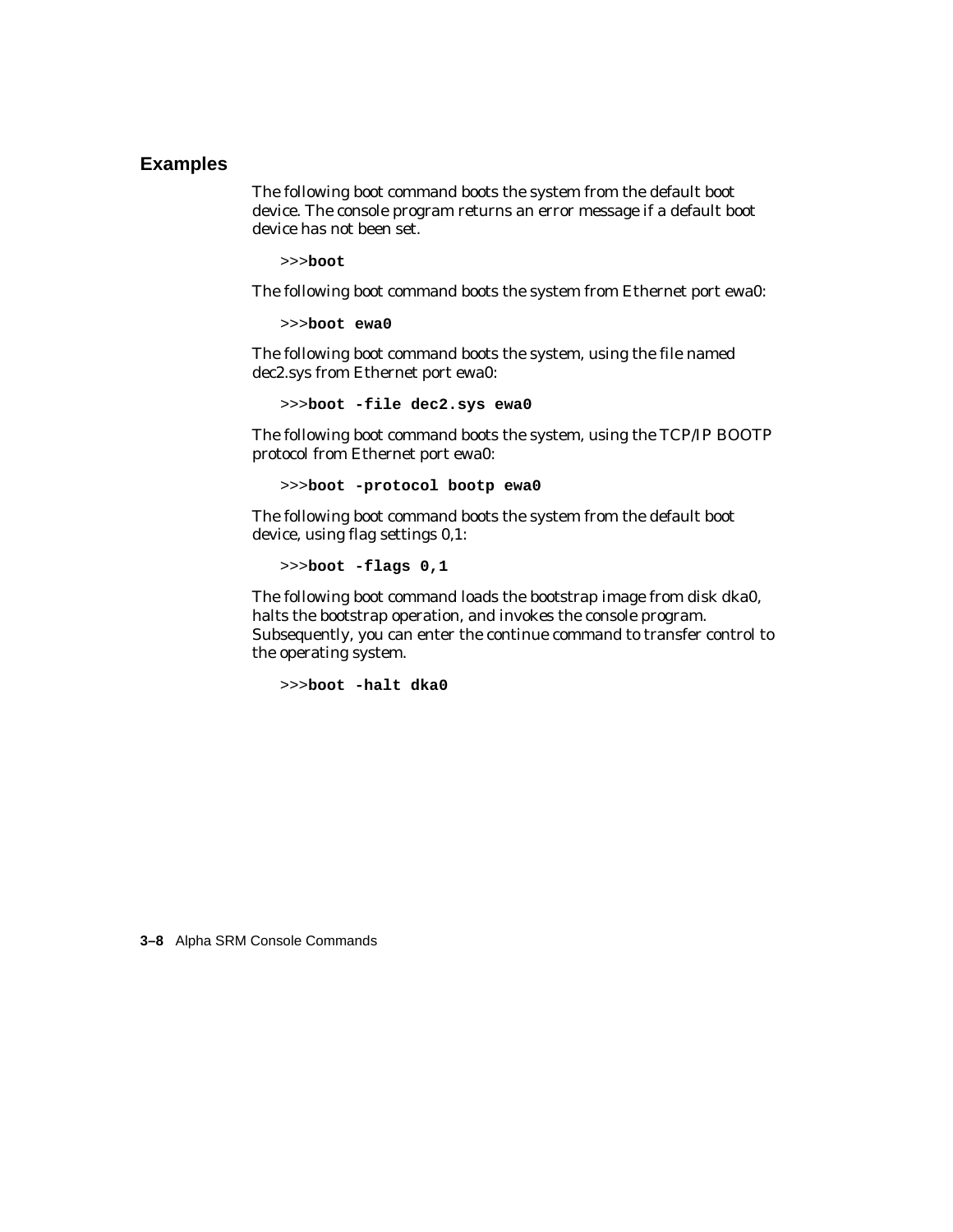## Examples

The following boot command boots the system from the default boot device. The console program returns an error message if a default boot device has not been set.

```
>>>boot
```

The following boot command boots the system from Ethernet port ewa0:

```
>>>boot ewa0
```

The following boot command boots the system, using the file named dec2.sys from Ethernet port ewa0:

```
>>>boot -file dec2.sys ewa0
```

The following boot command boots the system, using the TCP/IP BOOTP protocol from Ethernet port ewa0:

```
>>>boot -protocol bootp ewa0
```

The following boot command boots the system from the default boot device, using flag settings 0,1:

```
>>>boot -flags 0,1
```

The following boot command loads the bootstrap image from disk dka0, halts the bootstrap operation, and invokes the console program. Subsequently, you can enter the continue command to transfer control to the operating system.

```
>>>boot -halt dka0
```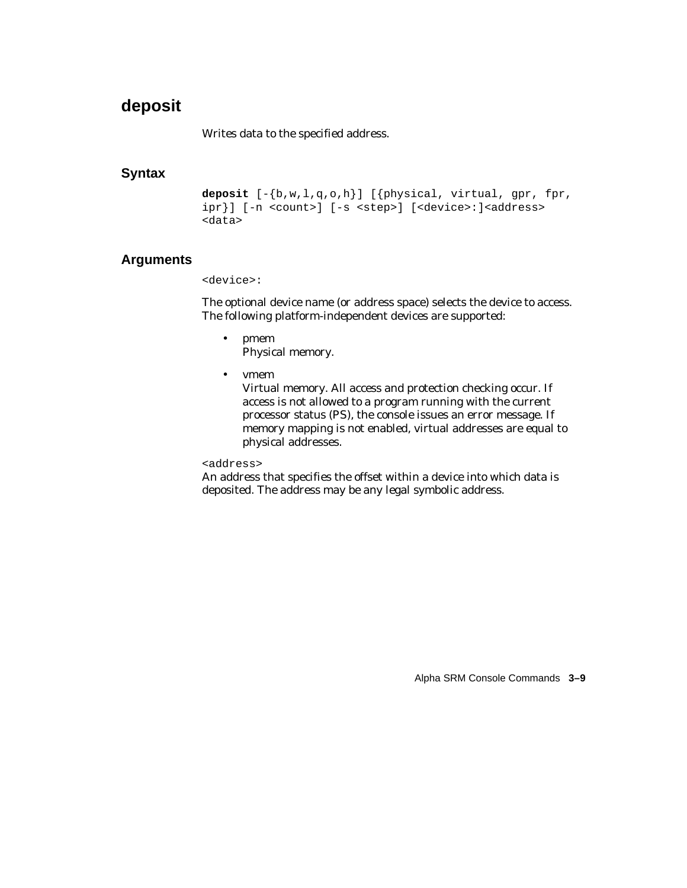## deposit

Writes data to the specified address.

### Syntax

```
deposit [-{b,w,l,q,o,h}] [{physical, virtual, gpr, fpr,
ipr}] [-n <count>] [-s <step>] [<device>:]<address>
<data>
```

### Arguments

`<device>:`

The optional device name (or address space) selects the device to access. The following platform-independent devices are supported:

- pmem
  Physical memory.

- vmem
  Virtual memory. All access and protection checking occur. If access is not allowed to a program running with the current processor status (PS), the console issues an error message. If memory mapping is not enabled, virtual addresses are equal to physical addresses.

`<address>`
An address that specifies the offset within a device into which data is deposited. The address may be any legal symbolic address.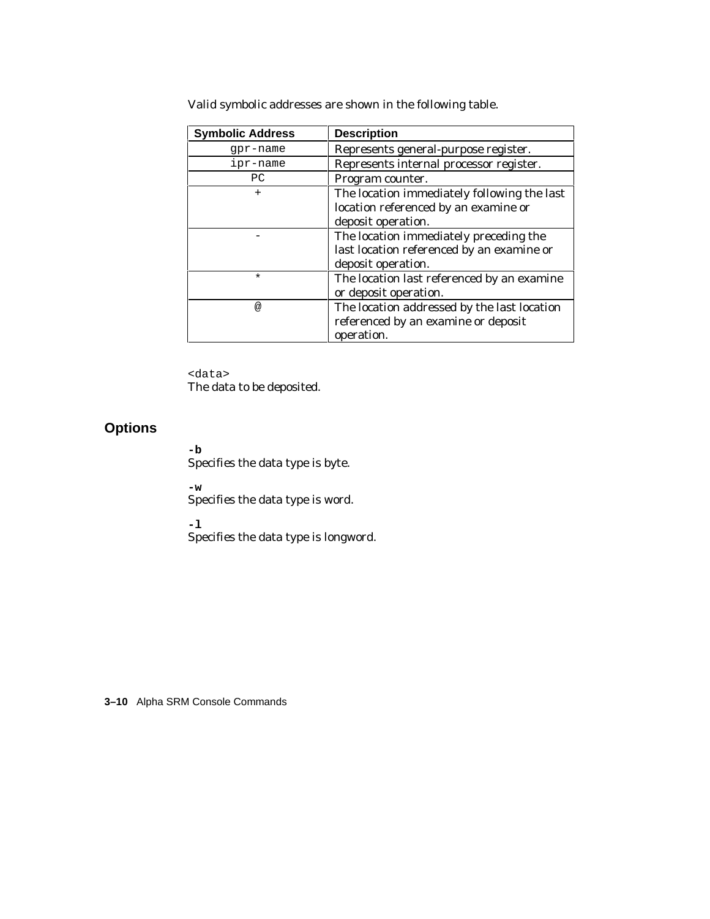Valid symbolic addresses are shown in the following table.

| Symbolic Address | Description |
|---|---|
| `gpr-name` | Represents general-purpose register. |
| `ipr-name` | Represents internal processor register. |
| `PC` | Program counter. |
| `+` | The location immediately following the last location referenced by an examine or deposit operation. |
| `-` | The location immediately preceding the last location referenced by an examine or deposit operation. |
| `*` | The location last referenced by an examine or deposit operation. |
| `@` | The location addressed by the last location referenced by an examine or deposit operation. |

`<data>`
The data to be deposited.

## Options

**`-b`**
Specifies the data type is byte.

**`-w`**
Specifies the data type is word.

**`-l`**
Specifies the data type is longword.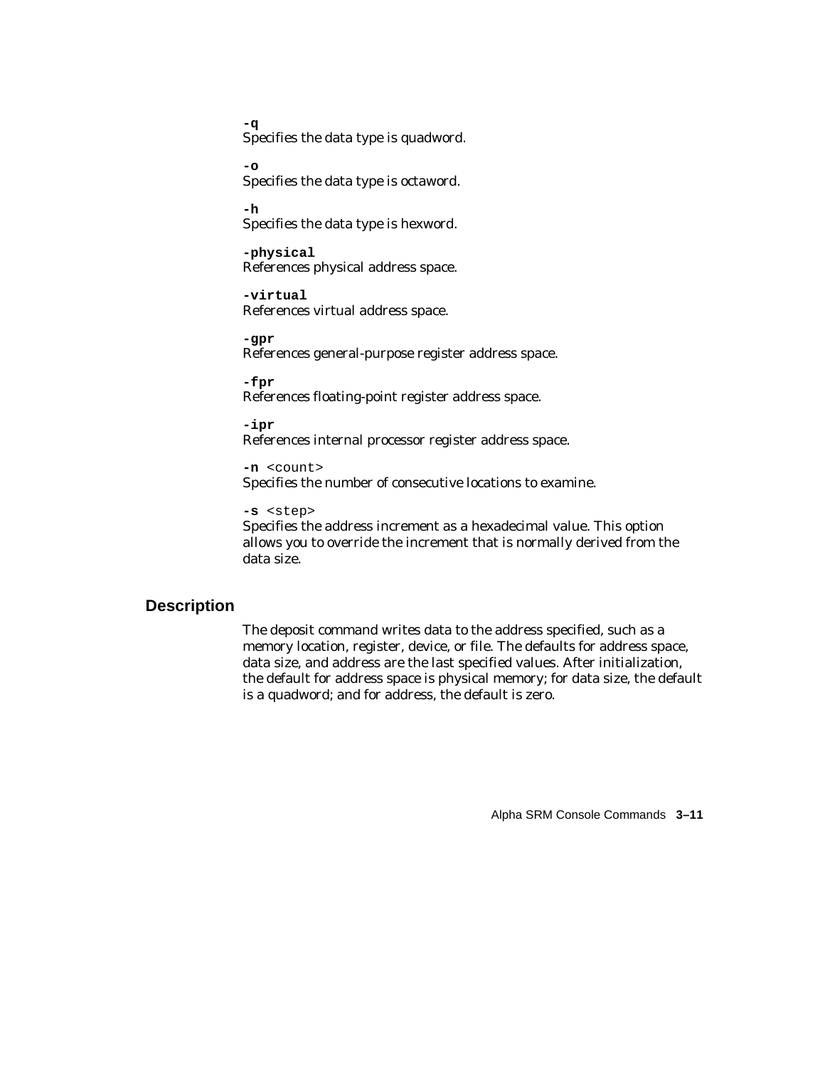**-q**
Specifies the data type is quadword.

**-o**
Specifies the data type is octaword.

**-h**
Specifies the data type is hexword.

**-physical**
References physical address space.

**-virtual**
References virtual address space.

**-gpr**
References general-purpose register address space.

**-fpr**
References floating-point register address space.

**-ipr**
References internal processor register address space.

**-n** <count>
Specifies the number of consecutive locations to examine.

**-s** <step>
Specifies the address increment as a hexadecimal value. This option allows you to override the increment that is normally derived from the data size.

## Description

The deposit command writes data to the address specified, such as a memory location, register, device, or file. The defaults for address space, data size, and address are the last specified values. After initialization, the default for address space is physical memory; for data size, the default is a quadword; and for address, the default is zero.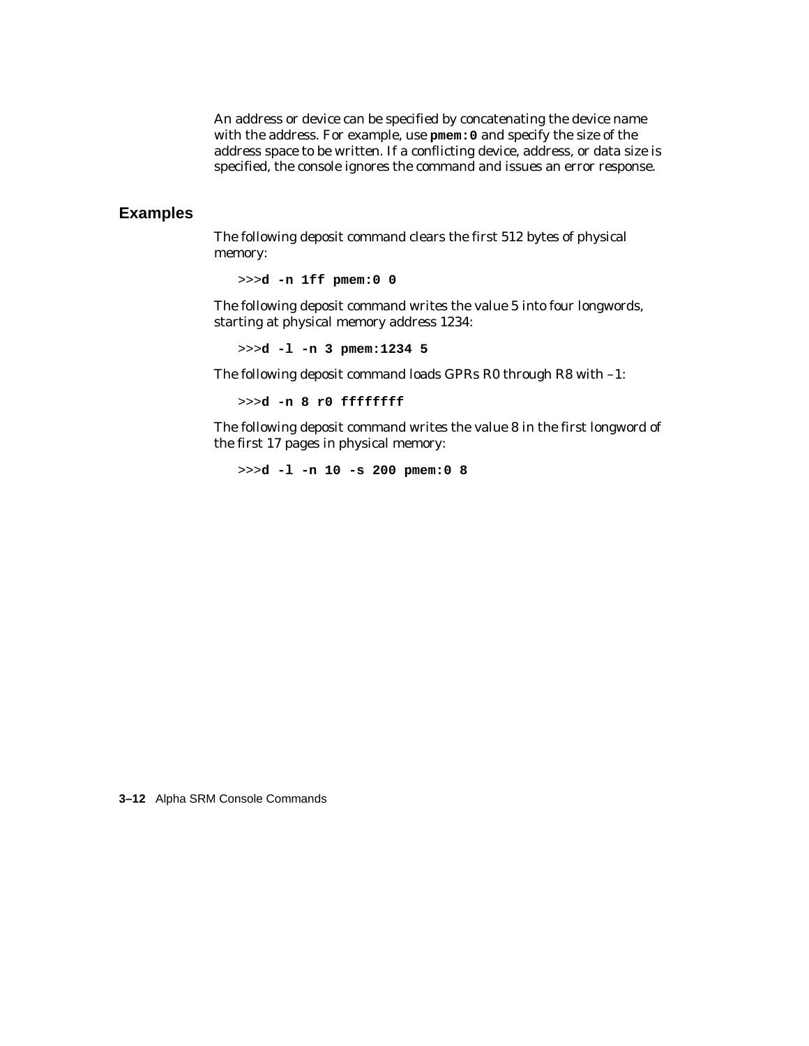An address or device can be specified by concatenating the device name with the address. For example, use **pmem:0** and specify the size of the address space to be written. If a conflicting device, address, or data size is specified, the console ignores the command and issues an error response.

## Examples

The following deposit command clears the first 512 bytes of physical memory:

```
>>>d -n 1ff pmem:0 0
```

The following deposit command writes the value 5 into four longwords, starting at physical memory address 1234:

```
>>>d -l -n 3 pmem:1234 5
```

The following deposit command loads GPRs R0 through R8 with –1:

```
>>>d -n 8 r0 ffffffff
```

The following deposit command writes the value 8 in the first longword of the first 17 pages in physical memory:

```
>>>d -l -n 10 -s 200 pmem:0 8
```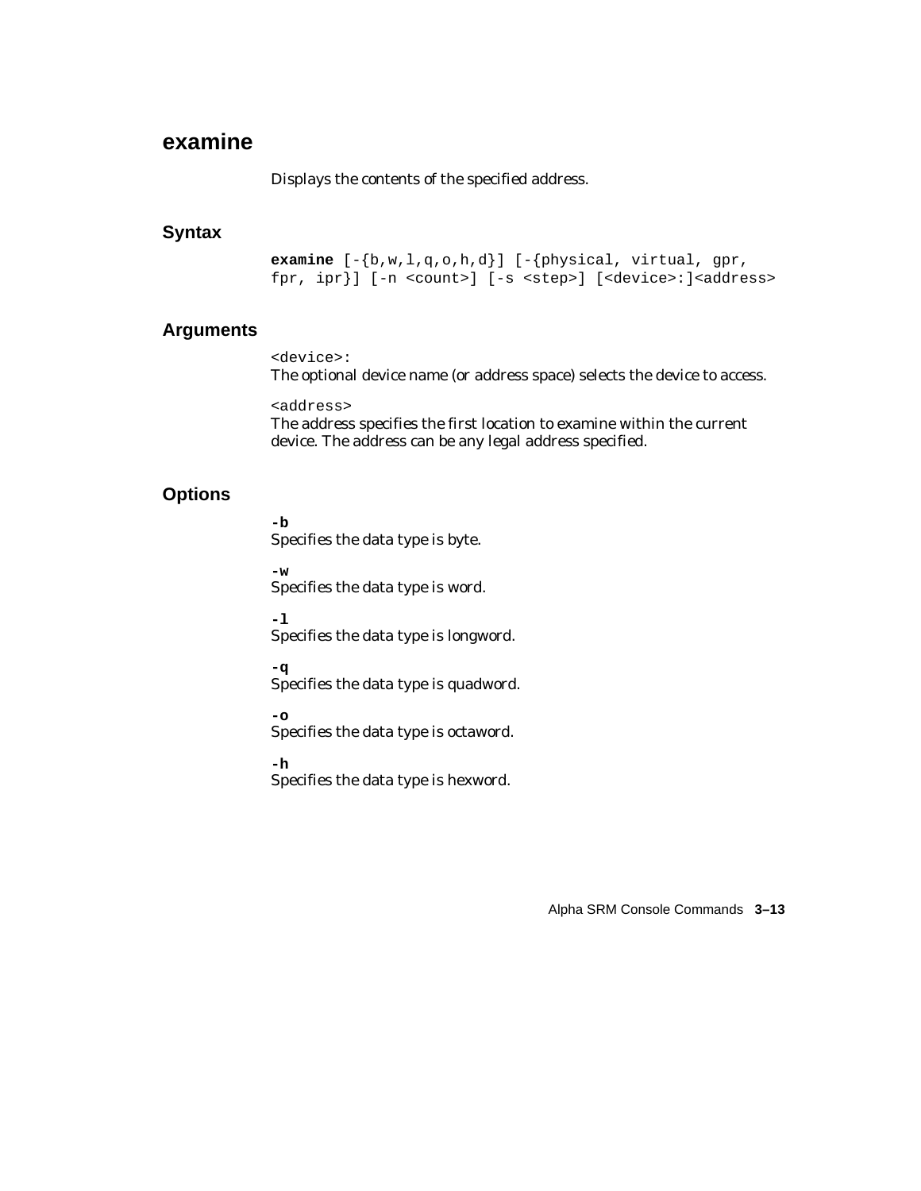## examine

Displays the contents of the specified address.

### Syntax

**examine** [-{b,w,l,q,o,h,d}] [-{physical, virtual, gpr, fpr, ipr}] [-n <count>] [-s <step>] [<device>:]<address>

### Arguments

`<device>:`
The optional device name (or address space) selects the device to access.

`<address>`
The address specifies the first location to examine within the current device. The address can be any legal address specified.

### Options

**-b**
Specifies the data type is byte.

**-w**
Specifies the data type is word.

**-l**
Specifies the data type is longword.

**-q**
Specifies the data type is quadword.

**-o**
Specifies the data type is octaword.

**-h**
Specifies the data type is hexword.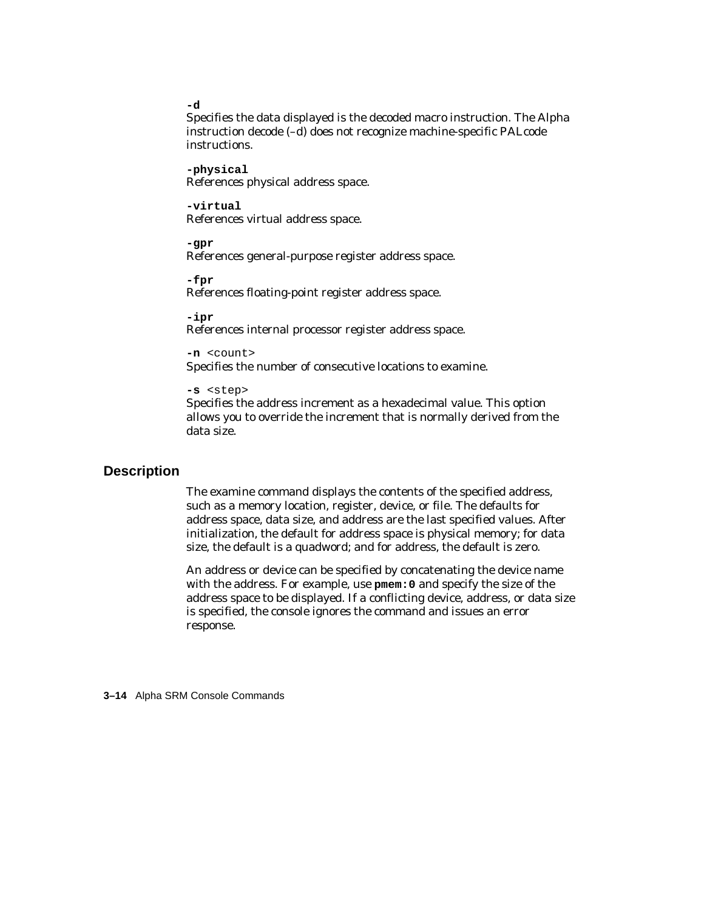**-d**
Specifies the data displayed is the decoded macro instruction. The Alpha instruction decode (–d) does not recognize machine-specific PALcode instructions.

**-physical**
References physical address space.

**-virtual**
References virtual address space.

**-gpr**
References general-purpose register address space.

**-fpr**
References floating-point register address space.

**-ipr**
References internal processor register address space.

**-n** `<count>`
Specifies the number of consecutive locations to examine.

**-s** `<step>`
Specifies the address increment as a hexadecimal value. This option allows you to override the increment that is normally derived from the data size.

## Description

The examine command displays the contents of the specified address, such as a memory location, register, device, or file. The defaults for address space, data size, and address are the last specified values. After initialization, the default for address space is physical memory; for data size, the default is a quadword; and for address, the default is zero.

An address or device can be specified by concatenating the device name with the address. For example, use **pmem:0** and specify the size of the address space to be displayed. If a conflicting device, address, or data size is specified, the console ignores the command and issues an error response.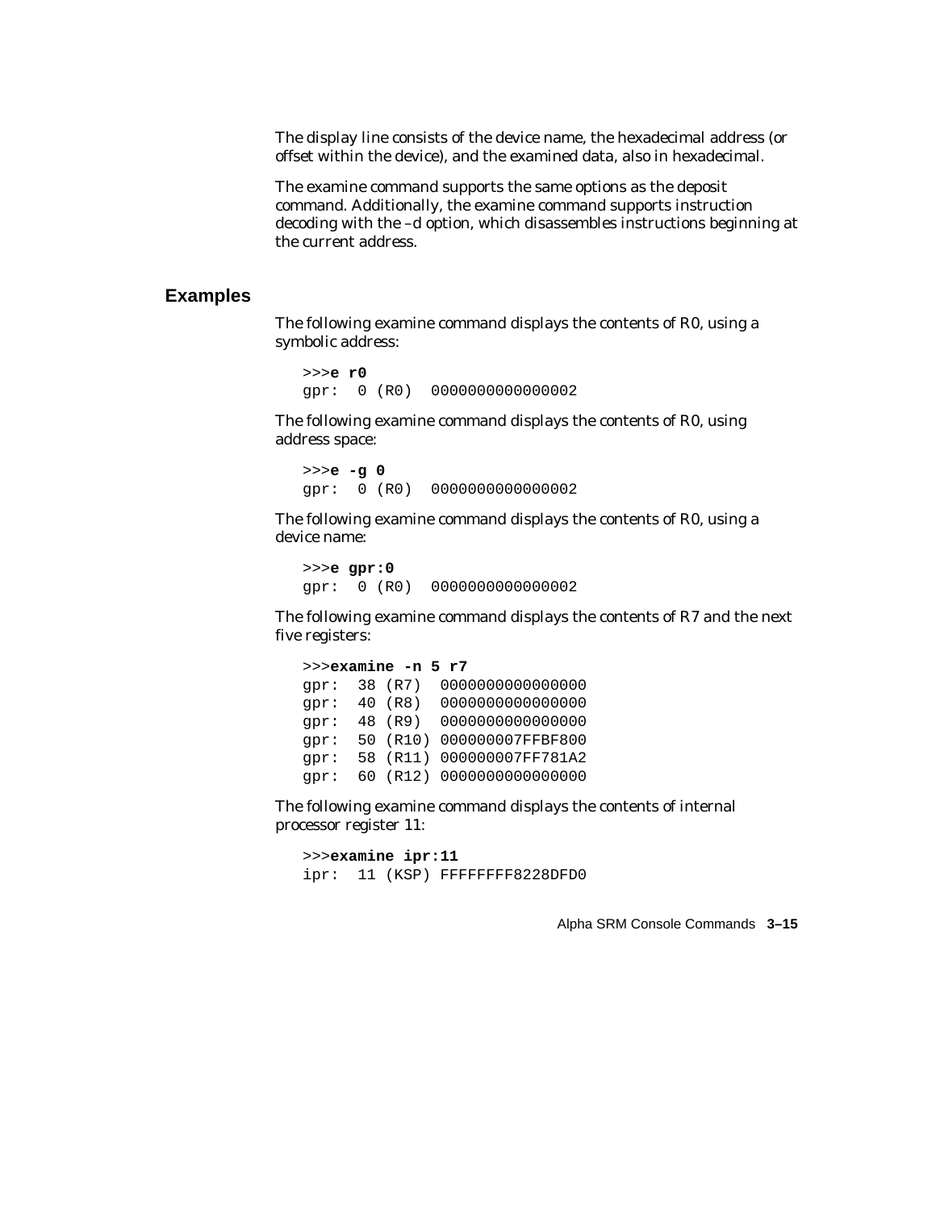The display line consists of the device name, the hexadecimal address (or offset within the device), and the examined data, also in hexadecimal.

The examine command supports the same options as the deposit command. Additionally, the examine command supports instruction decoding with the –d option, which disassembles instructions beginning at the current address.

## Examples

The following examine command displays the contents of R0, using a symbolic address:

```
>>>e r0
gpr:  0 (R0)  0000000000000002
```

The following examine command displays the contents of R0, using address space:

```
>>>e -g 0
gpr:  0 (R0)  0000000000000002
```

The following examine command displays the contents of R0, using a device name:

```
>>>e gpr:0
gpr:  0 (R0)  0000000000000002
```

The following examine command displays the contents of R7 and the next five registers:

```
>>>examine -n 5 r7
gpr:  38 (R7)  0000000000000000
gpr:  40 (R8)  0000000000000000
gpr:  48 (R9)  0000000000000000
gpr:  50 (R10) 000000007FFBF800
gpr:  58 (R11) 000000007FF781A2
gpr:  60 (R12) 0000000000000000
```

The following examine command displays the contents of internal processor register 11:

```
>>>examine ipr:11
ipr:  11 (KSP) FFFFFFFF8228DFD0
```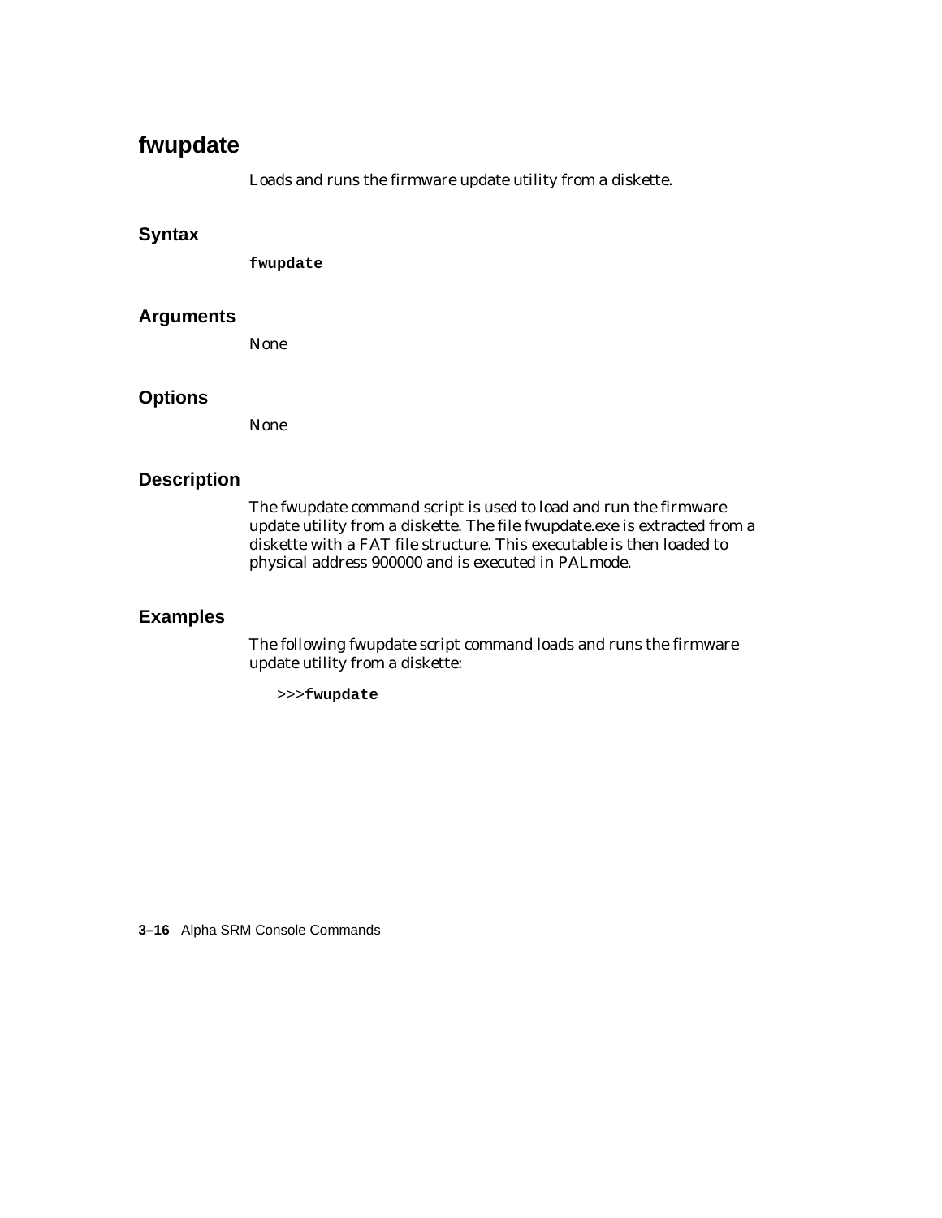# fwupdate

Loads and runs the firmware update utility from a diskette.

## Syntax

```
fwupdate
```

## Arguments

None

## Options

None

## Description

The fwupdate command script is used to load and run the firmware update utility from a diskette. The file fwupdate.exe is extracted from a diskette with a FAT file structure. This executable is then loaded to physical address 900000 and is executed in PALmode.

## Examples

The following fwupdate script command loads and runs the firmware update utility from a diskette:

```
>>>fwupdate
```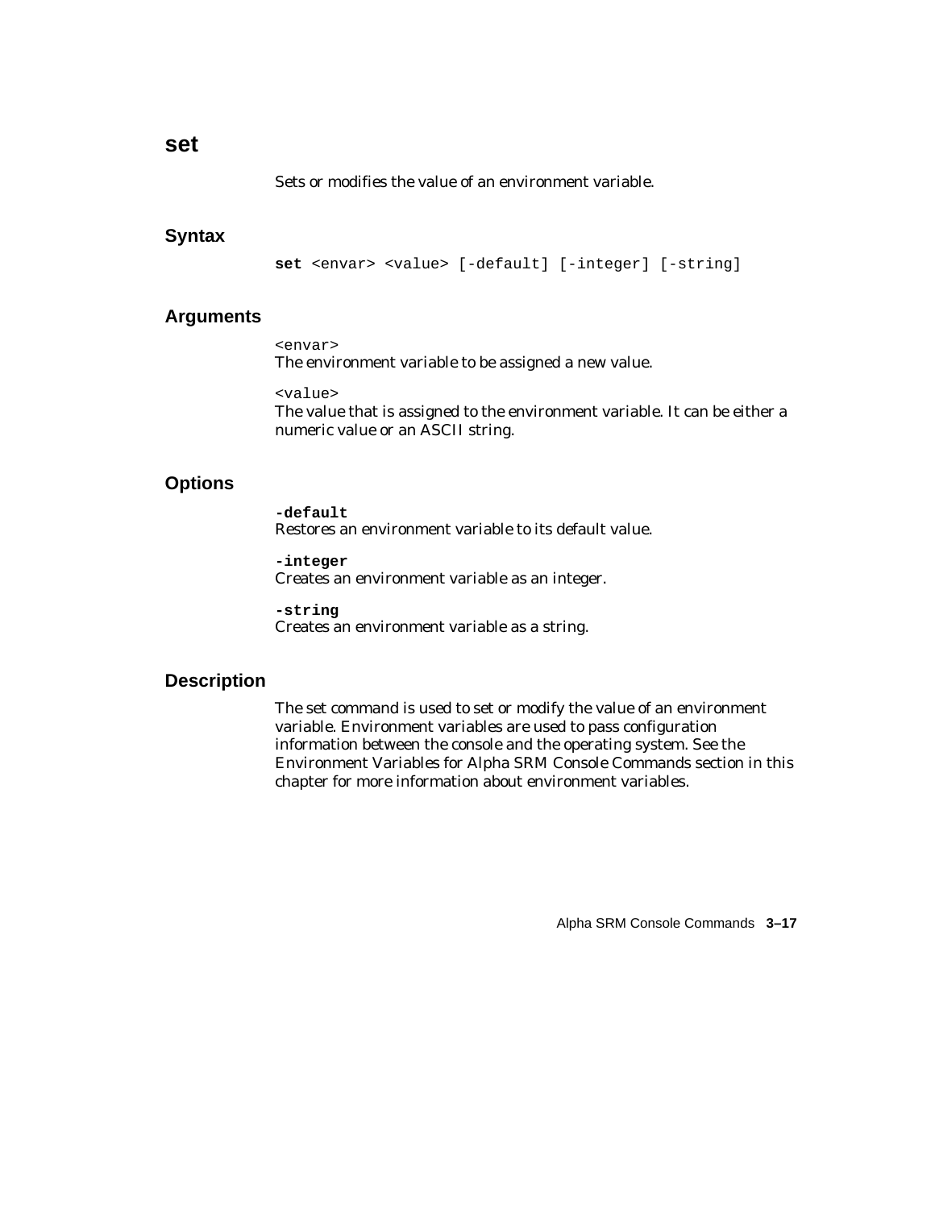# set

Sets or modifies the value of an environment variable.

## Syntax

```
set <envar> <value> [-default] [-integer] [-string]
```

## Arguments

`<envar>`
The environment variable to be assigned a new value.

`<value>`
The value that is assigned to the environment variable. It can be either a numeric value or an ASCII string.

## Options

**`-default`**
Restores an environment variable to its default value.

**`-integer`**
Creates an environment variable as an integer.

**`-string`**
Creates an environment variable as a string.

## Description

The set command is used to set or modify the value of an environment variable. Environment variables are used to pass configuration information between the console and the operating system. See the Environment Variables for Alpha SRM Console Commands section in this chapter for more information about environment variables.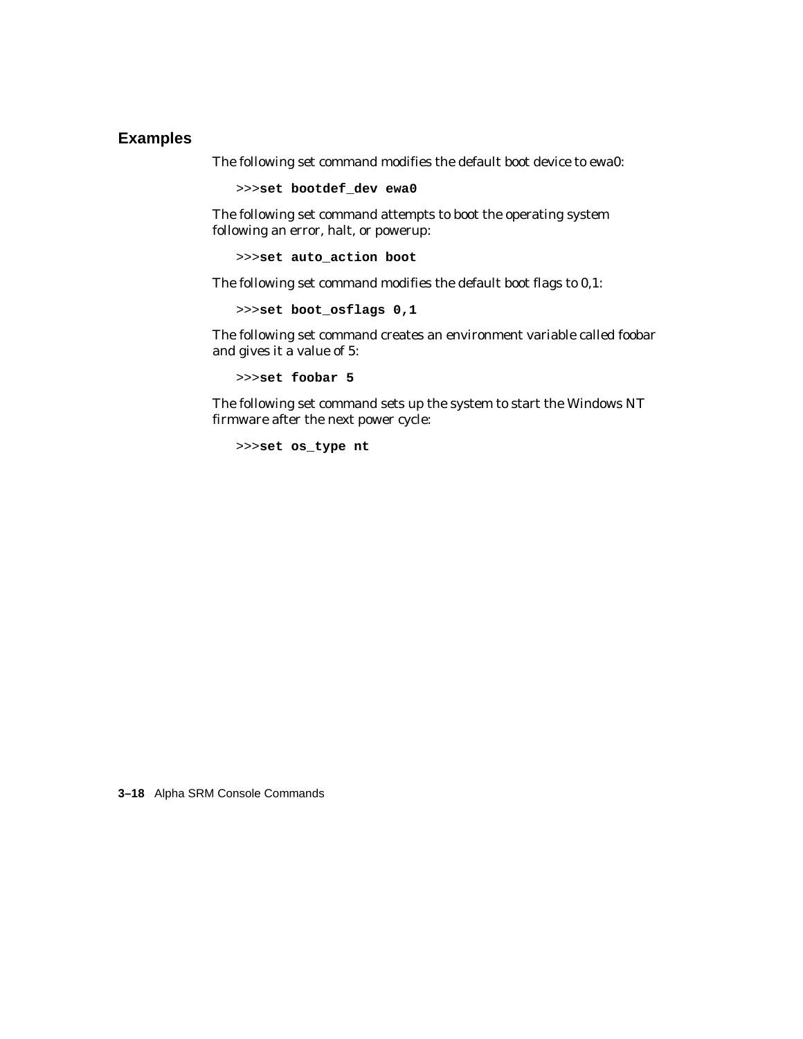## Examples

The following set command modifies the default boot device to ewa0:

```
>>>set bootdef_dev ewa0
```

The following set command attempts to boot the operating system following an error, halt, or powerup:

```
>>>set auto_action boot
```

The following set command modifies the default boot flags to 0,1:

```
>>>set boot_osflags 0,1
```

The following set command creates an environment variable called foobar and gives it a value of 5:

```
>>>set foobar 5
```

The following set command sets up the system to start the Windows NT firmware after the next power cycle:

```
>>>set os_type nt
```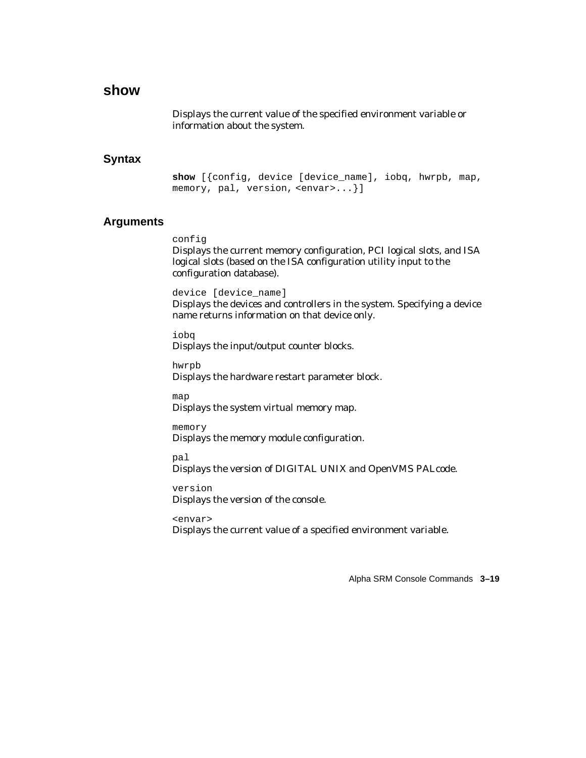## show

Displays the current value of the specified environment variable or information about the system.

### Syntax

```
show [{config, device [device_name], iobq, hwrpb, map,
memory, pal, version, <envar>...}]
```

### Arguments

`config`
Displays the current memory configuration, PCI logical slots, and ISA logical slots (based on the ISA configuration utility input to the configuration database).

`device [device_name]`
Displays the devices and controllers in the system. Specifying a device name returns information on that device only.

`iobq`
Displays the input/output counter blocks.

`hwrpb`
Displays the hardware restart parameter block.

`map`
Displays the system virtual memory map.

`memory`
Displays the memory module configuration.

`pal`
Displays the version of DIGITAL UNIX and OpenVMS PALcode.

`version`
Displays the version of the console.

`<envar>`
Displays the current value of a specified environment variable.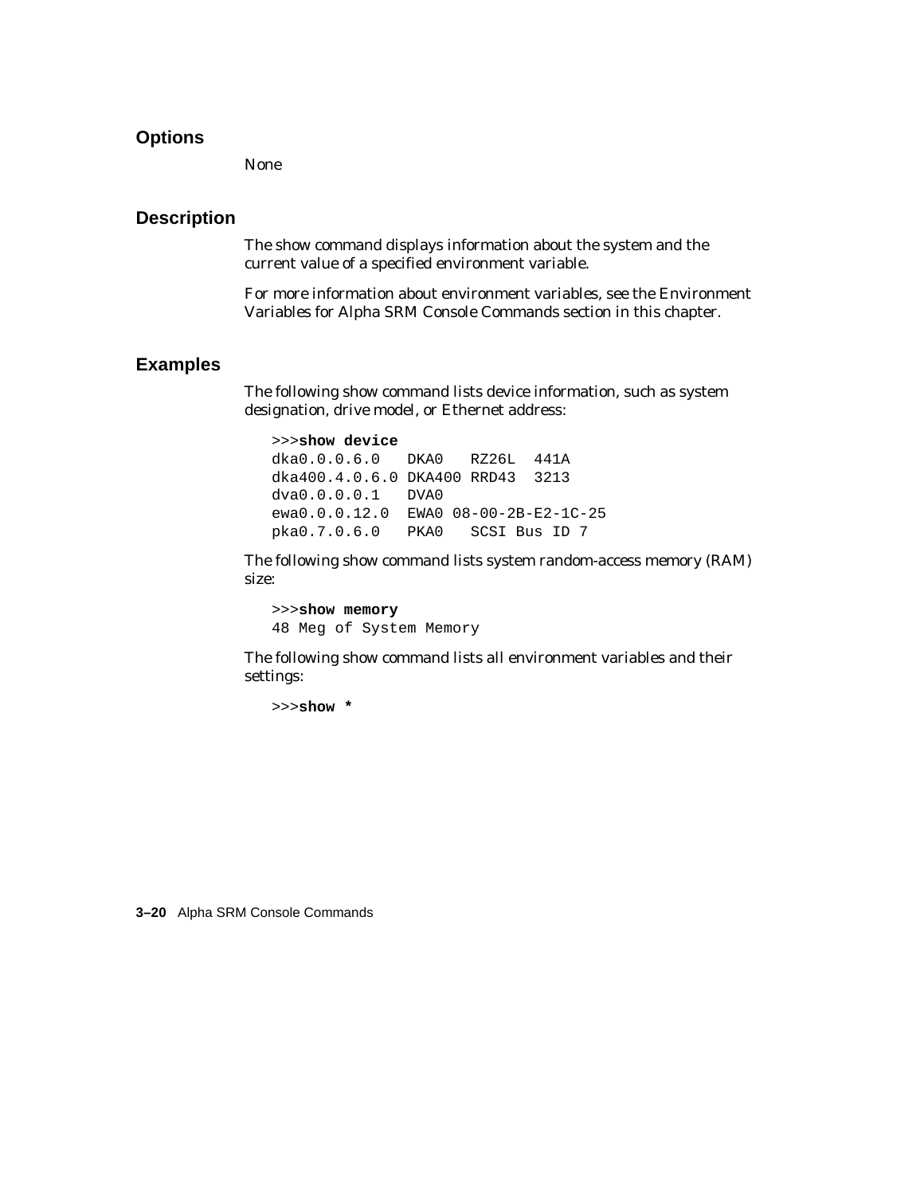## Options

None

## Description

The show command displays information about the system and the current value of a specified environment variable.

For more information about environment variables, see the Environment Variables for Alpha SRM Console Commands section in this chapter.

## Examples

The following show command lists device information, such as system designation, drive model, or Ethernet address:

```
>>>show device
dka0.0.0.6.0   DKA0   RZ26L  441A
dka400.4.0.6.0 DKA400 RRD43  3213
dva0.0.0.0.1   DVA0
ewa0.0.0.12.0  EWA0 08-00-2B-E2-1C-25
pka0.7.0.6.0   PKA0   SCSI Bus ID 7
```

The following show command lists system random-access memory (RAM) size:

```
>>>show memory
48 Meg of System Memory
```

The following show command lists all environment variables and their settings:

```
>>>show *
```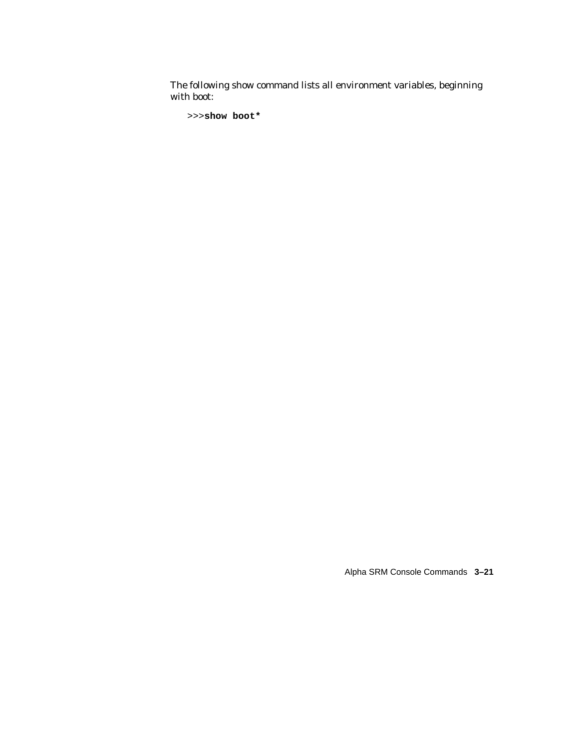The following show command lists all environment variables, beginning with boot:

```
>>>show boot*
```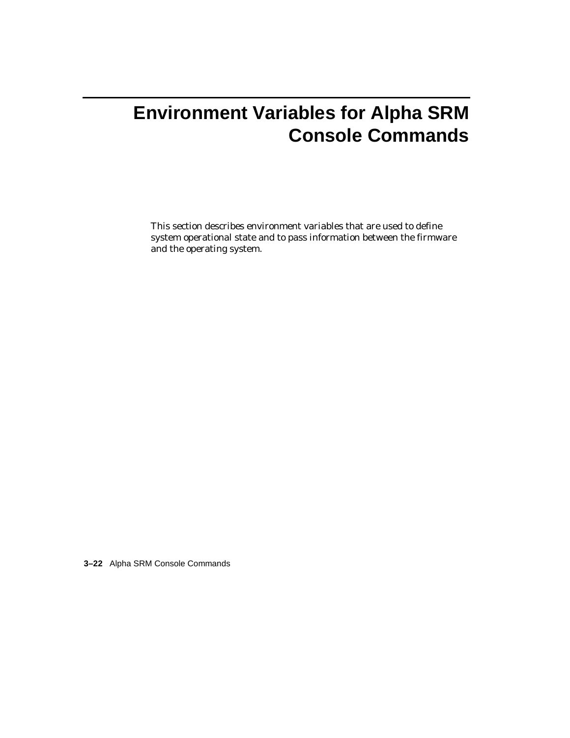# Environment Variables for Alpha SRM Console Commands

This section describes environment variables that are used to define system operational state and to pass information between the firmware and the operating system.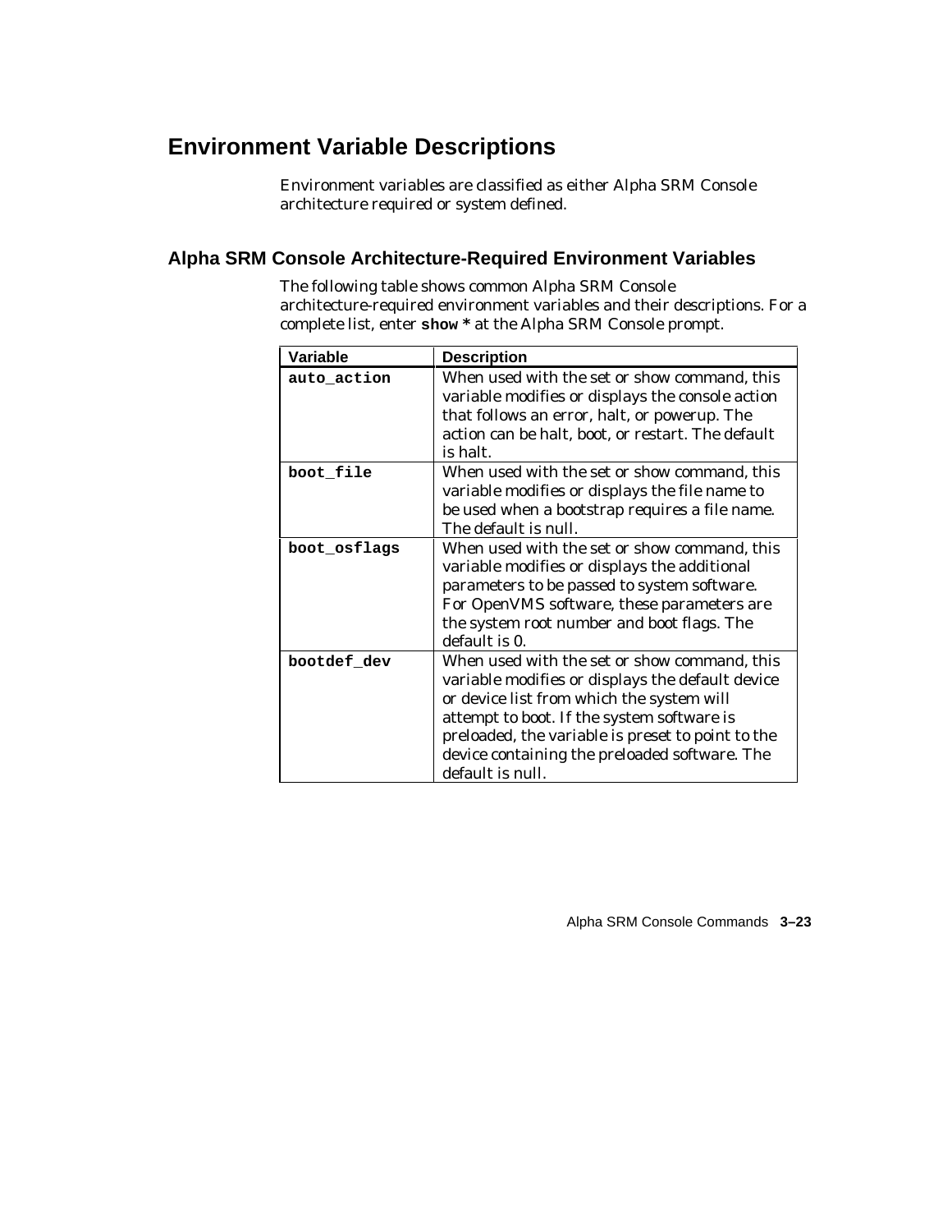# Environment Variable Descriptions

Environment variables are classified as either Alpha SRM Console architecture required or system defined.

## Alpha SRM Console Architecture-Required Environment Variables

The following table shows common Alpha SRM Console architecture-required environment variables and their descriptions. For a complete list, enter **show *** at the Alpha SRM Console prompt.

| Variable | Description |
|---|---|
| **auto_action** | When used with the set or show command, this variable modifies or displays the console action that follows an error, halt, or powerup. The action can be halt, boot, or restart. The default is halt. |
| **boot_file** | When used with the set or show command, this variable modifies or displays the file name to be used when a bootstrap requires a file name. The default is null. |
| **boot_osflags** | When used with the set or show command, this variable modifies or displays the additional parameters to be passed to system software. For OpenVMS software, these parameters are the system root number and boot flags. The default is 0. |
| **bootdef_dev** | When used with the set or show command, this variable modifies or displays the default device or device list from which the system will attempt to boot. If the system software is preloaded, the variable is preset to point to the device containing the preloaded software. The default is null. |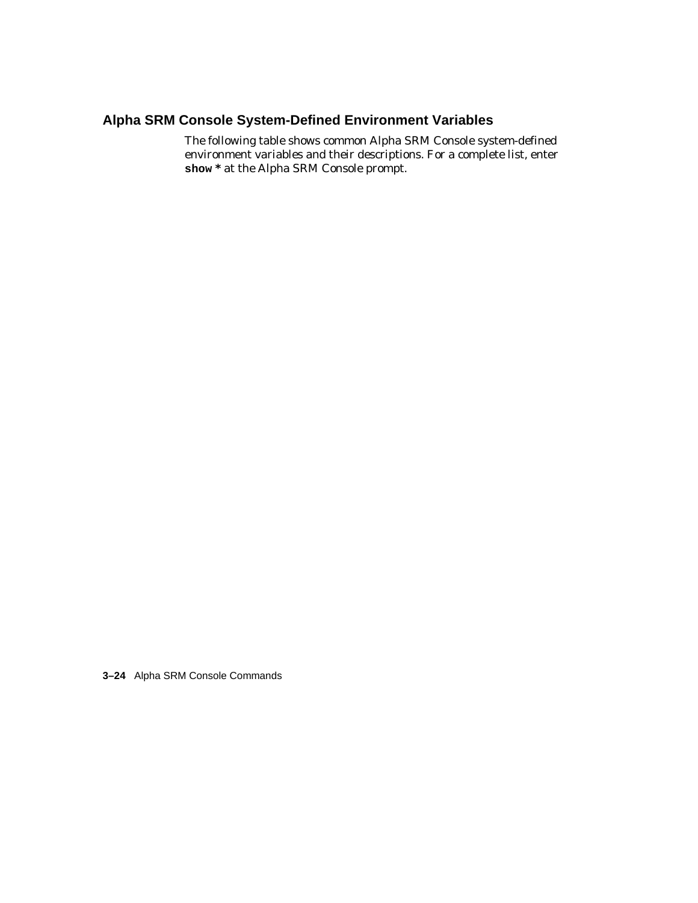## Alpha SRM Console System-Defined Environment Variables

The following table shows common Alpha SRM Console system-defined environment variables and their descriptions. For a complete list, enter **show *** at the Alpha SRM Console prompt.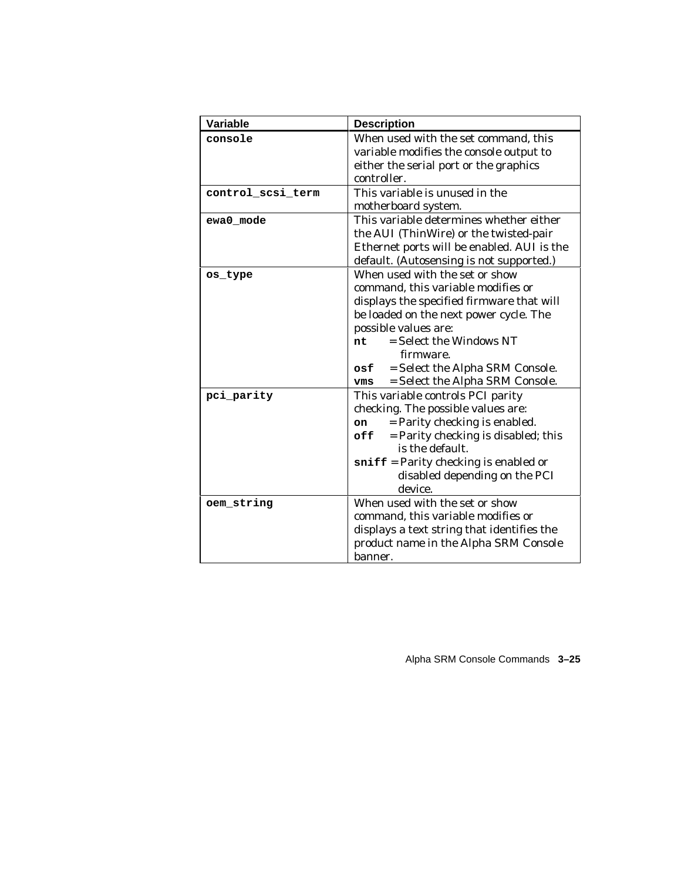| Variable | Description |
| --- | --- |
| **console** | When used with the set command, this variable modifies the console output to either the serial port or the graphics controller. |
| **control_scsi_term** | This variable is unused in the motherboard system. |
| **ewa0_mode** | This variable determines whether either the AUI (ThinWire) or the twisted-pair Ethernet ports will be enabled. AUI is the default. (Autosensing is not supported.) |
| **os_type** | When used with the set or show command, this variable modifies or displays the specified firmware that will be loaded on the next power cycle. The possible values are:<br>**nt** = Select the Windows NT firmware.<br>**osf** = Select the Alpha SRM Console.<br>**vms** = Select the Alpha SRM Console. |
| **pci_parity** | This variable controls PCI parity checking. The possible values are:<br>**on** = Parity checking is enabled.<br>**off** = Parity checking is disabled; this is the default.<br>**sniff** = Parity checking is enabled or disabled depending on the PCI device. |
| **oem_string** | When used with the set or show command, this variable modifies or displays a text string that identifies the product name in the Alpha SRM Console banner. |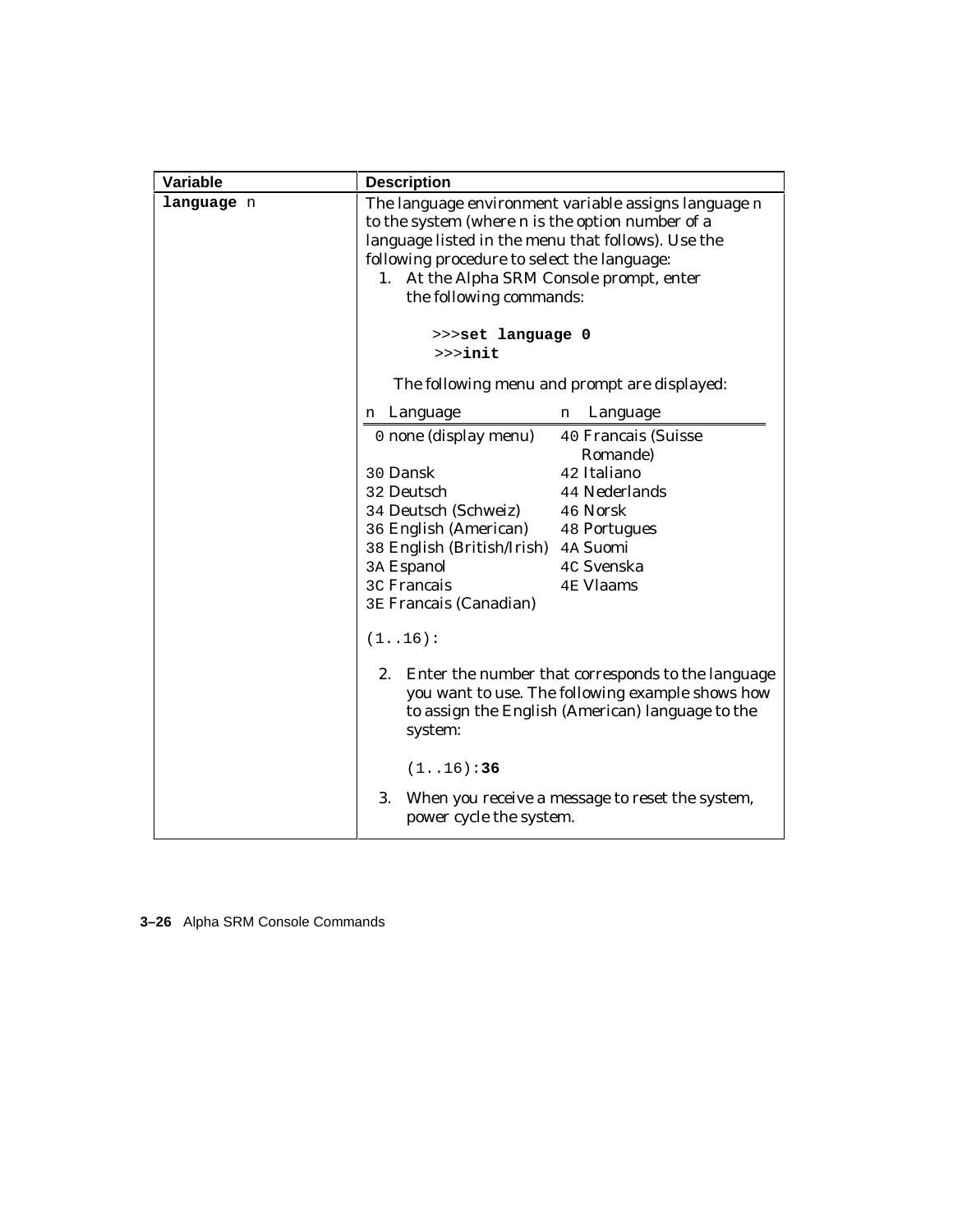| Variable | Description |
|---|---|
| **language** n | The language environment variable assigns language n to the system (where n is the option number of a language listed in the menu that follows). Use the following procedure to select the language:<br>1. At the Alpha SRM Console prompt, enter the following commands:<br>`>>>`**`set language 0`**<br>`>>>`**`init`**<br>The following menu and prompt are displayed:<br><br>n Language / n Language<br>0 none (display menu) / 40 Francais (Suisse Romande)<br>30 Dansk / 42 Italiano<br>32 Deutsch / 44 Nederlands<br>34 Deutsch (Schweiz) / 46 Norsk<br>36 English (American) / 48 Portugues<br>38 English (British/Irish) / 4A Suomi<br>3A Espanol / 4C Svenska<br>3C Francais / 4E Vlaams<br>3E Francais (Canadian)<br><br>`(1..16):`<br><br>2. Enter the number that corresponds to the language you want to use. The following example shows how to assign the English (American) language to the system:<br>`(1..16):`**`36`**<br><br>3. When you receive a message to reset the system, power cycle the system. |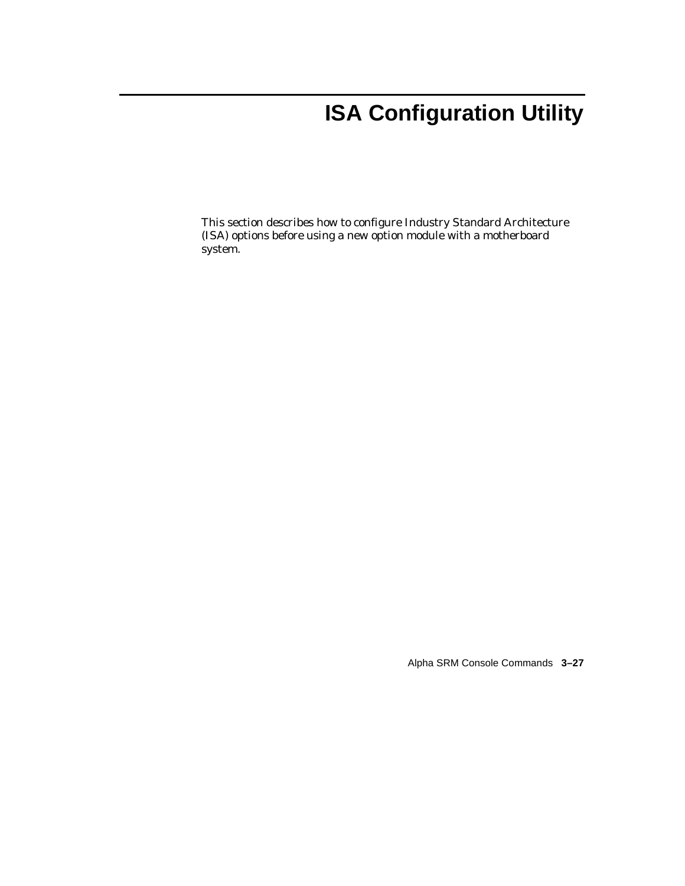# ISA Configuration Utility

This section describes how to configure Industry Standard Architecture (ISA) options before using a new option module with a motherboard system.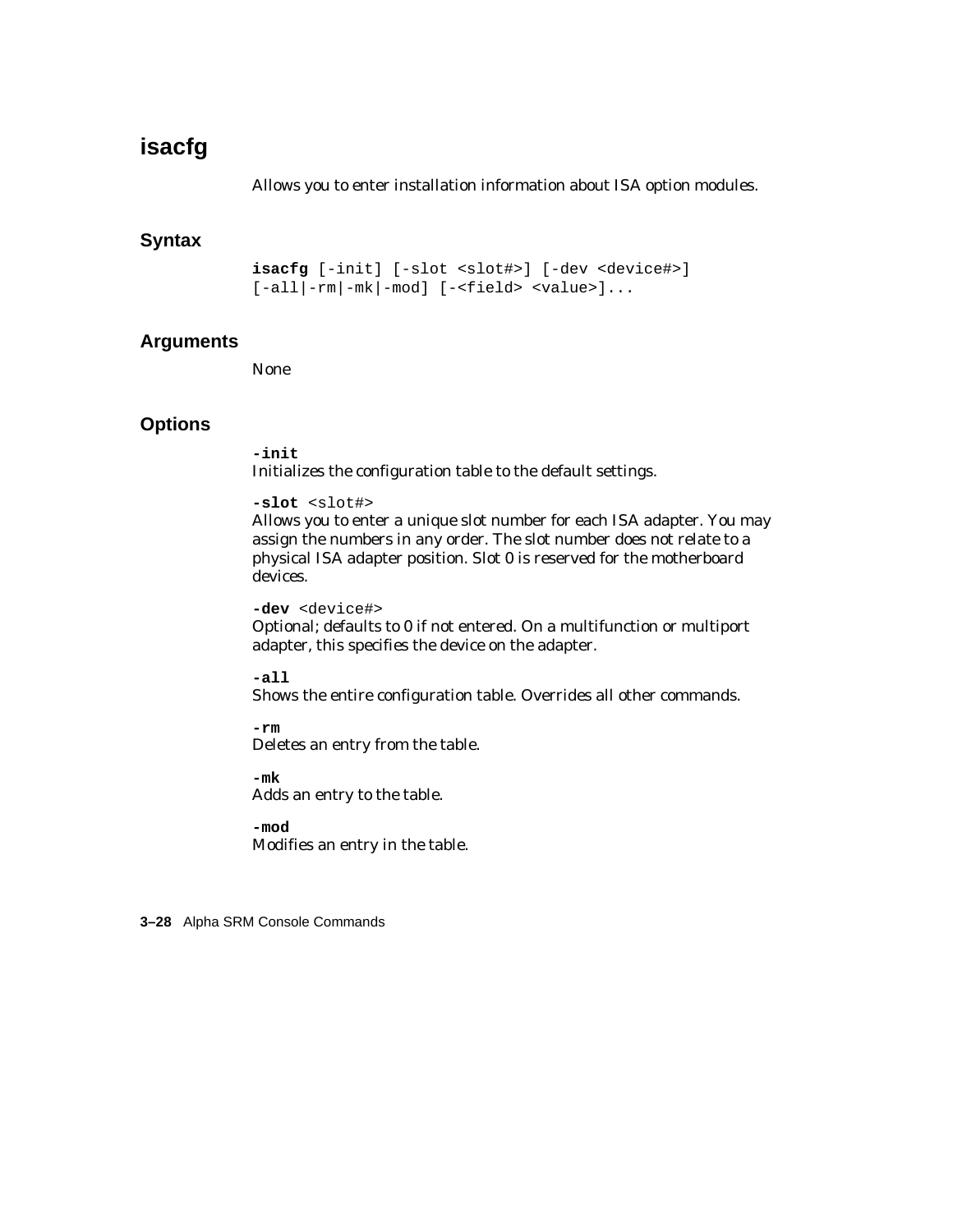## isacfg

Allows you to enter installation information about ISA option modules.

### Syntax

```
isacfg [-init] [-slot <slot#>] [-dev <device#>]
[-all|-rm|-mk|-mod] [-<field> <value>]...
```

### Arguments

None

### Options

**-init**
Initializes the configuration table to the default settings.

**-slot** <slot#>
Allows you to enter a unique slot number for each ISA adapter. You may assign the numbers in any order. The slot number does not relate to a physical ISA adapter position. Slot 0 is reserved for the motherboard devices.

**-dev** <device#>
Optional; defaults to 0 if not entered. On a multifunction or multiport adapter, this specifies the device on the adapter.

**-all**
Shows the entire configuration table. Overrides all other commands.

**-rm**
Deletes an entry from the table.

**-mk**
Adds an entry to the table.

**-mod**
Modifies an entry in the table.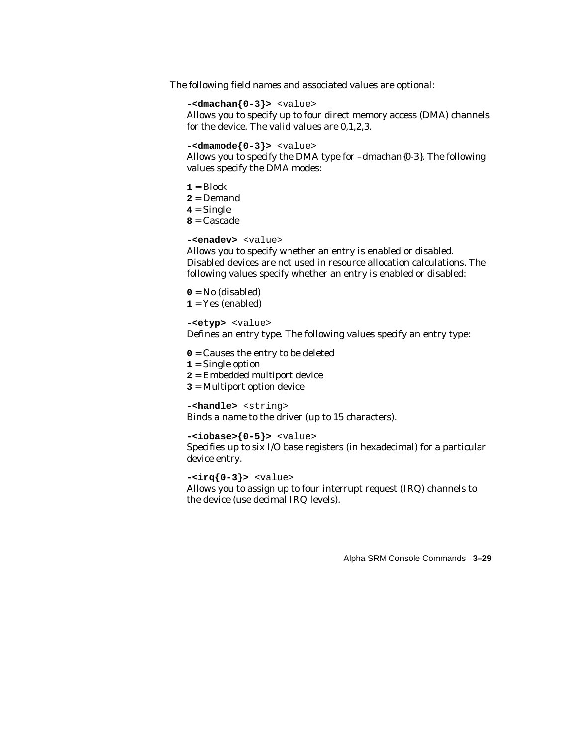The following field names and associated values are optional:

**-<dmachan{0-3}>** `<value>`
Allows you to specify up to four direct memory access (DMA) channels for the device. The valid values are 0,1,2,3.

**-<dmamode{0-3}>** `<value>`
Allows you to specify the DMA type for –dmachan{0-3}. The following values specify the DMA modes:

**1** = Block
**2** = Demand
**4** = Single
**8** = Cascade

**-<enadev>** `<value>`
Allows you to specify whether an entry is enabled or disabled. Disabled devices are not used in resource allocation calculations. The following values specify whether an entry is enabled or disabled:

**0** = No (disabled)
**1** = Yes (enabled)

**-<etyp>** `<value>`
Defines an entry type. The following values specify an entry type:

**0** = Causes the entry to be deleted
**1** = Single option
**2** = Embedded multiport device
**3** = Multiport option device

**-<handle>** `<string>`
Binds a name to the driver (up to 15 characters).

**-<iobase>{0-5}>** `<value>`
Specifies up to six I/O base registers (in hexadecimal) for a particular device entry.

**-<irq{0-3}>** `<value>`
Allows you to assign up to four interrupt request (IRQ) channels to the device (use decimal IRQ levels).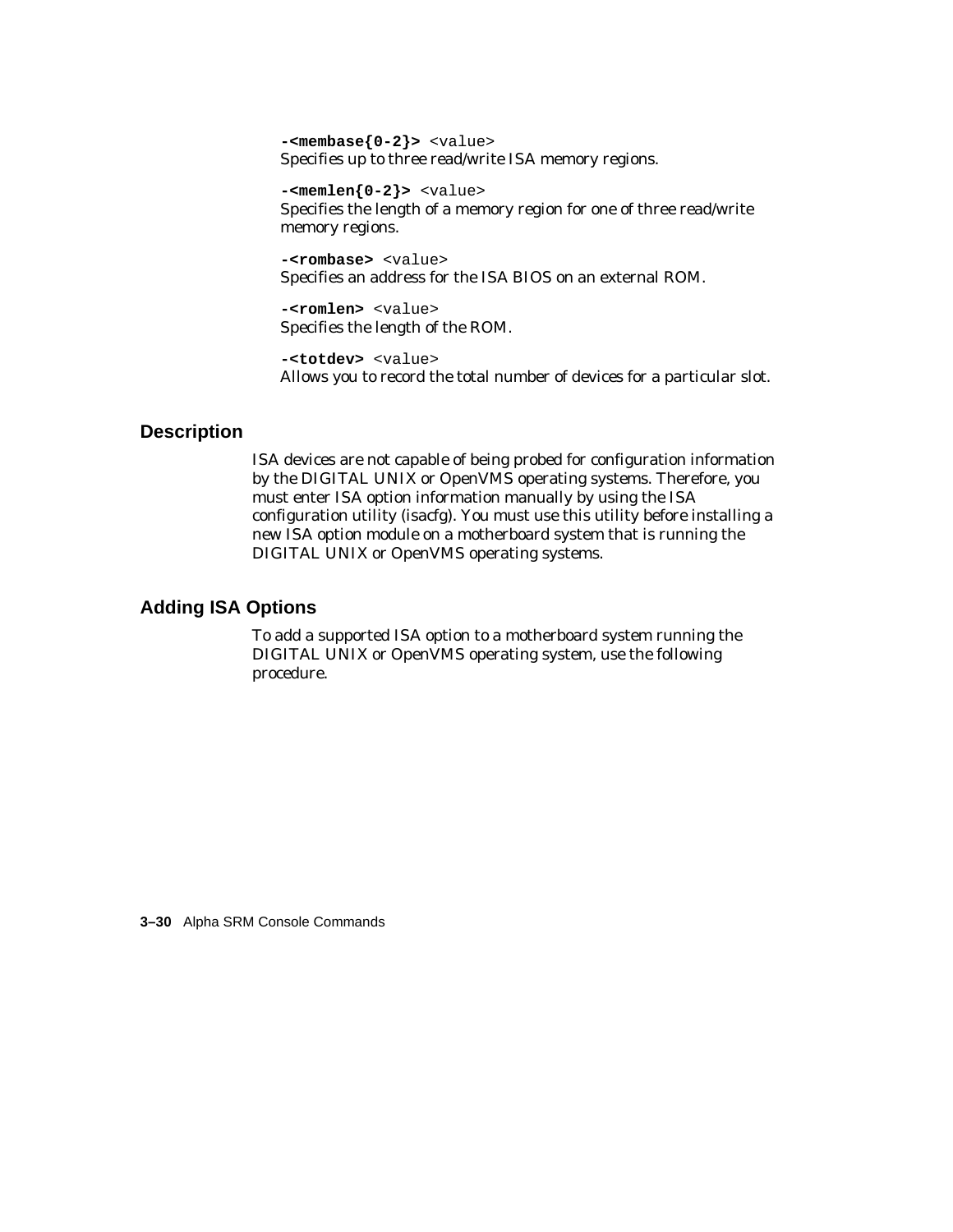**-<membase{0-2}>** `<value>`
Specifies up to three read/write ISA memory regions.

**-<memlen{0-2}>** `<value>`
Specifies the length of a memory region for one of three read/write memory regions.

**-<rombase>** `<value>`
Specifies an address for the ISA BIOS on an external ROM.

**-<romlen>** `<value>`
Specifies the length of the ROM.

**-<totdev>** `<value>`
Allows you to record the total number of devices for a particular slot.

## Description

ISA devices are not capable of being probed for configuration information by the DIGITAL UNIX or OpenVMS operating systems. Therefore, you must enter ISA option information manually by using the ISA configuration utility (isacfg). You must use this utility before installing a new ISA option module on a motherboard system that is running the DIGITAL UNIX or OpenVMS operating systems.

## Adding ISA Options

To add a supported ISA option to a motherboard system running the DIGITAL UNIX or OpenVMS operating system, use the following procedure.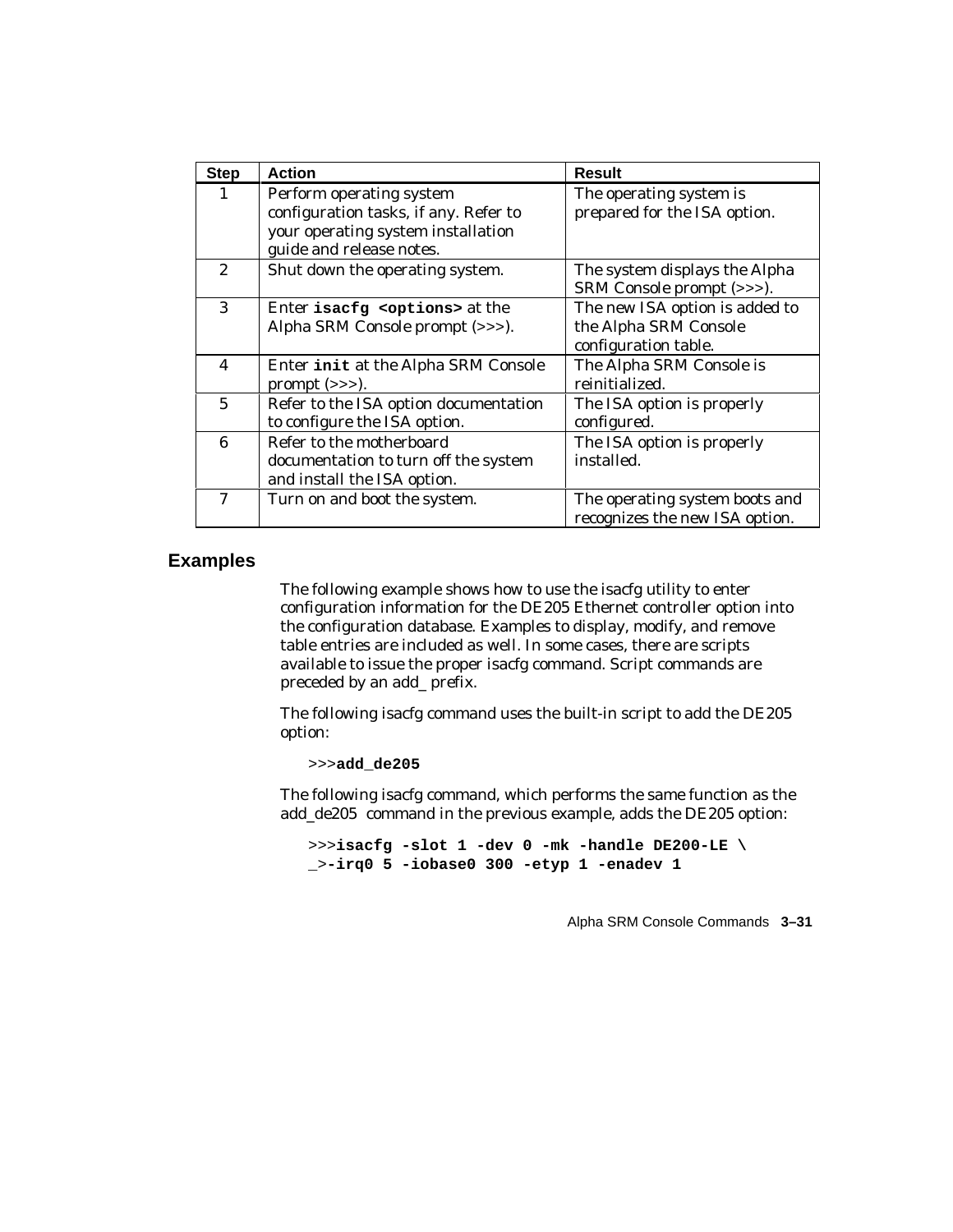| Step | Action | Result |
| --- | --- | --- |
| 1 | Perform operating system configuration tasks, if any. Refer to your operating system installation guide and release notes. | The operating system is prepared for the ISA option. |
| 2 | Shut down the operating system. | The system displays the Alpha SRM Console prompt (>>>). |
| 3 | Enter **isacfg <options>** at the Alpha SRM Console prompt (>>>). | The new ISA option is added to the Alpha SRM Console configuration table. |
| 4 | Enter **init** at the Alpha SRM Console prompt (>>>). | The Alpha SRM Console is reinitialized. |
| 5 | Refer to the ISA option documentation to configure the ISA option. | The ISA option is properly configured. |
| 6 | Refer to the motherboard documentation to turn off the system and install the ISA option. | The ISA option is properly installed. |
| 7 | Turn on and boot the system. | The operating system boots and recognizes the new ISA option. |

## Examples

The following example shows how to use the isacfg utility to enter configuration information for the DE205 Ethernet controller option into the configuration database. Examples to display, modify, and remove table entries are included as well. In some cases, there are scripts available to issue the proper isacfg command. Script commands are preceded by an add_ prefix.

The following isacfg command uses the built-in script to add the DE205 option:

```
>>>add_de205
```

The following isacfg command, which performs the same function as the add_de205 command in the previous example, adds the DE205 option:

```
>>>isacfg -slot 1 -dev 0 -mk -handle DE200-LE \
_>-irq0 5 -iobase0 300 -etyp 1 -enadev 1
```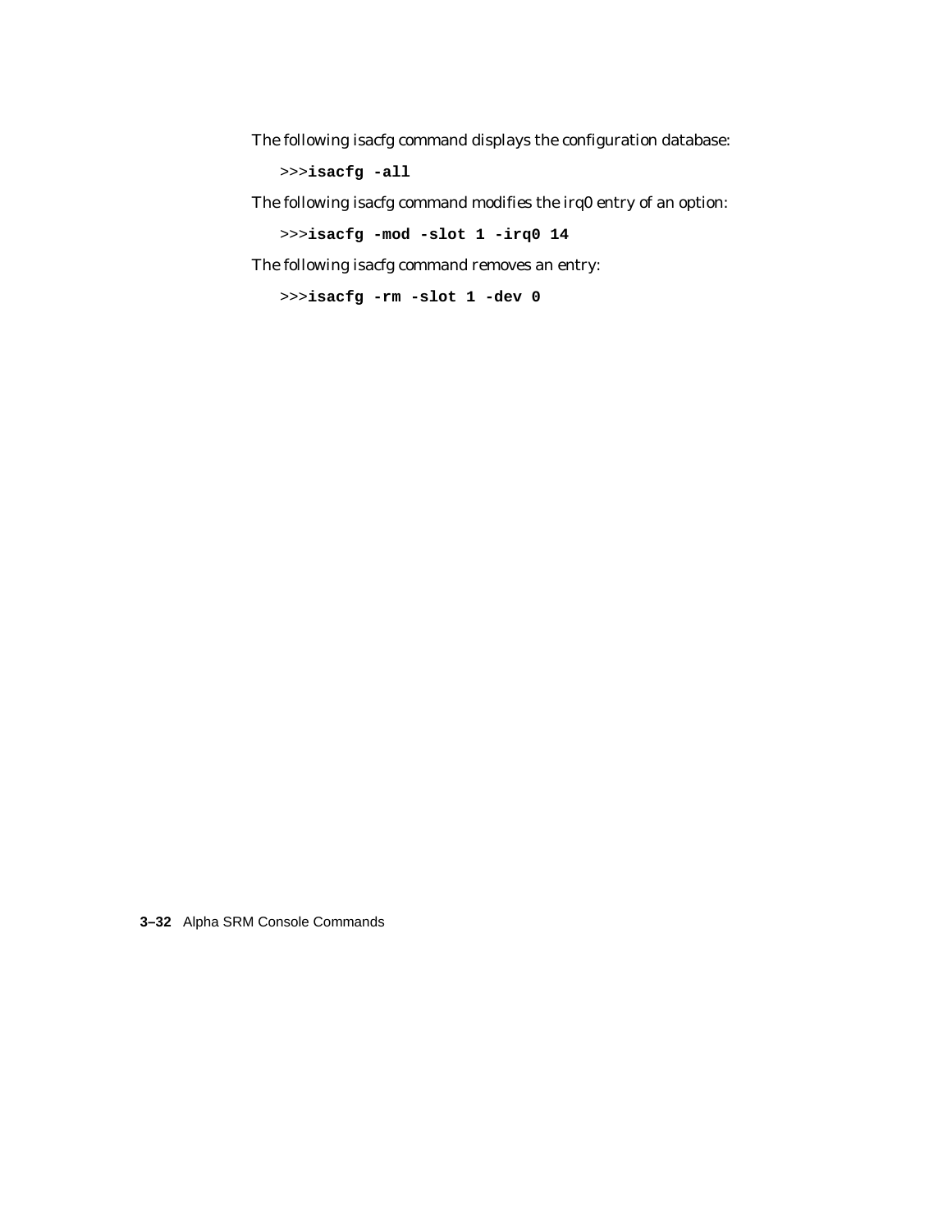The following isacfg command displays the configuration database:

```
>>>isacfg -all
```

The following isacfg command modifies the irq0 entry of an option:

```
>>>isacfg -mod -slot 1 -irq0 14
```

The following isacfg command removes an entry:

```
>>>isacfg -rm -slot 1 -dev 0
```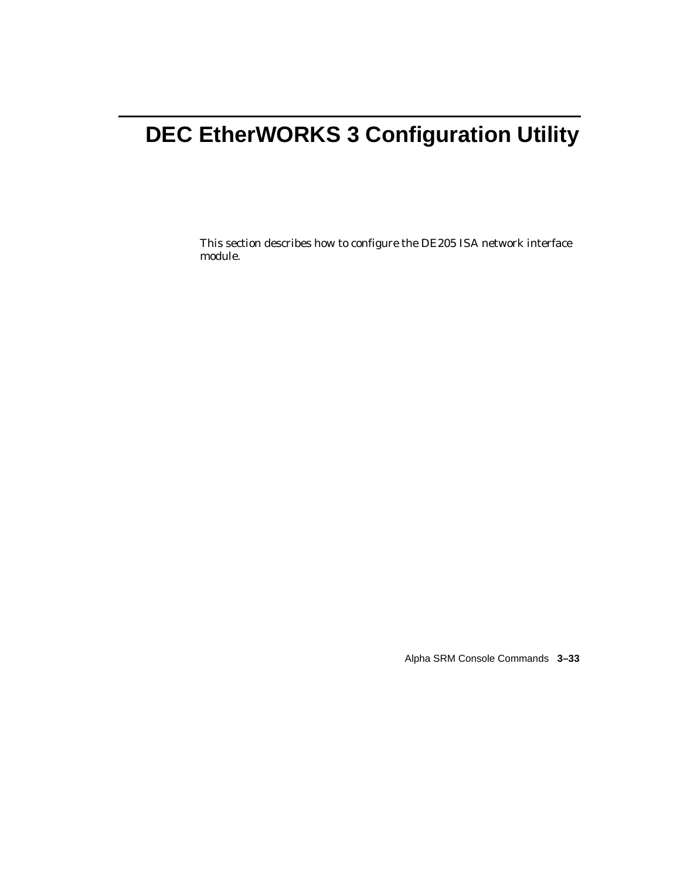# DEC EtherWORKS 3 Configuration Utility

This section describes how to configure the DE205 ISA network interface module.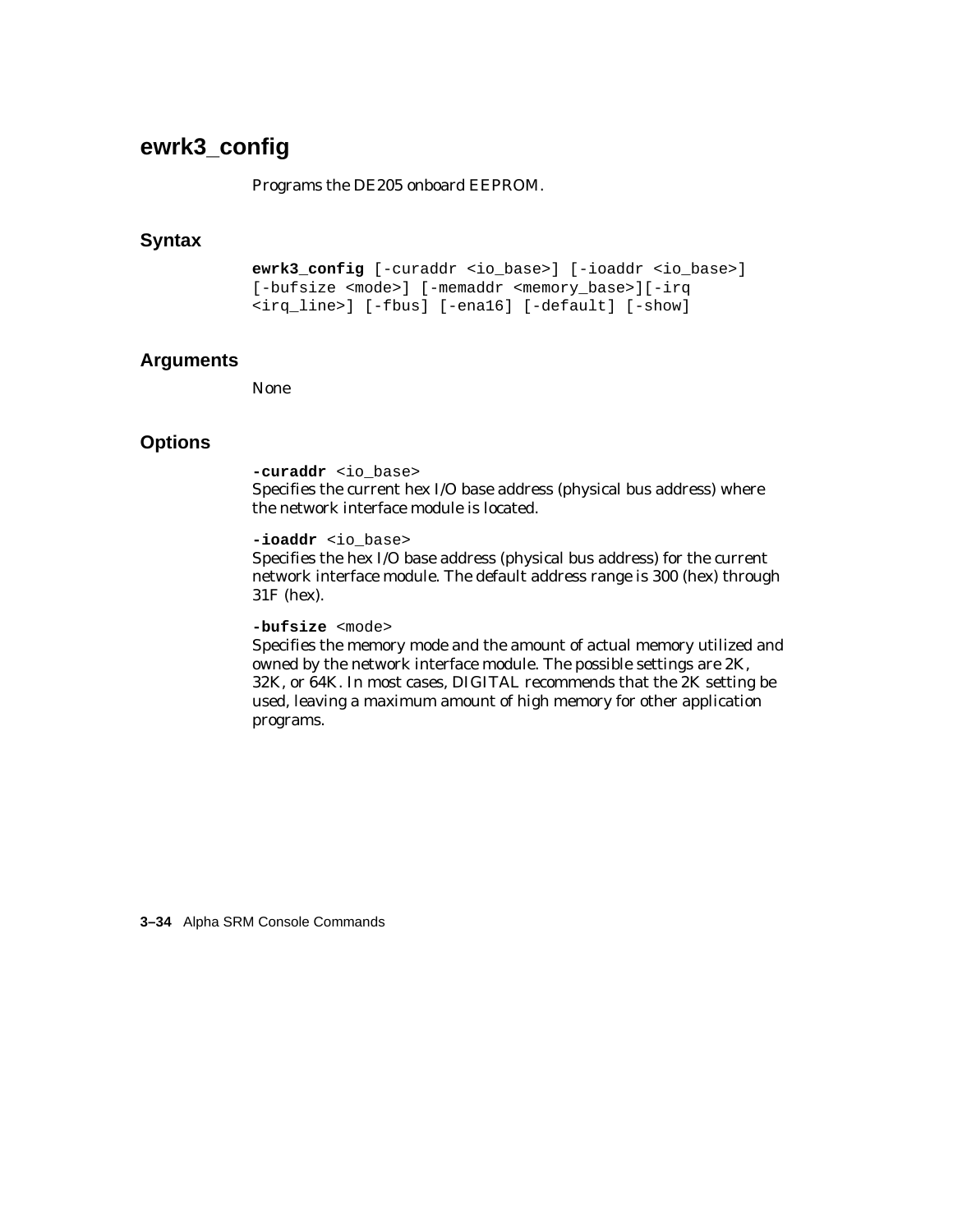## ewrk3_config

Programs the DE205 onboard EEPROM.

### Syntax

```
ewrk3_config [-curaddr <io_base>] [-ioaddr <io_base>]
[-bufsize <mode>] [-memaddr <memory_base>][-irq
<irq_line>] [-fbus] [-ena16] [-default] [-show]
```

### Arguments

None

### Options

**-curaddr** <io_base>
Specifies the current hex I/O base address (physical bus address) where the network interface module is located.

**-ioaddr** <io_base>
Specifies the hex I/O base address (physical bus address) for the current network interface module. The default address range is 300 (hex) through 31F (hex).

**-bufsize** <mode>
Specifies the memory mode and the amount of actual memory utilized and owned by the network interface module. The possible settings are 2K, 32K, or 64K. In most cases, DIGITAL recommends that the 2K setting be used, leaving a maximum amount of high memory for other application programs.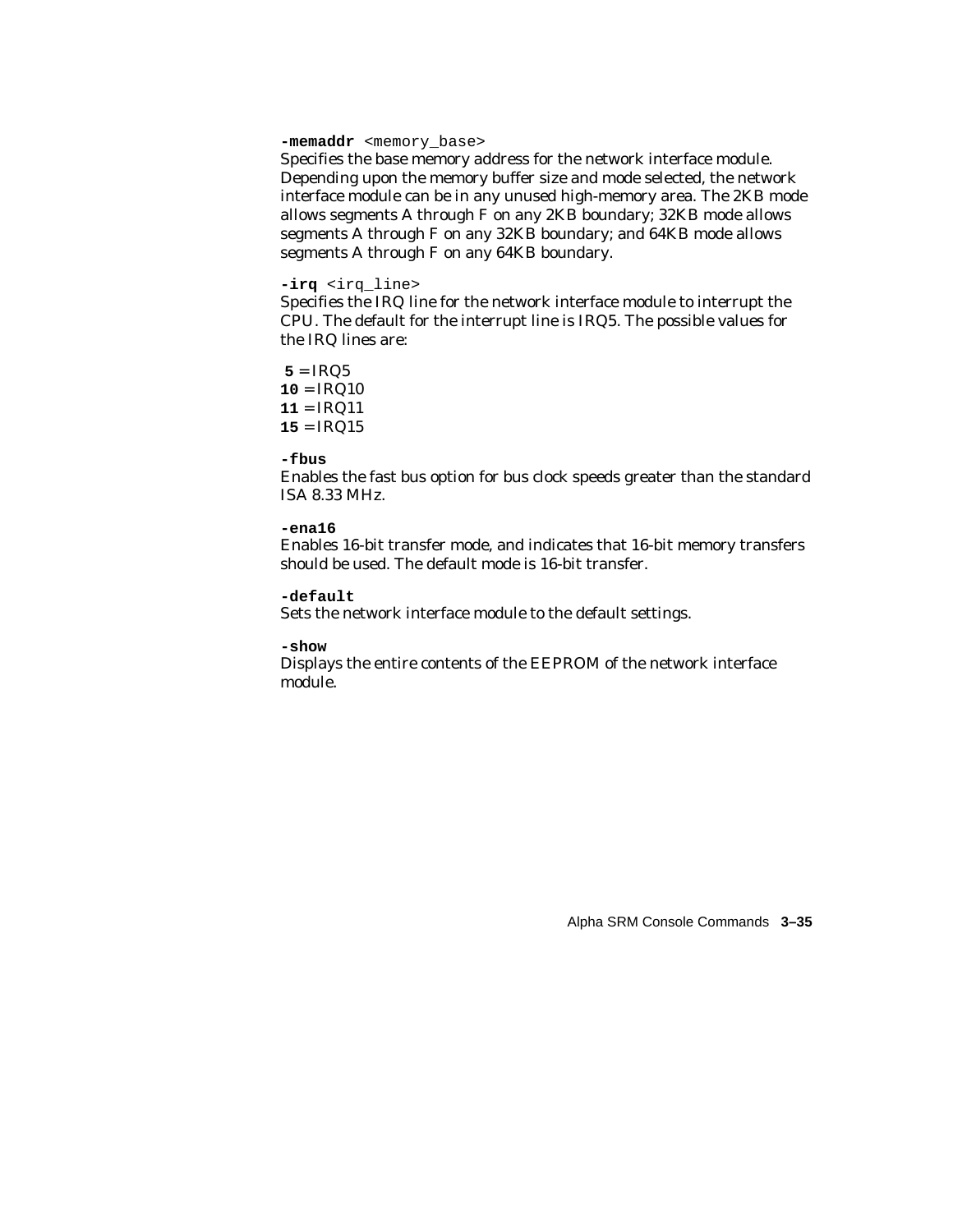**-memaddr** <memory_base>
Specifies the base memory address for the network interface module. Depending upon the memory buffer size and mode selected, the network interface module can be in any unused high-memory area. The 2KB mode allows segments A through F on any 2KB boundary; 32KB mode allows segments A through F on any 32KB boundary; and 64KB mode allows segments A through F on any 64KB boundary.

**-irq** <irq_line>
Specifies the IRQ line for the network interface module to interrupt the CPU. The default for the interrupt line is IRQ5. The possible values for the IRQ lines are:

**5** = IRQ5
**10** = IRQ10
**11** = IRQ11
**15** = IRQ15

**-fbus**
Enables the fast bus option for bus clock speeds greater than the standard ISA 8.33 MHz.

**-ena16**
Enables 16-bit transfer mode, and indicates that 16-bit memory transfers should be used. The default mode is 16-bit transfer.

**-default**
Sets the network interface module to the default settings.

**-show**
Displays the entire contents of the EEPROM of the network interface module.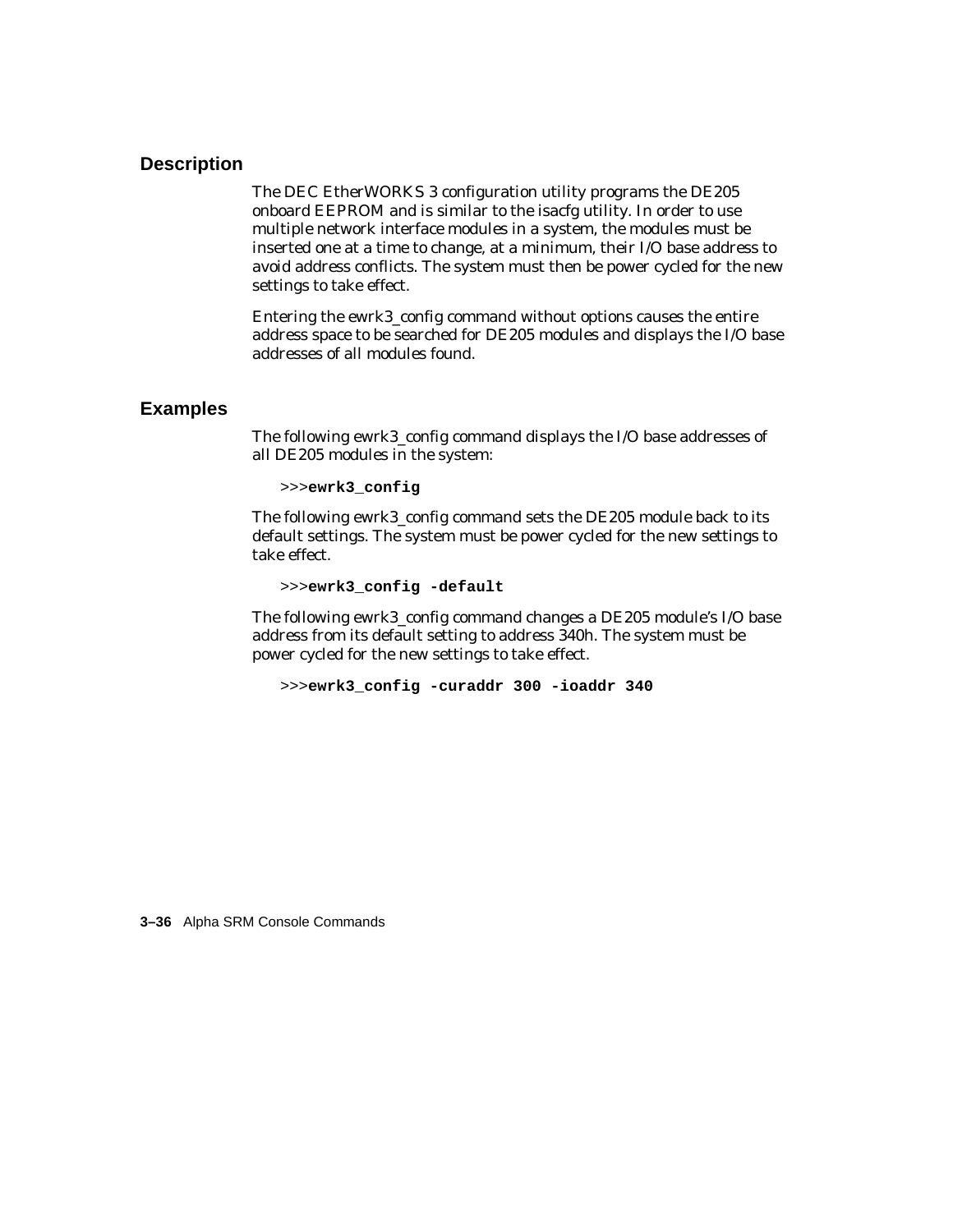## Description

The DEC EtherWORKS 3 configuration utility programs the DE205 onboard EEPROM and is similar to the isacfg utility. In order to use multiple network interface modules in a system, the modules must be inserted one at a time to change, at a minimum, their I/O base address to avoid address conflicts. The system must then be power cycled for the new settings to take effect.

Entering the ewrk3_config command without options causes the entire address space to be searched for DE205 modules and displays the I/O base addresses of all modules found.

## Examples

The following ewrk3_config command displays the I/O base addresses of all DE205 modules in the system:

```
>>>ewrk3_config
```

The following ewrk3_config command sets the DE205 module back to its default settings. The system must be power cycled for the new settings to take effect.

```
>>>ewrk3_config -default
```

The following ewrk3_config command changes a DE205 module's I/O base address from its default setting to address 340h. The system must be power cycled for the new settings to take effect.

```
>>>ewrk3_config -curaddr 300 -ioaddr 340
```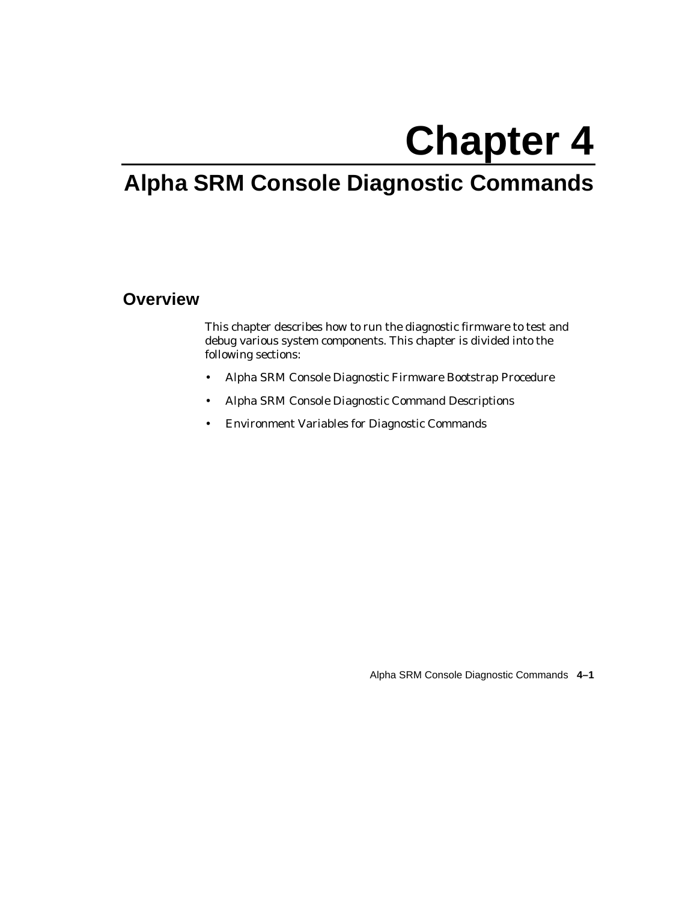# Chapter 4

# Alpha SRM Console Diagnostic Commands

## Overview

This chapter describes how to run the diagnostic firmware to test and debug various system components. This chapter is divided into the following sections:

- Alpha SRM Console Diagnostic Firmware Bootstrap Procedure
- Alpha SRM Console Diagnostic Command Descriptions
- Environment Variables for Diagnostic Commands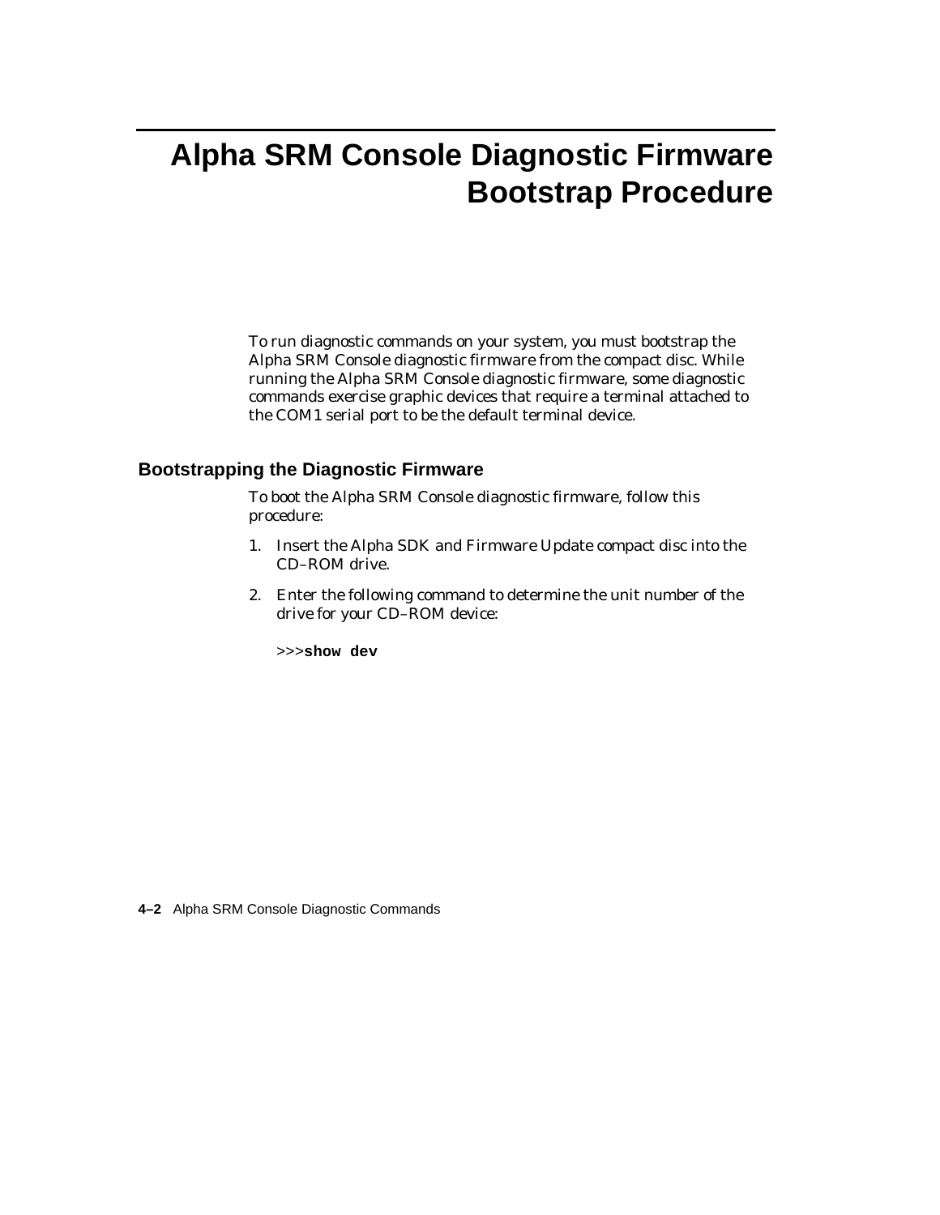# Alpha SRM Console Diagnostic Firmware Bootstrap Procedure

To run diagnostic commands on your system, you must bootstrap the Alpha SRM Console diagnostic firmware from the compact disc. While running the Alpha SRM Console diagnostic firmware, some diagnostic commands exercise graphic devices that require a terminal attached to the COM1 serial port to be the default terminal device.

## Bootstrapping the Diagnostic Firmware

To boot the Alpha SRM Console diagnostic firmware, follow this procedure:

1. Insert the Alpha SDK and Firmware Update compact disc into the CD–ROM drive.
2. Enter the following command to determine the unit number of the drive for your CD–ROM device:

   ```
   >>>show dev
   ```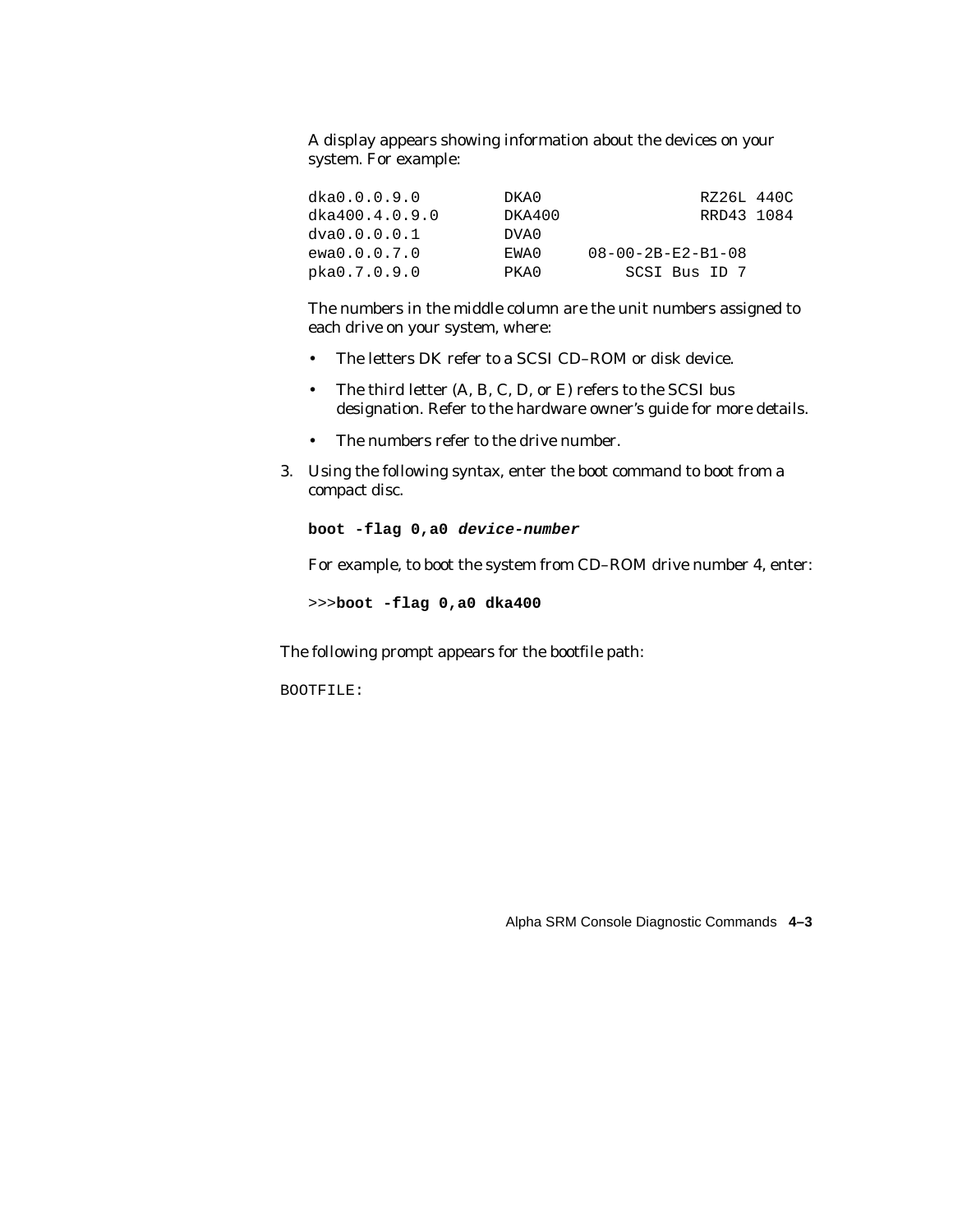A display appears showing information about the devices on your system. For example:

```
dka0.0.0.9.0         DKA0                 RZ26L 440C
dka400.4.0.9.0       DKA400               RRD43 1084
dva0.0.0.0.1         DVA0
ewa0.0.0.7.0         EWA0    08-00-2B-E2-B1-08
pka0.7.0.9.0         PKA0        SCSI Bus ID 7
```

The numbers in the middle column are the unit numbers assigned to each drive on your system, where:

- The letters DK refer to a SCSI CD–ROM or disk device.
- The third letter (A, B, C, D, or E) refers to the SCSI bus designation. Refer to the hardware owner's guide for more details.
- The numbers refer to the drive number.

3. Using the following syntax, enter the boot command to boot from a compact disc.

   **boot -flag 0,a0 *device-number***

   For example, to boot the system from CD–ROM drive number 4, enter:

   ```
   >>>boot -flag 0,a0 dka400
   ```

The following prompt appears for the bootfile path:

```
BOOTFILE:
```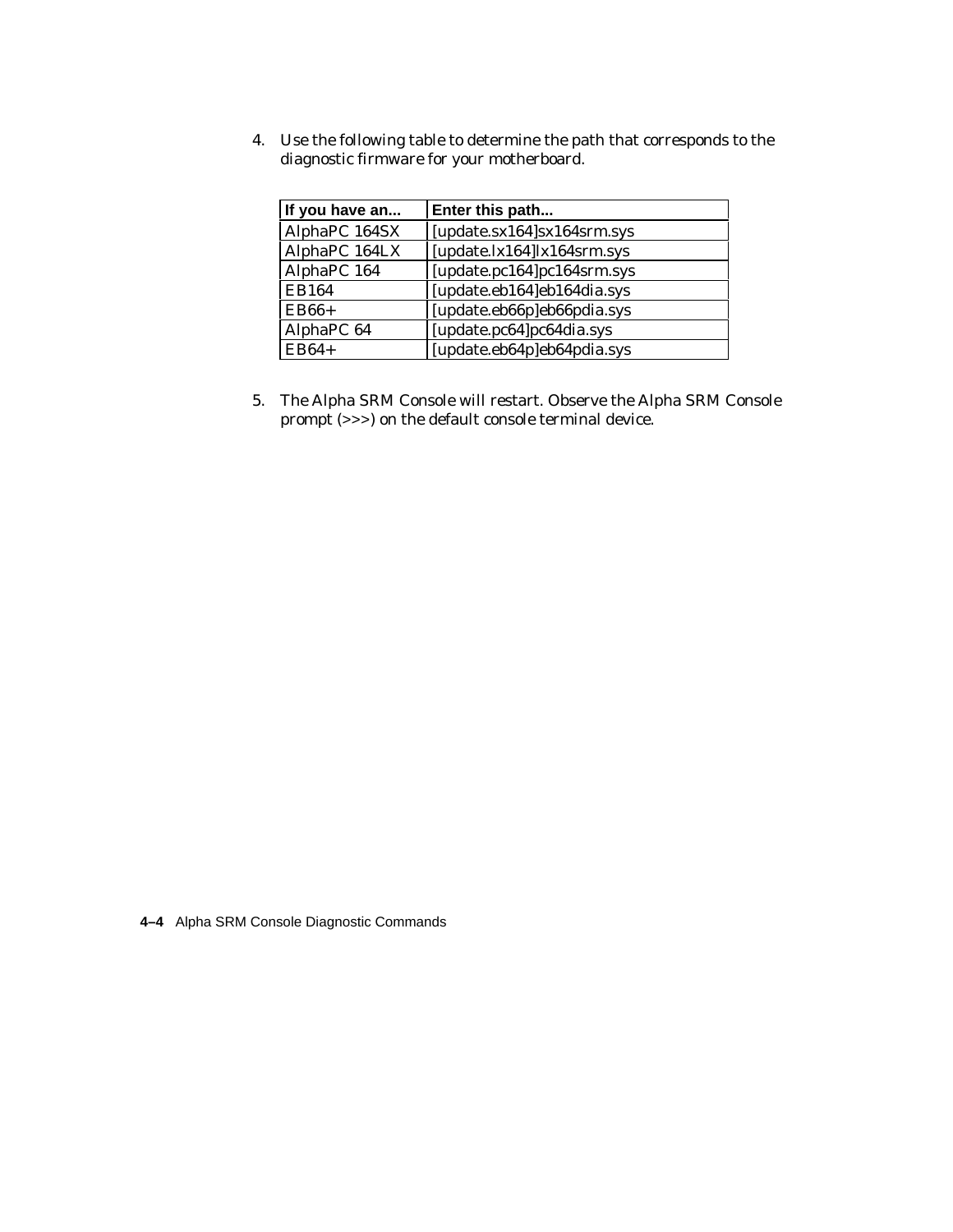4. Use the following table to determine the path that corresponds to the diagnostic firmware for your motherboard.

| If you have an... | Enter this path... |
|---|---|
| AlphaPC 164SX | [update.sx164]sx164srm.sys |
| AlphaPC 164LX | [update.lx164]lx164srm.sys |
| AlphaPC 164 | [update.pc164]pc164srm.sys |
| EB164 | [update.eb164]eb164dia.sys |
| EB66+ | [update.eb66p]eb66pdia.sys |
| AlphaPC 64 | [update.pc64]pc64dia.sys |
| EB64+ | [update.eb64p]eb64pdia.sys |

5. The Alpha SRM Console will restart. Observe the Alpha SRM Console prompt (>>>) on the default console terminal device.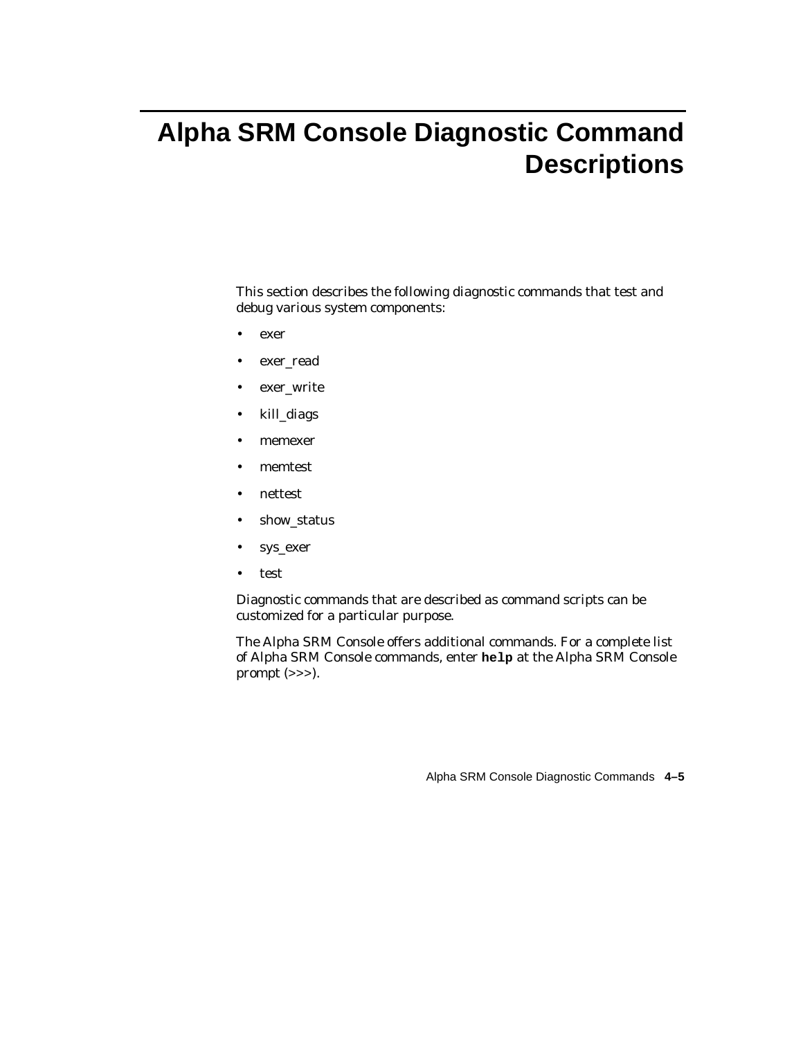# Alpha SRM Console Diagnostic Command Descriptions

This section describes the following diagnostic commands that test and debug various system components:

- exer
- exer_read
- exer_write
- kill_diags
- memexer
- memtest
- nettest
- show_status
- sys_exer
- test

Diagnostic commands that are described as command scripts can be customized for a particular purpose.

The Alpha SRM Console offers additional commands. For a complete list of Alpha SRM Console commands, enter **`help`** at the Alpha SRM Console prompt (>>>).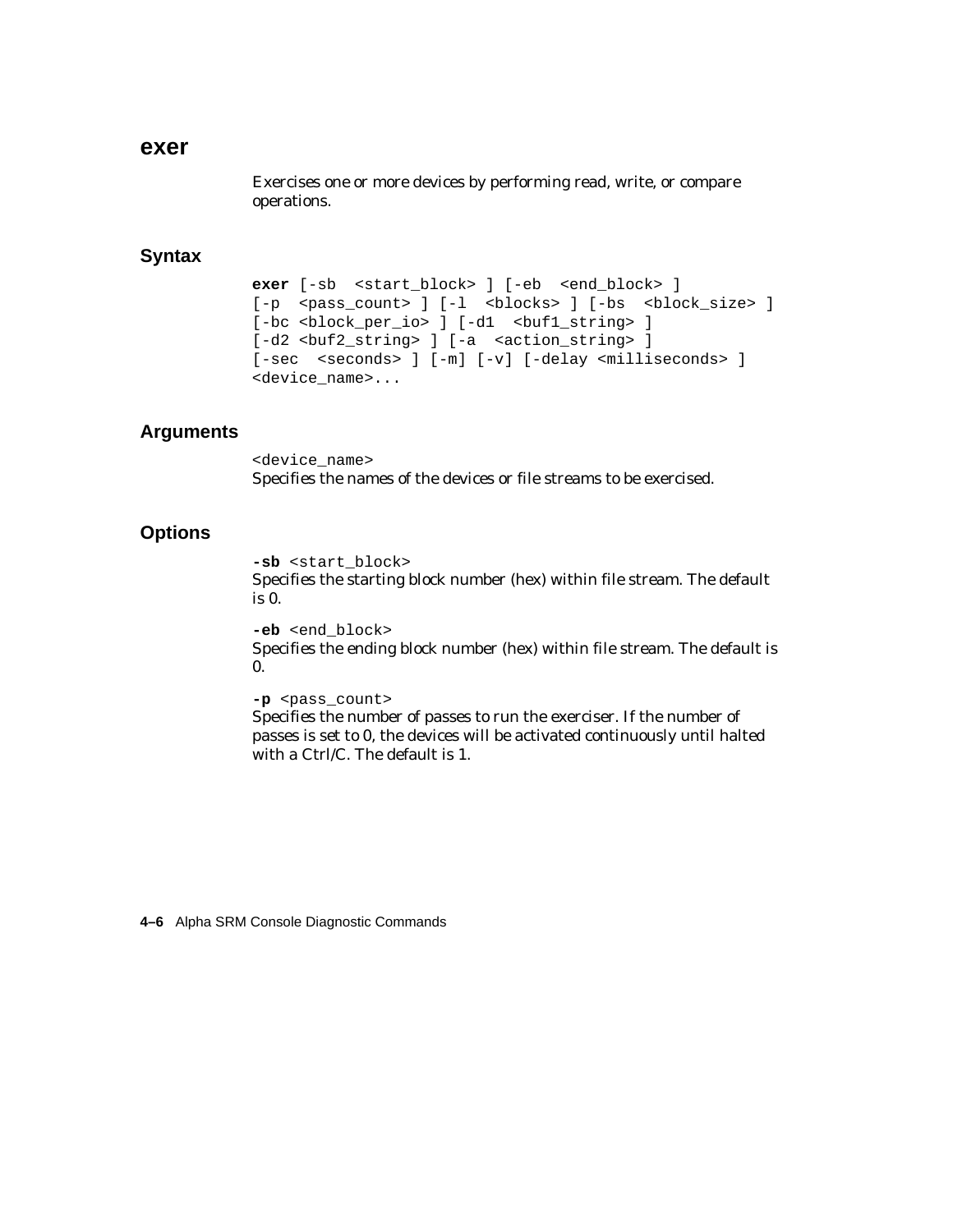## exer

Exercises one or more devices by performing read, write, or compare operations.

### Syntax

```
exer [-sb  <start_block> ] [-eb  <end_block> ]
[-p  <pass_count> ] [-l  <blocks> ] [-bs  <block_size> ]
[-bc <block_per_io> ] [-d1  <buf1_string> ]
[-d2 <buf2_string> ] [-a  <action_string> ]
[-sec  <seconds> ] [-m] [-v] [-delay <milliseconds> ]
<device_name>...
```

### Arguments

`<device_name>`
Specifies the names of the devices or file streams to be exercised.

### Options

**-sb** `<start_block>`
Specifies the starting block number (hex) within file stream. The default is 0.

**-eb** `<end_block>`
Specifies the ending block number (hex) within file stream. The default is 0.

**-p** `<pass_count>`
Specifies the number of passes to run the exerciser. If the number of passes is set to 0, the devices will be activated continuously until halted with a Ctrl/C. The default is 1.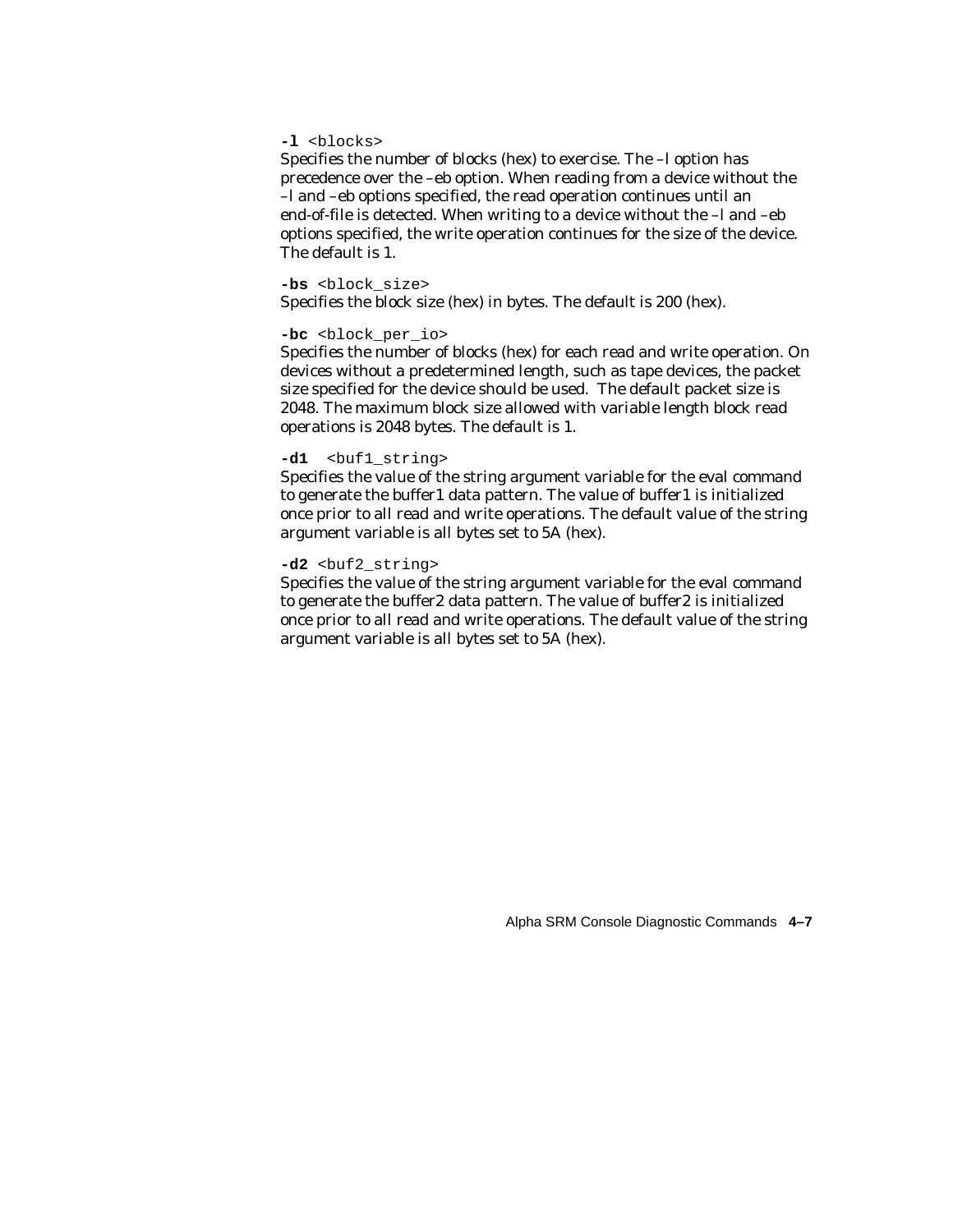**-l** `<blocks>`
Specifies the number of blocks (hex) to exercise. The –l option has precedence over the –eb option. When reading from a device without the –l and –eb options specified, the read operation continues until an end-of-file is detected. When writing to a device without the –l and –eb options specified, the write operation continues for the size of the device. The default is 1.

**-bs** `<block_size>`
Specifies the block size (hex) in bytes. The default is 200 (hex).

**-bc** `<block_per_io>`
Specifies the number of blocks (hex) for each read and write operation. On devices without a predetermined length, such as tape devices, the packet size specified for the device should be used. The default packet size is 2048. The maximum block size allowed with variable length block read operations is 2048 bytes. The default is 1.

**-d1** `<buf1_string>`
Specifies the value of the string argument variable for the eval command to generate the buffer1 data pattern. The value of buffer1 is initialized once prior to all read and write operations. The default value of the string argument variable is all bytes set to 5A (hex).

**-d2** `<buf2_string>`
Specifies the value of the string argument variable for the eval command to generate the buffer2 data pattern. The value of buffer2 is initialized once prior to all read and write operations. The default value of the string argument variable is all bytes set to 5A (hex).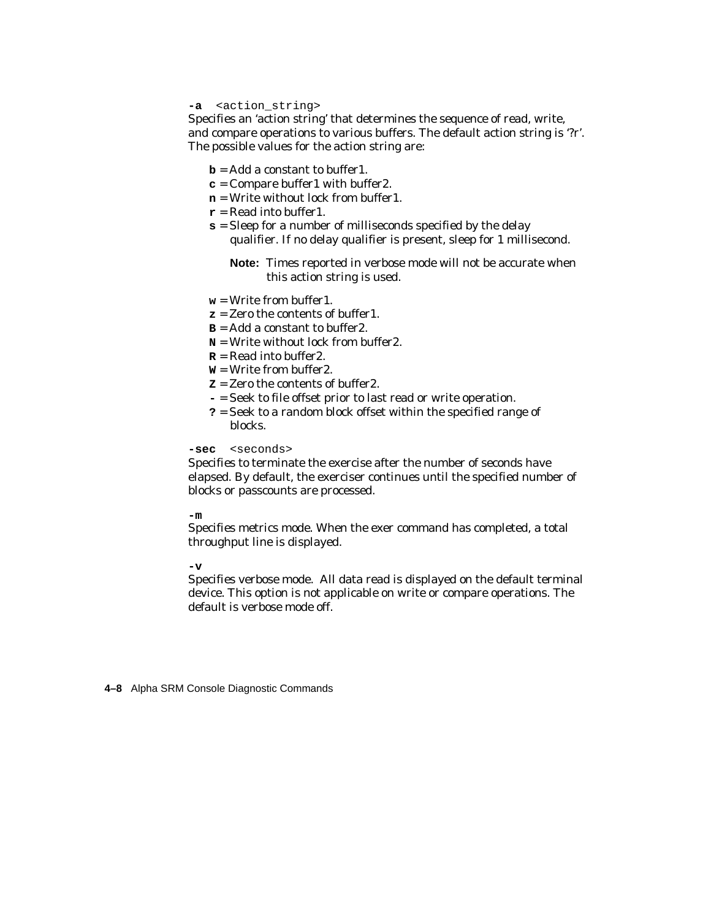**-a** `<action_string>`
Specifies an 'action string' that determines the sequence of read, write, and compare operations to various buffers. The default action string is '?r'. The possible values for the action string are:

- **b** = Add a constant to buffer1.
- **c** = Compare buffer1 with buffer2.
- **n** = Write without lock from buffer1.
- **r** = Read into buffer1.
- **s** = Sleep for a number of milliseconds specified by the delay qualifier. If no delay qualifier is present, sleep for 1 millisecond.

  **Note:** Times reported in verbose mode will not be accurate when this action string is used.

- **w** = Write from buffer1.
- **z** = Zero the contents of buffer1.
- **B** = Add a constant to buffer2.
- **N** = Write without lock from buffer2.
- **R** = Read into buffer2.
- **W** = Write from buffer2.
- **Z** = Zero the contents of buffer2.
- **-** = Seek to file offset prior to last read or write operation.
- **?** = Seek to a random block offset within the specified range of blocks.

**-sec** `<seconds>`
Specifies to terminate the exercise after the number of seconds have elapsed. By default, the exerciser continues until the specified number of blocks or passcounts are processed.

**-m**
Specifies metrics mode. When the exer command has completed, a total throughput line is displayed.

**-v**
Specifies verbose mode. All data read is displayed on the default terminal device. This option is not applicable on write or compare operations. The default is verbose mode off.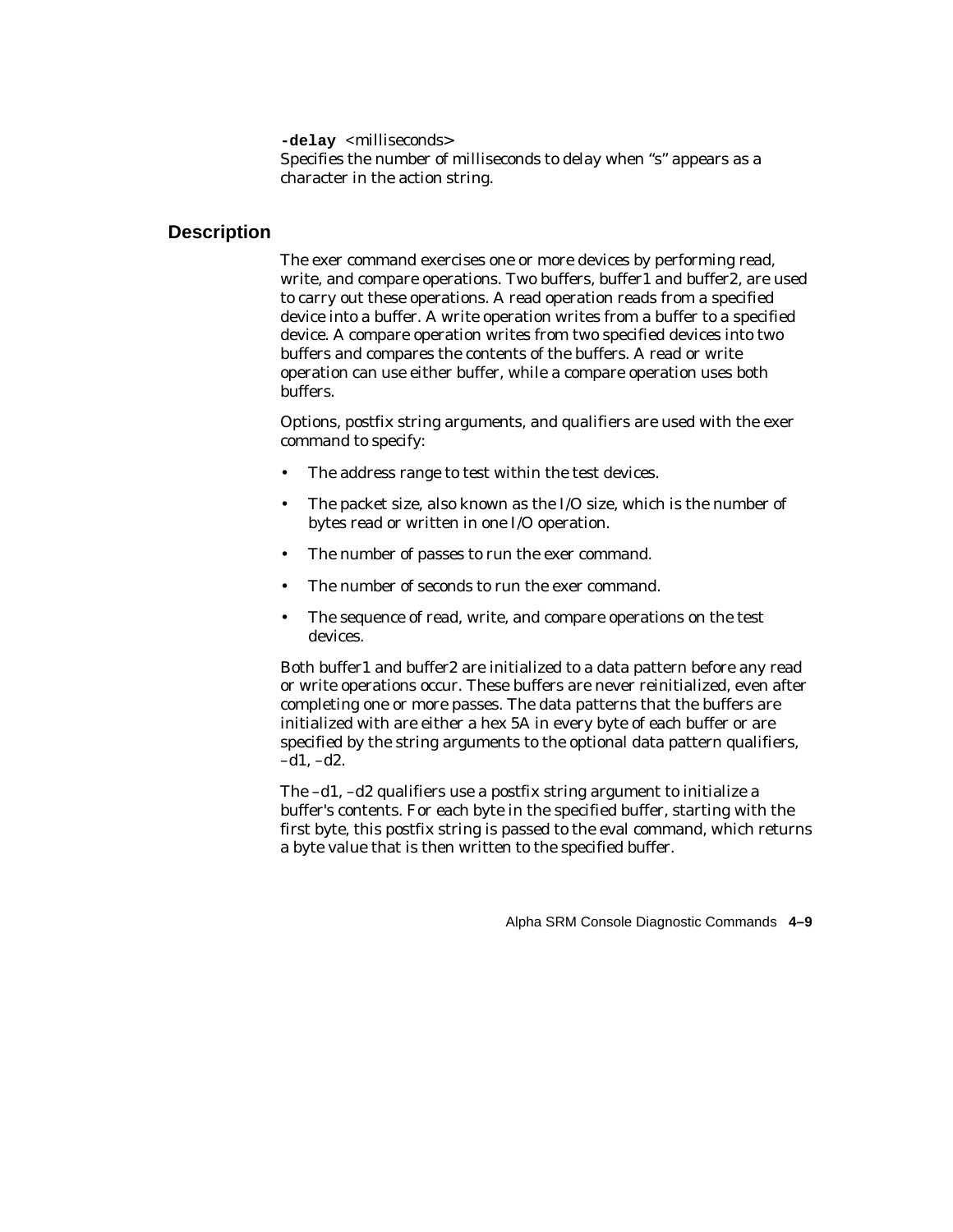**-delay** <milliseconds>
Specifies the number of milliseconds to delay when “s” appears as a character in the action string.

## Description

The exer command exercises one or more devices by performing read, write, and compare operations. Two buffers, buffer1 and buffer2, are used to carry out these operations. A read operation reads from a specified device into a buffer. A write operation writes from a buffer to a specified device. A compare operation writes from two specified devices into two buffers and compares the contents of the buffers. A read or write operation can use either buffer, while a compare operation uses both buffers.

Options, postfix string arguments, and qualifiers are used with the exer command to specify:

- The address range to test within the test devices.
- The packet size, also known as the I/O size, which is the number of bytes read or written in one I/O operation.
- The number of passes to run the exer command.
- The number of seconds to run the exer command.
- The sequence of read, write, and compare operations on the test devices.

Both buffer1 and buffer2 are initialized to a data pattern before any read or write operations occur. These buffers are never reinitialized, even after completing one or more passes. The data patterns that the buffers are initialized with are either a hex 5A in every byte of each buffer or are specified by the string arguments to the optional data pattern qualifiers, –d1, –d2.

The –d1, –d2 qualifiers use a postfix string argument to initialize a buffer's contents. For each byte in the specified buffer, starting with the first byte, this postfix string is passed to the eval command, which returns a byte value that is then written to the specified buffer.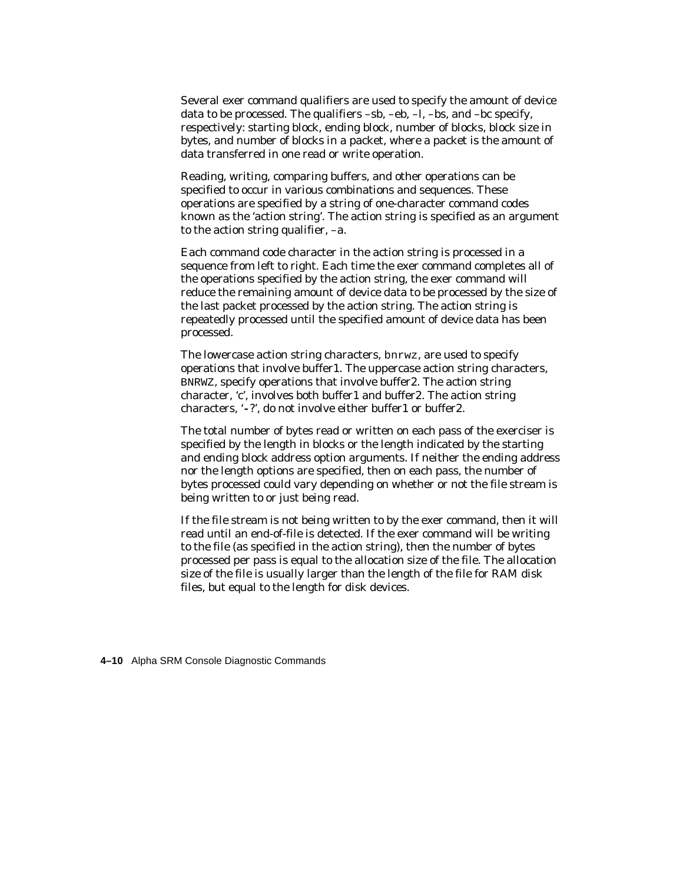Several exer command qualifiers are used to specify the amount of device data to be processed. The qualifiers –sb, –eb, –l, –bs, and –bc specify, respectively: starting block, ending block, number of blocks, block size in bytes, and number of blocks in a packet, where a packet is the amount of data transferred in one read or write operation.

Reading, writing, comparing buffers, and other operations can be specified to occur in various combinations and sequences. These operations are specified by a string of one-character command codes known as the 'action string'. The action string is specified as an argument to the action string qualifier, –a.

Each command code character in the action string is processed in a sequence from left to right. Each time the exer command completes all of the operations specified by the action string, the exer command will reduce the remaining amount of device data to be processed by the size of the last packet processed by the action string. The action string is repeatedly processed until the specified amount of device data has been processed.

The lowercase action string characters, `bnrwz`, are used to specify operations that involve buffer1. The uppercase action string characters, `BNRWZ`, specify operations that involve buffer2. The action string character, 'c', involves both buffer1 and buffer2. The action string characters, '-?', do not involve either buffer1 or buffer2.

The total number of bytes read or written on each pass of the exerciser is specified by the length in blocks or the length indicated by the starting and ending block address option arguments. If neither the ending address nor the length options are specified, then on each pass, the number of bytes processed could vary depending on whether or not the file stream is being written to or just being read.

If the file stream is not being written to by the exer command, then it will read until an end-of-file is detected. If the exer command will be writing to the file (as specified in the action string), then the number of bytes processed per pass is equal to the allocation size of the file. The allocation size of the file is usually larger than the length of the file for RAM disk files, but equal to the length for disk devices.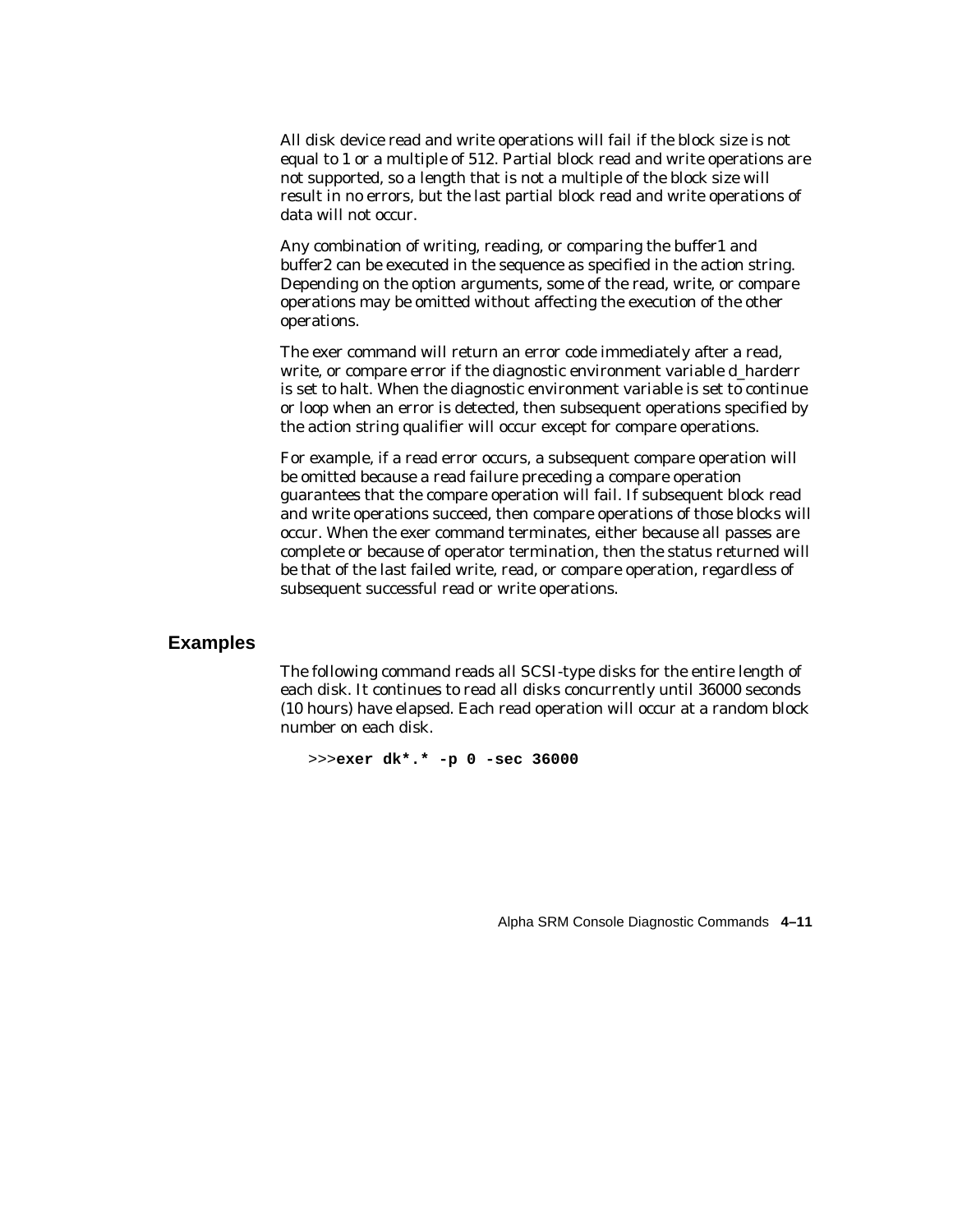All disk device read and write operations will fail if the block size is not equal to 1 or a multiple of 512. Partial block read and write operations are not supported, so a length that is not a multiple of the block size will result in no errors, but the last partial block read and write operations of data will not occur.

Any combination of writing, reading, or comparing the buffer1 and buffer2 can be executed in the sequence as specified in the action string. Depending on the option arguments, some of the read, write, or compare operations may be omitted without affecting the execution of the other operations.

The exer command will return an error code immediately after a read, write, or compare error if the diagnostic environment variable d_harderr is set to halt. When the diagnostic environment variable is set to continue or loop when an error is detected, then subsequent operations specified by the action string qualifier will occur except for compare operations.

For example, if a read error occurs, a subsequent compare operation will be omitted because a read failure preceding a compare operation guarantees that the compare operation will fail. If subsequent block read and write operations succeed, then compare operations of those blocks will occur. When the exer command terminates, either because all passes are complete or because of operator termination, then the status returned will be that of the last failed write, read, or compare operation, regardless of subsequent successful read or write operations.

## Examples

The following command reads all SCSI-type disks for the entire length of each disk. It continues to read all disks concurrently until 36000 seconds (10 hours) have elapsed. Each read operation will occur at a random block number on each disk.

```
>>>exer dk*.* -p 0 -sec 36000
```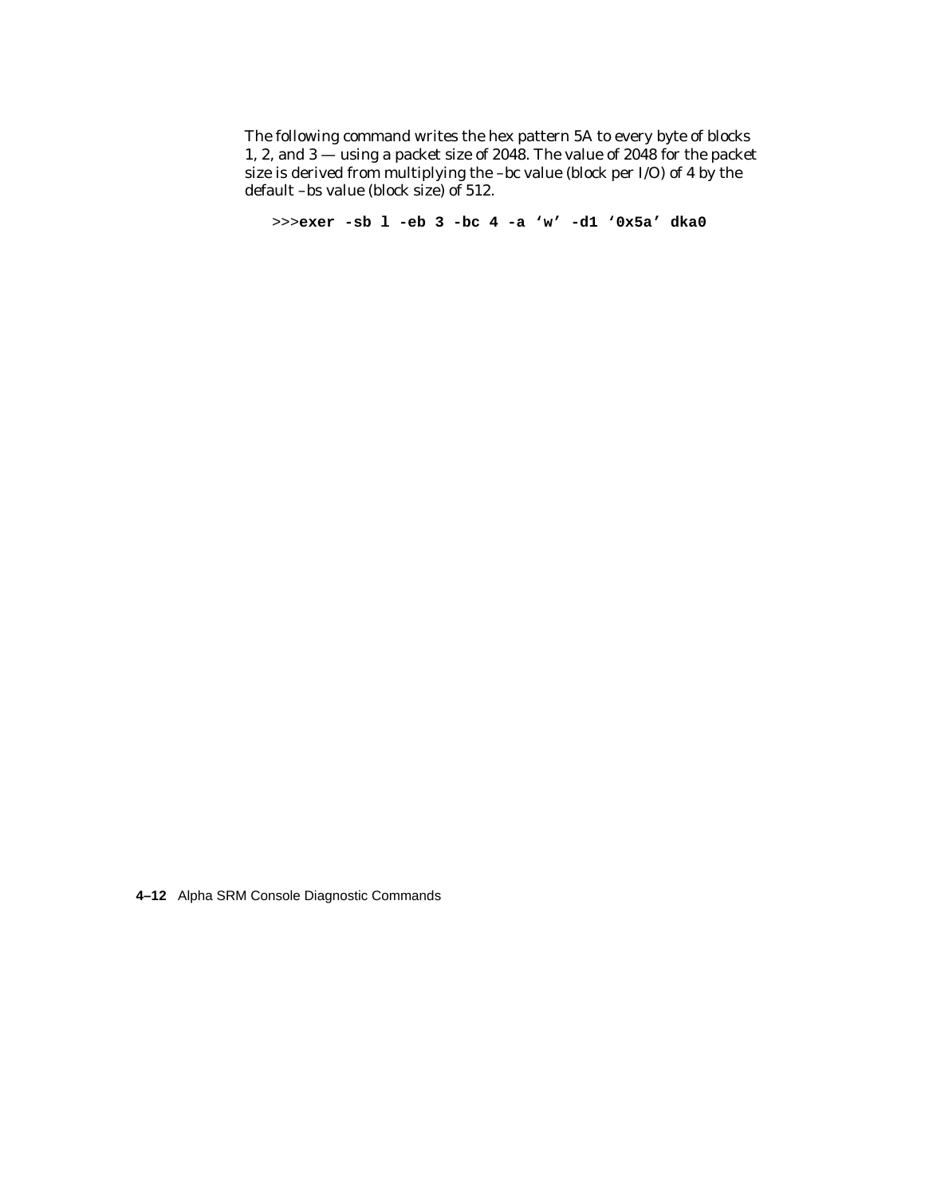The following command writes the hex pattern 5A to every byte of blocks 1, 2, and 3 — using a packet size of 2048. The value of 2048 for the packet size is derived from multiplying the –bc value (block per I/O) of 4 by the default –bs value (block size) of 512.

```
>>>exer -sb l -eb 3 -bc 4 -a ‘w’ -d1 ‘0x5a’ dka0
```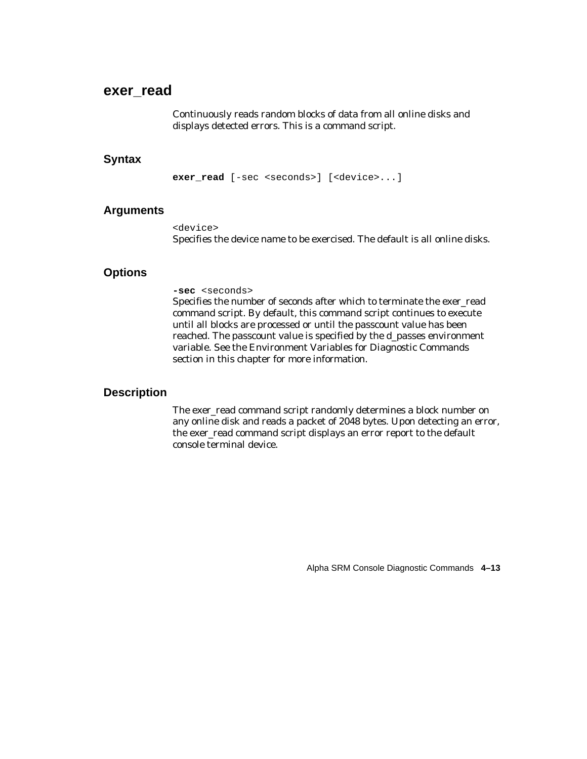## exer_read

Continuously reads random blocks of data from all online disks and displays detected errors. This is a command script.

### Syntax

```
exer_read [-sec <seconds>] [<device>...]
```

### Arguments

`<device>`
Specifies the device name to be exercised. The default is all online disks.

### Options

**-sec** `<seconds>`
Specifies the number of seconds after which to terminate the exer_read command script. By default, this command script continues to execute until all blocks are processed or until the passcount value has been reached. The passcount value is specified by the d_passes environment variable. See the Environment Variables for Diagnostic Commands section in this chapter for more information.

### Description

The exer_read command script randomly determines a block number on any online disk and reads a packet of 2048 bytes. Upon detecting an error, the exer_read command script displays an error report to the default console terminal device.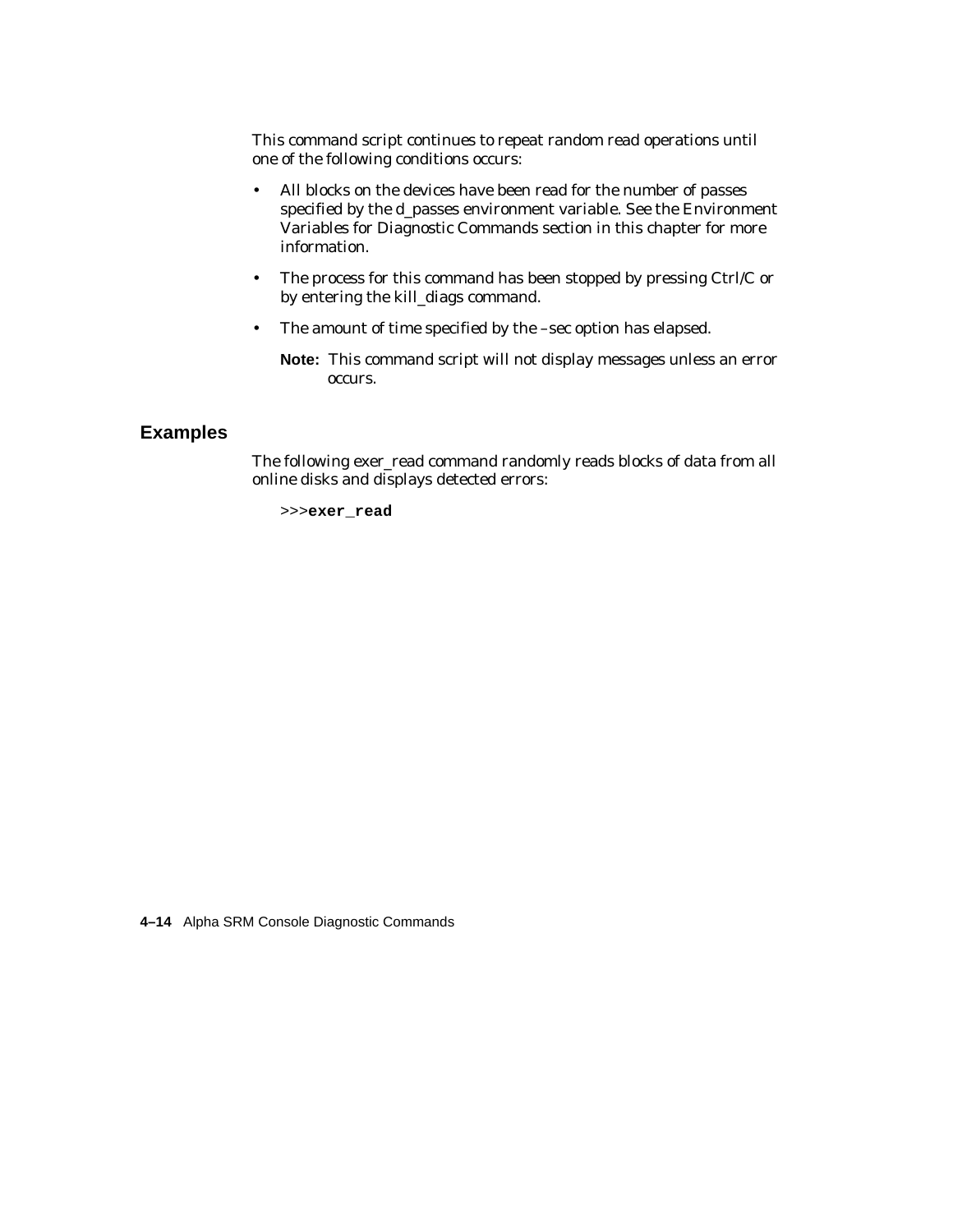This command script continues to repeat random read operations until one of the following conditions occurs:

- All blocks on the devices have been read for the number of passes specified by the d_passes environment variable. See the Environment Variables for Diagnostic Commands section in this chapter for more information.
- The process for this command has been stopped by pressing Ctrl/C or by entering the kill_diags command.
- The amount of time specified by the –sec option has elapsed.

  **Note:** This command script will not display messages unless an error occurs.

## Examples

The following exer_read command randomly reads blocks of data from all online disks and displays detected errors:

```
>>>exer_read
```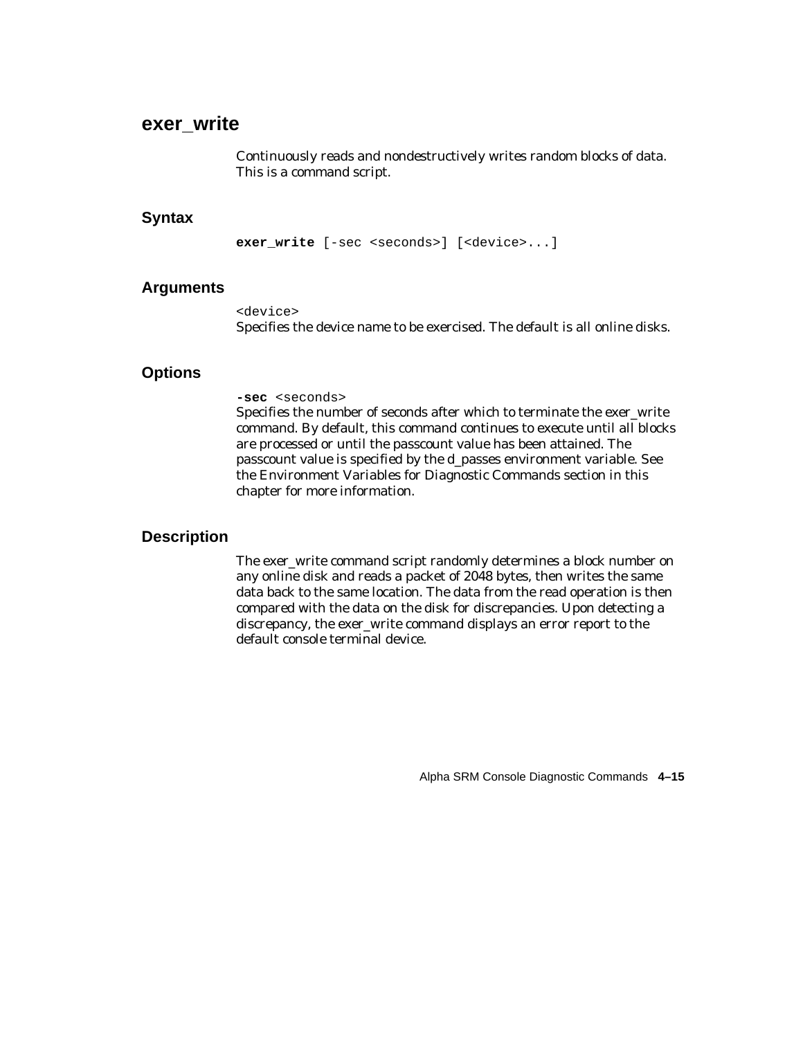## exer_write

Continuously reads and nondestructively writes random blocks of data. This is a command script.

### Syntax

```
exer_write [-sec <seconds>] [<device>...]
```

### Arguments

<device>
Specifies the device name to be exercised. The default is all online disks.

### Options

**-sec** <seconds>
Specifies the number of seconds after which to terminate the exer_write command. By default, this command continues to execute until all blocks are processed or until the passcount value has been attained. The passcount value is specified by the d_passes environment variable. See the Environment Variables for Diagnostic Commands section in this chapter for more information.

### Description

The exer_write command script randomly determines a block number on any online disk and reads a packet of 2048 bytes, then writes the same data back to the same location. The data from the read operation is then compared with the data on the disk for discrepancies. Upon detecting a discrepancy, the exer_write command displays an error report to the default console terminal device.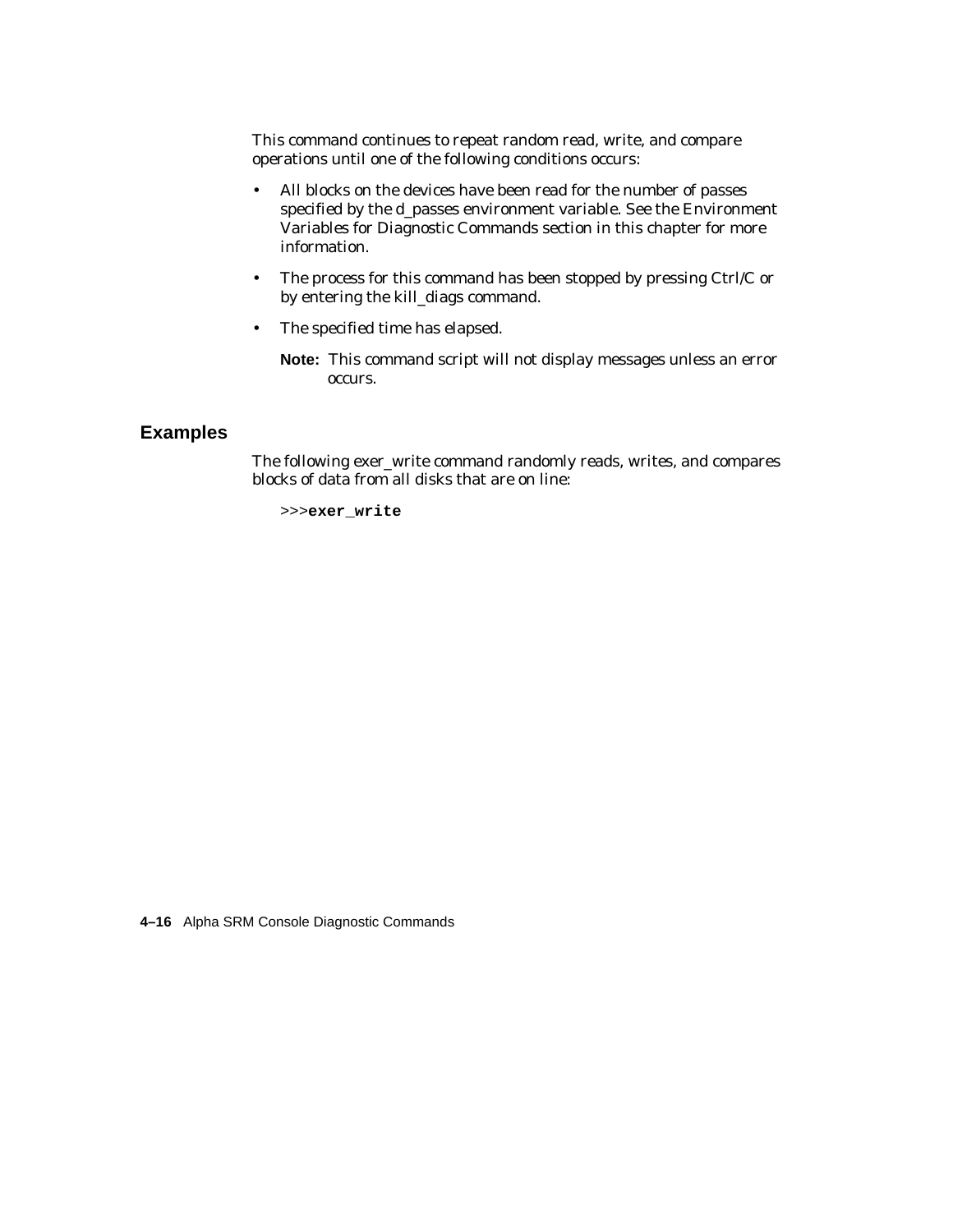This command continues to repeat random read, write, and compare operations until one of the following conditions occurs:

- All blocks on the devices have been read for the number of passes specified by the d_passes environment variable. See the Environment Variables for Diagnostic Commands section in this chapter for more information.
- The process for this command has been stopped by pressing Ctrl/C or by entering the kill_diags command.
- The specified time has elapsed.

  **Note:** This command script will not display messages unless an error occurs.

## Examples

The following exer_write command randomly reads, writes, and compares blocks of data from all disks that are on line:

```
>>>exer_write
```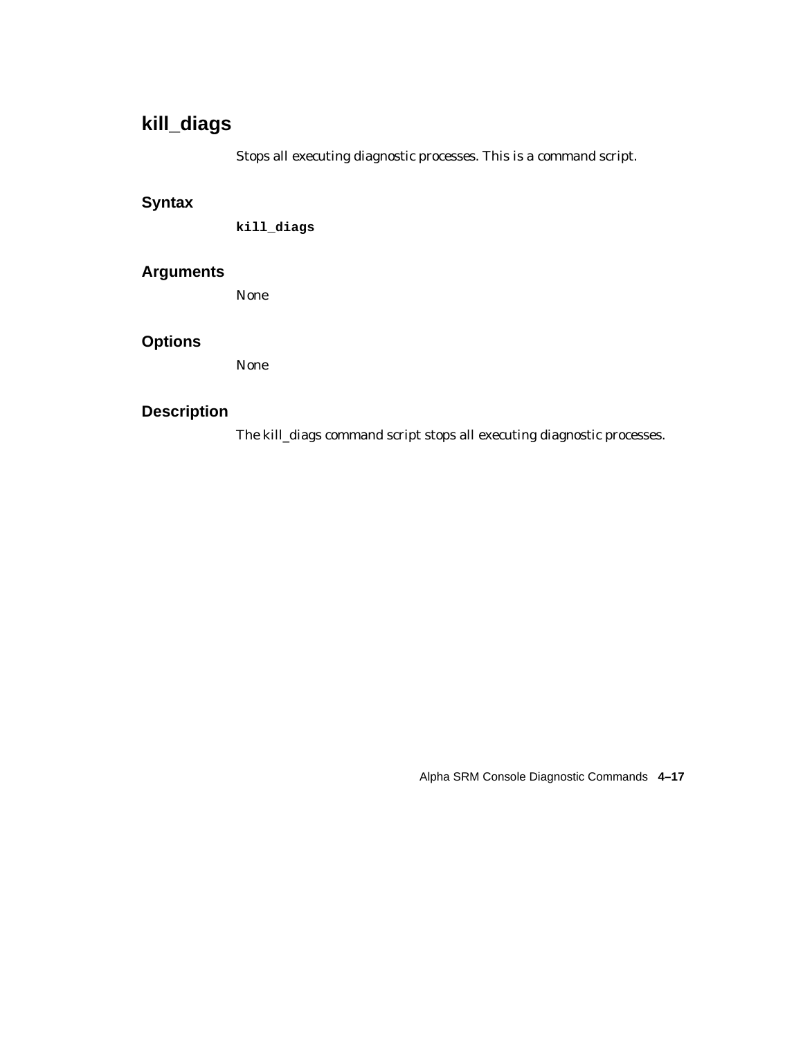# kill_diags

Stops all executing diagnostic processes. This is a command script.

## Syntax

```
kill_diags
```

## Arguments

None

## Options

None

## Description

The kill_diags command script stops all executing diagnostic processes.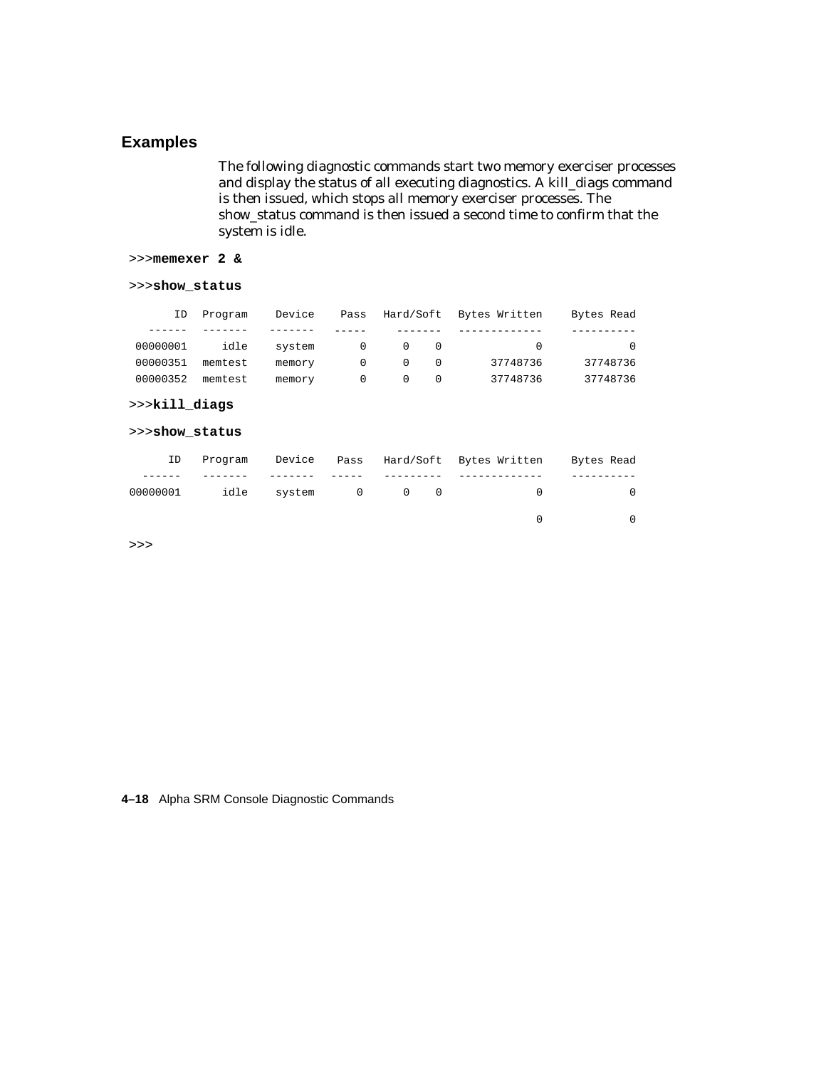## Examples

The following diagnostic commands start two memory exerciser processes and display the status of all executing diagnostics. A kill_diags command is then issued, which stops all memory exerciser processes. The show_status command is then issued a second time to confirm that the system is idle.

```
>>>memexer 2 &

>>>show_status

      ID  Program    Device    Pass  Hard/Soft  Bytes Written    Bytes Read
  ------  -------   -------   -----   -------   -------------    ----------
00000001     idle    system       0     0    0              0             0
00000351  memtest    memory       0     0    0       37748736      37748736
00000352  memtest    memory       0     0    0       37748736      37748736

>>>kill_diags

>>>show_status

      ID  Program    Device    Pass  Hard/Soft  Bytes Written    Bytes Read
  ------  -------   -------   -----  ---------  -------------    ----------
00000001     idle    system      0     0    0               0             0

                                                            0             0

>>>
```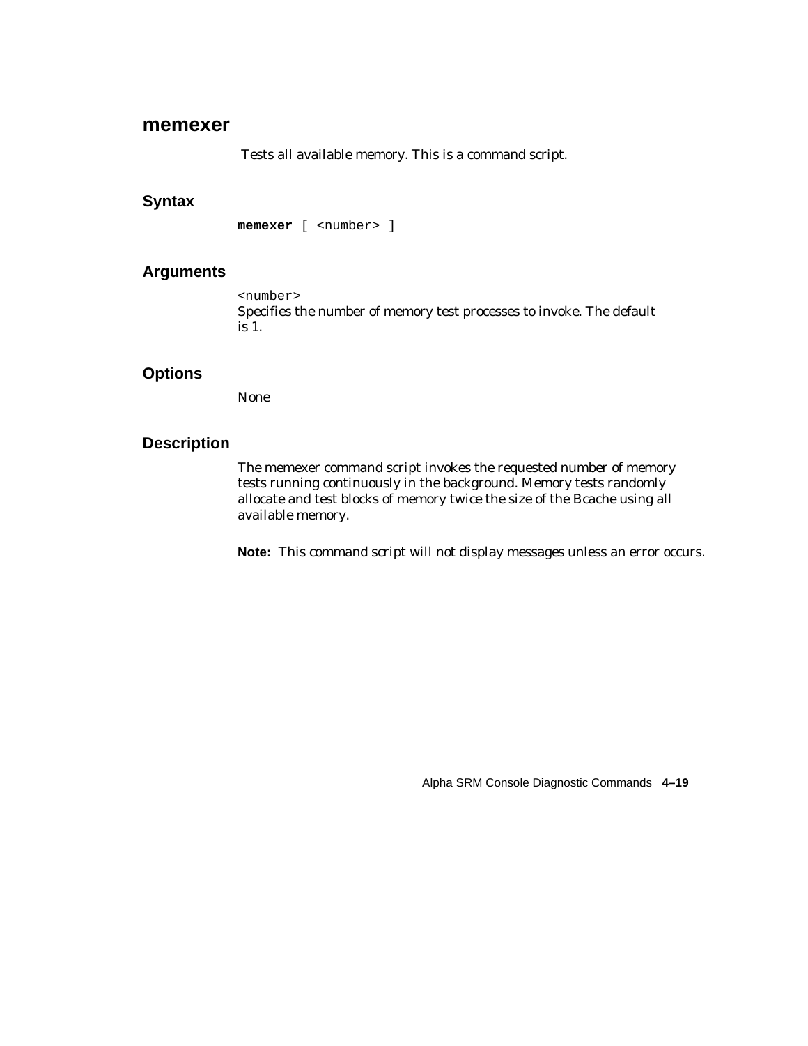## memexer

Tests all available memory. This is a command script.

### Syntax

```
memexer [ <number> ]
```

### Arguments

`<number>`
Specifies the number of memory test processes to invoke. The default is 1.

### Options

None

### Description

The memexer command script invokes the requested number of memory tests running continuously in the background. Memory tests randomly allocate and test blocks of memory twice the size of the Bcache using all available memory.

**Note:** This command script will not display messages unless an error occurs.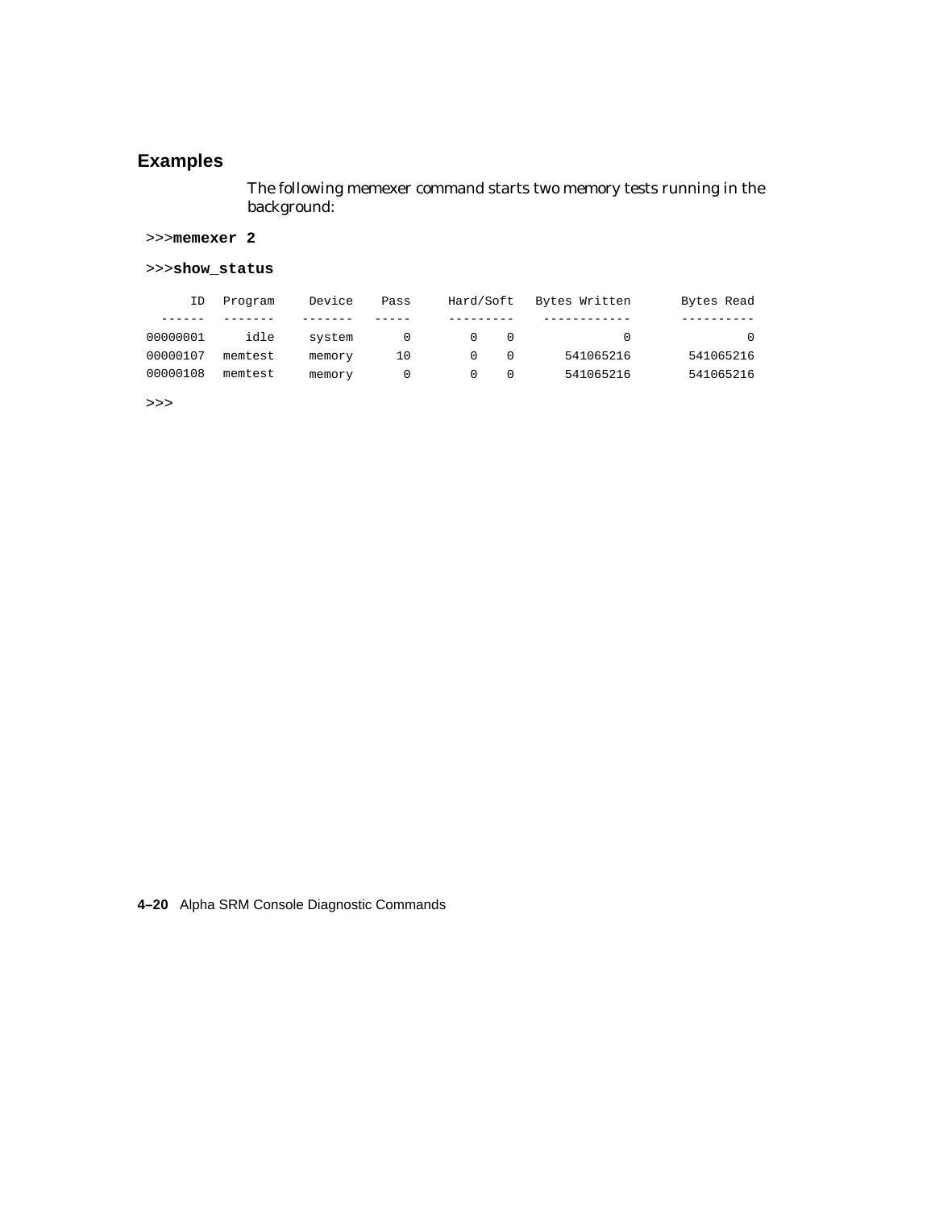## Examples

The following memexer command starts two memory tests running in the background:

```
>>>memexer 2
>>>show_status
      ID   Program     Device    Pass     Hard/Soft   Bytes Written       Bytes Read
  ------   -------    -------   -----     ---------    ------------       ----------
00000001      idle     system       0       0    0               0                0
00000107   memtest     memory      10       0    0       541065216        541065216
00000108   memtest     memory       0       0    0       541065216        541065216
>>>
```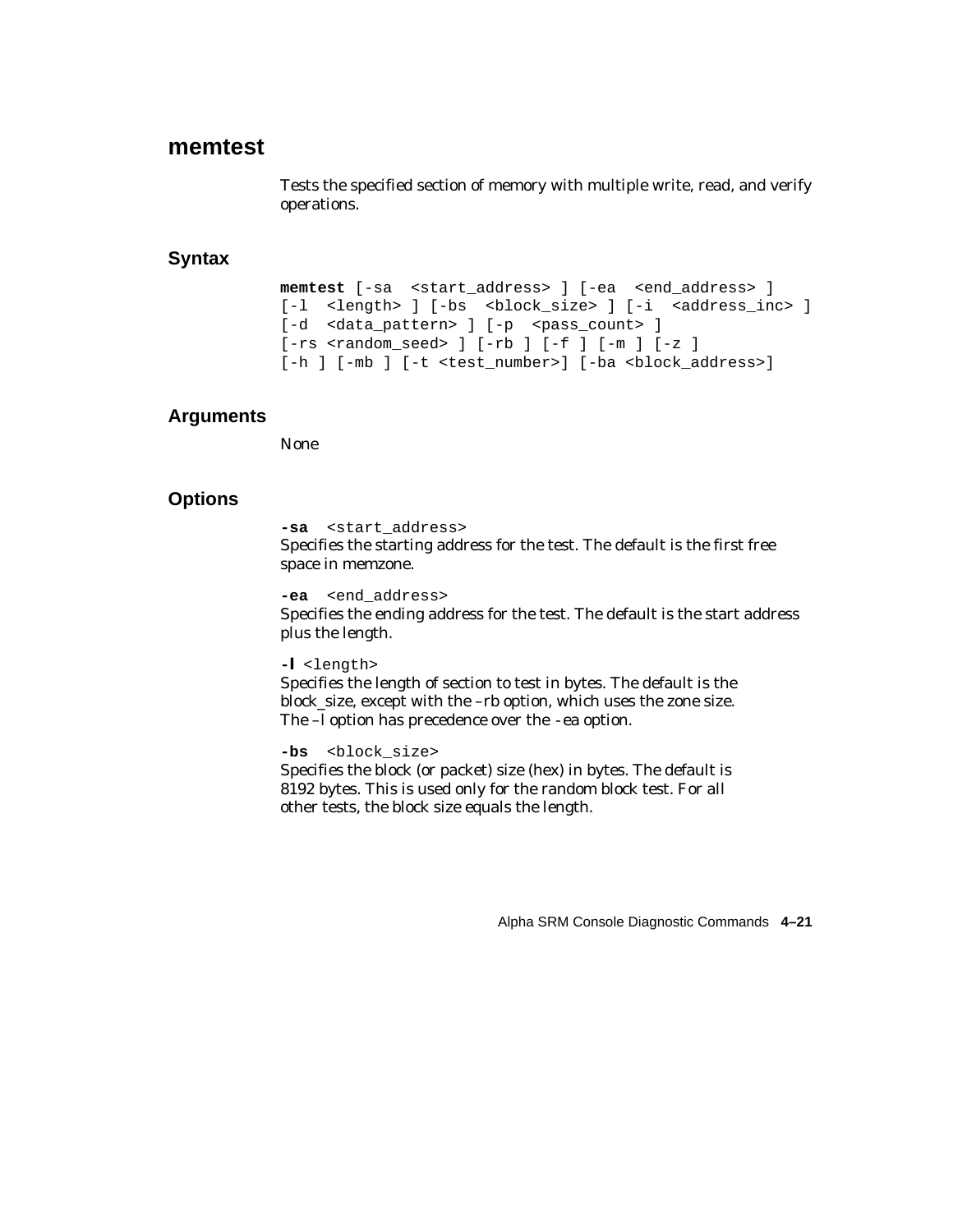## memtest

Tests the specified section of memory with multiple write, read, and verify operations.

### Syntax

```
memtest [-sa  <start_address> ] [-ea  <end_address> ]
[-l  <length> ] [-bs  <block_size> ] [-i  <address_inc> ]
[-d  <data_pattern> ] [-p  <pass_count> ]
[-rs <random_seed> ] [-rb ] [-f ] [-m ] [-z ]
[-h ] [-mb ] [-t <test_number>] [-ba <block_address>]
```

### Arguments

None

### Options

**-sa** `<start_address>`
Specifies the starting address for the test. The default is the first free space in memzone.

**-ea** `<end_address>`
Specifies the ending address for the test. The default is the start address plus the length.

**-l** `<length>`
Specifies the length of section to test in bytes. The default is the block_size, except with the –rb option, which uses the zone size. The –l option has precedence over the -ea option.

**-bs** `<block_size>`
Specifies the block (or packet) size (hex) in bytes. The default is 8192 bytes. This is used only for the random block test. For all other tests, the block size equals the length.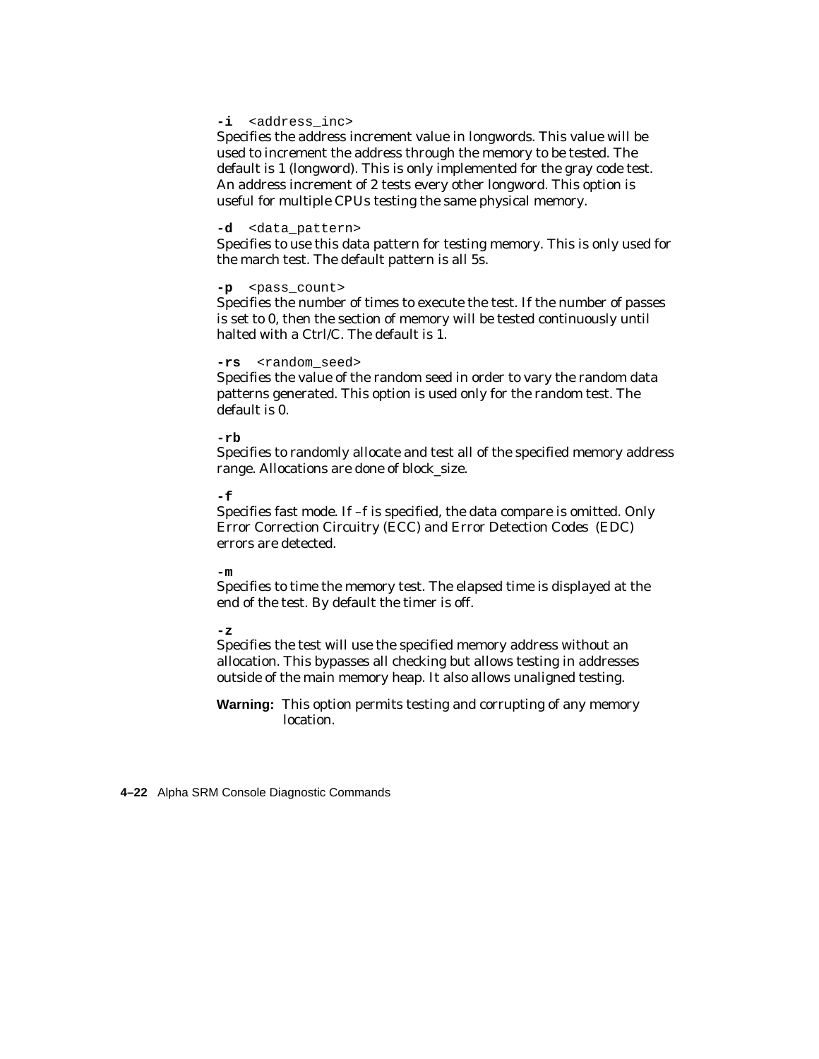**-i** <address_inc>

Specifies the address increment value in longwords. This value will be used to increment the address through the memory to be tested. The default is 1 (longword). This is only implemented for the gray code test. An address increment of 2 tests every other longword. This option is useful for multiple CPUs testing the same physical memory.

**-d** <data_pattern>

Specifies to use this data pattern for testing memory. This is only used for the march test. The default pattern is all 5s.

**-p** <pass_count>

Specifies the number of times to execute the test. If the number of passes is set to 0, then the section of memory will be tested continuously until halted with a Ctrl/C. The default is 1.

**-rs** <random_seed>

Specifies the value of the random seed in order to vary the random data patterns generated. This option is used only for the random test. The default is 0.

**-rb**

Specifies to randomly allocate and test all of the specified memory address range. Allocations are done of block_size.

**-f**

Specifies fast mode. If –f is specified, the data compare is omitted. Only Error Correction Circuitry (ECC) and Error Detection Codes (EDC) errors are detected.

**-m**

Specifies to time the memory test. The elapsed time is displayed at the end of the test. By default the timer is off.

**-z**

Specifies the test will use the specified memory address without an allocation. This bypasses all checking but allows testing in addresses outside of the main memory heap. It also allows unaligned testing.

**Warning:** This option permits testing and corrupting of any memory location.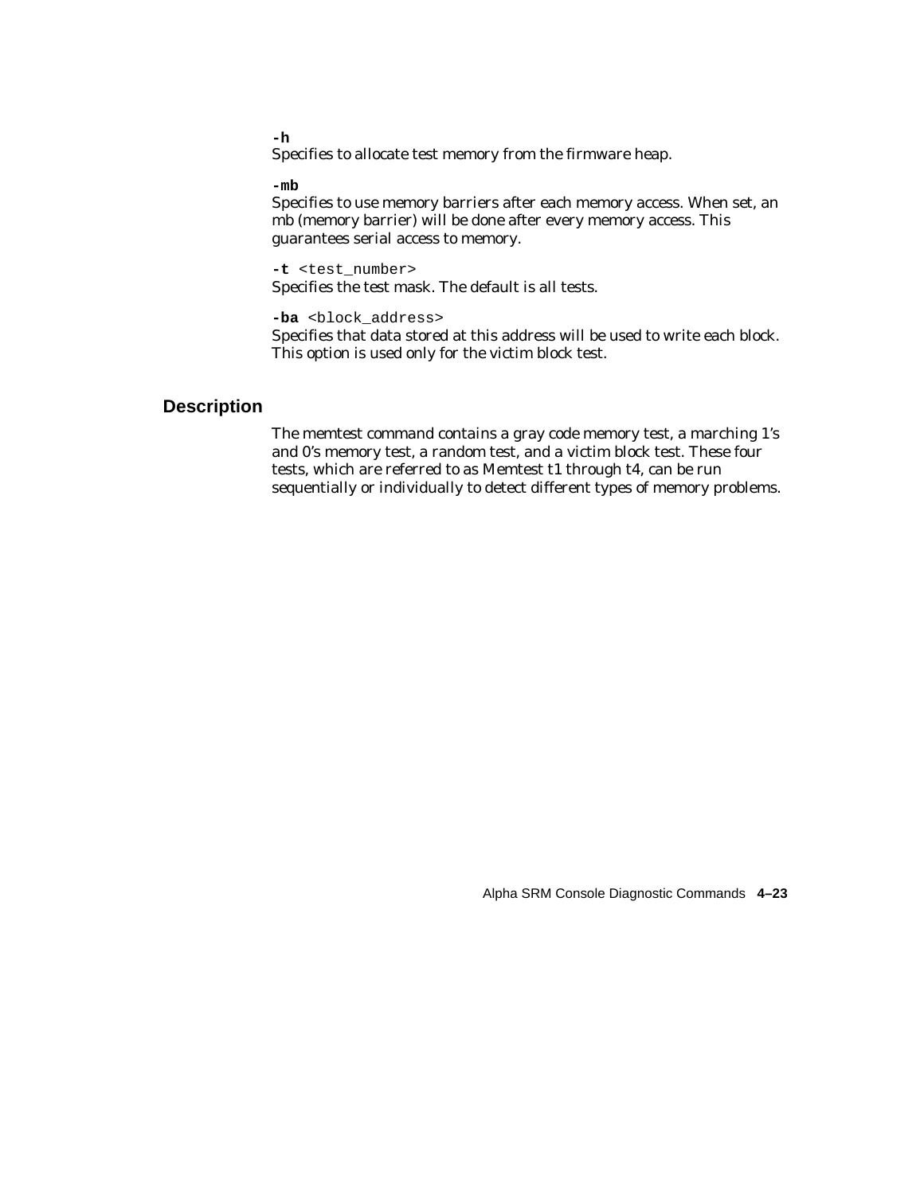**-h**
Specifies to allocate test memory from the firmware heap.

**-mb**
Specifies to use memory barriers after each memory access. When set, an mb (memory barrier) will be done after every memory access. This guarantees serial access to memory.

**-t** `<test_number>`
Specifies the test mask. The default is all tests.

**-ba** `<block_address>`
Specifies that data stored at this address will be used to write each block. This option is used only for the victim block test.

## Description

The memtest command contains a gray code memory test, a marching 1's and 0's memory test, a random test, and a victim block test. These four tests, which are referred to as Memtest t1 through t4, can be run sequentially or individually to detect different types of memory problems.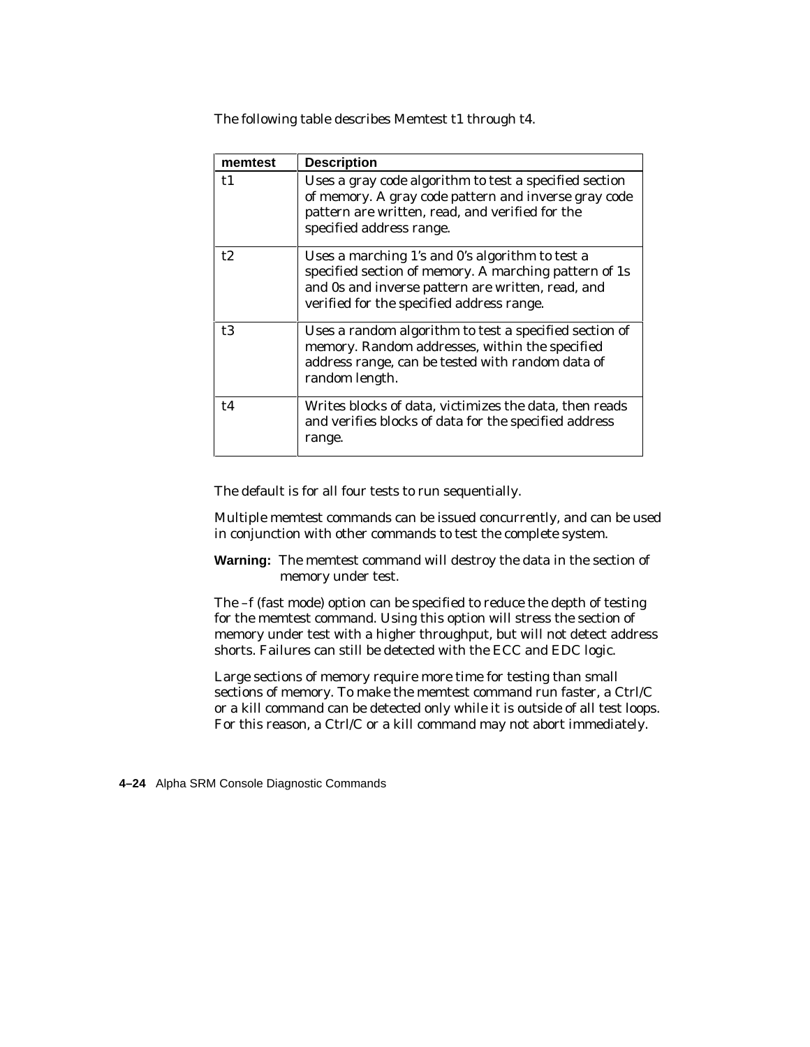The following table describes Memtest t1 through t4.

| memtest | Description |
|---|---|
| t1 | Uses a gray code algorithm to test a specified section of memory. A gray code pattern and inverse gray code pattern are written, read, and verified for the specified address range. |
| t2 | Uses a marching 1's and 0's algorithm to test a specified section of memory. A marching pattern of 1s and 0s and inverse pattern are written, read, and verified for the specified address range. |
| t3 | Uses a random algorithm to test a specified section of memory. Random addresses, within the specified address range, can be tested with random data of random length. |
| t4 | Writes blocks of data, victimizes the data, then reads and verifies blocks of data for the specified address range. |

The default is for all four tests to run sequentially.

Multiple memtest commands can be issued concurrently, and can be used in conjunction with other commands to test the complete system.

**Warning:** The memtest command will destroy the data in the section of memory under test.

The –f (fast mode) option can be specified to reduce the depth of testing for the memtest command. Using this option will stress the section of memory under test with a higher throughput, but will not detect address shorts. Failures can still be detected with the ECC and EDC logic.

Large sections of memory require more time for testing than small sections of memory. To make the memtest command run faster, a Ctrl/C or a kill command can be detected only while it is outside of all test loops. For this reason, a Ctrl/C or a kill command may not abort immediately.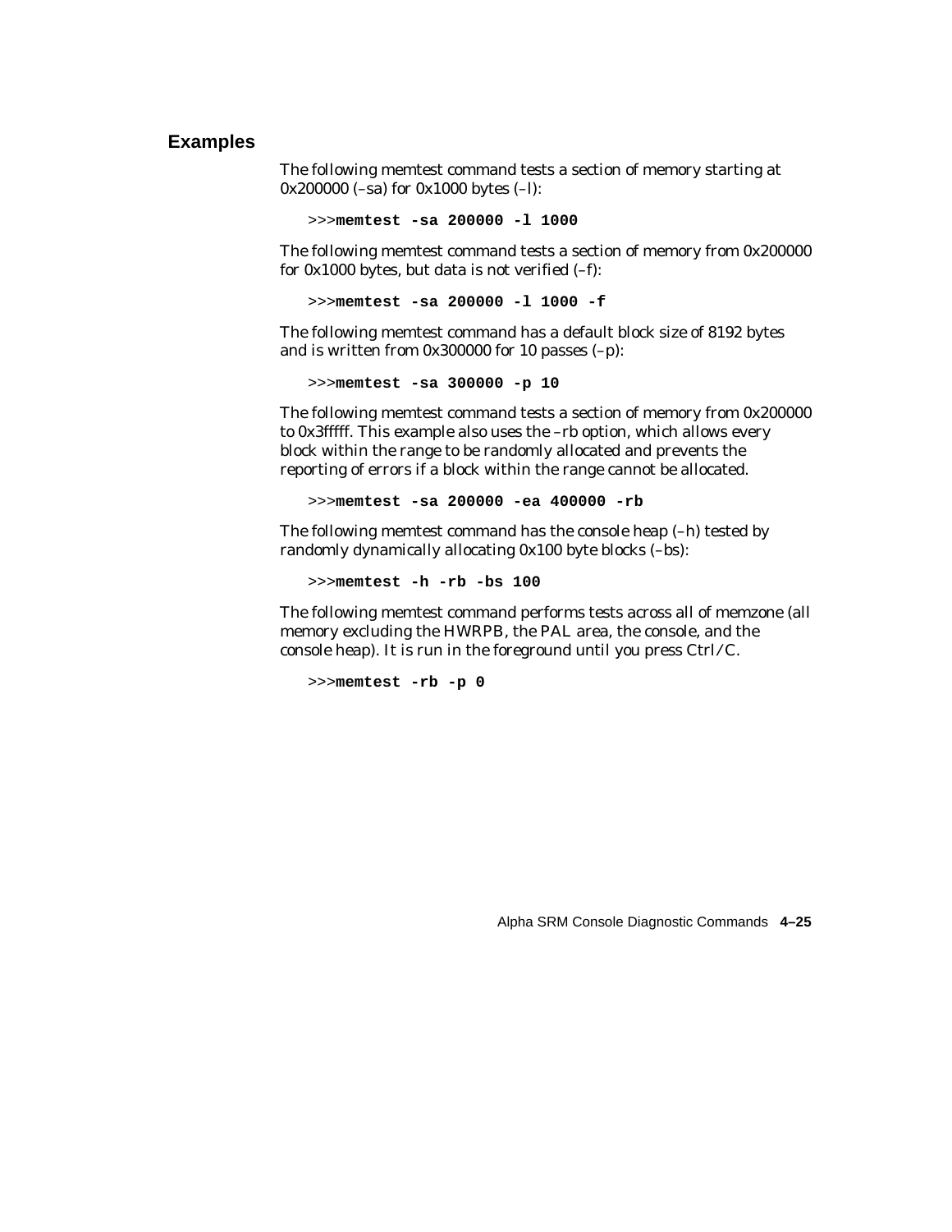## Examples

The following memtest command tests a section of memory starting at 0x200000 (–sa) for 0x1000 bytes (–l):

```
>>>memtest -sa 200000 -l 1000
```

The following memtest command tests a section of memory from 0x200000 for 0x1000 bytes, but data is not verified (–f):

```
>>>memtest -sa 200000 -l 1000 -f
```

The following memtest command has a default block size of 8192 bytes and is written from 0x300000 for 10 passes (–p):

```
>>>memtest -sa 300000 -p 10
```

The following memtest command tests a section of memory from 0x200000 to 0x3fffff. This example also uses the –rb option, which allows every block within the range to be randomly allocated and prevents the reporting of errors if a block within the range cannot be allocated.

```
>>>memtest -sa 200000 -ea 400000 -rb
```

The following memtest command has the console heap (–h) tested by randomly dynamically allocating 0x100 byte blocks (–bs):

```
>>>memtest -h -rb -bs 100
```

The following memtest command performs tests across all of memzone (all memory excluding the HWRPB, the PAL area, the console, and the console heap). It is run in the foreground until you press Ctrl/C.

```
>>>memtest -rb -p 0
```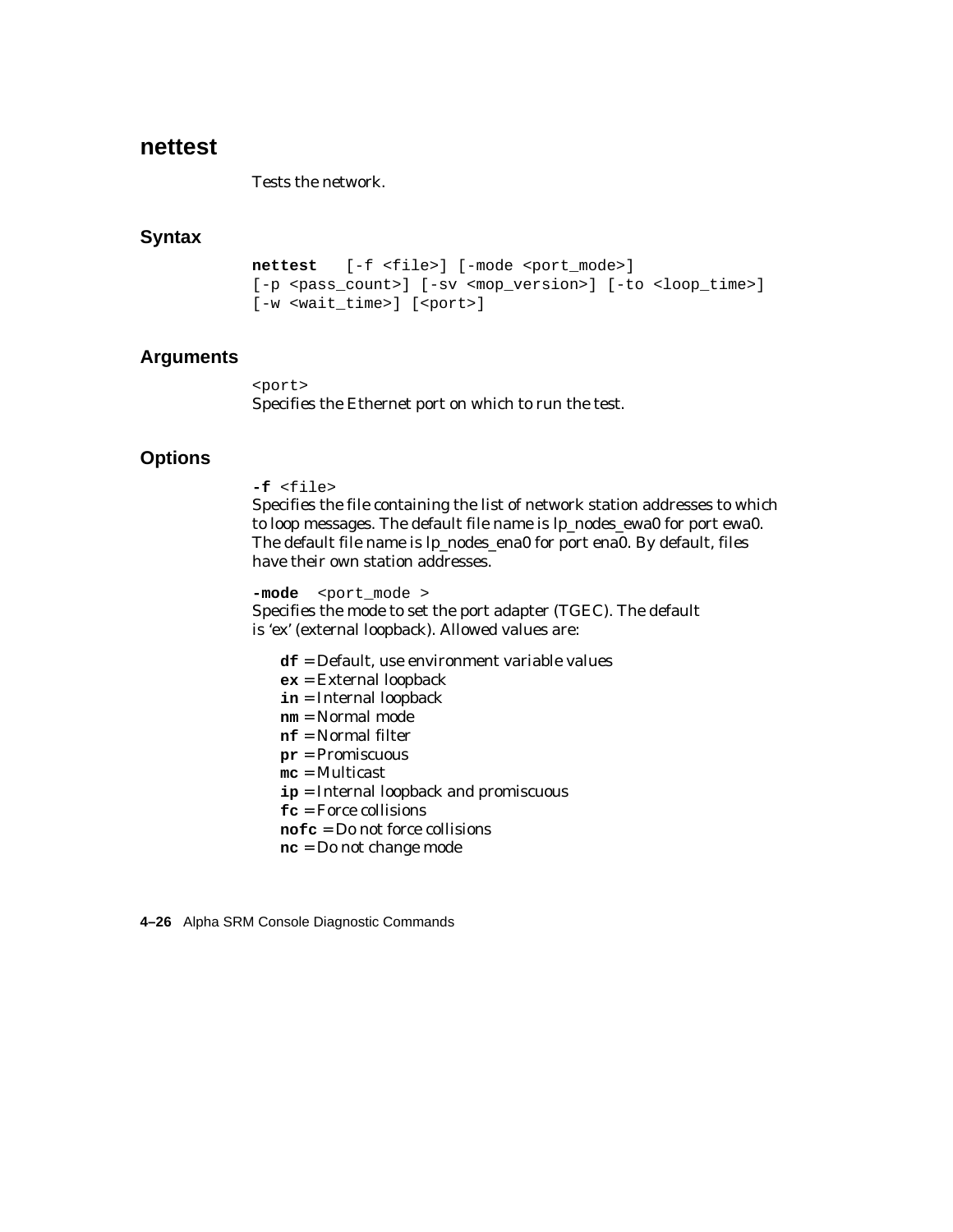## nettest

Tests the network.

### Syntax

```
nettest   [-f <file>] [-mode <port_mode>]
[-p <pass_count>] [-sv <mop_version>] [-to <loop_time>]
[-w <wait_time>] [<port>]
```

### Arguments

`<port>`
Specifies the Ethernet port on which to run the test.

### Options

**-f** `<file>`
Specifies the file containing the list of network station addresses to which to loop messages. The default file name is lp_nodes_ewa0 for port ewa0. The default file name is lp_nodes_ena0 for port ena0. By default, files have their own station addresses.

**-mode** `<port_mode >`
Specifies the mode to set the port adapter (TGEC). The default is 'ex' (external loopback). Allowed values are:

- **df** = Default, use environment variable values
- **ex** = External loopback
- **in** = Internal loopback
- **nm** = Normal mode
- **nf** = Normal filter
- **pr** = Promiscuous
- **mc** = Multicast
- **ip** = Internal loopback and promiscuous
- **fc** = Force collisions
- **nofc** = Do not force collisions
- **nc** = Do not change mode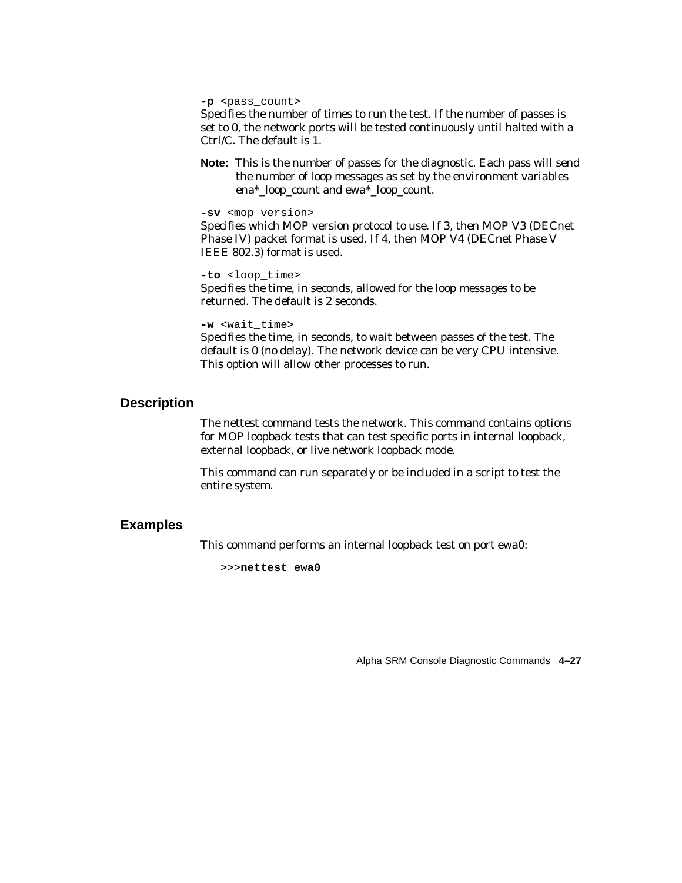**-p** <pass_count>
Specifies the number of times to run the test. If the number of passes is set to 0, the network ports will be tested continuously until halted with a Ctrl/C. The default is 1.

**Note:** This is the number of passes for the diagnostic. Each pass will send the number of loop messages as set by the environment variables ena*_loop_count and ewa*_loop_count.

**-sv** <mop_version>
Specifies which MOP version protocol to use. If 3, then MOP V3 (DECnet Phase IV) packet format is used. If 4, then MOP V4 (DECnet Phase V IEEE 802.3) format is used.

**-to** <loop_time>
Specifies the time, in seconds, allowed for the loop messages to be returned. The default is 2 seconds.

**-w** <wait_time>
Specifies the time, in seconds, to wait between passes of the test. The default is 0 (no delay). The network device can be very CPU intensive. This option will allow other processes to run.

## Description

The nettest command tests the network. This command contains options for MOP loopback tests that can test specific ports in internal loopback, external loopback, or live network loopback mode.

This command can run separately or be included in a script to test the entire system.

## Examples

This command performs an internal loopback test on port ewa0:

```
>>>nettest ewa0
```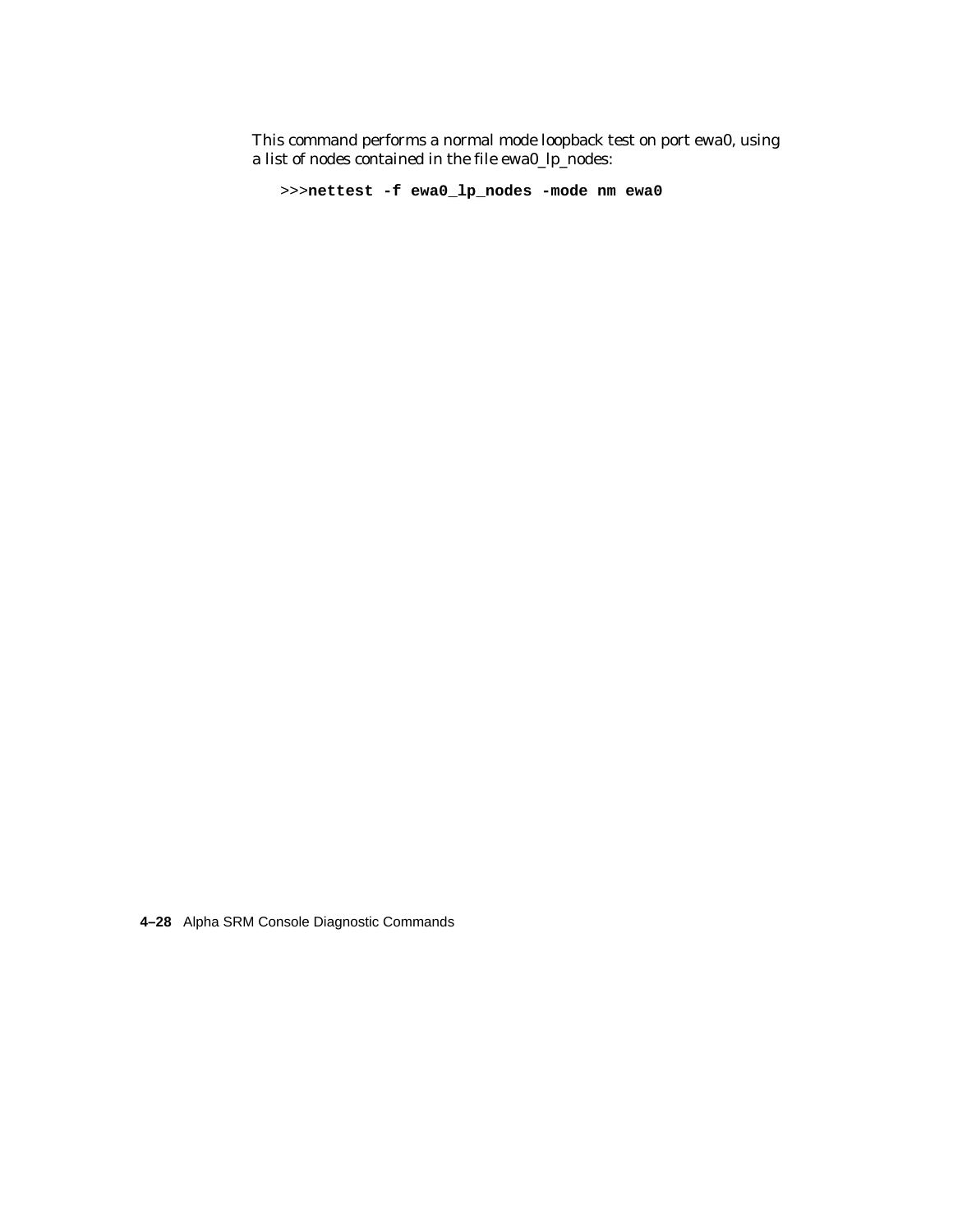This command performs a normal mode loopback test on port ewa0, using a list of nodes contained in the file ewa0_lp_nodes:

```
>>>nettest -f ewa0_lp_nodes -mode nm ewa0
```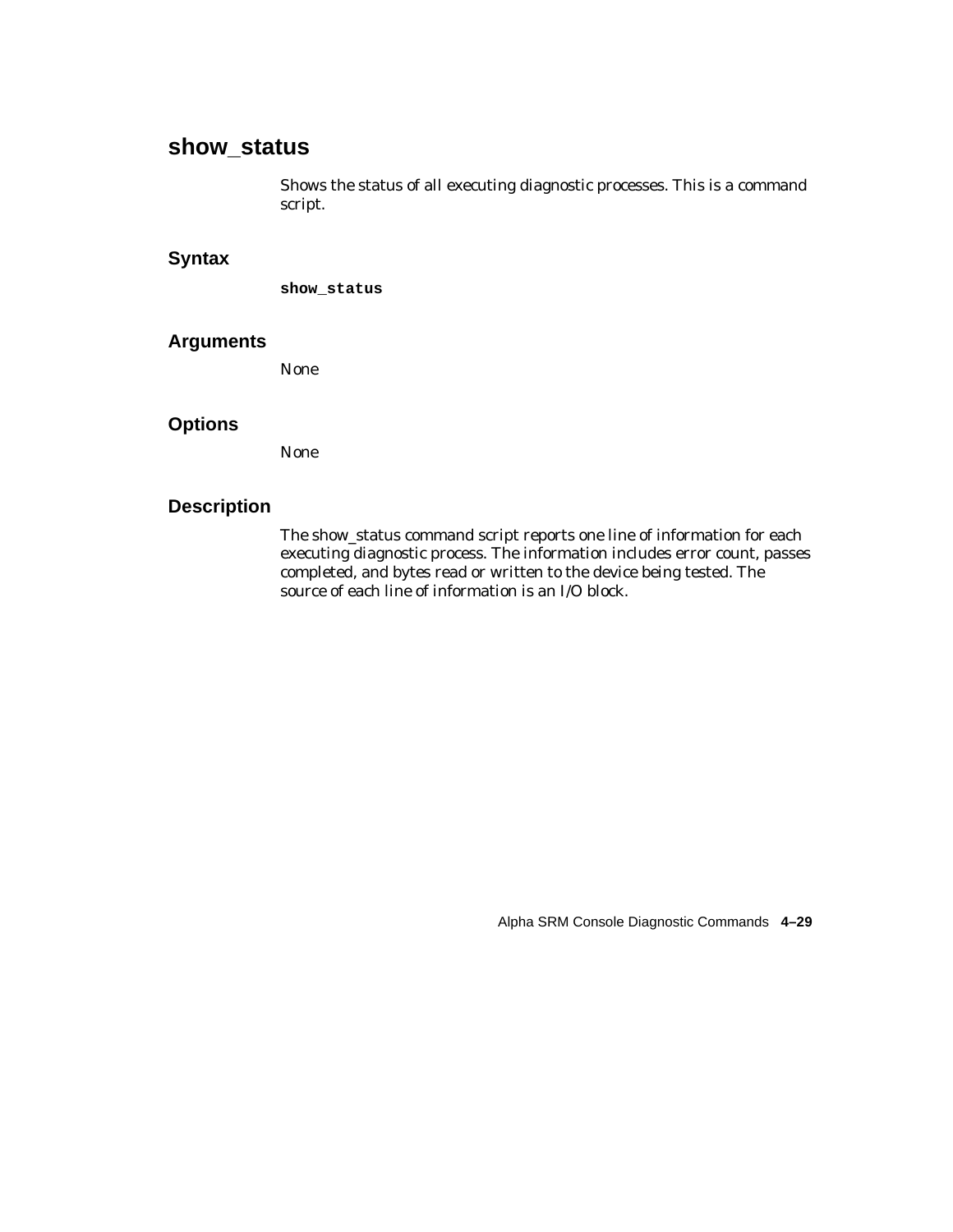# show_status

Shows the status of all executing diagnostic processes. This is a command script.

## Syntax

```
show_status
```

## Arguments

None

## Options

None

## Description

The show_status command script reports one line of information for each executing diagnostic process. The information includes error count, passes completed, and bytes read or written to the device being tested. The source of each line of information is an I/O block.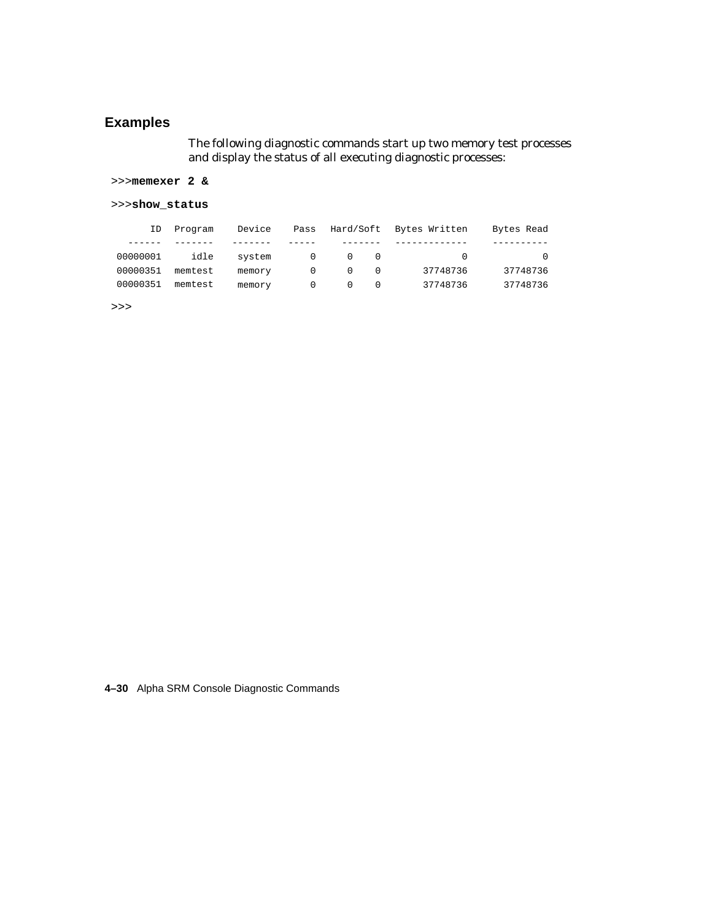## Examples

The following diagnostic commands start up two memory test processes and display the status of all executing diagnostic processes:

```
>>>memexer 2 &
```

```
>>>show_status
```

```
      ID  Program    Device    Pass   Hard/Soft  Bytes Written     Bytes Read
  ------  -------   -------   -----    -------  -------------     ----------
00000001     idle    system       0      0    0              0              0
00000351  memtest    memory       0      0    0       37748736       37748736
00000351  memtest    memory       0      0    0       37748736       37748736
```

```
>>>
```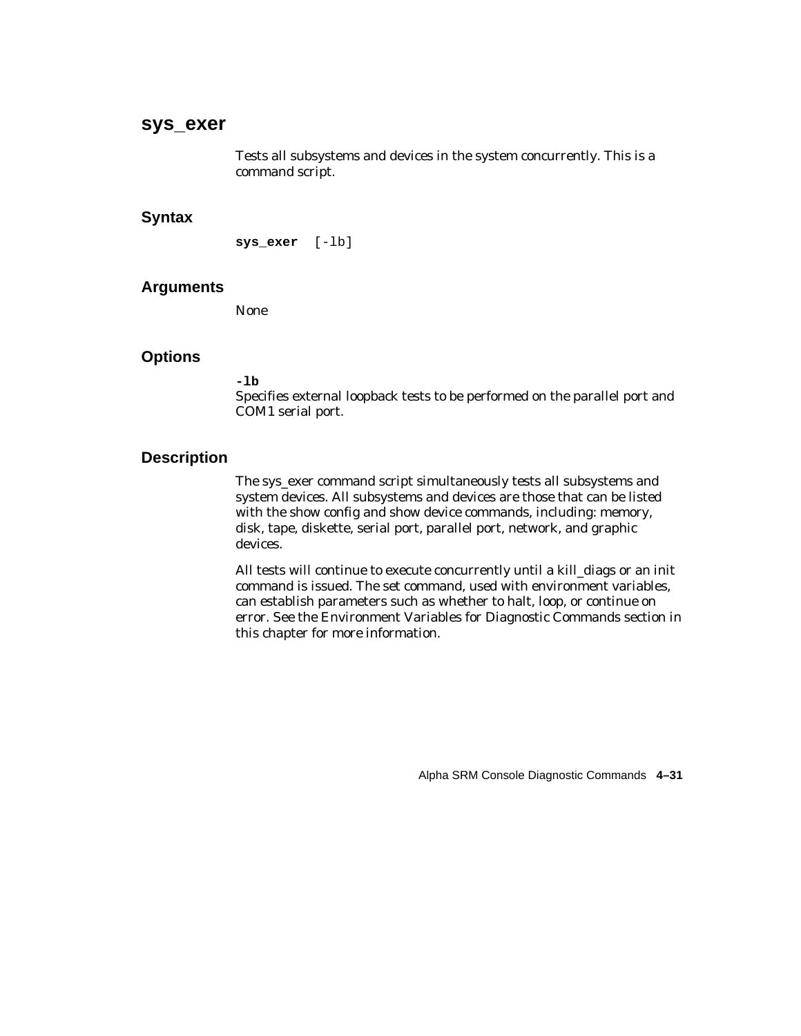# sys_exer

Tests all subsystems and devices in the system concurrently. This is a command script.

## Syntax

```
sys_exer  [-lb]
```

## Arguments

None

## Options

**-lb**
Specifies external loopback tests to be performed on the parallel port and COM1 serial port.

## Description

The sys_exer command script simultaneously tests all subsystems and system devices. All subsystems and devices are those that can be listed with the show config and show device commands, including: memory, disk, tape, diskette, serial port, parallel port, network, and graphic devices.

All tests will continue to execute concurrently until a kill_diags or an init command is issued. The set command, used with environment variables, can establish parameters such as whether to halt, loop, or continue on error. See the Environment Variables for Diagnostic Commands section in this chapter for more information.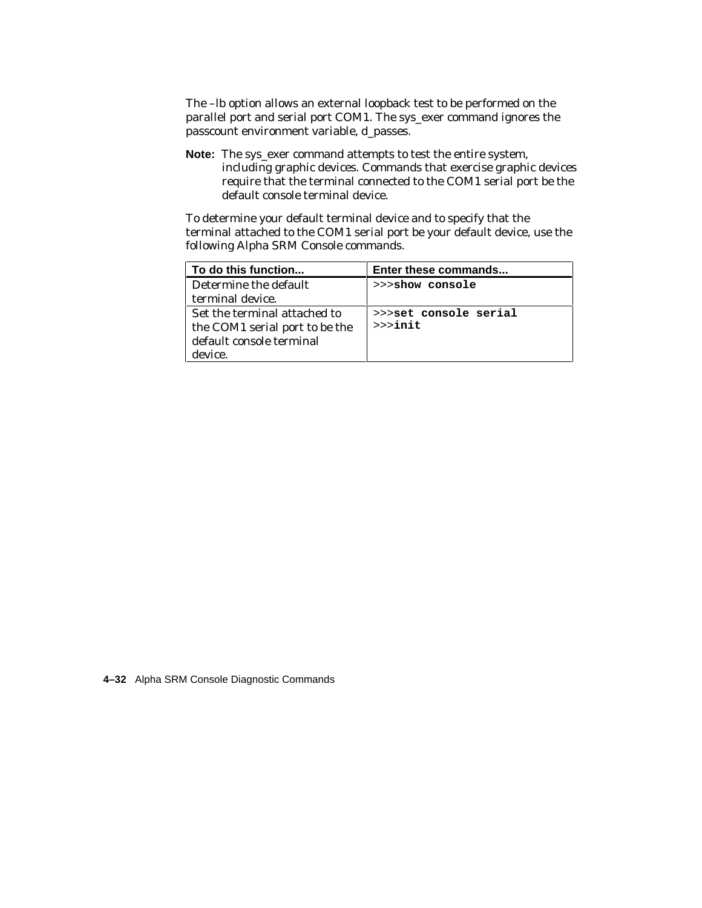The –lb option allows an external loopback test to be performed on the parallel port and serial port COM1. The sys_exer command ignores the passcount environment variable, d_passes.

**Note:** The sys_exer command attempts to test the entire system, including graphic devices. Commands that exercise graphic devices require that the terminal connected to the COM1 serial port be the default console terminal device.

To determine your default terminal device and to specify that the terminal attached to the COM1 serial port be your default device, use the following Alpha SRM Console commands.

| To do this function... | Enter these commands... |
|---|---|
| Determine the default terminal device. | `>>>`**`show console`** |
| Set the terminal attached to the COM1 serial port to be the default console terminal device. | `>>>`**`set console serial`**<br>`>>>`**`init`** |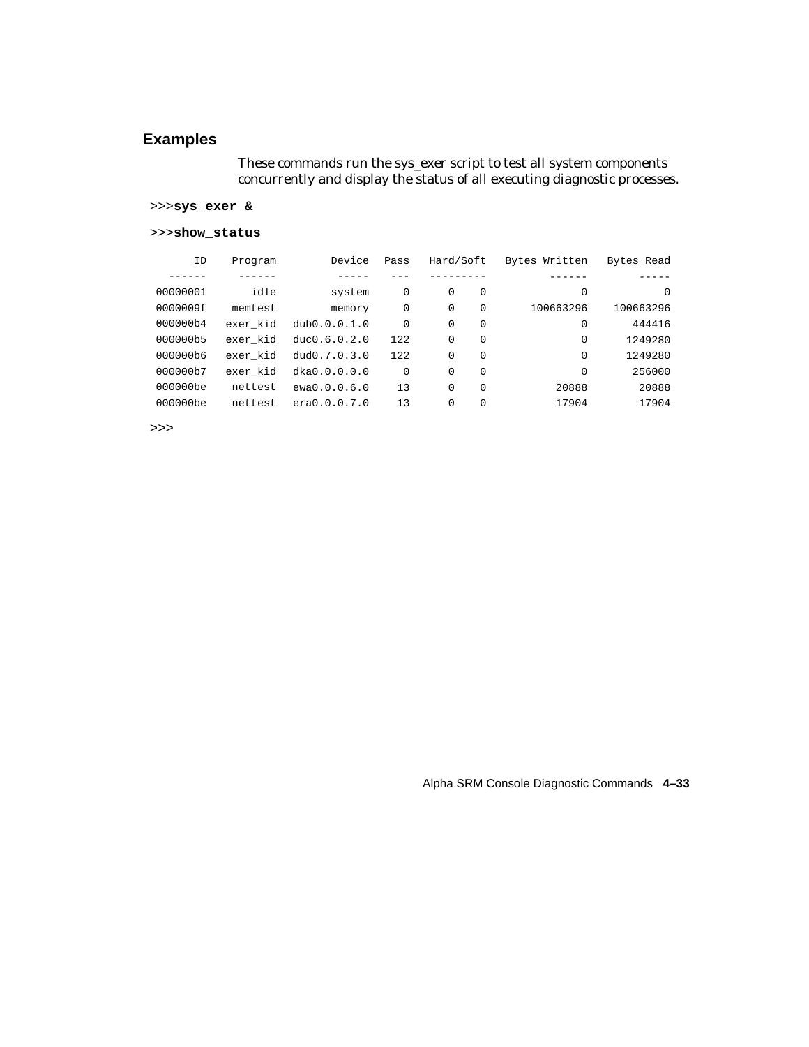## Examples

These commands run the sys_exer script to test all system components concurrently and display the status of all executing diagnostic processes.

```
>>>sys_exer &
>>>show_status
      ID    Program       Device  Pass   Hard/Soft   Bytes Written   Bytes Read
  ------     ------        -----   ---   ---------          ------        -----
00000001       idle       system     0      0    0               0            0
0000009f    memtest       memory     0      0    0       100663296    100663296
000000b4   exer_kid  dub0.0.0.1.0    0      0    0               0       444416
000000b5   exer_kid  duc0.6.0.2.0  122      0    0               0      1249280
000000b6   exer_kid  dud0.7.0.3.0  122      0    0               0      1249280
000000b7   exer_kid  dka0.0.0.0.0    0      0    0               0       256000
000000be    nettest  ewa0.0.0.6.0   13      0    0           20888        20888
000000be    nettest  era0.0.0.7.0   13      0    0           17904        17904
>>>
```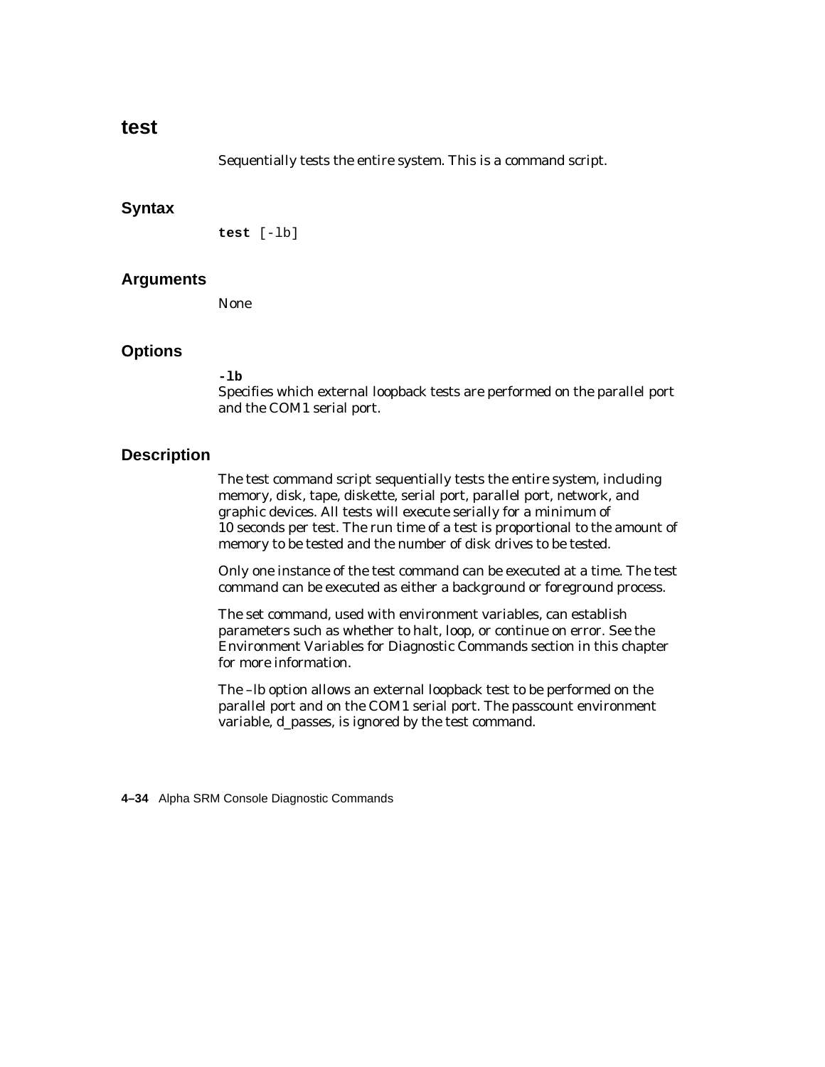# test

Sequentially tests the entire system. This is a command script.

## Syntax

```
test [-lb]
```

## Arguments

None

## Options

**-lb**
Specifies which external loopback tests are performed on the parallel port and the COM1 serial port.

## Description

The test command script sequentially tests the entire system, including memory, disk, tape, diskette, serial port, parallel port, network, and graphic devices. All tests will execute serially for a minimum of 10 seconds per test. The run time of a test is proportional to the amount of memory to be tested and the number of disk drives to be tested.

Only one instance of the test command can be executed at a time. The test command can be executed as either a background or foreground process.

The set command, used with environment variables, can establish parameters such as whether to halt, loop, or continue on error. See the Environment Variables for Diagnostic Commands section in this chapter for more information.

The –lb option allows an external loopback test to be performed on the parallel port and on the COM1 serial port. The passcount environment variable, d_passes, is ignored by the test command.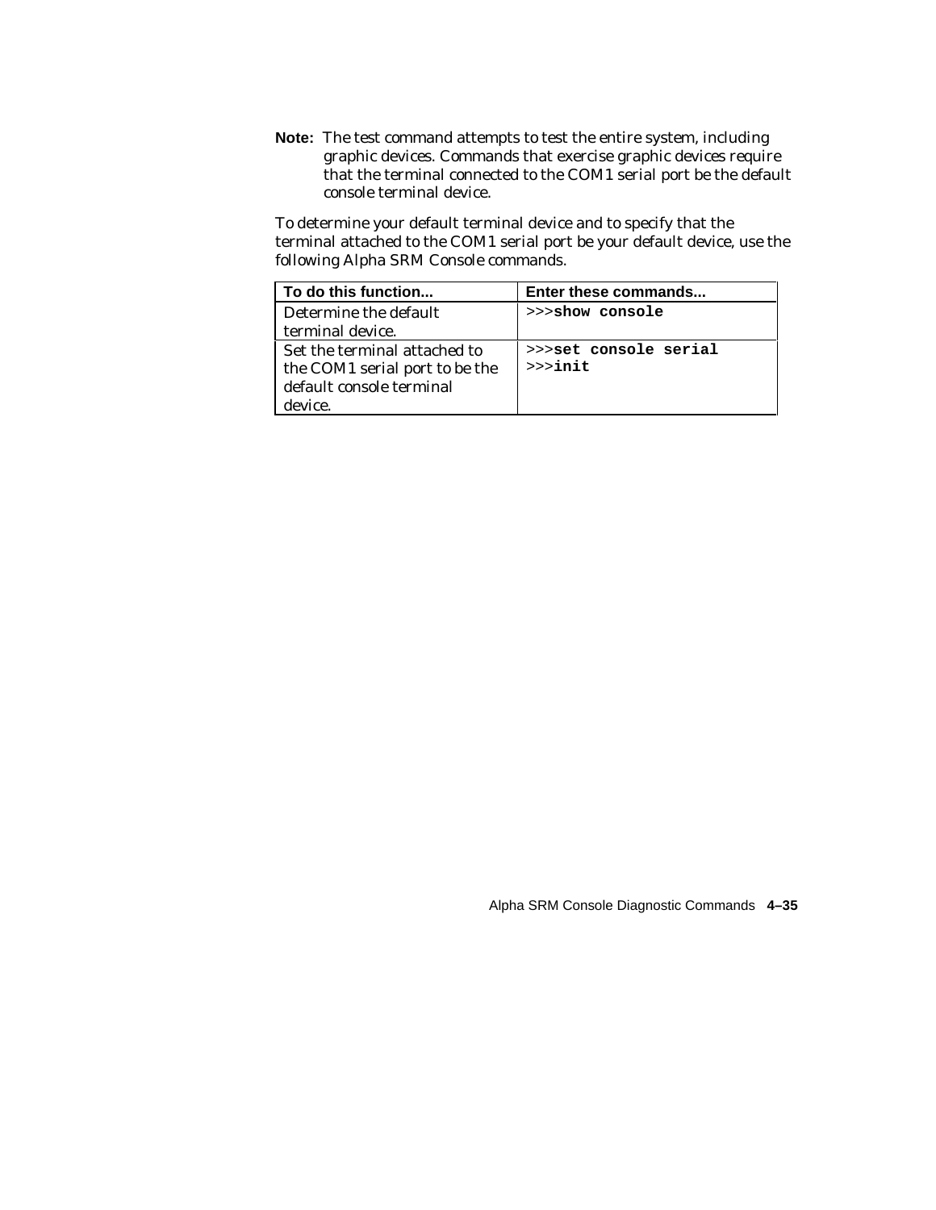**Note:** The test command attempts to test the entire system, including graphic devices. Commands that exercise graphic devices require that the terminal connected to the COM1 serial port be the default console terminal device.

To determine your default terminal device and to specify that the terminal attached to the COM1 serial port be your default device, use the following Alpha SRM Console commands.

| To do this function... | Enter these commands... |
|---|---|
| Determine the default terminal device. | >>>**show console** |
| Set the terminal attached to the COM1 serial port to be the default console terminal device. | >>>**set console serial**<br>>>>**init** |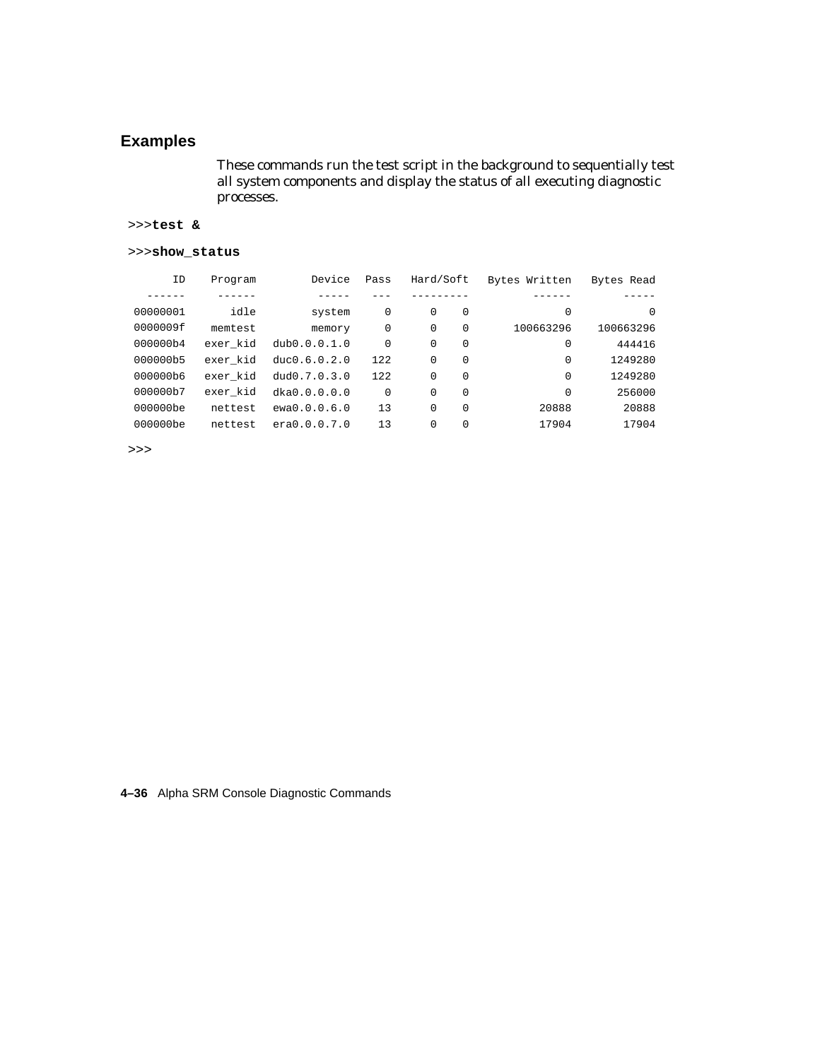## Examples

These commands run the test script in the background to sequentially test all system components and display the status of all executing diagnostic processes.

```
>>>test &

>>>show_status

      ID    Program        Device  Pass   Hard/Soft  Bytes Written   Bytes Read
  ------     ------         -----   ---   ---------         ------        -----
00000001       idle        system     0      0    0              0            0
0000009f    memtest        memory     0      0    0      100663296    100663296
000000b4   exer_kid  dub0.0.0.1.0     0      0    0              0       444416
000000b5   exer_kid  duc0.6.0.2.0   122      0    0              0      1249280
000000b6   exer_kid  dud0.7.0.3.0   122      0    0              0      1249280
000000b7   exer_kid  dka0.0.0.0.0     0      0    0              0       256000
000000be    nettest  ewa0.0.0.6.0    13      0    0          20888        20888
000000be    nettest  era0.0.0.7.0    13      0    0          17904        17904

>>>
```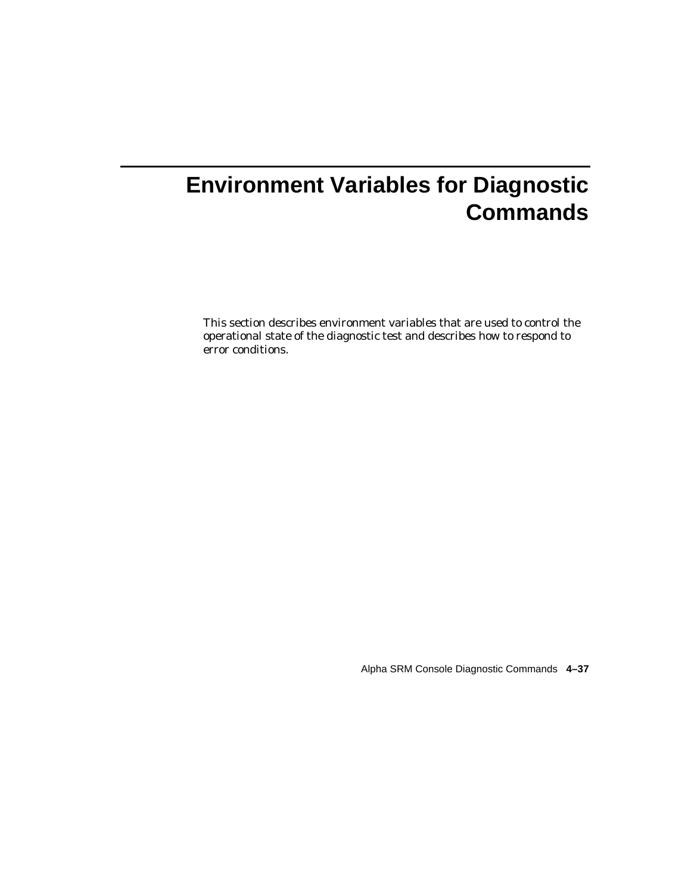# Environment Variables for Diagnostic Commands

This section describes environment variables that are used to control the operational state of the diagnostic test and describes how to respond to error conditions.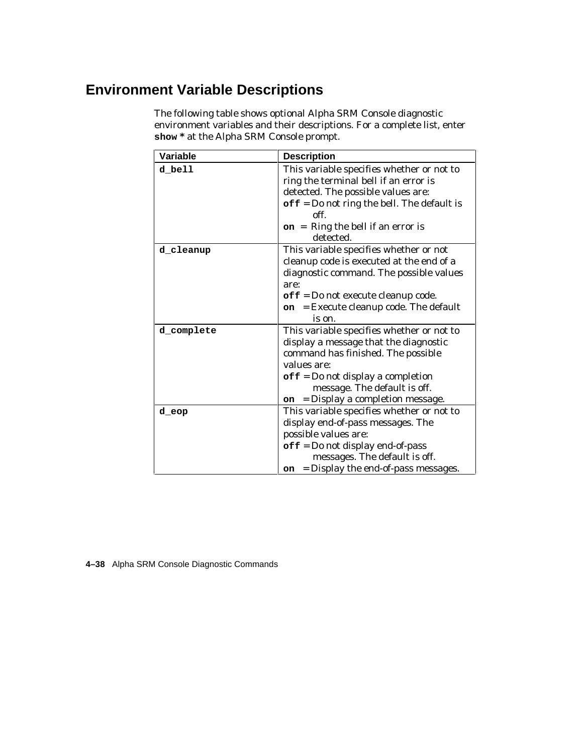## Environment Variable Descriptions

The following table shows optional Alpha SRM Console diagnostic environment variables and their descriptions. For a complete list, enter **show *** at the Alpha SRM Console prompt.

| Variable | Description |
|---|---|
| **d_bell** | This variable specifies whether or not to ring the terminal bell if an error is detected. The possible values are:<br>**off** = Do not ring the bell. The default is off.<br>**on** = Ring the bell if an error is detected. |
| **d_cleanup** | This variable specifies whether or not cleanup code is executed at the end of a diagnostic command. The possible values are:<br>**off** = Do not execute cleanup code.<br>**on** = Execute cleanup code. The default is on. |
| **d_complete** | This variable specifies whether or not to display a message that the diagnostic command has finished. The possible values are:<br>**off** = Do not display a completion message. The default is off.<br>**on** = Display a completion message. |
| **d_eop** | This variable specifies whether or not to display end-of-pass messages. The possible values are:<br>**off** = Do not display end-of-pass messages. The default is off.<br>**on** = Display the end-of-pass messages. |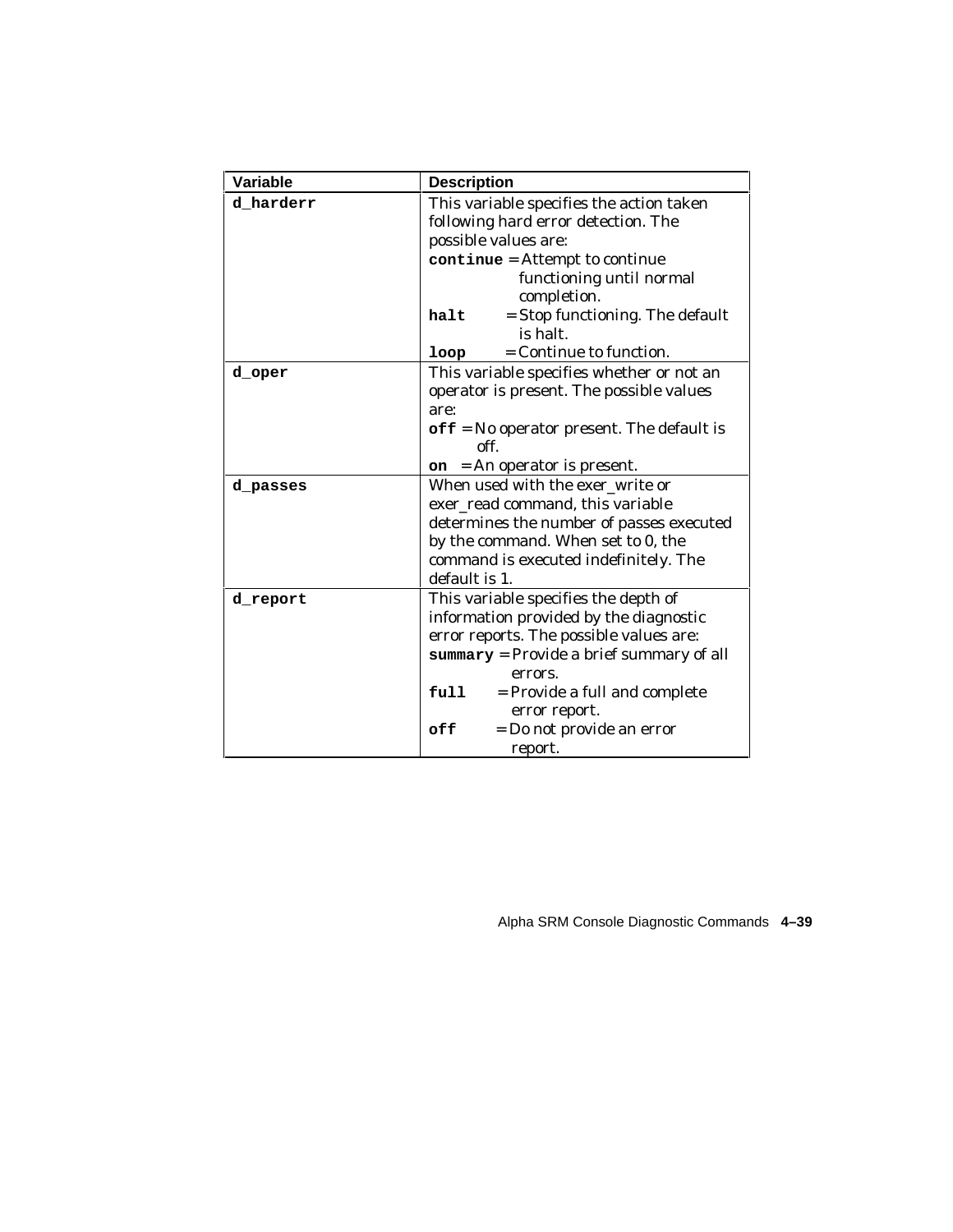| Variable | Description |
|---|---|
| **d_harderr** | This variable specifies the action taken following hard error detection. The possible values are:<br>**continue** = Attempt to continue functioning until normal completion.<br>**halt** = Stop functioning. The default is halt.<br>**loop** = Continue to function. |
| **d_oper** | This variable specifies whether or not an operator is present. The possible values are:<br>**off** = No operator present. The default is off.<br>**on** = An operator is present. |
| **d_passes** | When used with the exer_write or exer_read command, this variable determines the number of passes executed by the command. When set to 0, the command is executed indefinitely. The default is 1. |
| **d_report** | This variable specifies the depth of information provided by the diagnostic error reports. The possible values are:<br>**summary** = Provide a brief summary of all errors.<br>**full** = Provide a full and complete error report.<br>**off** = Do not provide an error report. |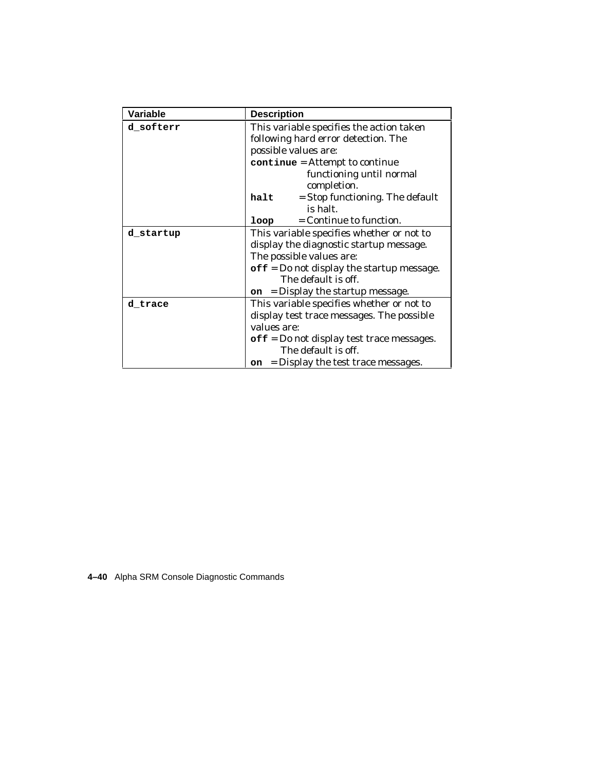| Variable | Description |
|---|---|
| **d_softerr** | This variable specifies the action taken following hard error detection. The possible values are:<br>**continue** = Attempt to continue functioning until normal completion.<br>**halt** = Stop functioning. The default is halt.<br>**loop** = Continue to function. |
| **d_startup** | This variable specifies whether or not to display the diagnostic startup message. The possible values are:<br>**off** = Do not display the startup message. The default is off.<br>**on** = Display the startup message. |
| **d_trace** | This variable specifies whether or not to display test trace messages. The possible values are:<br>**off** = Do not display test trace messages. The default is off.<br>**on** = Display the test trace messages. |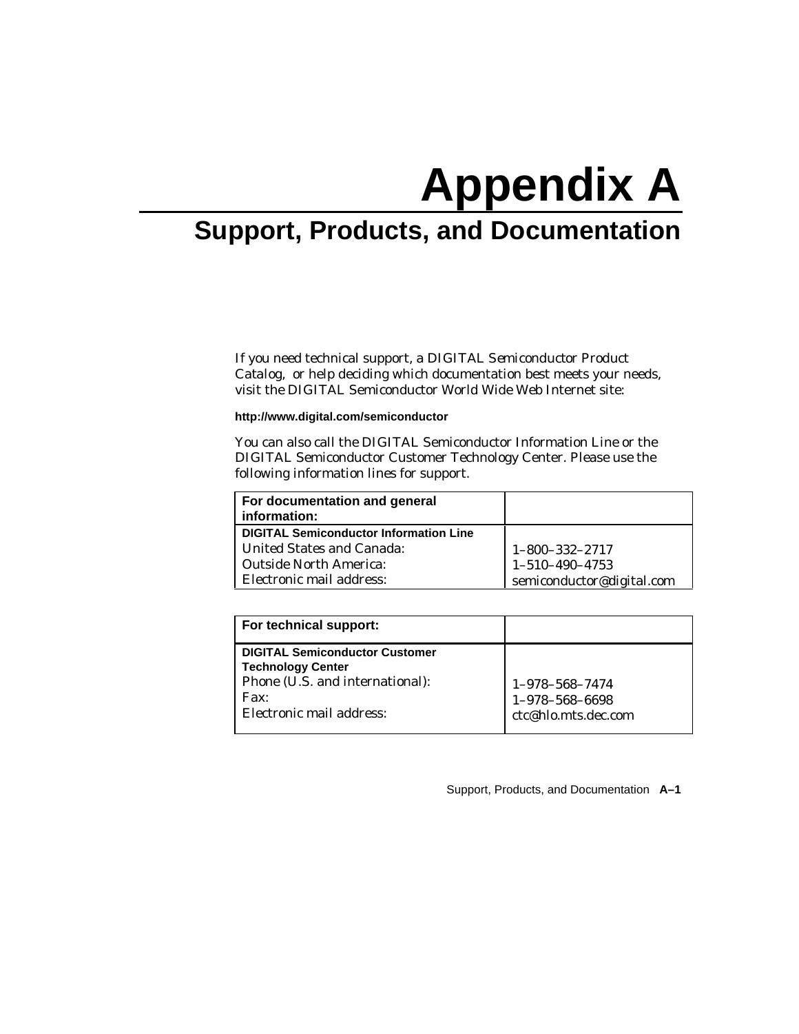# Appendix A

## Support, Products, and Documentation

If you need technical support, a DIGITAL Semiconductor Product Catalog, or help deciding which documentation best meets your needs, visit the DIGITAL Semiconductor World Wide Web Internet site:

**http://www.digital.com/semiconductor**

You can also call the DIGITAL Semiconductor Information Line or the DIGITAL Semiconductor Customer Technology Center. Please use the following information lines for support.

| For documentation and general information: | |
|---|---|
| **DIGITAL Semiconductor Information Line** | |
| United States and Canada: | 1–800–332–2717 |
| Outside North America: | 1–510–490–4753 |
| Electronic mail address: | semiconductor@digital.com |

| For technical support: | |
|---|---|
| **DIGITAL Semiconductor Customer Technology Center** | |
| Phone (U.S. and international): | 1–978–568–7474 |
| Fax: | 1–978–568–6698 |
| Electronic mail address: | ctc@hlo.mts.dec.com |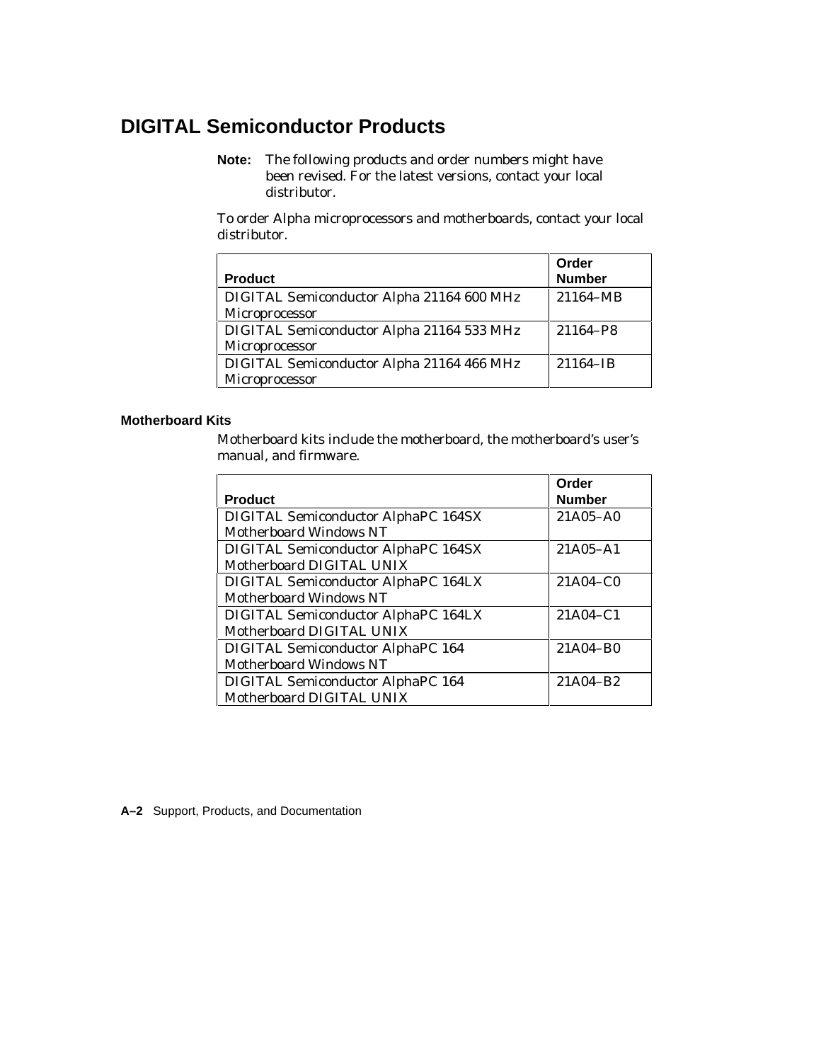## DIGITAL Semiconductor Products

**Note:** The following products and order numbers might have been revised. For the latest versions, contact your local distributor.

To order Alpha microprocessors and motherboards, contact your local distributor.

| Product | Order Number |
|---|---|
| DIGITAL Semiconductor Alpha 21164 600 MHz Microprocessor | 21164–MB |
| DIGITAL Semiconductor Alpha 21164 533 MHz Microprocessor | 21164–P8 |
| DIGITAL Semiconductor Alpha 21164 466 MHz Microprocessor | 21164–IB |

### Motherboard Kits

Motherboard kits include the motherboard, the motherboard's user's manual, and firmware.

| Product | Order Number |
|---|---|
| DIGITAL Semiconductor AlphaPC 164SX Motherboard Windows NT | 21A05–A0 |
| DIGITAL Semiconductor AlphaPC 164SX Motherboard DIGITAL UNIX | 21A05–A1 |
| DIGITAL Semiconductor AlphaPC 164LX Motherboard Windows NT | 21A04–C0 |
| DIGITAL Semiconductor AlphaPC 164LX Motherboard DIGITAL UNIX | 21A04–C1 |
| DIGITAL Semiconductor AlphaPC 164 Motherboard Windows NT | 21A04–B0 |
| DIGITAL Semiconductor AlphaPC 164 Motherboard DIGITAL UNIX | 21A04–B2 |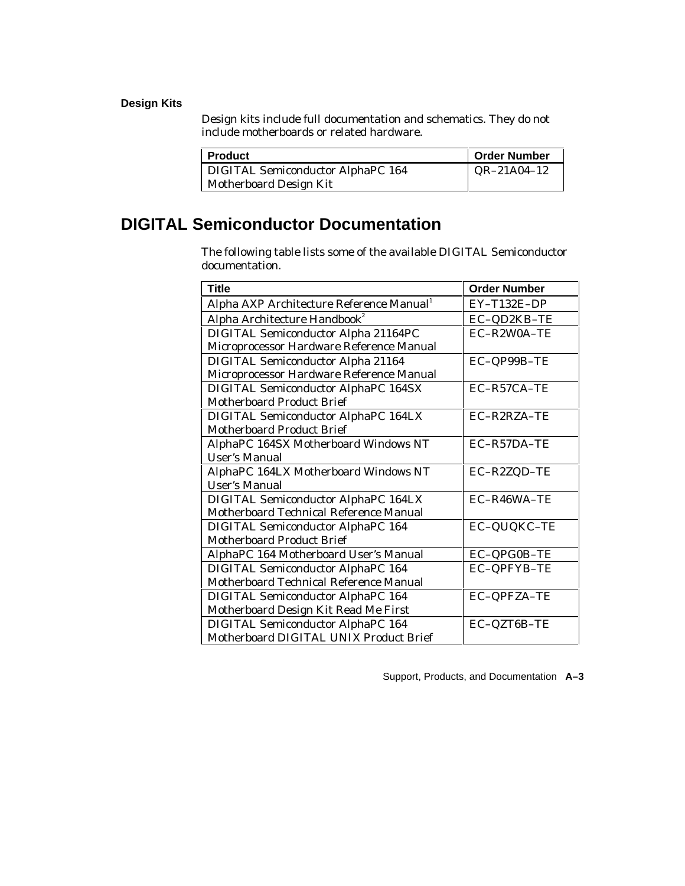### Design Kits

Design kits include full documentation and schematics. They do not include motherboards or related hardware.

| Product | Order Number |
|---|---|
| DIGITAL Semiconductor AlphaPC 164 Motherboard Design Kit | QR–21A04–12 |

## DIGITAL Semiconductor Documentation

The following table lists some of the available DIGITAL Semiconductor documentation.

| Title | Order Number |
|---|---|
| Alpha AXP Architecture Reference Manual[1] | EY–T132E–DP |
| Alpha Architecture Handbook[2] | EC–QD2KB–TE |
| DIGITAL Semiconductor Alpha 21164PC Microprocessor Hardware Reference Manual | EC–R2W0A–TE |
| DIGITAL Semiconductor Alpha 21164 Microprocessor Hardware Reference Manual | EC–QP99B–TE |
| DIGITAL Semiconductor AlphaPC 164SX Motherboard Product Brief | EC–R57CA–TE |
| DIGITAL Semiconductor AlphaPC 164LX Motherboard Product Brief | EC–R2RZA–TE |
| AlphaPC 164SX Motherboard Windows NT User's Manual | EC–R57DA–TE |
| AlphaPC 164LX Motherboard Windows NT User's Manual | EC–R2ZQD–TE |
| DIGITAL Semiconductor AlphaPC 164LX Motherboard Technical Reference Manual | EC–R46WA–TE |
| DIGITAL Semiconductor AlphaPC 164 Motherboard Product Brief | EC–QUQKC–TE |
| AlphaPC 164 Motherboard User's Manual | EC–QPG0B–TE |
| DIGITAL Semiconductor AlphaPC 164 Motherboard Technical Reference Manual | EC–QPFYB–TE |
| DIGITAL Semiconductor AlphaPC 164 Motherboard Design Kit Read Me First | EC–QPFZA–TE |
| DIGITAL Semiconductor AlphaPC 164 Motherboard DIGITAL UNIX Product Brief | EC–QZT6B–TE |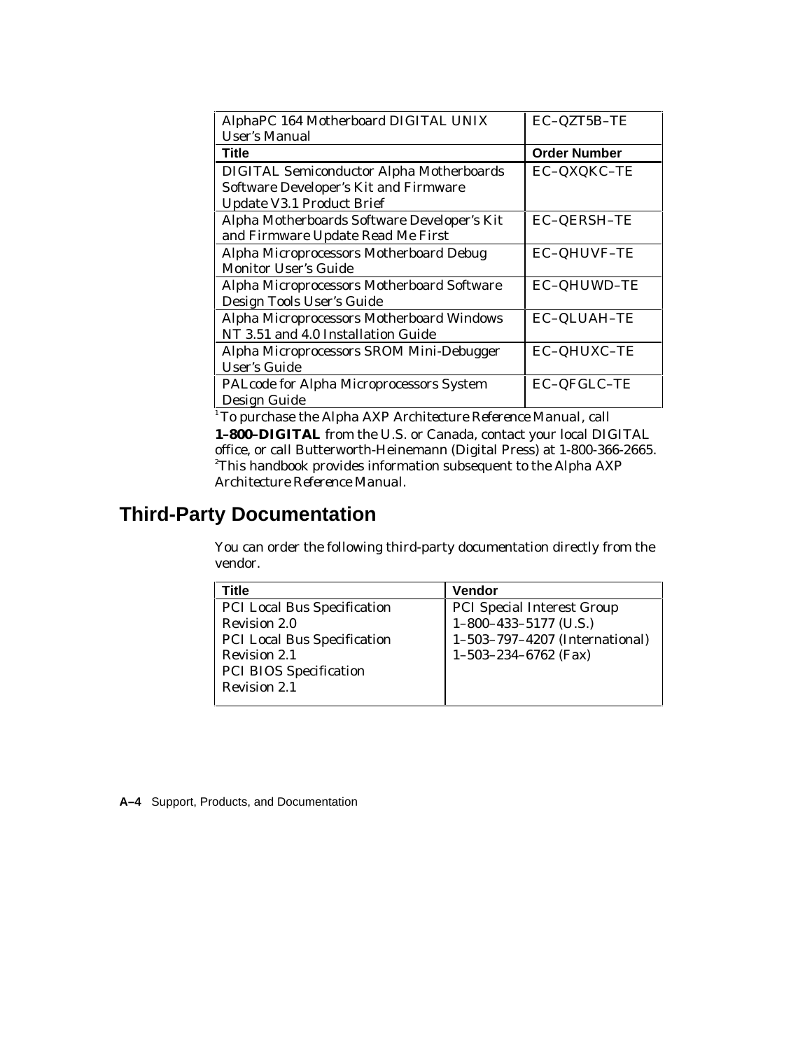| Title | Order Number |
|---|---|
| AlphaPC 164 Motherboard DIGITAL UNIX User's Manual | EC–QZT5B–TE |
| DIGITAL Semiconductor Alpha Motherboards Software Developer's Kit and Firmware Update V3.1 Product Brief | EC–QXQKC–TE |
| Alpha Motherboards Software Developer's Kit and Firmware Update Read Me First | EC–QERSH–TE |
| Alpha Microprocessors Motherboard Debug Monitor User's Guide | EC–QHUVF–TE |
| Alpha Microprocessors Motherboard Software Design Tools User's Guide | EC–QHUWD–TE |
| Alpha Microprocessors Motherboard Windows NT 3.51 and 4.0 Installation Guide | EC–QLUAH–TE |
| Alpha Microprocessors SROM Mini-Debugger User's Guide | EC–QHUXC–TE |
| PALcode for Alpha Microprocessors System Design Guide | EC–QFGLC–TE |

[1] To purchase the *Alpha AXP Architecture Reference Manual*, call **1–800–DIGITAL** from the U.S. or Canada, contact your local DIGITAL office, or call Butterworth-Heinemann (Digital Press) at 1-800-366-2665.
[2] This handbook provides information subsequent to the *Alpha AXP Architecture Reference Manual*.

## Third-Party Documentation

You can order the following third-party documentation directly from the vendor.

| Title | Vendor |
|---|---|
| PCI Local Bus Specification Revision 2.0<br>PCI Local Bus Specification Revision 2.1<br>PCI BIOS Specification Revision 2.1 | PCI Special Interest Group<br>1–800–433–5177 (U.S.)<br>1–503–797–4207 (International)<br>1–503–234–6762 (Fax) |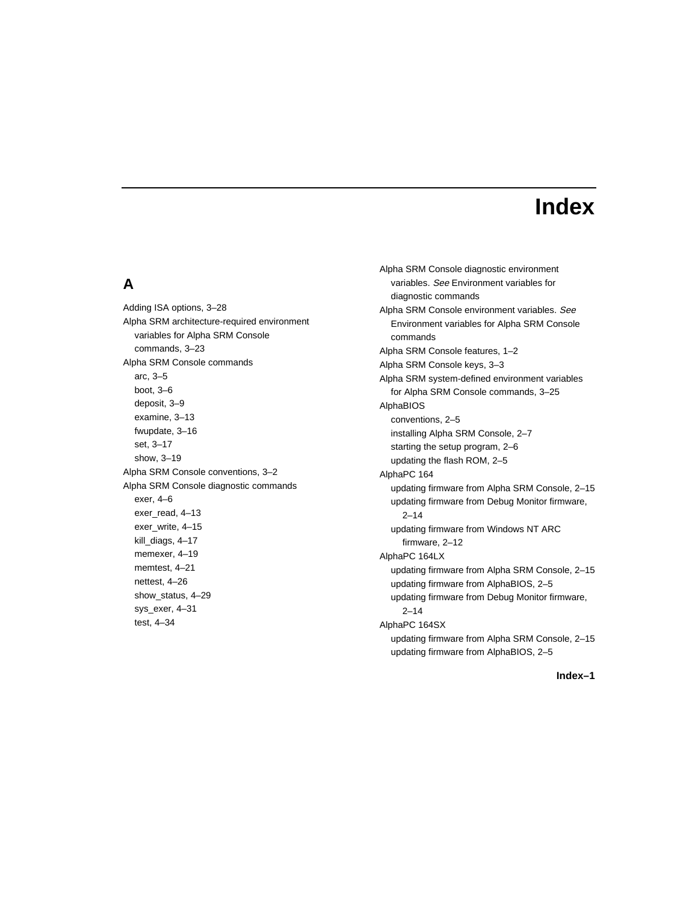# Index

## A

Adding ISA options, 3–28
Alpha SRM architecture-required environment variables for Alpha SRM Console commands, 3–23
Alpha SRM Console commands
- arc, 3–5
- boot, 3–6
- deposit, 3–9
- examine, 3–13
- fwupdate, 3–16
- set, 3–17
- show, 3–19

Alpha SRM Console conventions, 3–2
Alpha SRM Console diagnostic commands
- exer, 4–6
- exer_read, 4–13
- exer_write, 4–15
- kill_diags, 4–17
- memexer, 4–19
- memtest, 4–21
- nettest, 4–26
- show_status, 4–29
- sys_exer, 4–31
- test, 4–34

Alpha SRM Console diagnostic environment variables. *See* Environment variables for diagnostic commands
Alpha SRM Console environment variables. *See* Environment variables for Alpha SRM Console commands
Alpha SRM Console features, 1–2
Alpha SRM Console keys, 3–3
Alpha SRM system-defined environment variables for Alpha SRM Console commands, 3–25
AlphaBIOS
- conventions, 2–5
- installing Alpha SRM Console, 2–7
- starting the setup program, 2–6
- updating the flash ROM, 2–5

AlphaPC 164
- updating firmware from Alpha SRM Console, 2–15
- updating firmware from Debug Monitor firmware, 2–14
- updating firmware from Windows NT ARC firmware, 2–12

AlphaPC 164LX
- updating firmware from Alpha SRM Console, 2–15
- updating firmware from AlphaBIOS, 2–5
- updating firmware from Debug Monitor firmware, 2–14

AlphaPC 164SX
- updating firmware from Alpha SRM Console, 2–15
- updating firmware from AlphaBIOS, 2–5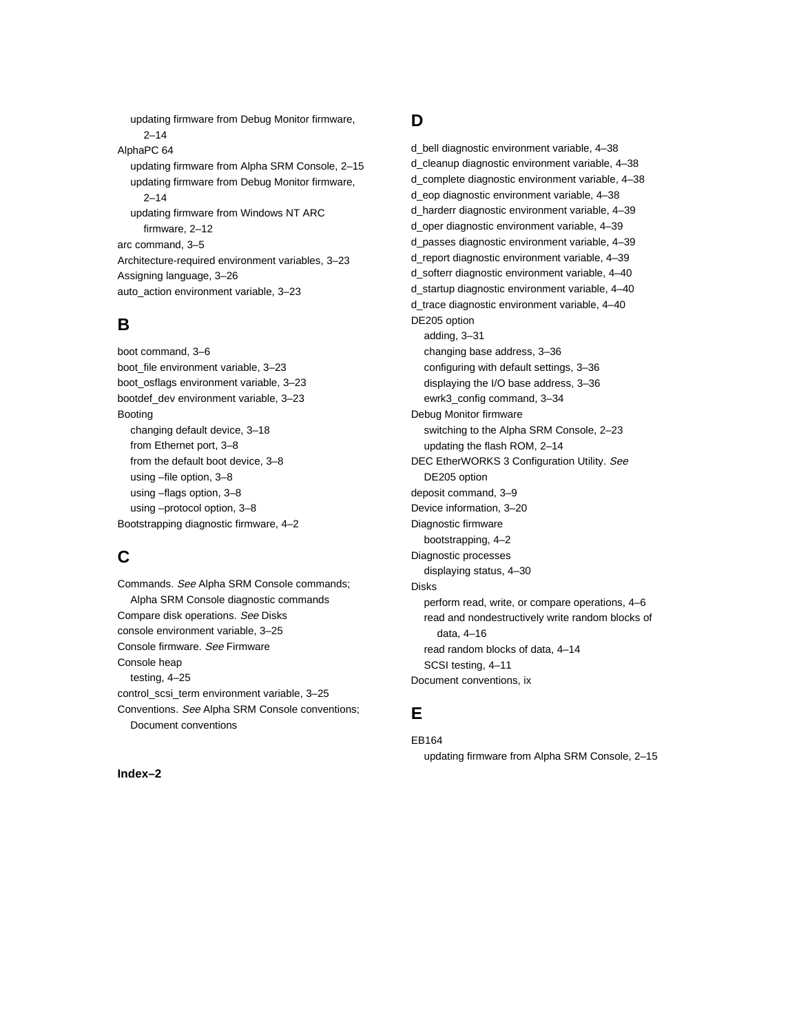updating firmware from Debug Monitor firmware, 2–14

AlphaPC 64
- updating firmware from Alpha SRM Console, 2–15
- updating firmware from Debug Monitor firmware, 2–14
- updating firmware from Windows NT ARC firmware, 2–12

arc command, 3–5
Architecture-required environment variables, 3–23
Assigning language, 3–26
auto_action environment variable, 3–23

## B

boot command, 3–6
boot_file environment variable, 3–23
boot_osflags environment variable, 3–23
bootdef_dev environment variable, 3–23
Booting
- changing default device, 3–18
- from Ethernet port, 3–8
- from the default boot device, 3–8
- using –file option, 3–8
- using –flags option, 3–8
- using –protocol option, 3–8

Bootstrapping diagnostic firmware, 4–2

## C

Commands. *See* Alpha SRM Console commands; Alpha SRM Console diagnostic commands
Compare disk operations. *See* Disks
console environment variable, 3–25
Console firmware. *See* Firmware
Console heap
- testing, 4–25

control_scsi_term environment variable, 3–25
Conventions. *See* Alpha SRM Console conventions; Document conventions

## D

d_bell diagnostic environment variable, 4–38
d_cleanup diagnostic environment variable, 4–38
d_complete diagnostic environment variable, 4–38
d_eop diagnostic environment variable, 4–38
d_harderr diagnostic environment variable, 4–39
d_oper diagnostic environment variable, 4–39
d_passes diagnostic environment variable, 4–39
d_report diagnostic environment variable, 4–39
d_softerr diagnostic environment variable, 4–40
d_startup diagnostic environment variable, 4–40
d_trace diagnostic environment variable, 4–40
DE205 option
- adding, 3–31
- changing base address, 3–36
- configuring with default settings, 3–36
- displaying the I/O base address, 3–36
- ewrk3_config command, 3–34

Debug Monitor firmware
- switching to the Alpha SRM Console, 2–23
- updating the flash ROM, 2–14

DEC EtherWORKS 3 Configuration Utility. *See* DE205 option
deposit command, 3–9
Device information, 3–20
Diagnostic firmware
- bootstrapping, 4–2

Diagnostic processes
- displaying status, 4–30

Disks
- perform read, write, or compare operations, 4–6
- read and nondestructively write random blocks of data, 4–16
- read random blocks of data, 4–14
- SCSI testing, 4–11

Document conventions, ix

## E

EB164
- updating firmware from Alpha SRM Console, 2–15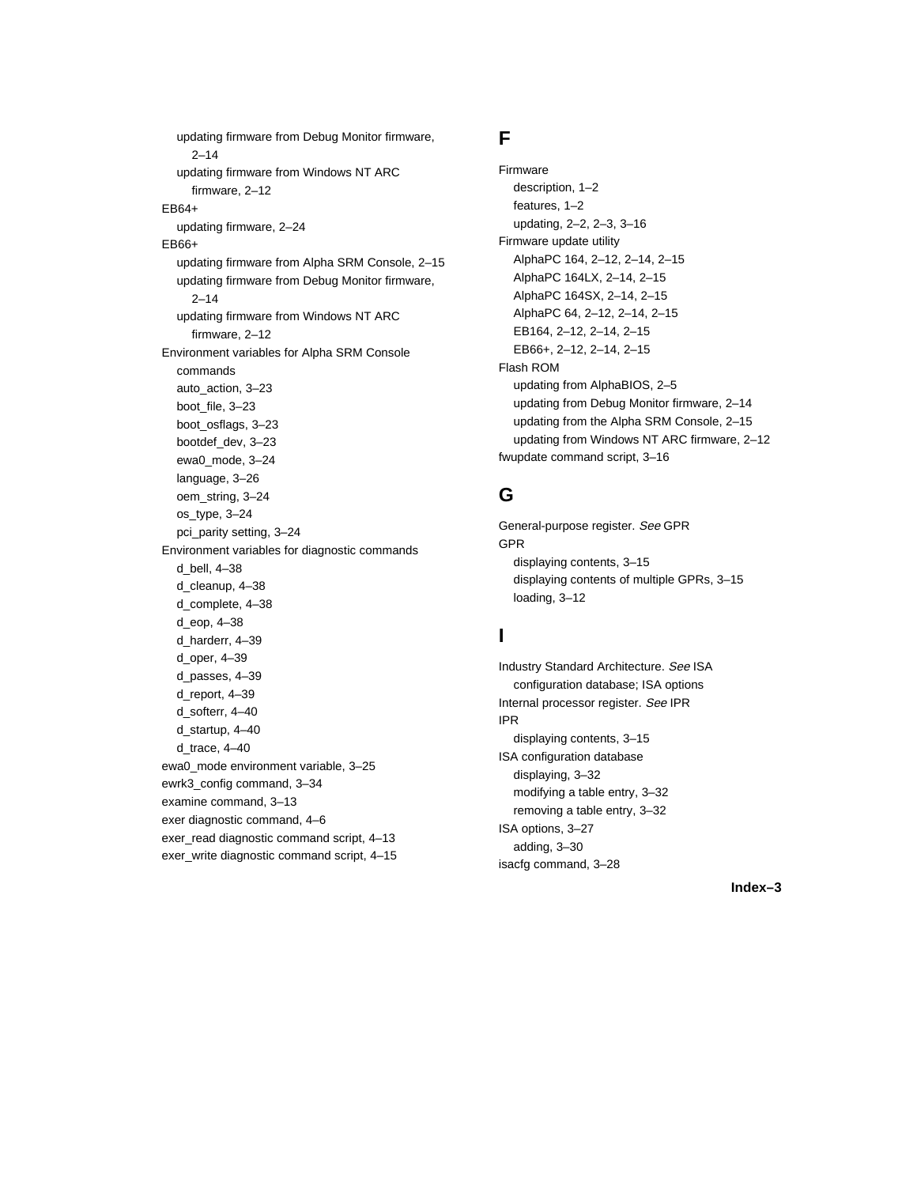updating firmware from Debug Monitor firmware, 2–14
updating firmware from Windows NT ARC firmware, 2–12

EB64+
updating firmware, 2–24

EB66+
updating firmware from Alpha SRM Console, 2–15
updating firmware from Debug Monitor firmware, 2–14
updating firmware from Windows NT ARC firmware, 2–12

Environment variables for Alpha SRM Console commands
auto_action, 3–23
boot_file, 3–23
boot_osflags, 3–23
bootdef_dev, 3–23
ewa0_mode, 3–24
language, 3–26
oem_string, 3–24
os_type, 3–24
pci_parity setting, 3–24

Environment variables for diagnostic commands
d_bell, 4–38
d_cleanup, 4–38
d_complete, 4–38
d_eop, 4–38
d_harderr, 4–39
d_oper, 4–39
d_passes, 4–39
d_report, 4–39
d_softerr, 4–40
d_startup, 4–40
d_trace, 4–40

ewa0_mode environment variable, 3–25
ewrk3_config command, 3–34
examine command, 3–13
exer diagnostic command, 4–6
exer_read diagnostic command script, 4–13
exer_write diagnostic command script, 4–15

# F

Firmware
description, 1–2
features, 1–2
updating, 2–2, 2–3, 3–16

Firmware update utility
AlphaPC 164, 2–12, 2–14, 2–15
AlphaPC 164LX, 2–14, 2–15
AlphaPC 164SX, 2–14, 2–15
AlphaPC 64, 2–12, 2–14, 2–15
EB164, 2–12, 2–14, 2–15
EB66+, 2–12, 2–14, 2–15

Flash ROM
updating from AlphaBIOS, 2–5
updating from Debug Monitor firmware, 2–14
updating from the Alpha SRM Console, 2–15
updating from Windows NT ARC firmware, 2–12

fwupdate command script, 3–16

# G

General-purpose register. *See* GPR

GPR
displaying contents, 3–15
displaying contents of multiple GPRs, 3–15
loading, 3–12

# I

Industry Standard Architecture. *See* ISA configuration database; ISA options

Internal processor register. *See* IPR

IPR
displaying contents, 3–15

ISA configuration database
displaying, 3–32
modifying a table entry, 3–32
removing a table entry, 3–32

ISA options, 3–27
adding, 3–30

isacfg command, 3–28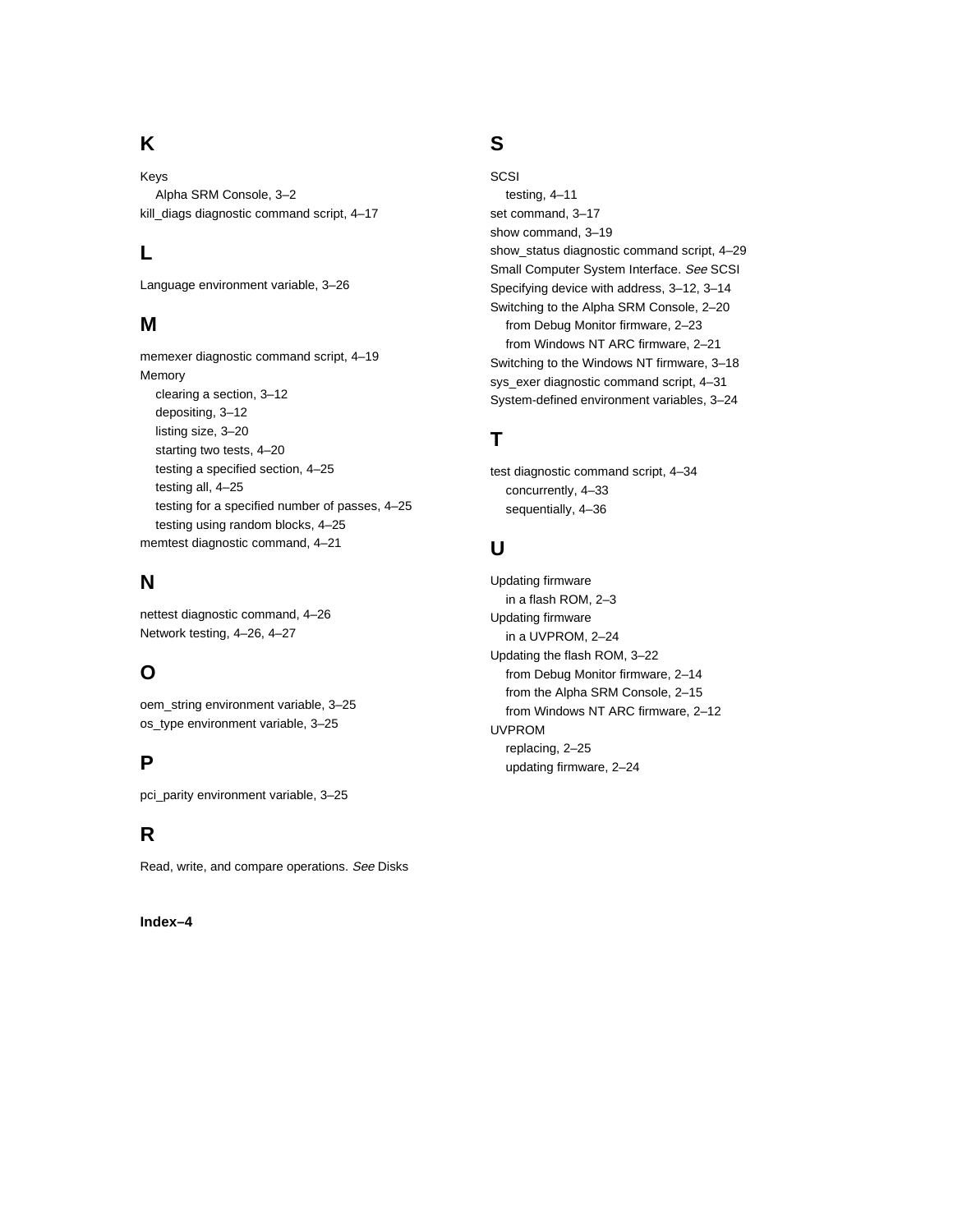## K

Keys
- Alpha SRM Console, 3–2

kill_diags diagnostic command script, 4–17

## L

Language environment variable, 3–26

## M

memexer diagnostic command script, 4–19

Memory
- clearing a section, 3–12
- depositing, 3–12
- listing size, 3–20
- starting two tests, 4–20
- testing a specified section, 4–25
- testing all, 4–25
- testing for a specified number of passes, 4–25
- testing using random blocks, 4–25

memtest diagnostic command, 4–21

## N

nettest diagnostic command, 4–26

Network testing, 4–26, 4–27

## O

oem_string environment variable, 3–25

os_type environment variable, 3–25

## P

pci_parity environment variable, 3–25

## R

Read, write, and compare operations. *See* Disks

## S

SCSI
- testing, 4–11

set command, 3–17

show command, 3–19

show_status diagnostic command script, 4–29

Small Computer System Interface. *See* SCSI

Specifying device with address, 3–12, 3–14

Switching to the Alpha SRM Console, 2–20
- from Debug Monitor firmware, 2–23
- from Windows NT ARC firmware, 2–21

Switching to the Windows NT firmware, 3–18

sys_exer diagnostic command script, 4–31

System-defined environment variables, 3–24

## T

test diagnostic command script, 4–34
- concurrently, 4–33
- sequentially, 4–36

## U

Updating firmware
- in a flash ROM, 2–3

Updating firmware
- in a UVPROM, 2–24

Updating the flash ROM, 3–22
- from Debug Monitor firmware, 2–14
- from the Alpha SRM Console, 2–15
- from Windows NT ARC firmware, 2–12

UVPROM
- replacing, 2–25
- updating firmware, 2–24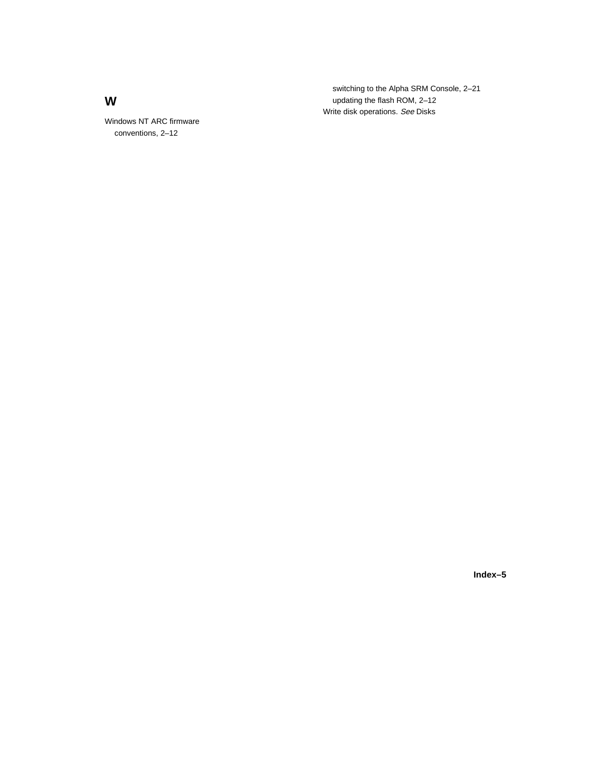## W

Windows NT ARC firmware
  conventions, 2–12
  switching to the Alpha SRM Console, 2–21
  updating the flash ROM, 2–12
Write disk operations. *See* Disks